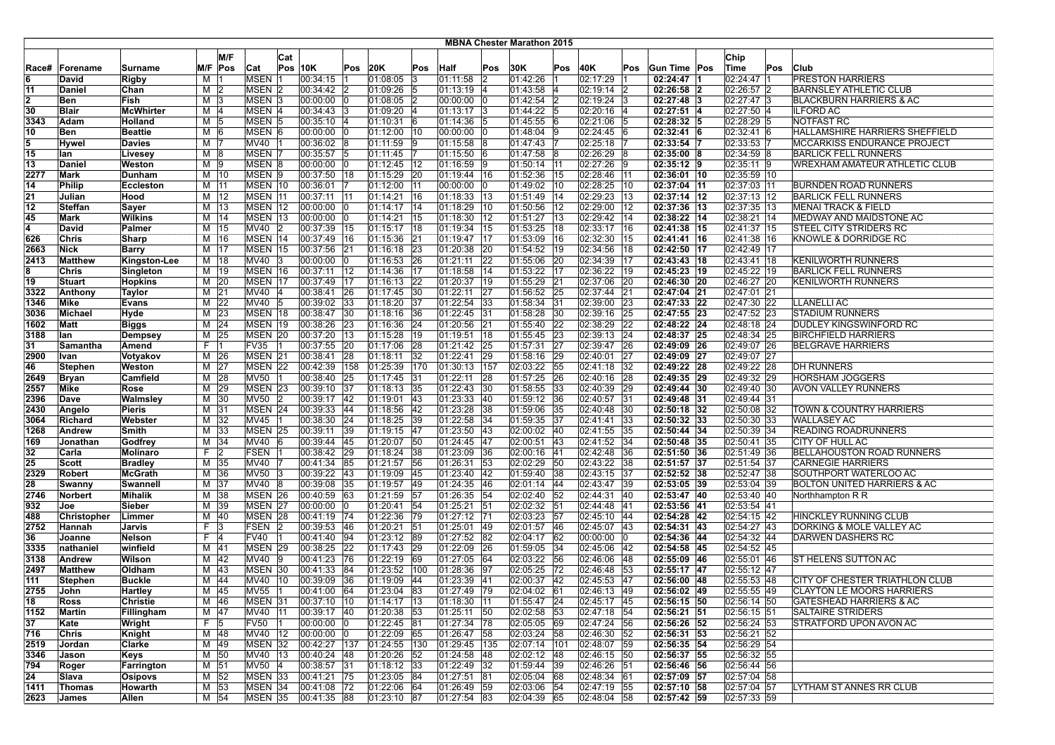# MBNA Chester Marathon 2015

| Race# | Forename | Surname | M/F | M/F Pos | Cat | Cat Pos | 10K | Pos | 20K | Pos | Half | Pos | 30K | Pos | 40K | Pos | Gun Time | Pos | Chip Time | Pos | Club |
|---|---|---|---|---|---|---|---|---|---|---|---|---|---|---|---|---|---|---|---|---|---|
| 6 | David | Rigby | M | 1 | MSEN | 1 | 00:34:15 | 1 | 01:08:05 | 3 | 01:11:58 | 2 | 01:42:26 | 1 | 02:17:29 | 1 | 02:24:47 | 1 | 02:24:47 | 1 | PRESTON HARRIERS |
| 11 | Daniel | Chan | M | 2 | MSEN | 2 | 00:34:42 | 2 | 01:09:26 | 5 | 01:13:19 | 4 | 01:43:58 | 4 | 02:19:14 | 2 | 02:26:58 | 2 | 02:26:57 | 2 | BARNSLEY ATHLETIC CLUB |
| 2 | Ben | Fish | M | 3 | MSEN | 3 | 00:00:00 | 0 | 01:08:05 | 2 | 00:00:00 | 0 | 01:42:54 | 2 | 02:19:24 | 3 | 02:27:48 | 3 | 02:27:47 | 3 | BLACKBURN HARRIERS & AC |
| 30 | Blair | McWhirter | M | 4 | MSEN | 4 | 00:34:43 | 3 | 01:09:20 | 4 | 01:13:17 | 3 | 01:44:22 | 5 | 02:20:16 | 4 | 02:27:51 | 4 | 02:27:50 | 4 | ILFORD AC |
| 3343 | Adam | Holland | M | 5 | MSEN | 5 | 00:35:10 | 4 | 01:10:31 | 6 | 01:14:36 | 5 | 01:45:55 | 6 | 02:21:06 | 5 | 02:28:32 | 5 | 02:28:29 | 5 | NOTFAST RC |
| 10 | Ben | Beattie | M | 6 | MSEN | 6 | 00:00:00 | 0 | 01:12:00 | 10 | 00:00:00 | 0 | 01:48:04 | 9 | 02:24:45 | 6 | 02:32:41 | 6 | 02:32:41 | 6 | HALLAMSHIRE HARRIERS SHEFFIELD |
| 5 | Hywel | Davies | M | 7 | MV40 | 1 | 00:36:02 | 8 | 01:11:59 | 9 | 01:15:58 | 8 | 01:47:43 | 7 | 02:25:18 | 7 | 02:33:54 | 7 | 02:33:53 | 7 | MCCARKISS ENDURANCE PROJECT |
| 15 | Ian | Livesey | M | 8 | MSEN | 7 | 00:35:57 | 5 | 01:11:45 | 7 | 01:15:50 | 6 | 01:47:58 | 8 | 02:26:29 | 8 | 02:35:00 | 8 | 02:34:59 | 8 | BARLICK FELL RUNNERS |
| 13 | Daniel | Weston | M | 9 | MSEN | 8 | 00:00:00 | 0 | 01:12:45 | 12 | 01:16:59 | 9 | 01:50:14 | 11 | 02:27:26 | 9 | 02:35:12 | 9 | 02:35:11 | 9 | WREXHAM AMATEUR ATHLETIC CLUB |
| 2277 | Mark | Dunham | M | 10 | MSEN | 9 | 00:37:50 | 18 | 01:15:29 | 20 | 01:19:44 | 16 | 01:52:36 | 15 | 02:28:46 | 11 | 02:36:01 | 10 | 02:35:59 | 10 | |
| 14 | Philip | Eccleston | M | 11 | MSEN | 10 | 00:36:01 | 7 | 01:12:00 | 11 | 00:00:00 | 0 | 01:49:02 | 10 | 02:28:25 | 10 | 02:37:04 | 11 | 02:37:03 | 11 | BURNDEN ROAD RUNNERS |
| 21 | Julian | Hood | M | 12 | MSEN | 11 | 00:37:11 | 11 | 01:14:21 | 16 | 01:18:33 | 13 | 01:51:49 | 14 | 02:29:23 | 13 | 02:37:14 | 12 | 02:37:13 | 12 | BARLICK FELL RUNNERS |
| 12 | Steffan | Sayer | M | 13 | MSEN | 12 | 00:00:00 | 0 | 01:14:17 | 14 | 01:18:29 | 10 | 01:50:56 | 12 | 02:29:00 | 12 | 02:37:36 | 13 | 02:37:35 | 13 | MENAI TRACK & FIELD |
| 45 | Mark | Wilkins | M | 14 | MSEN | 13 | 00:00:00 | 0 | 01:14:21 | 15 | 01:18:30 | 12 | 01:51:27 | 13 | 02:29:42 | 14 | 02:38:22 | 14 | 02:38:21 | 14 | MEDWAY AND MAIDSTONE AC |
| 4 | David | Palmer | M | 15 | MV40 | 2 | 00:37:39 | 15 | 01:15:17 | 18 | 01:19:34 | 15 | 01:53:25 | 18 | 02:33:17 | 16 | 02:41:38 | 15 | 02:41:37 | 15 | STEEL CITY STRIDERS RC |
| 626 | Chris | Sharp | M | 16 | MSEN | 14 | 00:37:49 | 16 | 01:15:36 | 21 | 01:19:47 | 17 | 01:53:09 | 16 | 02:32:30 | 15 | 02:41:41 | 16 | 02:41:38 | 16 | KNOWLE & DORRIDGE RC |
| 2663 | Nick | Barry | M | 17 | MSEN | 15 | 00:37:56 | 21 | 01:16:18 | 23 | 01:20:38 | 20 | 01:54:52 | 19 | 02:34:56 | 18 | 02:42:50 | 17 | 02:42:49 | 17 | |
| 2413 | Matthew | Kingston-Lee | M | 18 | MV40 | 3 | 00:00:00 | 0 | 01:16:53 | 26 | 01:21:11 | 22 | 01:55:06 | 20 | 02:34:39 | 17 | 02:43:43 | 18 | 02:43:41 | 18 | KENILWORTH RUNNERS |
| 8 | Chris | Singleton | M | 19 | MSEN | 16 | 00:37:11 | 12 | 01:14:36 | 17 | 01:18:58 | 14 | 01:53:22 | 17 | 02:36:22 | 19 | 02:45:23 | 19 | 02:45:22 | 19 | BARLICK FELL RUNNERS |
| 19 | Stuart | Hopkins | M | 20 | MSEN | 17 | 00:37:49 | 17 | 01:16:13 | 22 | 01:20:37 | 19 | 01:55:29 | 21 | 02:37:06 | 20 | 02:46:30 | 20 | 02:46:27 | 20 | KENILWORTH RUNNERS |
| 3322 | Anthony | Taylor | M | 21 | MV40 | 4 | 00:38:41 | 26 | 01:17:45 | 30 | 01:22:11 | 27 | 01:56:52 | 25 | 02:37:44 | 21 | 02:47:04 | 21 | 02:47:01 | 21 | |
| 1346 | Mike | Evans | M | 22 | MV40 | 5 | 00:39:02 | 33 | 01:18:20 | 37 | 01:22:54 | 33 | 01:58:34 | 31 | 02:39:00 | 23 | 02:47:33 | 22 | 02:47:30 | 22 | LLANELLI AC |
| 3036 | Michael | Hyde | M | 23 | MSEN | 18 | 00:38:47 | 30 | 01:18:16 | 36 | 01:22:45 | 31 | 01:58:28 | 30 | 02:39:16 | 25 | 02:47:55 | 23 | 02:47:52 | 23 | STADIUM RUNNERS |
| 1602 | Matt | Biggs | M | 24 | MSEN | 19 | 00:38:26 | 23 | 01:16:36 | 24 | 01:20:56 | 21 | 01:55:40 | 22 | 02:38:29 | 22 | 02:48:22 | 24 | 02:48:18 | 24 | DUDLEY KINGSWINFORD RC |
| 3188 | Ian | Dempsey | M | 25 | MSEN | 20 | 00:37:20 | 13 | 01:15:28 | 19 | 01:19:51 | 18 | 01:55:45 | 23 | 02:39:13 | 24 | 02:48:37 | 25 | 02:48:34 | 25 | BIRCHFIELD HARRIERS |
| 31 | Samantha | Amend | F | 1 | FV35 | 1 | 00:37:55 | 20 | 01:17:06 | 28 | 01:21:42 | 25 | 01:57:31 | 27 | 02:39:47 | 26 | 02:49:09 | 26 | 02:49:07 | 26 | BELGRAVE HARRIERS |
| 2900 | Ivan | Votyakov | M | 26 | MSEN | 21 | 00:38:41 | 28 | 01:18:11 | 32 | 01:22:41 | 29 | 01:58:16 | 29 | 02:40:01 | 27 | 02:49:09 | 27 | 02:49:07 | 27 | |
| 46 | Stephen | Weston | M | 27 | MSEN | 22 | 00:42:39 | 158 | 01:25:39 | 170 | 01:30:13 | 157 | 02:03:22 | 55 | 02:41:18 | 32 | 02:49:22 | 28 | 02:49:22 | 28 | DH RUNNERS |
| 2649 | Bryan | Camfield | M | 28 | MV50 | 1 | 00:38:40 | 25 | 01:17:45 | 31 | 01:22:11 | 28 | 01:57:25 | 26 | 02:40:16 | 28 | 02:49:35 | 29 | 02:49:32 | 29 | HORSHAM JOGGERS |
| 2557 | Mike | Rose | M | 29 | MSEN | 23 | 00:39:10 | 37 | 01:18:13 | 35 | 01:22:43 | 30 | 01:58:55 | 33 | 02:40:39 | 29 | 02:49:44 | 30 | 02:49:40 | 30 | AVON VALLEY RUNNERS |
| 2396 | Dave | Walmsley | M | 30 | MV50 | 2 | 00:39:17 | 42 | 01:19:01 | 43 | 01:23:33 | 40 | 01:59:12 | 36 | 02:40:57 | 31 | 02:49:48 | 31 | 02:49:44 | 31 | |
| 2430 | Angelo | Pieris | M | 31 | MSEN | 24 | 00:39:33 | 44 | 01:18:56 | 42 | 01:23:28 | 38 | 01:59:06 | 35 | 02:40:48 | 30 | 02:50:18 | 32 | 02:50:08 | 32 | TOWN & COUNTRY HARRIERS |
| 3064 | Richard | Webster | M | 32 | MV45 | 1 | 00:38:30 | 24 | 01:18:25 | 39 | 01:22:58 | 34 | 01:59:35 | 37 | 02:41:41 | 33 | 02:50:32 | 33 | 02:50:30 | 33 | WALLASEY AC |
| 1268 | Andrew | Smith | M | 33 | MSEN | 25 | 00:39:11 | 39 | 01:19:15 | 47 | 01:23:50 | 43 | 02:00:02 | 40 | 02:41:55 | 35 | 02:50:44 | 34 | 02:50:39 | 34 | READING ROADRUNNERS |
| 169 | Jonathan | Godfrey | M | 34 | MV40 | 6 | 00:39:44 | 45 | 01:20:07 | 50 | 01:24:45 | 47 | 02:00:51 | 43 | 02:41:52 | 34 | 02:50:48 | 35 | 02:50:41 | 35 | CITY OF HULL AC |
| 32 | Carla | Molinaro | F | 2 | FSEN | 1 | 00:38:42 | 29 | 01:18:24 | 38 | 01:23:09 | 36 | 02:00:16 | 41 | 02:42:48 | 36 | 02:51:50 | 36 | 02:51:49 | 36 | BELLAHOUSTON ROAD RUNNERS |
| 25 | Scott | Bradley | M | 35 | MV40 | 7 | 00:41:34 | 85 | 01:21:57 | 56 | 01:26:31 | 53 | 02:02:29 | 50 | 02:43:22 | 38 | 02:51:57 | 37 | 02:51:54 | 37 | CARNEGIE HARRIERS |
| 2329 | Robert | McGrath | M | 36 | MV50 | 3 | 00:39:22 | 43 | 01:19:09 | 45 | 01:23:40 | 42 | 01:59:40 | 38 | 02:43:15 | 37 | 02:52:52 | 38 | 02:52:47 | 38 | SOUTHPORT WATERLOO AC |
| 28 | Swanny | Swannell | M | 37 | MV40 | 8 | 00:39:08 | 35 | 01:19:57 | 49 | 01:24:35 | 46 | 02:01:14 | 44 | 02:43:47 | 39 | 02:53:05 | 39 | 02:53:04 | 39 | BOLTON UNITED HARRIERS & AC |
| 2746 | Norbert | Mihalik | M | 38 | MSEN | 26 | 00:40:59 | 63 | 01:21:59 | 57 | 01:26:35 | 54 | 02:02:40 | 52 | 02:44:31 | 40 | 02:53:47 | 40 | 02:53:40 | 40 | Northhampton R R |
| 932 | Joe | Sieber | M | 39 | MSEN | 27 | 00:00:00 | 0 | 01:20:41 | 54 | 01:25:21 | 51 | 02:02:32 | 51 | 02:44:48 | 41 | 02:53:56 | 41 | 02:53:54 | 41 | |
| 488 | Christopher | Limmer | M | 40 | MSEN | 28 | 00:41:19 | 74 | 01:22:36 | 79 | 01:27:12 | 71 | 02:03:23 | 57 | 02:45:10 | 44 | 02:54:28 | 42 | 02:54:15 | 42 | HINCKLEY RUNNING CLUB |
| 2752 | Hannah | Jarvis | F | 3 | FSEN | 2 | 00:39:53 | 46 | 01:20:21 | 51 | 01:25:01 | 49 | 02:01:57 | 46 | 02:45:07 | 43 | 02:54:31 | 43 | 02:54:27 | 43 | DORKING & MOLE VALLEY AC |
| 36 | Joanne | Nelson | F | 4 | FV40 | 1 | 00:41:40 | 94 | 01:23:12 | 89 | 01:27:52 | 82 | 02:04:17 | 62 | 00:00:00 | 0 | 02:54:36 | 44 | 02:54:32 | 44 | DARWEN DASHERS RC |
| 3335 | nathaniel | winfield | M | 41 | MSEN | 29 | 00:38:25 | 22 | 01:17:43 | 29 | 01:22:09 | 26 | 01:59:05 | 34 | 02:45:06 | 42 | 02:54:58 | 45 | 02:54:52 | 45 | |
| 3138 | Andrew | Wilson | M | 42 | MV40 | 9 | 00:41:23 | 76 | 01:22:19 | 69 | 01:27:05 | 64 | 02:03:22 | 56 | 02:46:06 | 48 | 02:55:09 | 46 | 02:55:01 | 46 | ST HELENS SUTTON AC |
| 2497 | Matthew | Oldham | M | 43 | MSEN | 30 | 00:41:33 | 84 | 01:23:52 | 100 | 01:28:36 | 97 | 02:05:25 | 72 | 02:46:48 | 53 | 02:55:17 | 47 | 02:55:12 | 47 | |
| 111 | Stephen | Buckle | M | 44 | MV40 | 10 | 00:39:09 | 36 | 01:19:09 | 44 | 01:23:39 | 41 | 02:00:37 | 42 | 02:45:53 | 47 | 02:56:00 | 48 | 02:55:53 | 48 | CITY OF CHESTER TRIATHLON CLUB |
| 2755 | John | Hartley | M | 45 | MV55 | 1 | 00:41:00 | 64 | 01:23:04 | 83 | 01:27:49 | 79 | 02:04:02 | 61 | 02:46:13 | 49 | 02:56:02 | 49 | 02:55:55 | 49 | CLAYTON LE MOORS HARRIERS |
| 18 | Ross | Christie | M | 46 | MSEN | 31 | 00:37:10 | 10 | 01:14:17 | 13 | 01:18:30 | 11 | 01:55:47 | 24 | 02:45:17 | 45 | 02:56:15 | 50 | 02:56:14 | 50 | GATESHEAD HARRIERS & AC |
| 1152 | Martin | Fillingham | M | 47 | MV40 | 11 | 00:39:17 | 40 | 01:20:38 | 53 | 01:25:11 | 50 | 02:02:58 | 53 | 02:47:18 | 54 | 02:56:21 | 51 | 02:56:15 | 51 | SALTAIRE STRIDERS |
| 37 | Kate | Wright | F | 5 | FV50 | 1 | 00:00:00 | 0 | 01:22:45 | 81 | 01:27:34 | 78 | 02:05:05 | 69 | 02:47:24 | 56 | 02:56:26 | 52 | 02:56:24 | 53 | STRATFORD UPON AVON AC |
| 716 | Chris | Knight | M | 48 | MV40 | 12 | 00:00:00 | 0 | 01:22:09 | 65 | 01:26:47 | 58 | 02:03:24 | 58 | 02:46:30 | 52 | 02:56:31 | 53 | 02:56:21 | 52 | |
| 2519 | Jordan | Clarke | M | 49 | MSEN | 32 | 00:42:27 | 137 | 01:24:55 | 130 | 01:29:45 | 135 | 02:07:14 | 101 | 02:48:07 | 59 | 02:56:35 | 54 | 02:56:29 | 54 | |
| 3346 | Jason | Keys | M | 50 | MV40 | 13 | 00:40:24 | 48 | 01:20:26 | 52 | 01:24:58 | 48 | 02:02:12 | 48 | 02:46:15 | 50 | 02:56:37 | 55 | 02:56:32 | 55 | |
| 794 | Roger | Farrington | M | 51 | MV50 | 4 | 00:38:57 | 31 | 01:18:12 | 33 | 01:22:49 | 32 | 01:59:44 | 39 | 02:46:26 | 51 | 02:56:46 | 56 | 02:56:44 | 56 | |
| 24 | Slava | Osipovs | M | 52 | MSEN | 33 | 00:41:21 | 75 | 01:23:05 | 84 | 01:27:51 | 81 | 02:05:04 | 68 | 02:48:34 | 61 | 02:57:09 | 57 | 02:57:04 | 58 | |
| 1411 | Thomas | Howarth | M | 53 | MSEN | 34 | 00:41:08 | 72 | 01:22:06 | 64 | 01:26:49 | 59 | 02:03:06 | 54 | 02:47:19 | 55 | 02:57:10 | 58 | 02:57:04 | 57 | LYTHAM ST ANNES RR CLUB |
| 2623 | James | Allen | M | 54 | MSEN | 35 | 00:41:35 | 88 | 01:23:10 | 87 | 01:27:54 | 83 | 02:04:39 | 65 | 02:48:04 | 58 | 02:57:42 | 59 | 02:57:33 | 59 | |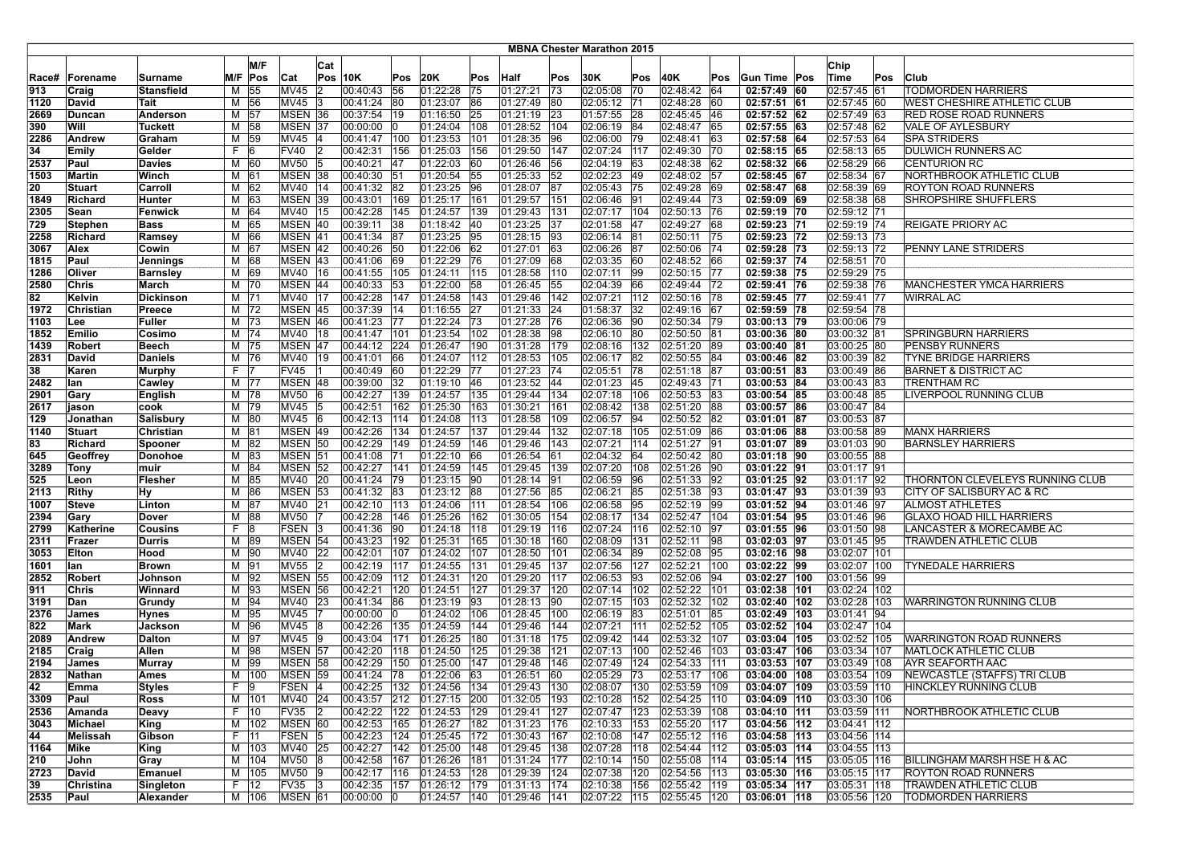# MBNA Chester Marathon 2015

| Race# | Forename | Surname | M/F | M/F Pos | Cat | Cat Pos | 10K | Pos | 20K | Pos | Half | Pos | 30K | Pos | 40K | Pos | Gun Time | Pos | Chip Time | Pos | Club |
|---|---|---|---|---|---|---|---|---|---|---|---|---|---|---|---|---|---|---|---|---|---|
| 913 | Craig | Stansfield | M | 55 | MV45 | 2 | 00:40:43 | 56 | 01:22:28 | 75 | 01:27:21 | 73 | 02:05:08 | 70 | 02:48:42 | 64 | 02:57:49 | 60 | 02:57:45 | 61 | TODMORDEN HARRIERS |
| 1120 | David | Tait | M | 56 | MV45 | 3 | 00:41:24 | 80 | 01:23:07 | 86 | 01:27:49 | 80 | 02:05:12 | 71 | 02:48:28 | 60 | 02:57:51 | 61 | 02:57:45 | 60 | WEST CHESHIRE ATHLETIC CLUB |
| 2669 | Duncan | Anderson | M | 57 | MSEN | 36 | 00:37:54 | 19 | 01:16:50 | 25 | 01:21:19 | 23 | 01:57:55 | 28 | 02:45:45 | 46 | 02:57:52 | 62 | 02:57:49 | 63 | RED ROSE ROAD RUNNERS |
| 390 | Will | Tuckett | M | 58 | MSEN | 37 | 00:00:00 | 0 | 01:24:04 | 108 | 01:28:52 | 104 | 02:06:19 | 84 | 02:48:47 | 65 | 02:57:55 | 63 | 02:57:48 | 62 | VALE OF AYLESBURY |
| 2286 | Andrew | Graham | M | 59 | MV45 | 4 | 00:41:47 | 100 | 01:23:53 | 101 | 01:28:35 | 96 | 02:06:00 | 79 | 02:48:41 | 63 | 02:57:58 | 64 | 02:57:53 | 64 | SPA STRIDERS |
| 34 | Emily | Gelder | F | 6 | FV40 | 2 | 00:42:31 | 156 | 01:25:03 | 156 | 01:29:50 | 147 | 02:07:24 | 117 | 02:49:30 | 70 | 02:58:15 | 65 | 02:58:13 | 65 | DULWICH RUNNERS AC |
| 2537 | Paul | Davies | M | 60 | MV50 | 5 | 00:40:21 | 47 | 01:22:03 | 60 | 01:26:46 | 56 | 02:04:19 | 63 | 02:48:38 | 62 | 02:58:32 | 66 | 02:58:29 | 66 | CENTURION RC |
| 1503 | Martin | Winch | M | 61 | MSEN | 38 | 00:40:30 | 51 | 01:20:54 | 55 | 01:25:33 | 52 | 02:02:23 | 49 | 02:48:02 | 57 | 02:58:45 | 67 | 02:58:34 | 67 | NORTHBROOK ATHLETIC CLUB |
| 20 | Stuart | Carroll | M | 62 | MV40 | 14 | 00:41:32 | 82 | 01:23:25 | 96 | 01:28:07 | 87 | 02:05:43 | 75 | 02:49:28 | 69 | 02:58:47 | 68 | 02:58:39 | 69 | ROYTON ROAD RUNNERS |
| 1849 | Richard | Hunter | M | 63 | MSEN | 39 | 00:43:01 | 169 | 01:25:17 | 161 | 01:29:57 | 151 | 02:06:46 | 91 | 02:49:44 | 73 | 02:59:09 | 69 | 02:58:38 | 68 | SHROPSHIRE SHUFFLERS |
| 2305 | Sean | Fenwick | M | 64 | MV40 | 15 | 00:42:28 | 145 | 01:24:57 | 139 | 01:29:43 | 131 | 02:07:17 | 104 | 02:50:13 | 76 | 02:59:19 | 70 | 02:59:12 | 71 | |
| 729 | Stephen | Bass | M | 65 | MSEN | 40 | 00:39:11 | 38 | 01:18:42 | 40 | 01:23:25 | 37 | 02:01:58 | 47 | 02:49:27 | 68 | 02:59:23 | 71 | 02:59:19 | 74 | REIGATE PRIORY AC |
| 2258 | Richard | Ramsey | M | 66 | MSEN | 41 | 00:41:34 | 87 | 01:23:25 | 95 | 01:28:15 | 93 | 02:06:14 | 81 | 02:50:11 | 75 | 02:59:23 | 72 | 02:59:13 | 73 | |
| 3067 | Alex | Cowin | M | 67 | MSEN | 42 | 00:40:26 | 50 | 01:22:06 | 62 | 01:27:01 | 63 | 02:06:26 | 87 | 02:50:06 | 74 | 02:59:28 | 73 | 02:59:13 | 72 | PENNY LANE STRIDERS |
| 1815 | Paul | Jennings | M | 68 | MSEN | 43 | 00:41:06 | 69 | 01:22:29 | 76 | 01:27:09 | 68 | 02:03:35 | 60 | 02:48:52 | 66 | 02:59:37 | 74 | 02:58:51 | 70 | |
| 1286 | Oliver | Barnsley | M | 69 | MV40 | 16 | 00:41:55 | 105 | 01:24:11 | 115 | 01:28:58 | 110 | 02:07:11 | 99 | 02:50:15 | 77 | 02:59:38 | 75 | 02:59:29 | 75 | |
| 2580 | Chris | March | M | 70 | MSEN | 44 | 00:40:33 | 53 | 01:22:00 | 58 | 01:26:45 | 55 | 02:04:39 | 66 | 02:49:44 | 72 | 02:59:41 | 76 | 02:59:38 | 76 | MANCHESTER YMCA HARRIERS |
| 82 | Kelvin | Dickinson | M | 71 | MV40 | 17 | 00:42:28 | 147 | 01:24:58 | 143 | 01:29:42 | 142 | 02:07:21 | 112 | 02:50:16 | 78 | 02:59:45 | 77 | 02:59:41 | 77 | WIRRAL AC |
| 1972 | Christian | Preece | M | 72 | MSEN | 45 | 00:37:39 | 14 | 01:16:55 | 27 | 01:21:33 | 24 | 01:58:37 | 32 | 02:49:16 | 67 | 02:59:59 | 78 | 02:59:54 | 78 | |
| 1103 | Lee | Fuller | M | 73 | MSEN | 46 | 00:41:23 | 77 | 01:22:24 | 73 | 01:27:28 | 76 | 02:06:36 | 90 | 02:50:34 | 79 | 03:00:13 | 79 | 03:00:06 | 79 | |
| 1852 | Emilio | Cosimo | M | 74 | MV40 | 18 | 00:41:47 | 101 | 01:23:54 | 102 | 01:28:38 | 98 | 02:06:10 | 80 | 02:50:50 | 81 | 03:00:36 | 80 | 03:00:32 | 81 | SPRINGBURN HARRIERS |
| 1439 | Robert | Beech | M | 75 | MSEN | 47 | 00:44:12 | 224 | 01:26:47 | 190 | 01:31:28 | 179 | 02:08:16 | 132 | 02:51:20 | 89 | 03:00:40 | 81 | 03:00:25 | 80 | PENSBY RUNNERS |
| 2831 | David | Daniels | M | 76 | MV40 | 19 | 00:41:01 | 66 | 01:24:07 | 112 | 01:28:53 | 105 | 02:06:17 | 82 | 02:50:55 | 84 | 03:00:46 | 82 | 03:00:39 | 82 | TYNE BRIDGE HARRIERS |
| 38 | Karen | Murphy | F | 7 | FV45 | 1 | 00:40:49 | 60 | 01:22:29 | 77 | 01:27:23 | 74 | 02:05:51 | 78 | 02:51:18 | 87 | 03:00:51 | 83 | 03:00:49 | 86 | BARNET & DISTRICT AC |
| 2482 | Ian | Cawley | M | 77 | MSEN | 48 | 00:39:00 | 32 | 01:19:10 | 46 | 01:23:52 | 44 | 02:01:23 | 45 | 02:49:43 | 71 | 03:00:53 | 84 | 03:00:43 | 83 | TRENTHAM RC |
| 2901 | Gary | English | M | 78 | MV50 | 6 | 00:42:27 | 139 | 01:24:57 | 135 | 01:29:44 | 134 | 02:07:18 | 106 | 02:50:53 | 83 | 03:00:54 | 85 | 03:00:48 | 85 | LIVERPOOL RUNNING CLUB |
| 2617 | jason | cook | M | 79 | MV45 | 5 | 00:42:51 | 162 | 01:25:30 | 163 | 01:30:21 | 161 | 02:08:42 | 138 | 02:51:20 | 88 | 03:00:57 | 86 | 03:00:47 | 84 | |
| 129 | Jonathan | Salisbury | M | 80 | MV45 | 6 | 00:42:13 | 114 | 01:24:08 | 113 | 01:28:58 | 109 | 02:06:57 | 94 | 02:50:52 | 82 | 03:01:01 | 87 | 03:00:53 | 87 | |
| 1140 | Stuart | Christian | M | 81 | MSEN | 49 | 00:42:26 | 134 | 01:24:57 | 137 | 01:29:44 | 132 | 02:07:18 | 105 | 02:51:09 | 86 | 03:01:06 | 88 | 03:00:58 | 89 | MANX HARRIERS |
| 83 | Richard | Spooner | M | 82 | MSEN | 50 | 00:42:29 | 149 | 01:24:59 | 146 | 01:29:46 | 143 | 02:07:21 | 114 | 02:51:27 | 91 | 03:01:07 | 89 | 03:01:03 | 90 | BARNSLEY HARRIERS |
| 645 | Geoffrey | Donohoe | M | 83 | MSEN | 51 | 00:41:08 | 71 | 01:22:10 | 66 | 01:26:54 | 61 | 02:04:32 | 64 | 02:50:42 | 80 | 03:01:18 | 90 | 03:00:55 | 88 | |
| 3289 | Tony | muir | M | 84 | MSEN | 52 | 00:42:27 | 141 | 01:24:59 | 145 | 01:29:45 | 139 | 02:07:20 | 108 | 02:51:26 | 90 | 03:01:22 | 91 | 03:01:17 | 91 | |
| 525 | Leon | Flesher | M | 85 | MV40 | 20 | 00:41:24 | 79 | 01:23:15 | 90 | 01:28:14 | 91 | 02:06:59 | 96 | 02:51:33 | 92 | 03:01:25 | 92 | 03:01:17 | 92 | THORNTON CLEVELEYS RUNNING CLUB |
| 2113 | Rithy | Hy | M | 86 | MSEN | 53 | 00:41:32 | 83 | 01:23:12 | 88 | 01:27:56 | 85 | 02:06:21 | 85 | 02:51:38 | 93 | 03:01:47 | 93 | 03:01:39 | 93 | CITY OF SALISBURY AC & RC |
| 1007 | Steve | Linton | M | 87 | MV40 | 21 | 00:42:10 | 113 | 01:24:06 | 111 | 01:28:54 | 106 | 02:06:58 | 95 | 02:52:19 | 99 | 03:01:52 | 94 | 03:01:46 | 97 | ALMOST ATHLETES |
| 2394 | Gary | Dover | M | 88 | MV50 | 7 | 00:42:28 | 146 | 01:25:26 | 162 | 01:30:05 | 154 | 02:08:17 | 134 | 02:52:47 | 104 | 03:01:54 | 95 | 03:01:46 | 96 | GLAXO HOAD HILL HARRIERS |
| 2799 | Katherine | Cousins | F | 8 | FSEN | 3 | 00:41:36 | 90 | 01:24:18 | 118 | 01:29:19 | 116 | 02:07:24 | 116 | 02:52:10 | 97 | 03:01:55 | 96 | 03:01:50 | 98 | LANCASTER & MORECAMBE AC |
| 2311 | Frazer | Durris | M | 89 | MSEN | 54 | 00:43:23 | 192 | 01:25:31 | 165 | 01:30:18 | 160 | 02:08:09 | 131 | 02:52:11 | 98 | 03:02:03 | 97 | 03:01:45 | 95 | TRAWDEN ATHLETIC CLUB |
| 3053 | Elton | Hood | M | 90 | MV40 | 22 | 00:42:01 | 107 | 01:24:02 | 107 | 01:28:50 | 101 | 02:06:34 | 89 | 02:52:08 | 95 | 03:02:16 | 98 | 03:02:07 | 101 | |
| 1601 | Ian | Brown | M | 91 | MV55 | 2 | 00:42:19 | 117 | 01:24:55 | 131 | 01:29:45 | 137 | 02:07:56 | 127 | 02:52:21 | 100 | 03:02:22 | 99 | 03:02:07 | 100 | TYNEDALE HARRIERS |
| 2852 | Robert | Johnson | M | 92 | MSEN | 55 | 00:42:09 | 112 | 01:24:31 | 120 | 01:29:20 | 117 | 02:06:53 | 93 | 02:52:06 | 94 | 03:02:27 | 100 | 03:01:56 | 99 | |
| 911 | Chris | Winnard | M | 93 | MSEN | 56 | 00:42:21 | 120 | 01:24:51 | 127 | 01:29:37 | 120 | 02:07:14 | 102 | 02:52:22 | 101 | 03:02:38 | 101 | 03:02:24 | 102 | |
| 3191 | Dan | Grundy | M | 94 | MV40 | 23 | 00:41:34 | 86 | 01:23:19 | 93 | 01:28:13 | 90 | 02:07:15 | 103 | 02:52:32 | 102 | 03:02:40 | 102 | 03:02:28 | 103 | WARRINGTON RUNNING CLUB |
| 2376 | James | Hynes | M | 95 | MV45 | 7 | 00:00:00 | 0 | 01:24:02 | 106 | 01:28:45 | 100 | 02:06:19 | 83 | 02:51:01 | 85 | 03:02:49 | 103 | 03:01:41 | 94 | |
| 822 | Mark | Jackson | M | 96 | MV45 | 8 | 00:42:26 | 135 | 01:24:59 | 144 | 01:29:46 | 144 | 02:07:21 | 111 | 02:52:52 | 105 | 03:02:52 | 104 | 03:02:47 | 104 | |
| 2089 | Andrew | Dalton | M | 97 | MV45 | 9 | 00:43:04 | 171 | 01:26:25 | 180 | 01:31:18 | 175 | 02:09:42 | 144 | 02:53:32 | 107 | 03:03:04 | 105 | 03:02:52 | 105 | WARRINGTON ROAD RUNNERS |
| 2185 | Craig | Allen | M | 98 | MSEN | 57 | 00:42:20 | 118 | 01:24:50 | 125 | 01:29:38 | 121 | 02:07:13 | 100 | 02:52:46 | 103 | 03:03:47 | 106 | 03:03:34 | 107 | MATLOCK ATHLETIC CLUB |
| 2194 | James | Murray | M | 99 | MSEN | 58 | 00:42:29 | 150 | 01:25:00 | 147 | 01:29:48 | 146 | 02:07:49 | 124 | 02:54:33 | 111 | 03:03:53 | 107 | 03:03:49 | 108 | AYR SEAFORTH AAC |
| 2832 | Nathan | Ames | M | 100 | MSEN | 59 | 00:41:24 | 78 | 01:22:06 | 63 | 01:26:51 | 60 | 02:05:29 | 73 | 02:53:17 | 106 | 03:04:00 | 108 | 03:03:54 | 109 | NEWCASTLE (STAFFS) TRI CLUB |
| 42 | Emma | Styles | F | 9 | FSEN | 4 | 00:42:25 | 132 | 01:24:56 | 134 | 01:29:43 | 130 | 02:08:07 | 130 | 02:53:59 | 109 | 03:04:07 | 109 | 03:03:59 | 110 | HINCKLEY RUNNING CLUB |
| 3309 | Paul | Ross | M | 101 | MV40 | 24 | 00:43:57 | 212 | 01:27:15 | 200 | 01:32:05 | 193 | 02:10:28 | 152 | 02:54:25 | 110 | 03:04:09 | 110 | 03:03:30 | 106 | |
| 2536 | Amanda | Deavy | F | 10 | FV35 | 2 | 00:42:22 | 122 | 01:24:53 | 129 | 01:29:41 | 127 | 02:07:47 | 123 | 02:53:39 | 108 | 03:04:10 | 111 | 03:03:59 | 111 | NORTHBROOK ATHLETIC CLUB |
| 3043 | Michael | King | M | 102 | MSEN | 60 | 00:42:53 | 165 | 01:26:27 | 182 | 01:31:23 | 176 | 02:10:33 | 153 | 02:55:20 | 117 | 03:04:56 | 112 | 03:04:41 | 112 | |
| 44 | Melissah | Gibson | F | 11 | FSEN | 5 | 00:42:23 | 124 | 01:25:45 | 172 | 01:30:43 | 167 | 02:10:08 | 147 | 02:55:12 | 116 | 03:04:58 | 113 | 03:04:56 | 114 | |
| 1164 | Mike | King | M | 103 | MV40 | 25 | 00:42:27 | 142 | 01:25:00 | 148 | 01:29:45 | 138 | 02:07:28 | 118 | 02:54:44 | 112 | 03:05:03 | 114 | 03:04:55 | 113 | |
| 210 | John | Gray | M | 104 | MV50 | 8 | 00:42:58 | 167 | 01:26:26 | 181 | 01:31:24 | 177 | 02:10:14 | 150 | 02:55:08 | 114 | 03:05:14 | 115 | 03:05:05 | 116 | BILLINGHAM MARSH HSE H & AC |
| 2723 | David | Emanuel | M | 105 | MV50 | 9 | 00:42:17 | 116 | 01:24:53 | 128 | 01:29:39 | 124 | 02:07:38 | 120 | 02:54:56 | 113 | 03:05:30 | 116 | 03:05:15 | 117 | ROYTON ROAD RUNNERS |
| 39 | Christina | Singleton | F | 12 | FV35 | 3 | 00:42:35 | 157 | 01:26:12 | 179 | 01:31:13 | 174 | 02:10:38 | 156 | 02:55:42 | 119 | 03:05:34 | 117 | 03:05:31 | 118 | TRAWDEN ATHLETIC CLUB |
| 2535 | Paul | Alexander | M | 106 | MSEN | 61 | 00:00:00 | 0 | 01:24:57 | 140 | 01:29:46 | 141 | 02:07:22 | 115 | 02:55:45 | 120 | 03:06:01 | 118 | 03:05:56 | 120 | TODMORDEN HARRIERS |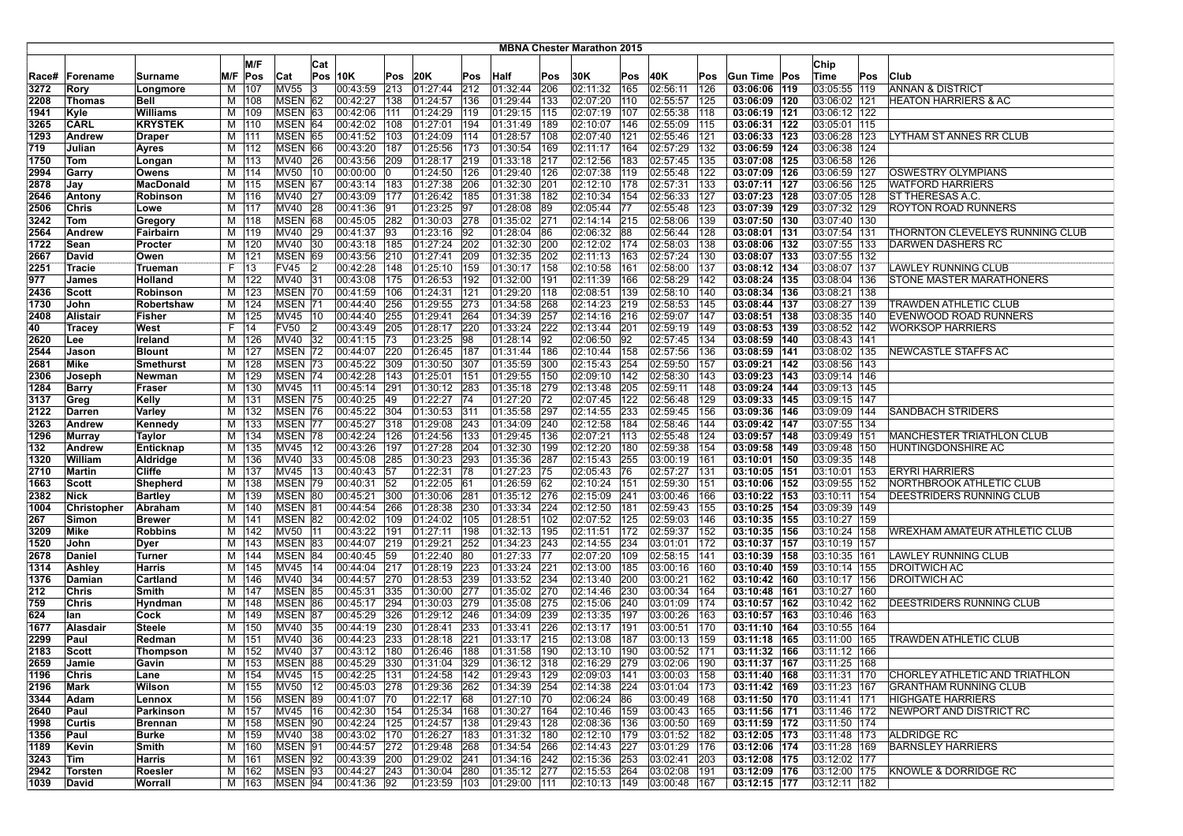# MBNA Chester Marathon 2015

| Race# | Forename | Surname | M/F | M/F Pos | Cat | Cat Pos | 10K | Pos | 20K | Pos | Half | Pos | 30K | Pos | 40K | Pos | Gun Time | Pos | Chip Time | Pos | Club |
|---|---|---|---|---|---|---|---|---|---|---|---|---|---|---|---|---|---|---|---|---|---|
| 3272 | Rory | Longmore | M | 107 | MV55 | 3 | 00:43:59 | 213 | 01:27:44 | 212 | 01:32:44 | 206 | 02:11:32 | 165 | 02:56:11 | 126 | 03:06:06 | 119 | 03:05:55 | 119 | ANNAN & DISTRICT |
| 2208 | Thomas | Bell | M | 108 | MSEN | 62 | 00:42:27 | 138 | 01:24:57 | 136 | 01:29:44 | 133 | 02:07:20 | 110 | 02:55:57 | 125 | 03:06:09 | 120 | 03:06:02 | 121 | HEATON HARRIERS & AC |
| 1941 | Kyle | Williams | M | 109 | MSEN | 63 | 00:42:06 | 111 | 01:24:29 | 119 | 01:29:15 | 115 | 02:07:19 | 107 | 02:55:38 | 118 | 03:06:19 | 121 | 03:06:12 | 122 | |
| 3265 | CARL | KRYSTEK | M | 110 | MSEN | 64 | 00:42:02 | 108 | 01:27:01 | 194 | 01:31:49 | 189 | 02:10:07 | 146 | 02:55:09 | 115 | 03:06:31 | 122 | 03:05:01 | 115 | |
| 1293 | Andrew | Draper | M | 111 | MSEN | 65 | 00:41:52 | 103 | 01:24:09 | 114 | 01:28:57 | 108 | 02:07:40 | 121 | 02:55:46 | 121 | 03:06:33 | 123 | 03:06:28 | 123 | LYTHAM ST ANNES RR CLUB |
| 719 | Julian | Ayres | M | 112 | MSEN | 66 | 00:43:20 | 187 | 01:25:56 | 173 | 01:30:54 | 169 | 02:11:17 | 164 | 02:57:29 | 132 | 03:06:59 | 124 | 03:06:38 | 124 | |
| 1750 | Tom | Longan | M | 113 | MV40 | 26 | 00:43:56 | 209 | 01:28:17 | 219 | 01:33:18 | 217 | 02:12:56 | 183 | 02:57:45 | 135 | 03:07:08 | 125 | 03:06:58 | 126 | |
| 2994 | Garry | Owens | M | 114 | MV50 | 10 | 00:00:00 | 0 | 01:24:50 | 126 | 01:29:40 | 126 | 02:07:38 | 119 | 02:55:48 | 122 | 03:07:09 | 126 | 03:06:59 | 127 | OSWESTRY OLYMPIANS |
| 2878 | Jay | MacDonald | M | 115 | MSEN | 67 | 00:43:14 | 183 | 01:27:38 | 206 | 01:32:30 | 201 | 02:12:10 | 178 | 02:57:31 | 133 | 03:07:11 | 127 | 03:06:56 | 125 | WATFORD HARRIERS |
| 2646 | Antony | Robinson | M | 116 | MV40 | 27 | 00:43:09 | 177 | 01:26:42 | 185 | 01:31:38 | 182 | 02:10:34 | 154 | 02:56:33 | 127 | 03:07:23 | 128 | 03:07:05 | 128 | ST THERESAS A.C. |
| 2506 | Chris | Lowe | M | 117 | MV40 | 28 | 00:41:36 | 91 | 01:23:25 | 97 | 01:28:08 | 89 | 02:05:44 | 77 | 02:55:48 | 123 | 03:07:39 | 129 | 03:07:32 | 129 | ROYTON ROAD RUNNERS |
| 3242 | Tom | Gregory | M | 118 | MSEN | 68 | 00:45:05 | 282 | 01:30:03 | 278 | 01:35:02 | 271 | 02:14:14 | 215 | 02:58:06 | 139 | 03:07:50 | 130 | 03:07:40 | 130 | |
| 2564 | Andrew | Fairbairn | M | 119 | MV40 | 29 | 00:41:37 | 93 | 01:23:16 | 92 | 01:28:04 | 86 | 02:06:32 | 88 | 02:56:44 | 128 | 03:08:01 | 131 | 03:07:54 | 131 | THORNTON CLEVELEYS RUNNING CLUB |
| 1722 | Sean | Procter | M | 120 | MV40 | 30 | 00:43:18 | 185 | 01:27:24 | 202 | 01:32:30 | 200 | 02:12:02 | 174 | 02:58:03 | 138 | 03:08:06 | 132 | 03:07:55 | 133 | DARWEN DASHERS RC |
| 2667 | David | Owen | M | 121 | MSEN | 69 | 00:43:56 | 210 | 01:27:41 | 209 | 01:32:35 | 202 | 02:11:13 | 163 | 02:57:24 | 130 | 03:08:07 | 133 | 03:07:55 | 132 | |
| 2251 | Tracie | Trueman | F | 13 | FV45 | 2 | 00:42:28 | 148 | 01:25:10 | 159 | 01:30:17 | 158 | 02:10:58 | 161 | 02:58:00 | 137 | 03:08:12 | 134 | 03:08:07 | 137 | LAWLEY RUNNING CLUB |
| 977 | James | Holland | M | 122 | MV40 | 31 | 00:43:08 | 175 | 01:26:53 | 192 | 01:32:00 | 191 | 02:11:39 | 166 | 02:58:29 | 142 | 03:08:24 | 135 | 03:08:04 | 136 | STONE MASTER MARATHONERS |
| 2436 | Scott | Robinson | M | 123 | MSEN | 70 | 00:41:59 | 106 | 01:24:31 | 121 | 01:29:20 | 118 | 02:08:51 | 139 | 02:58:10 | 140 | 03:08:34 | 136 | 03:08:21 | 138 | |
| 1730 | John | Robertshaw | M | 124 | MSEN | 71 | 00:44:40 | 256 | 01:29:55 | 273 | 01:34:58 | 268 | 02:14:23 | 219 | 02:58:53 | 145 | 03:08:44 | 137 | 03:08:27 | 139 | TRAWDEN ATHLETIC CLUB |
| 2408 | Alistair | Fisher | M | 125 | MV45 | 10 | 00:44:40 | 255 | 01:29:41 | 264 | 01:34:39 | 257 | 02:14:16 | 216 | 02:59:07 | 147 | 03:08:51 | 138 | 03:08:35 | 140 | EVENWOOD ROAD RUNNERS |
| 40 | Tracey | West | F | 14 | FV50 | 2 | 00:43:49 | 205 | 01:28:17 | 220 | 01:33:24 | 222 | 02:13:44 | 201 | 02:59:19 | 149 | 03:08:53 | 139 | 03:08:52 | 142 | WORKSOP HARRIERS |
| 2620 | Lee | Ireland | M | 126 | MV40 | 32 | 00:41:15 | 73 | 01:23:25 | 98 | 01:28:14 | 92 | 02:06:50 | 92 | 02:57:45 | 134 | 03:08:59 | 140 | 03:08:43 | 141 | |
| 2544 | Jason | Blount | M | 127 | MSEN | 72 | 00:44:07 | 220 | 01:26:45 | 187 | 01:31:44 | 186 | 02:10:44 | 158 | 02:57:56 | 136 | 03:08:59 | 141 | 03:08:02 | 135 | NEWCASTLE STAFFS AC |
| 2681 | Mike | Smethurst | M | 128 | MSEN | 73 | 00:45:22 | 309 | 01:30:50 | 307 | 01:35:59 | 300 | 02:15:43 | 254 | 02:59:50 | 157 | 03:09:21 | 142 | 03:08:56 | 143 | |
| 2306 | Joseph | Newman | M | 129 | MSEN | 74 | 00:42:28 | 143 | 01:25:01 | 151 | 01:29:55 | 150 | 02:09:10 | 142 | 02:58:30 | 143 | 03:09:23 | 143 | 03:09:14 | 146 | |
| 1284 | Barry | Fraser | M | 130 | MV45 | 11 | 00:45:14 | 291 | 01:30:12 | 283 | 01:35:18 | 279 | 02:13:48 | 205 | 02:59:11 | 148 | 03:09:24 | 144 | 03:09:13 | 145 | |
| 3137 | Greg | Kelly | M | 131 | MSEN | 75 | 00:40:25 | 49 | 01:22:27 | 74 | 01:27:20 | 72 | 02:07:45 | 122 | 02:56:48 | 129 | 03:09:33 | 145 | 03:09:15 | 147 | |
| 2122 | Darren | Varley | M | 132 | MSEN | 76 | 00:45:22 | 304 | 01:30:53 | 311 | 01:35:58 | 297 | 02:14:55 | 233 | 02:59:45 | 156 | 03:09:36 | 146 | 03:09:09 | 144 | SANDBACH STRIDERS |
| 3263 | Andrew | Kennedy | M | 133 | MSEN | 77 | 00:45:27 | 318 | 01:29:08 | 243 | 01:34:09 | 240 | 02:12:58 | 184 | 02:58:46 | 144 | 03:09:42 | 147 | 03:07:55 | 134 | |
| 1296 | Murray | Taylor | M | 134 | MSEN | 78 | 00:42:24 | 126 | 01:24:56 | 133 | 01:29:45 | 136 | 02:07:21 | 113 | 02:55:48 | 124 | 03:09:57 | 148 | 03:09:49 | 151 | MANCHESTER TRIATHLON CLUB |
| 132 | Andrew | Enticknap | M | 135 | MV45 | 12 | 00:43:26 | 197 | 01:27:28 | 204 | 01:32:30 | 199 | 02:12:20 | 180 | 02:59:38 | 154 | 03:09:58 | 149 | 03:09:48 | 150 | HUNTINGDONSHIRE AC |
| 1320 | William | Aldridge | M | 136 | MV40 | 33 | 00:45:08 | 285 | 01:30:23 | 293 | 01:35:36 | 287 | 02:15:43 | 255 | 03:00:19 | 161 | 03:10:01 | 150 | 03:09:35 | 148 | |
| 2710 | Martin | Cliffe | M | 137 | MV45 | 13 | 00:40:43 | 57 | 01:22:31 | 78 | 01:27:23 | 75 | 02:05:43 | 76 | 02:57:27 | 131 | 03:10:05 | 151 | 03:10:01 | 153 | ERYRI HARRIERS |
| 1663 | Scott | Shepherd | M | 138 | MSEN | 79 | 00:40:31 | 52 | 01:22:05 | 61 | 01:26:59 | 62 | 02:10:24 | 151 | 02:59:30 | 151 | 03:10:06 | 152 | 03:09:55 | 152 | NORTHBROOK ATHLETIC CLUB |
| 2382 | Nick | Bartley | M | 139 | MSEN | 80 | 00:45:21 | 300 | 01:30:06 | 281 | 01:35:12 | 276 | 02:15:09 | 241 | 03:00:46 | 166 | 03:10:22 | 153 | 03:10:11 | 154 | DEESTRIDERS RUNNING CLUB |
| 1004 | Christopher | Abraham | M | 140 | MSEN | 81 | 00:44:54 | 266 | 01:28:38 | 230 | 01:33:34 | 224 | 02:12:50 | 181 | 02:59:43 | 155 | 03:10:25 | 154 | 03:09:39 | 149 | |
| 267 | Simon | Brewer | M | 141 | MSEN | 82 | 00:42:02 | 109 | 01:24:02 | 105 | 01:28:51 | 102 | 02:07:52 | 125 | 02:59:03 | 146 | 03:10:35 | 155 | 03:10:27 | 159 | |
| 3209 | Mike | Robbins | M | 142 | MV50 | 11 | 00:43:22 | 191 | 01:27:11 | 198 | 01:32:13 | 195 | 02:11:51 | 172 | 02:59:37 | 152 | 03:10:35 | 156 | 03:10:24 | 158 | WREXHAM AMATEUR ATHLETIC CLUB |
| 1520 | John | Dyer | M | 143 | MSEN | 83 | 00:44:07 | 219 | 01:29:21 | 252 | 01:34:23 | 243 | 02:14:55 | 234 | 03:01:01 | 172 | 03:10:37 | 157 | 03:10:19 | 157 | |
| 2678 | Daniel | Turner | M | 144 | MSEN | 84 | 00:40:45 | 59 | 01:22:40 | 80 | 01:27:33 | 77 | 02:07:20 | 109 | 02:58:15 | 141 | 03:10:39 | 158 | 03:10:35 | 161 | LAWLEY RUNNING CLUB |
| 1314 | Ashley | Harris | M | 145 | MV45 | 14 | 00:44:04 | 217 | 01:28:19 | 223 | 01:33:24 | 221 | 02:13:00 | 185 | 03:00:16 | 160 | 03:10:40 | 159 | 03:10:14 | 155 | DROITWICH AC |
| 1376 | Damian | Cartland | M | 146 | MV40 | 34 | 00:44:57 | 270 | 01:28:53 | 239 | 01:33:52 | 234 | 02:13:40 | 200 | 03:00:21 | 162 | 03:10:42 | 160 | 03:10:17 | 156 | DROITWICH AC |
| 212 | Chris | Smith | M | 147 | MSEN | 85 | 00:45:31 | 335 | 01:30:00 | 277 | 01:35:02 | 270 | 02:14:46 | 230 | 03:00:34 | 164 | 03:10:48 | 161 | 03:10:27 | 160 | |
| 759 | Chris | Hyndman | M | 148 | MSEN | 86 | 00:45:17 | 294 | 01:30:03 | 279 | 01:35:08 | 275 | 02:15:06 | 240 | 03:01:09 | 174 | 03:10:57 | 162 | 03:10:42 | 162 | DEESTRIDERS RUNNING CLUB |
| 624 | Ian | Cock | M | 149 | MSEN | 87 | 00:45:29 | 326 | 01:29:12 | 246 | 01:34:09 | 239 | 02:13:35 | 197 | 03:00:26 | 163 | 03:10:57 | 163 | 03:10:46 | 163 | |
| 1677 | Alasdair | Steele | M | 150 | MV40 | 35 | 00:44:19 | 230 | 01:28:41 | 233 | 01:33:41 | 226 | 02:13:17 | 191 | 03:00:51 | 170 | 03:11:10 | 164 | 03:10:55 | 164 | |
| 2299 | Paul | Redman | M | 151 | MV40 | 36 | 00:44:23 | 233 | 01:28:18 | 221 | 01:33:17 | 215 | 02:13:08 | 187 | 03:00:13 | 159 | 03:11:18 | 165 | 03:11:00 | 165 | TRAWDEN ATHLETIC CLUB |
| 2183 | Scott | Thompson | M | 152 | MV40 | 37 | 00:43:12 | 180 | 01:26:46 | 188 | 01:31:58 | 190 | 02:13:10 | 190 | 03:00:52 | 171 | 03:11:32 | 166 | 03:11:12 | 166 | |
| 2659 | Jamie | Gavin | M | 153 | MSEN | 88 | 00:45:29 | 330 | 01:31:04 | 329 | 01:36:12 | 318 | 02:16:29 | 279 | 03:02:06 | 190 | 03:11:37 | 167 | 03:11:25 | 168 | |
| 1196 | Chris | Lane | M | 154 | MV45 | 15 | 00:42:25 | 131 | 01:24:58 | 142 | 01:29:43 | 129 | 02:09:03 | 141 | 03:00:03 | 158 | 03:11:40 | 168 | 03:11:31 | 170 | CHORLEY ATHLETIC AND TRIATHLON |
| 2196 | Mark | Wilson | M | 155 | MV50 | 12 | 00:45:03 | 278 | 01:29:36 | 262 | 01:34:39 | 254 | 02:14:38 | 224 | 03:01:04 | 173 | 03:11:42 | 169 | 03:11:23 | 167 | GRANTHAM RUNNING CLUB |
| 3344 | Adam | Lennox | M | 156 | MSEN | 89 | 00:41:07 | 70 | 01:22:17 | 68 | 01:27:10 | 70 | 02:06:24 | 86 | 03:00:49 | 168 | 03:11:50 | 170 | 03:11:41 | 171 | HIGHGATE HARRIERS |
| 2640 | Paul | Parkinson | M | 157 | MV45 | 16 | 00:42:30 | 154 | 01:25:34 | 168 | 01:30:27 | 164 | 02:10:46 | 159 | 03:00:43 | 165 | 03:11:56 | 171 | 03:11:46 | 172 | NEWPORT AND DISTRICT RC |
| 1998 | Curtis | Brennan | M | 158 | MSEN | 90 | 00:42:24 | 125 | 01:24:57 | 138 | 01:29:43 | 128 | 02:08:36 | 136 | 03:00:50 | 169 | 03:11:59 | 172 | 03:11:50 | 174 | |
| 1356 | Paul | Burke | M | 159 | MV40 | 38 | 00:43:02 | 170 | 01:26:27 | 183 | 01:31:32 | 180 | 02:12:10 | 179 | 03:01:52 | 182 | 03:12:05 | 173 | 03:11:48 | 173 | ALDRIDGE RC |
| 1189 | Kevin | Smith | M | 160 | MSEN | 91 | 00:44:57 | 272 | 01:29:48 | 268 | 01:34:54 | 266 | 02:14:43 | 227 | 03:01:29 | 176 | 03:12:06 | 174 | 03:11:28 | 169 | BARNSLEY HARRIERS |
| 3243 | Tim | Harris | M | 161 | MSEN | 92 | 00:43:39 | 200 | 01:29:02 | 241 | 01:34:16 | 242 | 02:15:36 | 253 | 03:02:41 | 203 | 03:12:08 | 175 | 03:12:02 | 177 | |
| 2942 | Torsten | Roesler | M | 162 | MSEN | 93 | 00:44:27 | 243 | 01:30:04 | 280 | 01:35:12 | 277 | 02:15:53 | 264 | 03:02:08 | 191 | 03:12:09 | 176 | 03:12:00 | 175 | KNOWLE & DORRIDGE RC |
| 1039 | David | Worrall | M | 163 | MSEN | 94 | 00:41:36 | 92 | 01:23:59 | 103 | 01:29:00 | 111 | 02:10:13 | 149 | 03:00:48 | 167 | 03:12:15 | 177 | 03:12:11 | 182 | |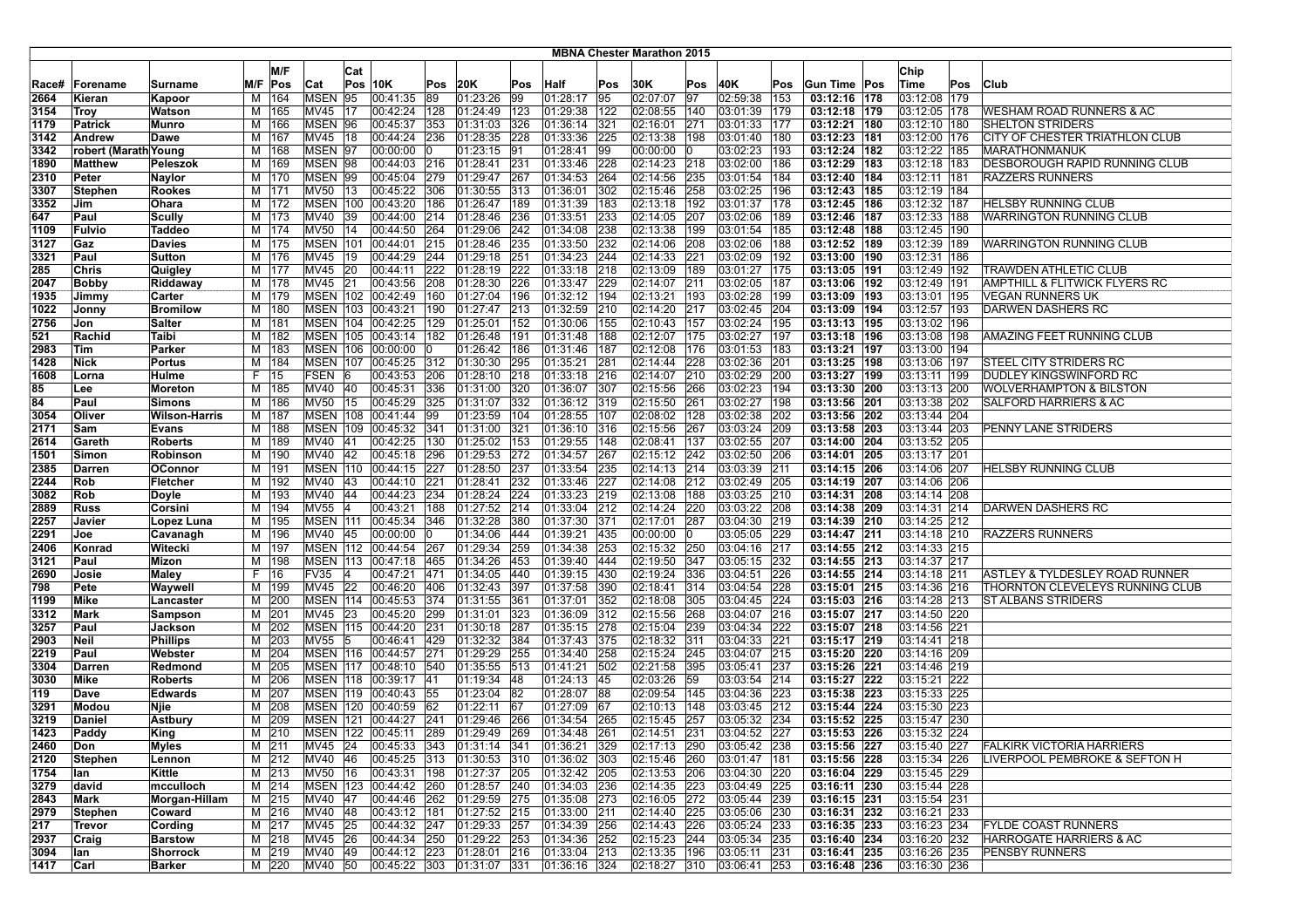# MBNA Chester Marathon 2015

| Race# | Forename | Surname | M/F | M/F Pos | Cat | Cat Pos | 10K | Pos | 20K | Pos | Half | Pos | 30K | Pos | 40K | Pos | Gun Time | Pos | Chip Time | Pos | Club |
|---|---|---|---|---|---|---|---|---|---|---|---|---|---|---|---|---|---|---|---|---|---|
| 2664 | Kieran | Kapoor | M | 164 | MSEN | 95 | 00:41:35 | 89 | 01:23:26 | 99 | 01:28:17 | 95 | 02:07:07 | 97 | 02:59:38 | 153 | 03:12:16 | 178 | 03:12:08 | 179 | |
| 3154 | Troy | Watson | M | 165 | MV45 | 17 | 00:42:24 | 128 | 01:24:49 | 123 | 01:29:38 | 122 | 02:08:55 | 140 | 03:01:39 | 179 | 03:12:18 | 179 | 03:12:05 | 178 | WESHAM ROAD RUNNERS & AC |
| 1179 | Patrick | Munro | M | 166 | MSEN | 96 | 00:45:37 | 353 | 01:31:03 | 326 | 01:36:14 | 321 | 02:16:01 | 271 | 03:01:33 | 177 | 03:12:21 | 180 | 03:12:10 | 180 | SHELTON STRIDERS |
| 3142 | Andrew | Dawe | M | 167 | MV45 | 18 | 00:44:24 | 236 | 01:28:35 | 228 | 01:33:36 | 225 | 02:13:38 | 198 | 03:01:40 | 180 | 03:12:23 | 181 | 03:12:00 | 176 | CITY OF CHESTER TRIATHLON CLUB |
| 3342 | robert (Marath | Young | M | 168 | MSEN | 97 | 00:00:00 | 0 | 01:23:15 | 91 | 01:28:41 | 99 | 00:00:00 | 0 | 03:02:23 | 193 | 03:12:24 | 182 | 03:12:22 | 185 | MARATHONMANUK |
| 1890 | Matthew | Peleszok | M | 169 | MSEN | 98 | 00:44:03 | 216 | 01:28:41 | 231 | 01:33:46 | 228 | 02:14:23 | 218 | 03:02:00 | 186 | 03:12:29 | 183 | 03:12:18 | 183 | DESBOROUGH RAPID RUNNING CLUB |
| 2310 | Peter | Naylor | M | 170 | MSEN | 99 | 00:45:04 | 279 | 01:29:47 | 267 | 01:34:53 | 264 | 02:14:56 | 235 | 03:01:54 | 184 | 03:12:40 | 184 | 03:12:11 | 181 | RAZZERS RUNNERS |
| 3307 | Stephen | Rookes | M | 171 | MV50 | 13 | 00:45:22 | 306 | 01:30:55 | 313 | 01:36:01 | 302 | 02:15:46 | 258 | 03:02:25 | 196 | 03:12:43 | 185 | 03:12:19 | 184 | |
| 3352 | Jim | Ohara | M | 172 | MSEN | 100 | 00:43:20 | 186 | 01:26:47 | 189 | 01:31:39 | 183 | 02:13:18 | 192 | 03:01:37 | 178 | 03:12:45 | 186 | 03:12:32 | 187 | HELSBY RUNNING CLUB |
| 647 | Paul | Scully | M | 173 | MV40 | 39 | 00:44:00 | 214 | 01:28:46 | 236 | 01:33:51 | 233 | 02:14:05 | 207 | 03:02:06 | 189 | 03:12:46 | 187 | 03:12:33 | 188 | WARRINGTON RUNNING CLUB |
| 1109 | Fulvio | Taddeo | M | 174 | MV50 | 14 | 00:44:50 | 264 | 01:29:06 | 242 | 01:34:08 | 238 | 02:13:38 | 199 | 03:01:54 | 185 | 03:12:48 | 188 | 03:12:45 | 190 | |
| 3127 | Gaz | Davies | M | 175 | MSEN | 101 | 00:44:01 | 215 | 01:28:46 | 235 | 01:33:50 | 232 | 02:14:06 | 208 | 03:02:06 | 188 | 03:12:52 | 189 | 03:12:39 | 189 | WARRINGTON RUNNING CLUB |
| 3321 | Paul | Sutton | M | 176 | MV45 | 19 | 00:44:29 | 244 | 01:29:18 | 251 | 01:34:23 | 244 | 02:14:33 | 221 | 03:02:09 | 192 | 03:13:00 | 190 | 03:12:31 | 186 | |
| 285 | Chris | Quigley | M | 177 | MV45 | 20 | 00:44:11 | 222 | 01:28:19 | 222 | 01:33:18 | 218 | 02:13:09 | 189 | 03:01:27 | 175 | 03:13:05 | 191 | 03:12:49 | 192 | TRAWDEN ATHLETIC CLUB |
| 2047 | Bobby | Riddaway | M | 178 | MV45 | 21 | 00:43:56 | 208 | 01:28:30 | 226 | 01:33:47 | 229 | 02:14:07 | 211 | 03:02:05 | 187 | 03:13:06 | 192 | 03:12:49 | 191 | AMPTHILL & FLITWICK FLYERS RC |
| 1935 | Jimmy | Carter | M | 179 | MSEN | 102 | 00:42:49 | 160 | 01:27:04 | 196 | 01:32:12 | 194 | 02:13:21 | 193 | 03:02:28 | 199 | 03:13:09 | 193 | 03:13:01 | 195 | VEGAN RUNNERS UK |
| 1022 | Jonny | Bromilow | M | 180 | MSEN | 103 | 00:43:21 | 190 | 01:27:47 | 213 | 01:32:59 | 210 | 02:14:20 | 217 | 03:02:45 | 204 | 03:13:09 | 194 | 03:12:57 | 193 | DARWEN DASHERS RC |
| 2756 | Jon | Salter | M | 181 | MSEN | 104 | 00:42:25 | 129 | 01:25:01 | 152 | 01:30:06 | 155 | 02:10:43 | 157 | 03:02:24 | 195 | 03:13:13 | 195 | 03:13:02 | 196 | |
| 521 | Rachid | Taibi | M | 182 | MSEN | 105 | 00:43:14 | 182 | 01:26:48 | 191 | 01:31:48 | 188 | 02:12:07 | 175 | 03:02:27 | 197 | 03:13:18 | 196 | 03:13:08 | 198 | AMAZING FEET RUNNING CLUB |
| 2983 | Tim | Parker | M | 183 | MSEN | 106 | 00:00:00 | 0 | 01:26:42 | 186 | 01:31:46 | 187 | 02:12:08 | 176 | 03:01:53 | 183 | 03:13:21 | 197 | 03:13:00 | 194 | |
| 1428 | Nick | Portus | M | 184 | MSEN | 107 | 00:45:25 | 312 | 01:30:30 | 295 | 01:35:21 | 281 | 02:14:44 | 228 | 03:02:36 | 201 | 03:13:25 | 198 | 03:13:06 | 197 | STEEL CITY STRIDERS RC |
| 1608 | Lorna | Hulme | F | 15 | FSEN | 6 | 00:43:53 | 206 | 01:28:10 | 218 | 01:33:18 | 216 | 02:14:07 | 210 | 03:02:29 | 200 | 03:13:27 | 199 | 03:13:11 | 199 | DUDLEY KINGSWINFORD RC |
| 85 | Lee | Moreton | M | 185 | MV40 | 40 | 00:45:31 | 336 | 01:31:00 | 320 | 01:36:07 | 307 | 02:15:56 | 266 | 03:02:23 | 194 | 03:13:30 | 200 | 03:13:13 | 200 | WOLVERHAMPTON & BILSTON |
| 84 | Paul | Simons | M | 186 | MV50 | 15 | 00:45:29 | 325 | 01:31:07 | 332 | 01:36:12 | 319 | 02:15:50 | 261 | 03:02:27 | 198 | 03:13:56 | 201 | 03:13:38 | 202 | SALFORD HARRIERS & AC |
| 3054 | Oliver | Wilson-Harris | M | 187 | MSEN | 108 | 00:41:44 | 99 | 01:23:59 | 104 | 01:28:55 | 107 | 02:08:02 | 128 | 03:02:38 | 202 | 03:13:56 | 202 | 03:13:44 | 204 | |
| 2171 | Sam | Evans | M | 188 | MSEN | 109 | 00:45:32 | 341 | 01:31:00 | 321 | 01:36:10 | 316 | 02:15:56 | 267 | 03:03:24 | 209 | 03:13:58 | 203 | 03:13:44 | 203 | PENNY LANE STRIDERS |
| 2614 | Gareth | Roberts | M | 189 | MV40 | 41 | 00:42:25 | 130 | 01:25:02 | 153 | 01:29:55 | 148 | 02:08:41 | 137 | 03:02:55 | 207 | 03:14:00 | 204 | 03:13:52 | 205 | |
| 1501 | Simon | Robinson | M | 190 | MV40 | 42 | 00:45:18 | 296 | 01:29:53 | 272 | 01:34:57 | 267 | 02:15:12 | 242 | 03:02:50 | 206 | 03:14:01 | 205 | 03:13:17 | 201 | |
| 2385 | Darren | OConnor | M | 191 | MSEN | 110 | 00:44:15 | 227 | 01:28:50 | 237 | 01:33:54 | 235 | 02:14:13 | 214 | 03:03:39 | 211 | 03:14:15 | 206 | 03:14:06 | 207 | HELSBY RUNNING CLUB |
| 2244 | Rob | Fletcher | M | 192 | MV40 | 43 | 00:44:10 | 221 | 01:28:41 | 232 | 01:33:46 | 227 | 02:14:08 | 212 | 03:02:49 | 205 | 03:14:19 | 207 | 03:14:06 | 206 | |
| 3082 | Rob | Doyle | M | 193 | MV40 | 44 | 00:44:23 | 234 | 01:28:24 | 224 | 01:33:23 | 219 | 02:13:08 | 188 | 03:03:25 | 210 | 03:14:31 | 208 | 03:14:14 | 208 | |
| 2889 | Russ | Corsini | M | 194 | MV55 | 4 | 00:43:21 | 188 | 01:27:52 | 214 | 01:33:04 | 212 | 02:14:24 | 220 | 03:03:22 | 208 | 03:14:38 | 209 | 03:14:31 | 214 | DARWEN DASHERS RC |
| 2257 | Javier | Lopez Luna | M | 195 | MSEN | 111 | 00:45:34 | 346 | 01:32:28 | 380 | 01:37:30 | 371 | 02:17:01 | 287 | 03:04:30 | 219 | 03:14:39 | 210 | 03:14:25 | 212 | |
| 2291 | Joe | Cavanagh | M | 196 | MV40 | 45 | 00:00:00 | 0 | 01:34:06 | 444 | 01:39:21 | 435 | 00:00:00 | 0 | 03:05:05 | 229 | 03:14:47 | 211 | 03:14:18 | 210 | RAZZERS RUNNERS |
| 2406 | Konrad | Witecki | M | 197 | MSEN | 112 | 00:44:54 | 267 | 01:29:34 | 259 | 01:34:38 | 253 | 02:15:32 | 250 | 03:04:16 | 217 | 03:14:55 | 212 | 03:14:33 | 215 | |
| 3121 | Paul | Mizon | M | 198 | MSEN | 113 | 00:47:18 | 465 | 01:34:26 | 453 | 01:39:40 | 444 | 02:19:50 | 347 | 03:05:15 | 232 | 03:14:55 | 213 | 03:14:37 | 217 | |
| 2690 | Josie | Maley | F | 16 | FV35 | 4 | 00:47:21 | 471 | 01:34:05 | 440 | 01:39:15 | 430 | 02:19:24 | 336 | 03:04:51 | 226 | 03:14:55 | 214 | 03:14:18 | 211 | ASTLEY & TYLDESLEY ROAD RUNNER |
| 798 | Pete | Waywell | M | 199 | MV45 | 22 | 00:46:20 | 406 | 01:32:43 | 397 | 01:37:58 | 390 | 02:18:41 | 314 | 03:04:54 | 228 | 03:15:01 | 215 | 03:14:36 | 216 | THORNTON CLEVELEYS RUNNING CLUB |
| 1199 | Mike | Lancaster | M | 200 | MSEN | 114 | 00:45:53 | 374 | 01:31:55 | 361 | 01:37:01 | 352 | 02:18:08 | 305 | 03:04:45 | 224 | 03:15:03 | 216 | 03:14:28 | 213 | ST ALBANS STRIDERS |
| 3312 | Mark | Sampson | M | 201 | MV45 | 23 | 00:45:20 | 299 | 01:31:01 | 323 | 01:36:09 | 312 | 02:15:56 | 268 | 03:04:07 | 216 | 03:15:07 | 217 | 03:14:50 | 220 | |
| 3257 | Paul | Jackson | M | 202 | MSEN | 115 | 00:44:20 | 231 | 01:30:18 | 287 | 01:35:15 | 278 | 02:15:04 | 239 | 03:04:34 | 222 | 03:15:07 | 218 | 03:14:56 | 221 | |
| 2903 | Neil | Phillips | M | 203 | MV55 | 5 | 00:46:41 | 429 | 01:32:32 | 384 | 01:37:43 | 375 | 02:18:32 | 311 | 03:04:33 | 221 | 03:15:17 | 219 | 03:14:41 | 218 | |
| 2219 | Paul | Webster | M | 204 | MSEN | 116 | 00:44:57 | 271 | 01:29:29 | 255 | 01:34:40 | 258 | 02:15:24 | 245 | 03:04:07 | 215 | 03:15:20 | 220 | 03:14:16 | 209 | |
| 3304 | Darren | Redmond | M | 205 | MSEN | 117 | 00:48:10 | 540 | 01:35:55 | 513 | 01:41:21 | 502 | 02:21:58 | 395 | 03:05:41 | 237 | 03:15:26 | 221 | 03:14:46 | 219 | |
| 3030 | Mike | Roberts | M | 206 | MSEN | 118 | 00:39:17 | 41 | 01:19:34 | 48 | 01:24:13 | 45 | 02:03:26 | 59 | 03:03:54 | 214 | 03:15:27 | 222 | 03:15:21 | 222 | |
| 119 | Dave | Edwards | M | 207 | MSEN | 119 | 00:40:43 | 55 | 01:23:04 | 82 | 01:28:07 | 88 | 02:09:54 | 145 | 03:04:36 | 223 | 03:15:38 | 223 | 03:15:33 | 225 | |
| 3291 | Modou | Njie | M | 208 | MSEN | 120 | 00:40:59 | 62 | 01:22:11 | 67 | 01:27:09 | 67 | 02:10:13 | 148 | 03:03:45 | 212 | 03:15:44 | 224 | 03:15:30 | 223 | |
| 3219 | Daniel | Astbury | M | 209 | MSEN | 121 | 00:44:27 | 241 | 01:29:46 | 266 | 01:34:54 | 265 | 02:15:45 | 257 | 03:05:32 | 234 | 03:15:52 | 225 | 03:15:47 | 230 | |
| 1423 | Paddy | King | M | 210 | MSEN | 122 | 00:45:11 | 289 | 01:29:49 | 269 | 01:34:48 | 261 | 02:14:51 | 231 | 03:04:52 | 227 | 03:15:53 | 226 | 03:15:32 | 224 | |
| 2460 | Don | Myles | M | 211 | MV45 | 24 | 00:45:33 | 343 | 01:31:14 | 341 | 01:36:21 | 329 | 02:17:13 | 290 | 03:05:42 | 238 | 03:15:56 | 227 | 03:15:40 | 227 | FALKIRK VICTORIA HARRIERS |
| 2120 | Stephen | Lennon | M | 212 | MV40 | 46 | 00:45:25 | 313 | 01:30:53 | 310 | 01:36:02 | 303 | 02:15:46 | 260 | 03:01:47 | 181 | 03:15:56 | 228 | 03:15:34 | 226 | LIVERPOOL PEMBROKE & SEFTON H |
| 1754 | Ian | Kittle | M | 213 | MV50 | 16 | 00:43:31 | 198 | 01:27:37 | 205 | 01:32:42 | 205 | 02:13:53 | 206 | 03:04:30 | 220 | 03:16:04 | 229 | 03:15:45 | 229 | |
| 3279 | david | mcculloch | M | 214 | MSEN | 123 | 00:44:42 | 260 | 01:28:57 | 240 | 01:34:03 | 236 | 02:14:35 | 223 | 03:04:49 | 225 | 03:16:11 | 230 | 03:15:44 | 228 | |
| 2843 | Mark | Morgan-Hillam | M | 215 | MV40 | 47 | 00:44:46 | 262 | 01:29:59 | 275 | 01:35:08 | 273 | 02:16:05 | 272 | 03:05:44 | 239 | 03:16:15 | 231 | 03:15:54 | 231 | |
| 2979 | Stephen | Coward | M | 216 | MV40 | 48 | 00:43:12 | 181 | 01:27:52 | 215 | 01:33:00 | 211 | 02:14:40 | 225 | 03:05:06 | 230 | 03:16:31 | 232 | 03:16:21 | 233 | |
| 217 | Trevor | Cording | M | 217 | MV45 | 25 | 00:44:32 | 247 | 01:29:33 | 257 | 01:34:39 | 256 | 02:14:43 | 226 | 03:05:24 | 233 | 03:16:35 | 233 | 03:16:23 | 234 | FYLDE COAST RUNNERS |
| 2937 | Craig | Barstow | M | 218 | MV45 | 26 | 00:44:34 | 250 | 01:29:22 | 253 | 01:34:36 | 252 | 02:15:23 | 244 | 03:05:34 | 235 | 03:16:40 | 234 | 03:16:20 | 232 | HARROGATE HARRIERS & AC |
| 3094 | Ian | Shorrock | M | 219 | MV40 | 49 | 00:44:12 | 223 | 01:28:01 | 216 | 01:33:04 | 213 | 02:13:35 | 196 | 03:05:11 | 231 | 03:16:41 | 235 | 03:16:26 | 235 | PENSBY RUNNERS |
| 1417 | Carl | Barker | M | 220 | MV40 | 50 | 00:45:22 | 303 | 01:31:07 | 331 | 01:36:16 | 324 | 02:18:27 | 310 | 03:06:41 | 253 | 03:16:48 | 236 | 03:16:30 | 236 | |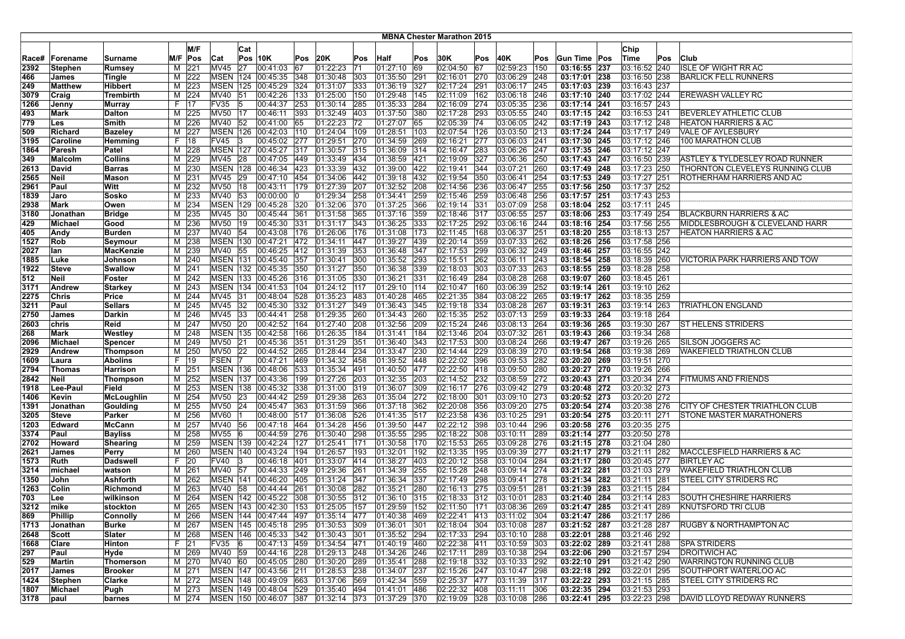# MBNA Chester Marathon 2015

| Race# | Forename | Surname | M/F | M/F Pos | Cat | Cat Pos | 10K | Pos | 20K | Pos | Half | Pos | 30K | Pos | 40K | Pos | Gun Time | Pos | Chip Time | Pos | Club |
|---|---|---|---|---|---|---|---|---|---|---|---|---|---|---|---|---|---|---|---|---|---|
| 2392 | Stephen | Rumsey | M | 221 | MV45 | 27 | 00:41:03 | 67 | 01:22:23 | 71 | 01:27:10 | 69 | 02:04:50 | 67 | 02:59:23 | 150 | 03:16:55 | 237 | 03:16:52 | 240 | ISLE OF WIGHT RR AC |
| 466 | James | Tingle | M | 222 | MSEN | 124 | 00:45:35 | 348 | 01:30:48 | 303 | 01:35:50 | 291 | 02:16:01 | 270 | 03:06:29 | 248 | 03:17:01 | 238 | 03:16:50 | 238 | BARLICK FELL RUNNERS |
| 249 | Matthew | Hibbert | M | 223 | MSEN | 125 | 00:45:29 | 324 | 01:31:07 | 333 | 01:36:19 | 327 | 02:17:24 | 291 | 03:06:17 | 245 | 03:17:03 | 239 | 03:16:43 | 237 | |
| 3079 | Craig | Trembirth | M | 224 | MV40 | 51 | 00:42:26 | 133 | 01:25:00 | 150 | 01:29:48 | 145 | 02:11:09 | 162 | 03:06:18 | 246 | 03:17:10 | 240 | 03:17:02 | 244 | EREWASH VALLEY RC |
| 1266 | Jenny | Murray | F | 17 | FV35 | 5 | 00:44:37 | 253 | 01:30:14 | 285 | 01:35:33 | 284 | 02:16:09 | 274 | 03:05:35 | 236 | 03:17:14 | 241 | 03:16:57 | 243 | |
| 493 | Mark | Dalton | M | 225 | MV50 | 17 | 00:46:11 | 393 | 01:32:49 | 403 | 01:37:50 | 380 | 02:17:28 | 293 | 03:05:55 | 240 | 03:17:15 | 242 | 03:16:53 | 241 | BEVERLEY ATHLETIC CLUB |
| 779 | Les | Smith | M | 226 | MV40 | 52 | 00:41:00 | 65 | 01:22:23 | 72 | 01:27:07 | 65 | 02:05:39 | 74 | 03:06:05 | 242 | 03:17:19 | 243 | 03:17:12 | 248 | HEATON HARRIERS & AC |
| 509 | Richard | Bazeley | M | 227 | MSEN | 126 | 00:42:03 | 110 | 01:24:04 | 109 | 01:28:51 | 103 | 02:07:54 | 126 | 03:03:50 | 213 | 03:17:24 | 244 | 03:17:17 | 249 | VALE OF AYLESBURY |
| 3195 | Caroline | Hemming | F | 18 | FV45 | 3 | 00:45:02 | 277 | 01:29:51 | 270 | 01:34:59 | 269 | 02:16:21 | 277 | 03:06:03 | 241 | 03:17:30 | 245 | 03:17:12 | 246 | 100 MARATHON CLUB |
| 1864 | Paresh | Patel | M | 228 | MSEN | 127 | 00:45:27 | 317 | 01:30:57 | 315 | 01:36:09 | 314 | 02:16:47 | 283 | 03:06:26 | 247 | 03:17:35 | 246 | 03:17:12 | 247 | |
| 349 | Malcolm | Collins | M | 229 | MV45 | 28 | 00:47:05 | 449 | 01:33:49 | 434 | 01:38:59 | 421 | 02:19:09 | 327 | 03:06:36 | 250 | 03:17:43 | 247 | 03:16:50 | 239 | ASTLEY & TYLDESLEY ROAD RUNNER |
| 2613 | David | Barras | M | 230 | MSEN | 128 | 00:46:34 | 423 | 01:33:39 | 432 | 01:39:00 | 422 | 02:19:41 | 344 | 03:07:21 | 260 | 03:17:49 | 248 | 03:17:23 | 250 | THORNTON CLEVELEYS RUNNING CLUB |
| 2565 | Neil | Mason | M | 231 | MV45 | 29 | 00:47:10 | 454 | 01:34:06 | 442 | 01:39:18 | 432 | 02:19:54 | 350 | 03:06:41 | 254 | 03:17:53 | 249 | 03:17:27 | 251 | ROTHERHAM HARRIERS AND AC |
| 2961 | Paul | Witt | M | 232 | MV50 | 18 | 00:43:11 | 179 | 01:27:39 | 207 | 01:32:52 | 208 | 02:14:56 | 236 | 03:06:47 | 255 | 03:17:56 | 250 | 03:17:37 | 252 | |
| 1839 | Jaro | Sosko | M | 233 | MV40 | 53 | 00:00:00 | 0 | 01:29:34 | 258 | 01:34:41 | 259 | 02:15:46 | 259 | 03:06:48 | 256 | 03:17:57 | 251 | 03:17:43 | 253 | |
| 2938 | Mark | Owen | M | 234 | MSEN | 129 | 00:45:28 | 320 | 01:32:06 | 370 | 01:37:25 | 366 | 02:19:14 | 331 | 03:07:09 | 258 | 03:18:04 | 252 | 03:17:11 | 245 | |
| 3180 | Jonathan | Bridge | M | 235 | MV45 | 30 | 00:45:44 | 361 | 01:31:58 | 365 | 01:37:16 | 359 | 02:18:46 | 317 | 03:06:55 | 257 | 03:18:06 | 253 | 03:17:49 | 254 | BLACKBURN HARRIERS & AC |
| 429 | Michael | Good | M | 236 | MV50 | 19 | 00:45:30 | 331 | 01:31:17 | 343 | 01:36:25 | 333 | 02:17:25 | 292 | 03:06:16 | 244 | 03:18:16 | 254 | 03:17:56 | 255 | MIDDLESBROUGH & CLEVELAND HARR |
| 405 | Andy | Burden | M | 237 | MV40 | 54 | 00:43:08 | 176 | 01:26:06 | 176 | 01:31:08 | 173 | 02:11:45 | 168 | 03:06:37 | 251 | 03:18:20 | 255 | 03:18:13 | 257 | HEATON HARRIERS & AC |
| 1527 | Rob | Seymour | M | 238 | MSEN | 130 | 00:47:21 | 472 | 01:34:11 | 447 | 01:39:27 | 439 | 02:20:14 | 359 | 03:07:33 | 262 | 03:18:26 | 256 | 03:17:58 | 256 | |
| 2027 | Ian | MacKenzie | M | 239 | MV40 | 55 | 00:46:25 | 412 | 01:31:39 | 353 | 01:36:48 | 347 | 02:17:53 | 299 | 03:06:32 | 249 | 03:18:46 | 257 | 03:16:55 | 242 | |
| 1885 | Luke | Johnson | M | 240 | MSEN | 131 | 00:45:40 | 357 | 01:30:41 | 300 | 01:35:52 | 293 | 02:15:51 | 262 | 03:06:11 | 243 | 03:18:54 | 258 | 03:18:39 | 260 | VICTORIA PARK HARRIERS AND TOW |
| 1922 | Steve | Swallow | M | 241 | MSEN | 132 | 00:45:35 | 350 | 01:31:27 | 350 | 01:36:38 | 339 | 02:18:03 | 303 | 03:07:33 | 263 | 03:18:55 | 259 | 03:18:28 | 258 | |
| 512 | Neil | Foster | M | 242 | MSEN | 133 | 00:45:26 | 316 | 01:31:05 | 330 | 01:36:21 | 331 | 02:16:49 | 284 | 03:08:28 | 268 | 03:19:07 | 260 | 03:18:45 | 261 | |
| 3171 | Andrew | Starkey | M | 243 | MSEN | 134 | 00:41:53 | 104 | 01:24:12 | 117 | 01:29:10 | 114 | 02:10:47 | 160 | 03:06:39 | 252 | 03:19:14 | 261 | 03:19:10 | 262 | |
| 2275 | Chris | Price | M | 244 | MV45 | 31 | 00:48:04 | 528 | 01:35:23 | 483 | 01:40:28 | 465 | 02:21:35 | 384 | 03:08:22 | 265 | 03:19:17 | 262 | 03:18:35 | 259 | |
| 3211 | Paul | Sellars | M | 245 | MV45 | 32 | 00:45:30 | 332 | 01:31:27 | 349 | 01:36:43 | 345 | 02:19:18 | 334 | 03:08:28 | 267 | 03:19:31 | 263 | 03:19:14 | 263 | TRIATHLON ENGLAND |
| 2750 | James | Darkin | M | 246 | MV45 | 33 | 00:44:41 | 258 | 01:29:35 | 260 | 01:34:43 | 260 | 02:15:35 | 252 | 03:07:13 | 259 | 03:19:33 | 264 | 03:19:18 | 264 | |
| 2603 | chris | Reid | M | 247 | MV50 | 20 | 00:42:52 | 164 | 01:27:40 | 208 | 01:32:56 | 209 | 02:15:24 | 246 | 03:08:13 | 264 | 03:19:36 | 265 | 03:19:30 | 267 | ST HELENS STRIDERS |
| 268 | Mark | Westley | M | 248 | MSEN | 135 | 00:42:58 | 166 | 01:26:35 | 184 | 01:31:41 | 184 | 02:13:46 | 204 | 03:07:32 | 261 | 03:19:43 | 266 | 03:19:34 | 268 | |
| 2096 | Michael | Spencer | M | 249 | MV50 | 21 | 00:45:36 | 351 | 01:31:29 | 351 | 01:36:40 | 343 | 02:17:53 | 300 | 03:08:24 | 266 | 03:19:47 | 267 | 03:19:26 | 265 | SILSON JOGGERS AC |
| 2929 | Andrew | Thompson | M | 250 | MV50 | 22 | 00:44:52 | 265 | 01:28:44 | 234 | 01:33:47 | 230 | 02:14:44 | 229 | 03:08:39 | 270 | 03:19:54 | 268 | 03:19:38 | 269 | WAKEFIELD TRIATHLON CLUB |
| 1609 | Laura | Abolins | F | 19 | FSEN | 7 | 00:47:21 | 469 | 01:34:32 | 458 | 01:39:52 | 448 | 02:22:02 | 396 | 03:09:53 | 282 | 03:20:20 | 269 | 03:19:51 | 270 | |
| 2794 | Thomas | Harrison | M | 251 | MSEN | 136 | 00:48:06 | 533 | 01:35:34 | 491 | 01:40:50 | 477 | 02:22:50 | 418 | 03:09:50 | 280 | 03:20:27 | 270 | 03:19:26 | 266 | |
| 2842 | Neil | Thompson | M | 252 | MSEN | 137 | 00:43:36 | 199 | 01:27:26 | 203 | 01:32:35 | 203 | 02:14:52 | 232 | 03:08:59 | 272 | 03:20:43 | 271 | 03:20:34 | 274 | FITMUMS AND FRIENDS |
| 1918 | Lee-Paul | Field | M | 253 | MSEN | 138 | 00:45:32 | 338 | 01:31:00 | 319 | 01:36:07 | 309 | 02:16:17 | 276 | 03:09:42 | 279 | 03:20:48 | 272 | 03:20:32 | 273 | |
| 1406 | Kevin | McLoughlin | M | 254 | MV50 | 23 | 00:44:42 | 259 | 01:29:38 | 263 | 01:35:04 | 272 | 02:18:00 | 301 | 03:09:10 | 273 | 03:20:52 | 273 | 03:20:20 | 272 | |
| 1391 | Jonathan | Goulding | M | 255 | MV50 | 24 | 00:45:47 | 363 | 01:31:59 | 366 | 01:37:18 | 362 | 02:20:08 | 356 | 03:09:20 | 275 | 03:20:54 | 274 | 03:20:38 | 276 | CITY OF CHESTER TRIATHLON CLUB |
| 3205 | Steve | Parker | M | 256 | MV60 | 1 | 00:48:00 | 517 | 01:36:08 | 526 | 01:41:35 | 517 | 02:23:58 | 436 | 03:10:25 | 291 | 03:20:54 | 275 | 03:20:11 | 271 | STONE MASTER MARATHONERS |
| 1203 | Edward | McCann | M | 257 | MV40 | 56 | 00:47:18 | 464 | 01:34:28 | 456 | 01:39:50 | 447 | 02:22:12 | 398 | 03:10:44 | 296 | 03:20:58 | 276 | 03:20:35 | 275 | |
| 3374 | Paul | Bayliss | M | 258 | MV55 | 6 | 00:44:59 | 276 | 01:30:40 | 298 | 01:35:55 | 295 | 02:18:22 | 308 | 03:10:11 | 289 | 03:21:14 | 277 | 03:20:50 | 278 | |
| 2702 | Howard | Shearing | M | 259 | MSEN | 139 | 00:42:24 | 127 | 01:25:41 | 171 | 01:30:58 | 170 | 02:15:53 | 265 | 03:09:28 | 276 | 03:21:15 | 278 | 03:21:04 | 280 | |
| 2621 | James | Perry | M | 260 | MSEN | 140 | 00:43:24 | 194 | 01:26:57 | 193 | 01:32:01 | 192 | 02:13:35 | 195 | 03:09:39 | 277 | 03:21:17 | 279 | 03:21:11 | 282 | MACCLESFIELD HARRIERS & AC |
| 1573 | Ruth | Dadswell | F | 20 | FV40 | 3 | 00:46:18 | 401 | 01:33:07 | 414 | 01:38:27 | 403 | 02:20:12 | 358 | 03:10:04 | 284 | 03:21:17 | 280 | 03:20:45 | 277 | BIRTLEY AC |
| 3214 | michael | watson | M | 261 | MV40 | 57 | 00:44:33 | 249 | 01:29:36 | 261 | 01:34:39 | 255 | 02:15:28 | 248 | 03:09:14 | 274 | 03:21:22 | 281 | 03:21:03 | 279 | WAKEFIELD TRIATHLON CLUB |
| 1350 | John | Ashforth | M | 262 | MSEN | 141 | 00:46:20 | 405 | 01:31:24 | 347 | 01:36:34 | 337 | 02:17:49 | 298 | 03:09:41 | 278 | 03:21:34 | 282 | 03:21:11 | 281 | STEEL CITY STRIDERS RC |
| 1263 | Colin | Richmond | M | 263 | MV40 | 58 | 00:44:44 | 261 | 01:30:08 | 282 | 01:35:21 | 280 | 02:16:13 | 275 | 03:09:51 | 281 | 03:21:39 | 283 | 03:21:15 | 284 | |
| 703 | Lee | wilkinson | M | 264 | MSEN | 142 | 00:45:22 | 308 | 01:30:55 | 312 | 01:36:10 | 315 | 02:18:33 | 312 | 03:10:01 | 283 | 03:21:40 | 284 | 03:21:14 | 283 | SOUTH CHESHIRE HARRIERS |
| 3212 | mike | stockton | M | 265 | MSEN | 143 | 00:42:30 | 153 | 01:25:05 | 157 | 01:29:59 | 152 | 02:11:50 | 171 | 03:08:36 | 269 | 03:21:47 | 285 | 03:21:41 | 289 | KNUTSFORD TRI CLUB |
| 869 | Phillip | Connolly | M | 266 | MSEN | 144 | 00:47:44 | 497 | 01:35:14 | 477 | 01:40:38 | 469 | 02:22:41 | 413 | 03:11:02 | 304 | 03:21:47 | 286 | 03:21:17 | 286 | |
| 1713 | Jonathan | Burke | M | 267 | MSEN | 145 | 00:45:18 | 295 | 01:30:53 | 309 | 01:36:01 | 301 | 02:18:04 | 304 | 03:10:08 | 287 | 03:21:52 | 287 | 03:21:28 | 287 | RUGBY & NORTHAMPTON AC |
| 2648 | Scott | Slater | M | 268 | MSEN | 146 | 00:45:33 | 342 | 01:30:43 | 301 | 01:35:52 | 294 | 02:17:33 | 294 | 03:10:10 | 288 | 03:22:01 | 288 | 03:21:46 | 292 | |
| 1668 | Clare | Hinton | F | 21 | FV35 | 6 | 00:47:13 | 459 | 01:34:54 | 471 | 01:40:19 | 460 | 02:22:38 | 411 | 03:10:59 | 303 | 03:22:02 | 289 | 03:21:41 | 288 | SPA STRIDERS |
| 297 | Paul | Hyde | M | 269 | MV40 | 59 | 00:44:16 | 228 | 01:29:13 | 248 | 01:34:26 | 246 | 02:17:11 | 289 | 03:10:38 | 294 | 03:22:06 | 290 | 03:21:57 | 294 | DROITWICH AC |
| 529 | Martin | Thomerson | M | 270 | MV40 | 60 | 00:45:05 | 280 | 01:30:20 | 289 | 01:35:41 | 288 | 02:19:18 | 332 | 03:10:33 | 292 | 03:22:10 | 291 | 03:21:42 | 290 | WARRINGTON RUNNING CLUB |
| 2017 | James | Brooker | M | 271 | MSEN | 147 | 00:43:56 | 211 | 01:28:53 | 238 | 01:34:07 | 237 | 02:15:26 | 247 | 03:10:47 | 298 | 03:22:18 | 292 | 03:22:01 | 295 | SOUTHPORT WATERLOO AC |
| 1424 | Stephen | Clarke | M | 272 | MSEN | 148 | 00:49:09 | 663 | 01:37:06 | 569 | 01:42:34 | 559 | 02:25:37 | 477 | 03:11:39 | 317 | 03:22:22 | 293 | 03:21:15 | 285 | STEEL CITY STRIDERS RC |
| 1807 | Michael | Pugh | M | 273 | MSEN | 149 | 00:48:04 | 529 | 01:35:40 | 494 | 01:41:01 | 486 | 02:22:32 | 408 | 03:11:11 | 306 | 03:22:35 | 294 | 03:21:53 | 293 | |
| 3178 | paul | barnes | M | 274 | MSEN | 150 | 00:46:07 | 387 | 01:32:14 | 373 | 01:37:29 | 370 | 02:19:09 | 328 | 03:10:08 | 286 | 03:22:41 | 295 | 03:22:23 | 298 | DAVID LLOYD REDWAY RUNNERS |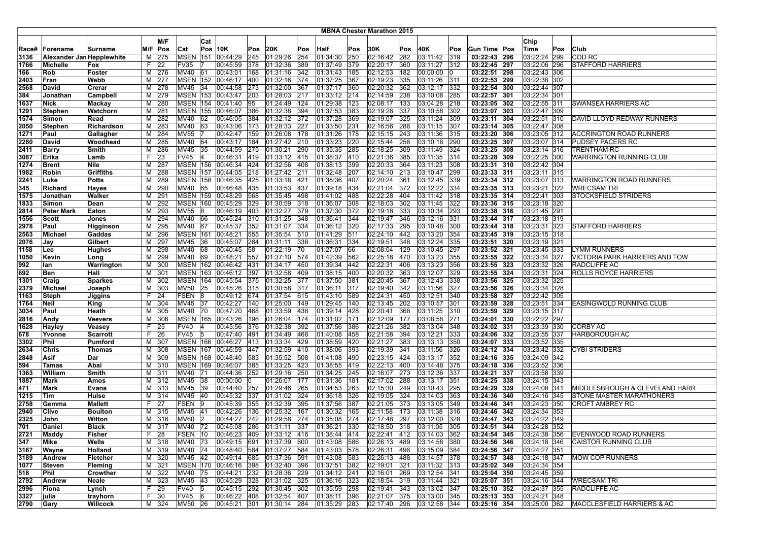# MBNA Chester Marathon 2015

| Race# | Forename | Surname | M/F | M/F Pos | Cat | Cat Pos | 10K | Pos | 20K | Pos | Half | Pos | 30K | Pos | 40K | Pos | Gun Time | Pos | Chip Time | Pos | Club |
|---|---|---|---|---|---|---|---|---|---|---|---|---|---|---|---|---|---|---|---|---|---|
| 3136 | Alexander Jan | Hepplewhite | M | 275 | MSEN | 151 | 00:44:29 | 245 | 01:29:26 | 254 | 01:34:30 | 250 | 02:16:42 | 282 | 03:11:42 | 319 | 03:22:43 | 296 | 03:22:24 | 299 | COD RC |
| 1766 | Michelle | Fox | F | 22 | FV35 | 7 | 00:45:59 | 378 | 01:32:36 | 389 | 01:37:49 | 379 | 02:20:17 | 360 | 03:11:27 | 312 | 03:22:45 | 297 | 03:22:06 | 296 | STAFFORD HARRIERS |
| 166 | Rob | Foster | M | 276 | MV40 | 61 | 00:43:01 | 168 | 01:31:16 | 342 | 01:31:43 | 185 | 02:12:53 | 182 | 00:00:00 | 0 | 03:22:51 | 298 | 03:22:43 | 306 | |
| 2403 | Fran | Webb | M | 277 | MSEN | 152 | 00:46:17 | 400 | 01:32:16 | 374 | 01:37:25 | 367 | 02:19:23 | 335 | 03:11:26 | 311 | 03:22:53 | 299 | 03:22:38 | 302 | |
| 2568 | David | Crerar | M | 278 | MV45 | 34 | 00:44:58 | 273 | 01:32:00 | 367 | 01:37:17 | 360 | 02:20:32 | 362 | 03:12:17 | 332 | 03:22:54 | 300 | 03:22:44 | 307 | |
| 384 | Jonathan | Campbell | M | 279 | MSEN | 153 | 00:43:47 | 203 | 01:28:03 | 217 | 01:33:12 | 214 | 02:14:59 | 238 | 03:10:06 | 285 | 03:22:57 | 301 | 03:22:34 | 301 | |
| 1637 | Nick | Mackay | M | 280 | MSEN | 154 | 00:41:40 | 95 | 01:24:49 | 124 | 01:29:38 | 123 | 02:08:17 | 133 | 03:04:28 | 218 | 03:23:05 | 302 | 03:22:55 | 311 | SWANSEA HARRIERS AC |
| 1291 | Stephen | Watchorn | M | 281 | MSEN | 155 | 00:46:07 | 386 | 01:32:38 | 394 | 01:37:53 | 383 | 02:19:26 | 337 | 03:10:58 | 302 | 03:23:07 | 303 | 03:22:47 | 309 | |
| 1574 | Simon | Read | M | 282 | MV40 | 62 | 00:46:05 | 384 | 01:32:12 | 372 | 01:37:28 | 369 | 02:19:07 | 325 | 03:11:24 | 309 | 03:23:11 | 304 | 03:22:51 | 310 | DAVID LLOYD REDWAY RUNNERS |
| 2050 | Stephen | Richardson | M | 283 | MV40 | 63 | 00:43:06 | 173 | 01:28:33 | 227 | 01:33:50 | 231 | 02:16:56 | 286 | 03:11:15 | 307 | 03:23:14 | 305 | 03:22:47 | 308 | |
| 1271 | Paul | Gallagher | M | 284 | MV55 | 7 | 00:42:47 | 159 | 01:26:08 | 178 | 01:31:26 | 178 | 02:15:15 | 243 | 03:11:36 | 315 | 03:23:20 | 306 | 03:23:05 | 312 | ACCRINGTON ROAD RUNNERS |
| 2280 | David | Woodhead | M | 285 | MV40 | 64 | 00:43:17 | 184 | 01:27:42 | 210 | 01:33:23 | 220 | 02:15:44 | 256 | 03:10:16 | 290 | 03:23:25 | 307 | 03:23:07 | 314 | PUDSEY PACERS RC |
| 2411 | Barry | Smith | M | 286 | MV45 | 35 | 00:44:59 | 275 | 01:30:21 | 290 | 01:35:35 | 285 | 02:18:25 | 309 | 03:11:49 | 324 | 03:23:25 | 308 | 03:23:14 | 316 | TRENTHAM RC |
| 3087 | Erika | Lamb | F | 23 | FV45 | 4 | 00:46:31 | 419 | 01:33:12 | 415 | 01:38:37 | 410 | 02:21:36 | 385 | 03:11:35 | 314 | 03:23:28 | 309 | 03:22:25 | 300 | WARRINGTON RUNNING CLUB |
| 1274 | Brent | Nile | M | 287 | MSEN | 156 | 00:46:34 | 424 | 01:32:56 | 408 | 01:38:13 | 399 | 02:20:33 | 364 | 03:11:23 | 308 | 03:23:31 | 310 | 03:22:42 | 304 | |
| 1982 | Robin | Griffiths | M | 288 | MSEN | 157 | 00:44:05 | 218 | 01:27:42 | 211 | 01:32:48 | 207 | 02:14:10 | 213 | 03:10:47 | 299 | 03:23:33 | 311 | 03:23:11 | 315 | |
| 2241 | Luke | Potts | M | 289 | MSEN | 158 | 00:46:35 | 425 | 01:33:18 | 421 | 01:38:36 | 407 | 02:20:24 | 361 | 03:12:45 | 339 | 03:23:34 | 312 | 03:23:07 | 313 | WARRINGTON ROAD RUNNERS |
| 345 | Richard | Hayes | M | 290 | MV40 | 65 | 00:46:48 | 435 | 01:33:53 | 437 | 01:39:18 | 434 | 02:21:04 | 372 | 03:12:22 | 334 | 03:23:35 | 313 | 03:23:21 | 322 | WRECSAM TRI |
| 1575 | Jonathan | Walker | M | 291 | MSEN | 159 | 00:48:29 | 568 | 01:35:45 | 498 | 01:41:02 | 488 | 02:22:28 | 404 | 03:11:42 | 318 | 03:23:35 | 314 | 03:22:41 | 303 | STOCKSFIELD STRIDERS |
| 1833 | Simon | Dean | M | 292 | MSEN | 160 | 00:45:29 | 329 | 01:30:59 | 318 | 01:36:07 | 308 | 02:18:03 | 302 | 03:11:45 | 322 | 03:23:36 | 315 | 03:23:18 | 320 | |
| 2814 | Peter Mark | Eaton | M | 293 | MV55 | 8 | 00:46:19 | 403 | 01:32:27 | 379 | 01:37:30 | 372 | 02:19:18 | 333 | 03:10:34 | 293 | 03:23:38 | 316 | 03:21:45 | 291 | |
| 1556 | Scott | Jones | M | 294 | MV40 | 66 | 00:45:24 | 310 | 01:31:25 | 348 | 01:36:41 | 344 | 02:19:47 | 346 | 03:12:16 | 331 | 03:23:44 | 317 | 03:23:18 | 319 | |
| 2978 | Paul | Higginson | M | 295 | MV40 | 67 | 00:45:37 | 352 | 01:31:07 | 334 | 01:36:12 | 320 | 02:17:33 | 295 | 03:10:48 | 300 | 03:23:44 | 318 | 03:23:31 | 323 | STAFFORD HARRIERS |
| 2563 | Michael | Gaddas | M | 296 | MSEN | 161 | 00:48:21 | 555 | 01:35:54 | 510 | 01:41:29 | 511 | 02:24:10 | 442 | 03:13:20 | 354 | 03:23:45 | 319 | 03:23:15 | 318 | |
| 2076 | Jay | Gilbert | M | 297 | MV45 | 36 | 00:45:07 | 284 | 01:31:11 | 338 | 01:36:31 | 334 | 02:19:51 | 348 | 03:12:24 | 335 | 03:23:51 | 320 | 03:23:19 | 321 | |
| 1158 | Lee | Hughes | M | 298 | MV40 | 68 | 00:40:45 | 58 | 01:22:19 | 70 | 01:27:07 | 66 | 02:08:04 | 129 | 03:10:45 | 297 | 03:23:52 | 321 | 03:23:45 | 333 | LYMM RUNNERS |
| 1050 | Kevin | Long | M | 299 | MV40 | 69 | 00:48:21 | 557 | 01:37:10 | 574 | 01:42:39 | 562 | 02:25:18 | 470 | 03:13:23 | 355 | 03:23:55 | 322 | 03:23:34 | 327 | VICTORIA PARK HARRIERS AND TOW |
| 992 | Ian | Warrington | M | 300 | MSEN | 162 | 00:46:42 | 431 | 01:34:17 | 450 | 01:39:34 | 442 | 02:22:31 | 406 | 03:13:23 | 356 | 03:23:55 | 323 | 03:23:32 | 326 | RADCLIFFE AC |
| 692 | Ben | Hall | M | 301 | MSEN | 163 | 00:46:12 | 397 | 01:32:58 | 409 | 01:38:15 | 400 | 02:20:32 | 363 | 03:12:07 | 329 | 03:23:55 | 324 | 03:23:31 | 324 | ROLLS ROYCE HARRIERS |
| 1301 | Craig | Sparkes | M | 302 | MSEN | 164 | 00:45:54 | 375 | 01:32:25 | 377 | 01:37:50 | 381 | 02:20:45 | 367 | 03:12:43 | 338 | 03:23:56 | 325 | 03:23:32 | 325 | |
| 2379 | Michael | Joseph | M | 303 | MV50 | 25 | 00:45:26 | 315 | 01:30:58 | 317 | 01:36:11 | 317 | 02:19:40 | 342 | 03:11:56 | 327 | 03:23:56 | 326 | 03:23:34 | 328 | |
| 1163 | Steph | Jiggins | F | 24 | FSEN | 8 | 00:49:12 | 674 | 01:37:54 | 615 | 01:43:10 | 589 | 02:24:31 | 450 | 03:12:51 | 340 | 03:23:58 | 327 | 03:22:42 | 305 | |
| 1764 | Neil | King | M | 304 | MV45 | 37 | 00:42:27 | 140 | 01:25:00 | 149 | 01:29:45 | 140 | 02:13:45 | 202 | 03:10:57 | 301 | 03:23:59 | 328 | 03:23:51 | 334 | EASINGWOLD RUNNING CLUB |
| 3034 | Paul | Heath | M | 305 | MV40 | 70 | 00:47:20 | 468 | 01:33:59 | 438 | 01:39:14 | 428 | 02:20:41 | 366 | 03:11:25 | 310 | 03:23:59 | 329 | 03:23:15 | 317 | |
| 2816 | Andy | Veevers | M | 306 | MSEN | 165 | 00:43:26 | 196 | 01:26:04 | 174 | 01:31:02 | 171 | 02:12:09 | 177 | 03:08:58 | 271 | 03:24:01 | 330 | 03:22:22 | 297 | |
| 1628 | Hayley | Veasey | F | 25 | FV40 | 4 | 00:45:56 | 376 | 01:32:38 | 392 | 01:37:56 | 386 | 02:21:26 | 382 | 03:13:04 | 348 | 03:24:02 | 331 | 03:23:39 | 330 | CORBY AC |
| 678 | Yvonne | Scarrott | F | 26 | FV45 | 5 | 00:47:40 | 491 | 01:34:49 | 468 | 01:40:08 | 458 | 02:21:58 | 394 | 03:12:21 | 333 | 03:24:06 | 332 | 03:23:55 | 337 | HARBOROUGH AC |
| 3302 | Phil | Pumford | M | 307 | MSEN | 166 | 00:46:27 | 413 | 01:33:34 | 429 | 01:38:59 | 420 | 02:21:27 | 383 | 03:13:13 | 350 | 03:24:07 | 333 | 03:23:52 | 335 | |
| 2634 | Chris | Thomas | M | 308 | MSEN | 167 | 00:46:59 | 447 | 01:32:59 | 410 | 01:38:06 | 393 | 02:19:39 | 341 | 03:11:56 | 326 | 03:24:12 | 334 | 03:23:42 | 332 | CYBI STRIDERS |
| 2848 | Asif | Dar | M | 309 | MSEN | 168 | 00:48:40 | 583 | 01:35:52 | 508 | 01:41:08 | 490 | 02:23:15 | 424 | 03:13:17 | 352 | 03:24:16 | 335 | 03:24:09 | 342 | |
| 594 | Tamas | Abai | M | 310 | MSEN | 169 | 00:46:07 | 385 | 01:33:25 | 423 | 01:38:55 | 419 | 02:22:13 | 400 | 03:14:48 | 375 | 03:24:18 | 336 | 03:23:52 | 336 | |
| 1363 | William | Smith | M | 311 | MV40 | 71 | 00:44:36 | 252 | 01:29:16 | 250 | 01:34:25 | 245 | 02:16:07 | 273 | 03:12:36 | 337 | 03:24:21 | 337 | 03:23:58 | 339 | |
| 1887 | Mark | Amos | M | 312 | MV45 | 38 | 00:00:00 | 0 | 01:26:07 | 177 | 01:31:36 | 181 | 02:17:02 | 288 | 03:13:17 | 351 | 03:24:25 | 338 | 03:24:15 | 343 | |
| 471 | Mark | Evans | M | 313 | MV45 | 39 | 00:44:40 | 257 | 01:29:46 | 265 | 01:34:53 | 263 | 02:15:30 | 249 | 03:10:43 | 295 | 03:24:29 | 339 | 03:24:08 | 341 | MIDDLESBROUGH & CLEVELAND HARR |
| 1215 | Tim | Hulse | M | 314 | MV45 | 40 | 00:45:32 | 337 | 01:31:02 | 324 | 01:36:18 | 326 | 02:19:05 | 324 | 03:14:03 | 363 | 03:24:36 | 340 | 03:24:16 | 345 | STONE MASTER MARATHONERS |
| 2758 | Gemma | Mallett | F | 27 | FSEN | 9 | 00:45:39 | 355 | 01:32:39 | 395 | 01:37:56 | 387 | 02:21:05 | 373 | 03:13:05 | 349 | 03:24:46 | 341 | 03:24:23 | 350 | CROFT AMBREY RC |
| 2940 | Clive | Boulton | M | 315 | MV45 | 41 | 00:42:26 | 136 | 01:25:32 | 167 | 01:30:32 | 165 | 02:11:58 | 173 | 03:11:38 | 316 | 03:24:46 | 342 | 03:24:34 | 353 | |
| 2325 | John | Witton | M | 316 | MV60 | 2 | 00:44:27 | 242 | 01:29:58 | 274 | 01:35:08 | 274 | 02:17:48 | 297 | 03:12:00 | 328 | 03:24:47 | 343 | 03:24:22 | 349 | |
| 701 | Daniel | Black | M | 317 | MV40 | 72 | 00:45:08 | 286 | 01:31:11 | 337 | 01:36:21 | 330 | 02:18:50 | 318 | 03:11:05 | 305 | 03:24:51 | 344 | 03:24:28 | 352 | |
| 2721 | Maddy | Fisher | F | 28 | FSEN | 10 | 00:46:23 | 409 | 01:33:12 | 416 | 01:38:44 | 414 | 02:22:41 | 412 | 03:14:03 | 362 | 03:24:54 | 345 | 03:24:38 | 356 | EVENWOOD ROAD RUNNERS |
| 347 | Mike | Wells | M | 318 | MV40 | 73 | 00:49:15 | 691 | 01:37:39 | 600 | 01:43:08 | 586 | 02:26:13 | 489 | 03:14:58 | 380 | 03:24:56 | 346 | 03:24:18 | 346 | CAISTOR RUNNING CLUB |
| 3167 | Wayne | Holland | M | 319 | MV40 | 74 | 00:48:40 | 584 | 01:37:27 | 584 | 01:43:03 | 578 | 02:26:31 | 496 | 03:15:09 | 384 | 03:24:56 | 347 | 03:24:27 | 351 | |
| 3189 | Andrew | Fletcher | M | 320 | MV45 | 42 | 00:49:14 | 685 | 01:37:36 | 591 | 01:43:08 | 583 | 02:26:13 | 488 | 03:14:57 | 378 | 03:24:57 | 348 | 03:24:18 | 347 | MOW COP RUNNERS |
| 1077 | Steven | Fleming | M | 321 | MSEN | 170 | 00:46:16 | 398 | 01:32:40 | 396 | 01:37:51 | 382 | 02:19:01 | 321 | 03:11:32 | 313 | 03:25:02 | 349 | 03:24:34 | 354 | |
| 518 | Phil | Crowther | M | 322 | MV40 | 75 | 00:44:21 | 232 | 01:28:36 | 229 | 01:34:12 | 241 | 02:16:01 | 269 | 03:12:54 | 341 | 03:25:04 | 350 | 03:24:45 | 359 | |
| 2792 | Andrew | Neale | M | 323 | MV45 | 43 | 00:45:29 | 328 | 01:31:02 | 325 | 01:36:16 | 323 | 02:18:54 | 319 | 03:11:44 | 321 | 03:25:07 | 351 | 03:24:16 | 344 | WRECSAM TRI |
| 2996 | Fiona | Lynch | F | 29 | FV40 | 5 | 00:45:15 | 292 | 01:30:45 | 302 | 01:35:59 | 298 | 02:19:41 | 343 | 03:13:02 | 347 | 03:25:10 | 352 | 03:24:37 | 355 | RADCLIFFE AC |
| 3327 | julia | trayhorn | F | 30 | FV45 | 6 | 00:46:22 | 408 | 01:32:54 | 407 | 01:38:11 | 396 | 02:21:07 | 375 | 03:13:00 | 345 | 03:25:13 | 353 | 03:24:21 | 348 | |
| 2790 | Gary | Willcock | M | 324 | MV50 | 26 | 00:45:21 | 301 | 01:30:14 | 284 | 01:35:29 | 283 | 02:17:40 | 296 | 03:12:58 | 344 | 03:25:16 | 354 | 03:25:00 | 362 | MACCLESFIELD HARRIERS & AC |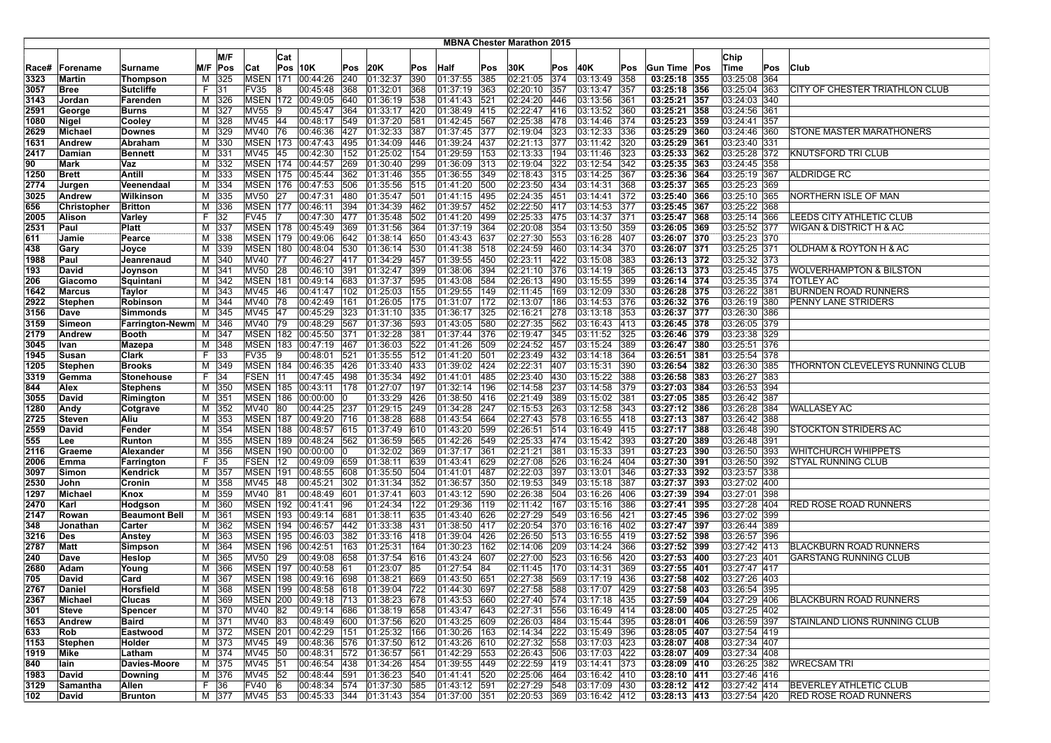# MBNA Chester Marathon 2015

| Race# | Forename | Surname | M/F | M/F Pos | Cat | Cat Pos | 10K | Pos | 20K | Pos | Half | Pos | 30K | Pos | 40K | Pos | Gun Time | Pos | Chip Time | Pos | Club |
|---|---|---|---|---|---|---|---|---|---|---|---|---|---|---|---|---|---|---|---|---|---|
| 3323 | Martin | Thompson | M | 325 | MSEN | 171 | 00:44:26 | 240 | 01:32:37 | 390 | 01:37:55 | 385 | 02:21:05 | 374 | 03:13:49 | 358 | 03:25:18 | 355 | 03:25:08 | 364 | |
| 3057 | Bree | Sutcliffe | F | 31 | FV35 | 8 | 00:45:48 | 368 | 01:32:01 | 368 | 01:37:19 | 363 | 02:20:10 | 357 | 03:13:47 | 357 | 03:25:18 | 356 | 03:25:04 | 363 | CITY OF CHESTER TRIATHLON CLUB |
| 3143 | Jordan | Farenden | M | 326 | MSEN | 172 | 00:49:05 | 640 | 01:36:19 | 538 | 01:41:43 | 521 | 02:24:20 | 446 | 03:13:56 | 361 | 03:25:21 | 357 | 03:24:03 | 340 | |
| 2591 | George | Burns | M | 327 | MV55 | 9 | 00:45:47 | 364 | 01:33:17 | 420 | 01:38:49 | 415 | 02:22:47 | 416 | 03:13:52 | 360 | 03:25:21 | 358 | 03:24:56 | 361 | |
| 1080 | Nigel | Cooley | M | 328 | MV45 | 44 | 00:48:17 | 549 | 01:37:20 | 581 | 01:42:45 | 567 | 02:25:38 | 478 | 03:14:46 | 374 | 03:25:23 | 359 | 03:24:41 | 357 | |
| 2629 | Michael | Downes | M | 329 | MV40 | 76 | 00:46:36 | 427 | 01:32:33 | 387 | 01:37:45 | 377 | 02:19:04 | 323 | 03:12:33 | 336 | 03:25:29 | 360 | 03:24:46 | 360 | STONE MASTER MARATHONERS |
| 1631 | Andrew | Abraham | M | 330 | MSEN | 173 | 00:47:43 | 495 | 01:34:09 | 446 | 01:39:24 | 437 | 02:21:13 | 377 | 03:11:42 | 320 | 03:25:29 | 361 | 03:23:40 | 331 | |
| 2417 | Damian | Bennett | M | 331 | MV45 | 45 | 00:42:30 | 152 | 01:25:02 | 154 | 01:29:59 | 153 | 02:13:33 | 194 | 03:11:46 | 323 | 03:25:33 | 362 | 03:25:28 | 372 | KNUTSFORD TRI CLUB |
| 90 | Mark | Vaz | M | 332 | MSEN | 174 | 00:44:57 | 269 | 01:30:40 | 299 | 01:36:09 | 313 | 02:19:04 | 322 | 03:12:54 | 342 | 03:25:35 | 363 | 03:24:45 | 358 | |
| 1250 | Brett | Antill | M | 333 | MSEN | 175 | 00:45:44 | 362 | 01:31:46 | 355 | 01:36:55 | 349 | 02:18:43 | 315 | 03:14:25 | 367 | 03:25:36 | 364 | 03:25:19 | 367 | ALDRIDGE RC |
| 2774 | Jurgen | Veenendaal | M | 334 | MSEN | 176 | 00:47:53 | 506 | 01:35:56 | 515 | 01:41:20 | 500 | 02:23:50 | 434 | 03:14:31 | 368 | 03:25:37 | 365 | 03:25:23 | 369 | |
| 3025 | Andrew | Wilkinson | M | 335 | MV50 | 27 | 00:47:31 | 480 | 01:35:47 | 501 | 01:41:15 | 495 | 02:24:35 | 451 | 03:14:41 | 372 | 03:25:40 | 366 | 03:25:10 | 365 | NORTHERN ISLE OF MAN |
| 656 | Christopher | Britton | M | 336 | MSEN | 177 | 00:46:11 | 394 | 01:34:39 | 462 | 01:39:57 | 452 | 02:22:50 | 417 | 03:14:53 | 377 | 03:25:45 | 367 | 03:25:22 | 368 | |
| 2005 | Alison | Varley | F | 32 | FV45 | 7 | 00:47:30 | 477 | 01:35:48 | 502 | 01:41:20 | 499 | 02:25:33 | 475 | 03:14:37 | 371 | 03:25:47 | 368 | 03:25:14 | 366 | LEEDS CITY ATHLETIC CLUB |
| 2531 | Paul | Platt | M | 337 | MSEN | 178 | 00:45:49 | 369 | 01:31:56 | 364 | 01:37:19 | 364 | 02:20:08 | 354 | 03:13:50 | 359 | 03:26:05 | 369 | 03:25:52 | 377 | WIGAN & DISTRICT H & AC |
| 611 | Jamie | Pearce | M | 338 | MSEN | 179 | 00:49:06 | 642 | 01:38:14 | 650 | 01:43:43 | 637 | 02:27:30 | 553 | 03:16:28 | 407 | 03:26:07 | 370 | 03:25:23 | 370 | |
| 438 | Gary | Joyce | M | 339 | MSEN | 180 | 00:48:04 | 530 | 01:36:14 | 530 | 01:41:38 | 518 | 02:24:59 | 460 | 03:14:34 | 370 | 03:26:07 | 371 | 03:25:25 | 371 | OLDHAM & ROYTON H & AC |
| 1988 | Paul | Jeanrenaud | M | 340 | MV40 | 77 | 00:46:27 | 417 | 01:34:29 | 457 | 01:39:55 | 450 | 02:23:11 | 422 | 03:15:08 | 383 | 03:26:13 | 372 | 03:25:32 | 373 | |
| 193 | David | Joynson | M | 341 | MV50 | 28 | 00:46:10 | 391 | 01:32:47 | 399 | 01:38:06 | 394 | 02:21:10 | 376 | 03:14:19 | 365 | 03:26:13 | 373 | 03:25:45 | 375 | WOLVERHAMPTON & BILSTON |
| 206 | Giacomo | Squintani | M | 342 | MSEN | 181 | 00:49:14 | 683 | 01:37:37 | 595 | 01:43:08 | 584 | 02:26:13 | 490 | 03:15:55 | 399 | 03:26:14 | 374 | 03:25:35 | 374 | TOTLEY AC |
| 1642 | Marcus | Taylor | M | 343 | MV45 | 46 | 00:41:47 | 102 | 01:25:03 | 155 | 01:29:55 | 149 | 02:11:45 | 169 | 03:12:09 | 330 | 03:26:28 | 375 | 03:26:22 | 381 | BURNDEN ROAD RUNNERS |
| 2922 | Stephen | Robinson | M | 344 | MV40 | 78 | 00:42:49 | 161 | 01:26:05 | 175 | 01:31:07 | 172 | 02:13:07 | 186 | 03:14:53 | 376 | 03:26:32 | 376 | 03:26:19 | 380 | PENNY LANE STRIDERS |
| 3156 | Dave | Simmonds | M | 345 | MV45 | 47 | 00:45:29 | 323 | 01:31:10 | 335 | 01:36:17 | 325 | 02:16:21 | 278 | 03:13:18 | 353 | 03:26:37 | 377 | 03:26:30 | 386 | |
| 3159 | Simeon | Farrington-Newm | M | 346 | MV40 | 79 | 00:48:29 | 567 | 01:37:36 | 593 | 01:43:05 | 580 | 02:27:35 | 562 | 03:16:43 | 413 | 03:26:45 | 378 | 03:26:05 | 379 | |
| 2179 | Andrew | Booth | M | 347 | MSEN | 182 | 00:45:50 | 371 | 01:32:28 | 381 | 01:37:44 | 376 | 02:19:47 | 345 | 03:11:52 | 325 | 03:26:46 | 379 | 03:23:38 | 329 | |
| 3045 | Ivan | Mazepa | M | 348 | MSEN | 183 | 00:47:19 | 467 | 01:36:03 | 522 | 01:41:26 | 509 | 02:24:52 | 457 | 03:15:24 | 389 | 03:26:47 | 380 | 03:25:51 | 376 | |
| 1945 | Susan | Clark | F | 33 | FV35 | 9 | 00:48:01 | 521 | 01:35:55 | 512 | 01:41:20 | 501 | 02:23:49 | 432 | 03:14:18 | 364 | 03:26:51 | 381 | 03:25:54 | 378 | |
| 1205 | Stephen | Brooks | M | 349 | MSEN | 184 | 00:46:35 | 426 | 01:33:40 | 433 | 01:39:02 | 424 | 02:22:31 | 407 | 03:15:31 | 390 | 03:26:54 | 382 | 03:26:30 | 385 | THORNTON CLEVELEYS RUNNING CLUB |
| 3319 | Gemma | Stonehouse | F | 34 | FSEN | 11 | 00:47:45 | 498 | 01:35:34 | 492 | 01:41:01 | 485 | 02:23:40 | 430 | 03:15:22 | 388 | 03:26:58 | 383 | 03:26:27 | 383 | |
| 844 | Alex | Stephens | M | 350 | MSEN | 185 | 00:43:11 | 178 | 01:27:07 | 197 | 01:32:14 | 196 | 02:14:58 | 237 | 03:14:58 | 379 | 03:27:03 | 384 | 03:26:53 | 394 | |
| 3055 | David | Rimington | M | 351 | MSEN | 186 | 00:00:00 | 0 | 01:33:29 | 426 | 01:38:50 | 416 | 02:21:49 | 389 | 03:15:02 | 381 | 03:27:05 | 385 | 03:26:42 | 387 | |
| 1280 | Andy | Cotgrave | M | 352 | MV40 | 80 | 00:44:25 | 237 | 01:29:15 | 249 | 01:34:28 | 247 | 02:15:53 | 263 | 03:12:58 | 343 | 03:27:12 | 386 | 03:26:28 | 384 | WALLASEY AC |
| 2725 | Steven | Aliu | M | 353 | MSEN | 187 | 00:49:20 | 716 | 01:38:28 | 688 | 01:43:54 | 664 | 02:27:43 | 578 | 03:16:55 | 418 | 03:27:13 | 387 | 03:26:42 | 388 | |
| 2559 | David | Fender | M | 354 | MSEN | 188 | 00:48:57 | 615 | 01:37:49 | 610 | 01:43:20 | 599 | 02:26:51 | 514 | 03:16:49 | 415 | 03:27:17 | 388 | 03:26:48 | 390 | STOCKTON STRIDERS AC |
| 555 | Lee | Runton | M | 355 | MSEN | 189 | 00:48:24 | 562 | 01:36:59 | 565 | 01:42:26 | 549 | 02:25:33 | 474 | 03:15:42 | 393 | 03:27:20 | 389 | 03:26:48 | 391 | |
| 2116 | Graeme | Alexander | M | 356 | MSEN | 190 | 00:00:00 | 0 | 01:32:02 | 369 | 01:37:17 | 361 | 02:21:21 | 381 | 03:15:33 | 391 | 03:27:23 | 390 | 03:26:50 | 393 | WHITCHURCH WHIPPETS |
| 2006 | Emma | Farrington | F | 35 | FSEN | 12 | 00:49:09 | 659 | 01:38:11 | 639 | 01:43:41 | 629 | 02:27:08 | 526 | 03:16:24 | 404 | 03:27:30 | 391 | 03:26:50 | 392 | STYAL RUNNING CLUB |
| 3097 | Simon | Kendrick | M | 357 | MSEN | 191 | 00:48:55 | 608 | 01:35:50 | 504 | 01:41:01 | 487 | 02:22:03 | 397 | 03:13:01 | 346 | 03:27:33 | 392 | 03:23:57 | 338 | |
| 2530 | John | Cronin | M | 358 | MV45 | 48 | 00:45:21 | 302 | 01:31:34 | 352 | 01:36:57 | 350 | 02:19:53 | 349 | 03:15:18 | 387 | 03:27:37 | 393 | 03:27:02 | 400 | |
| 1297 | Michael | Knox | M | 359 | MV40 | 81 | 00:48:49 | 601 | 01:37:41 | 603 | 01:43:12 | 590 | 02:26:38 | 504 | 03:16:26 | 406 | 03:27:39 | 394 | 03:27:01 | 398 | |
| 2470 | Karl | Hodgson | M | 360 | MSEN | 192 | 00:41:41 | 96 | 01:24:34 | 122 | 01:29:36 | 119 | 02:11:42 | 167 | 03:15:16 | 386 | 03:27:41 | 395 | 03:27:28 | 404 | RED ROSE ROAD RUNNERS |
| 2147 | Rowan | Beaumont Bell | M | 361 | MSEN | 193 | 00:49:14 | 681 | 01:38:11 | 635 | 01:43:40 | 626 | 02:27:29 | 549 | 03:16:56 | 421 | 03:27:45 | 396 | 03:27:02 | 399 | |
| 348 | Jonathan | Carter | M | 362 | MSEN | 194 | 00:46:57 | 442 | 01:33:38 | 431 | 01:38:50 | 417 | 02:20:54 | 370 | 03:16:16 | 402 | 03:27:47 | 397 | 03:26:44 | 389 | |
| 3216 | Des | Anstey | M | 363 | MSEN | 195 | 00:46:03 | 382 | 01:33:16 | 418 | 01:39:04 | 426 | 02:26:50 | 513 | 03:16:55 | 419 | 03:27:52 | 398 | 03:26:57 | 396 | |
| 2787 | Matt | Simpson | M | 364 | MSEN | 196 | 00:42:51 | 163 | 01:25:31 | 164 | 01:30:23 | 162 | 02:14:06 | 209 | 03:14:24 | 366 | 03:27:52 | 399 | 03:27:42 | 413 | BLACKBURN ROAD RUNNERS |
| 240 | Dave | Heslop | M | 365 | MV50 | 29 | 00:49:08 | 658 | 01:37:54 | 616 | 01:43:24 | 607 | 02:27:00 | 523 | 03:16:56 | 420 | 03:27:53 | 400 | 03:27:23 | 401 | GARSTANG RUNNING CLUB |
| 2680 | Adam | Young | M | 366 | MSEN | 197 | 00:40:58 | 61 | 01:23:07 | 85 | 01:27:54 | 84 | 02:11:45 | 170 | 03:14:31 | 369 | 03:27:55 | 401 | 03:27:47 | 417 | |
| 705 | David | Card | M | 367 | MSEN | 198 | 00:49:16 | 698 | 01:38:21 | 669 | 01:43:50 | 651 | 02:27:38 | 569 | 03:17:19 | 436 | 03:27:58 | 402 | 03:27:26 | 403 | |
| 2767 | Daniel | Horsfield | M | 368 | MSEN | 199 | 00:48:58 | 618 | 01:39:04 | 722 | 01:44:30 | 697 | 02:27:58 | 588 | 03:17:07 | 429 | 03:27:58 | 403 | 03:26:54 | 395 | |
| 2367 | Michael | Clucas | M | 369 | MSEN | 200 | 00:49:18 | 713 | 01:38:23 | 678 | 01:43:53 | 660 | 02:27:40 | 574 | 03:17:18 | 435 | 03:27:59 | 404 | 03:27:29 | 406 | BLACKBURN ROAD RUNNERS |
| 301 | Steve | Spencer | M | 370 | MV40 | 82 | 00:49:14 | 686 | 01:38:19 | 658 | 01:43:47 | 643 | 02:27:31 | 556 | 03:16:49 | 414 | 03:28:00 | 405 | 03:27:25 | 402 | |
| 1653 | Andrew | Baird | M | 371 | MV40 | 83 | 00:48:49 | 600 | 01:37:56 | 620 | 01:43:25 | 609 | 02:26:03 | 484 | 03:15:44 | 395 | 03:28:01 | 406 | 03:26:59 | 397 | STAINLAND LIONS RUNNING CLUB |
| 633 | Rob | Eastwood | M | 372 | MSEN | 201 | 00:42:29 | 151 | 01:25:32 | 166 | 01:30:26 | 163 | 02:14:34 | 222 | 03:15:49 | 396 | 03:28:05 | 407 | 03:27:54 | 419 | |
| 1153 | Stephen | Holder | M | 373 | MV45 | 49 | 00:48:36 | 576 | 01:37:50 | 612 | 01:43:26 | 610 | 02:27:32 | 558 | 03:17:03 | 423 | 03:28:07 | 408 | 03:27:34 | 407 | |
| 1919 | Mike | Latham | M | 374 | MV45 | 50 | 00:48:31 | 572 | 01:36:57 | 561 | 01:42:29 | 553 | 02:26:43 | 506 | 03:17:03 | 422 | 03:28:07 | 409 | 03:27:34 | 408 | |
| 840 | Iain | Davies-Moore | M | 375 | MV45 | 51 | 00:46:54 | 438 | 01:34:26 | 454 | 01:39:55 | 449 | 02:22:59 | 419 | 03:14:41 | 373 | 03:28:09 | 410 | 03:26:25 | 382 | WRECSAM TRI |
| 1983 | David | Downing | M | 376 | MV45 | 52 | 00:48:44 | 591 | 01:36:23 | 540 | 01:41:41 | 520 | 02:25:06 | 464 | 03:16:42 | 410 | 03:28:10 | 411 | 03:27:46 | 416 | |
| 3129 | Samantha | Allen | F | 36 | FV40 | 6 | 00:48:34 | 574 | 01:37:30 | 585 | 01:43:12 | 591 | 02:27:29 | 548 | 03:17:09 | 430 | 03:28:12 | 412 | 03:27:42 | 414 | BEVERLEY ATHLETIC CLUB |
| 102 | David | Brunton | M | 377 | MV45 | 53 | 00:45:33 | 344 | 01:31:43 | 354 | 01:37:00 | 351 | 02:20:53 | 369 | 03:16:42 | 412 | 03:28:13 | 413 | 03:27:54 | 420 | RED ROSE ROAD RUNNERS |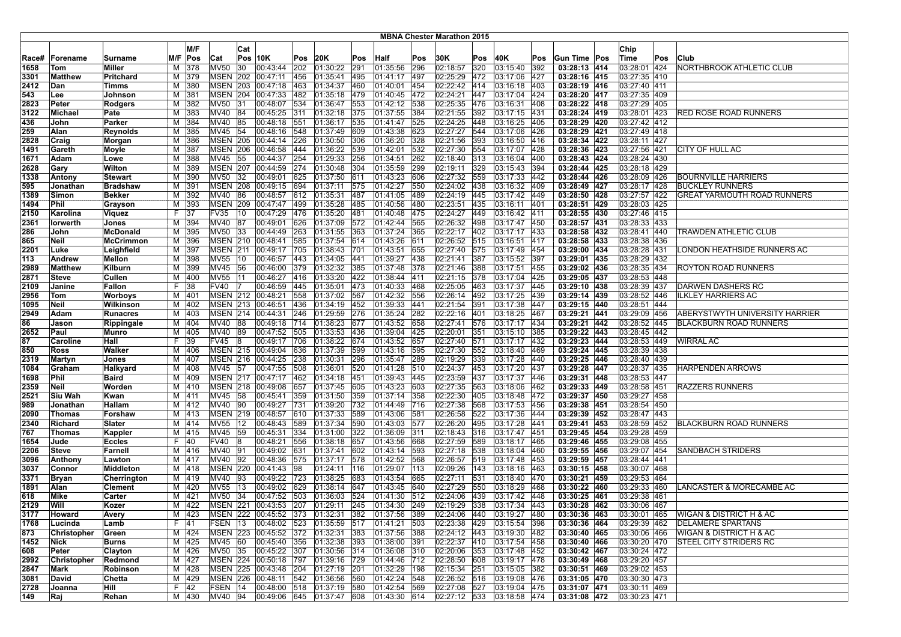# MBNA Chester Marathon 2015

| Race# | Forename | Surname | M/F | M/F Pos | Cat | Cat Pos | 10K | Pos | 20K | Pos | Half | Pos | 30K | Pos | 40K | Pos | Gun Time | Pos | Chip Time | Pos | Club |
|---|---|---|---|---|---|---|---|---|---|---|---|---|---|---|---|---|---|---|---|---|---|
| 1658 | Tom | Miller | M | 378 | MV50 | 30 | 00:43:44 | 202 | 01:30:22 | 291 | 01:35:56 | 296 | 02:18:57 | 320 | 03:15:40 | 392 | 03:28:13 | 414 | 03:28:01 | 424 | NORTHBROOK ATHLETIC CLUB |
| 3301 | Matthew | Pritchard | M | 379 | MSEN | 202 | 00:47:11 | 456 | 01:35:41 | 495 | 01:41:17 | 497 | 02:25:29 | 472 | 03:17:06 | 427 | 03:28:16 | 415 | 03:27:35 | 410 | |
| 2412 | Dan | Timms | M | 380 | MSEN | 203 | 00:47:18 | 463 | 01:34:37 | 460 | 01:40:01 | 454 | 02:22:42 | 414 | 03:16:18 | 403 | 03:28:19 | 416 | 03:27:40 | 411 | |
| 543 | Lee | Johnson | M | 381 | MSEN | 204 | 00:47:33 | 482 | 01:35:18 | 479 | 01:40:45 | 472 | 02:24:21 | 447 | 03:17:04 | 424 | 03:28:20 | 417 | 03:27:35 | 409 | |
| 2823 | Peter | Rodgers | M | 382 | MV50 | 31 | 00:48:07 | 534 | 01:36:47 | 553 | 01:42:12 | 538 | 02:25:35 | 476 | 03:16:31 | 408 | 03:28:22 | 418 | 03:27:29 | 405 | |
| 3122 | Michael | Pate | M | 383 | MV40 | 84 | 00:45:25 | 311 | 01:32:18 | 375 | 01:37:55 | 384 | 02:21:55 | 392 | 03:17:15 | 431 | 03:28:24 | 419 | 03:28:01 | 423 | RED ROSE ROAD RUNNERS |
| 436 | John | Parker | M | 384 | MV40 | 85 | 00:48:18 | 551 | 01:36:17 | 535 | 01:41:47 | 525 | 02:24:25 | 448 | 03:16:25 | 405 | 03:28:29 | 420 | 03:27:42 | 412 | |
| 259 | Alan | Reynolds | M | 385 | MV45 | 54 | 00:48:16 | 548 | 01:37:49 | 609 | 01:43:38 | 623 | 02:27:27 | 544 | 03:17:06 | 426 | 03:28:29 | 421 | 03:27:49 | 418 | |
| 2828 | Craig | Morgan | M | 386 | MSEN | 205 | 00:44:14 | 226 | 01:30:50 | 306 | 01:36:20 | 328 | 02:21:56 | 393 | 03:16:50 | 416 | 03:28:34 | 422 | 03:28:11 | 427 | |
| 1491 | Gareth | Moyle | M | 387 | MSEN | 206 | 00:46:58 | 444 | 01:36:22 | 539 | 01:42:01 | 532 | 02:27:30 | 554 | 03:17:07 | 428 | 03:28:36 | 423 | 03:27:56 | 421 | CITY OF HULL AC |
| 1671 | Adam | Lowe | M | 388 | MV45 | 55 | 00:44:37 | 254 | 01:29:33 | 256 | 01:34:51 | 262 | 02:18:40 | 313 | 03:16:04 | 400 | 03:28:43 | 424 | 03:28:24 | 430 | |
| 2628 | Gary | Wilton | M | 389 | MSEN | 207 | 00:44:59 | 274 | 01:30:48 | 304 | 01:35:59 | 299 | 02:19:11 | 329 | 03:15:43 | 394 | 03:28:44 | 425 | 03:28:18 | 429 | |
| 1338 | Antony | Stewart | M | 390 | MV50 | 32 | 00:49:01 | 625 | 01:37:50 | 611 | 01:43:23 | 606 | 02:27:32 | 559 | 03:17:33 | 442 | 03:28:44 | 426 | 03:28:09 | 426 | BOURNVILLE HARRIERS |
| 595 | Jonathan | Bradshaw | M | 391 | MSEN | 208 | 00:49:15 | 694 | 01:37:11 | 575 | 01:42:27 | 550 | 02:24:02 | 438 | 03:16:32 | 409 | 03:28:49 | 427 | 03:28:17 | 428 | BUCKLEY RUNNERS |
| 1389 | Simon | Bekker | M | 392 | MV40 | 86 | 00:48:57 | 612 | 01:35:31 | 487 | 01:41:05 | 489 | 02:24:19 | 445 | 03:17:42 | 449 | 03:28:50 | 428 | 03:27:57 | 422 | GREAT YARMOUTH ROAD RUNNERS |
| 1494 | Phil | Grayson | M | 393 | MSEN | 209 | 00:47:47 | 499 | 01:35:28 | 485 | 01:40:56 | 480 | 02:23:51 | 435 | 03:16:11 | 401 | 03:28:51 | 429 | 03:28:03 | 425 | |
| 2150 | Karolina | Viquez | F | 37 | FV35 | 10 | 00:47:29 | 476 | 01:35:20 | 481 | 01:40:48 | 475 | 02:24:27 | 449 | 03:16:42 | 411 | 03:28:55 | 430 | 03:27:46 | 415 | |
| 2361 | Iorwerth | Jones | M | 394 | MV40 | 87 | 00:49:01 | 626 | 01:37:09 | 572 | 01:42:44 | 565 | 02:26:32 | 498 | 03:17:47 | 450 | 03:28:57 | 431 | 03:28:33 | 433 | |
| 286 | John | McDonald | M | 395 | MV50 | 33 | 00:44:49 | 263 | 01:31:55 | 363 | 01:37:24 | 365 | 02:22:17 | 402 | 03:17:17 | 433 | 03:28:58 | 432 | 03:28:41 | 440 | TRAWDEN ATHLETIC CLUB |
| 865 | Neil | McCrimmon | M | 396 | MSEN | 210 | 00:48:41 | 585 | 01:37:54 | 614 | 01:43:26 | 611 | 02:26:52 | 515 | 03:16:51 | 417 | 03:28:58 | 433 | 03:28:38 | 436 | |
| 2201 | Luke | Leighfield | M | 397 | MSEN | 211 | 00:49:17 | 705 | 01:38:43 | 701 | 01:43:51 | 655 | 02:27:40 | 575 | 03:17:49 | 454 | 03:29:00 | 434 | 03:28:28 | 431 | LONDON HEATHSIDE RUNNERS AC |
| 113 | Andrew | Mellon | M | 398 | MV55 | 10 | 00:46:57 | 443 | 01:34:05 | 441 | 01:39:27 | 438 | 02:21:41 | 387 | 03:15:52 | 397 | 03:29:01 | 435 | 03:28:29 | 432 | |
| 2989 | Matthew | Kilburn | M | 399 | MV45 | 56 | 00:46:00 | 379 | 01:32:32 | 385 | 01:37:48 | 378 | 02:21:46 | 388 | 03:17:51 | 455 | 03:29:02 | 436 | 03:28:35 | 434 | ROYTON ROAD RUNNERS |
| 2871 | Steve | Cullen | M | 400 | MV55 | 11 | 00:46:27 | 416 | 01:33:20 | 422 | 01:38:44 | 411 | 02:21:15 | 378 | 03:17:04 | 425 | 03:29:05 | 437 | 03:28:53 | 448 | |
| 2109 | Janine | Fallon | F | 38 | FV40 | 7 | 00:46:59 | 445 | 01:35:01 | 473 | 01:40:33 | 468 | 02:25:05 | 463 | 03:17:37 | 445 | 03:29:10 | 438 | 03:28:39 | 437 | DARWEN DASHERS RC |
| 2956 | Tom | Worboys | M | 401 | MSEN | 212 | 00:48:21 | 558 | 01:37:02 | 567 | 01:42:32 | 556 | 02:26:14 | 492 | 03:17:25 | 439 | 03:29:14 | 439 | 03:28:52 | 446 | ILKLEY HARRIERS AC |
| 1095 | Neil | Wilkinson | M | 402 | MSEN | 213 | 00:46:51 | 436 | 01:34:19 | 452 | 01:39:33 | 441 | 02:21:54 | 391 | 03:17:38 | 447 | 03:29:15 | 440 | 03:28:51 | 444 | |
| 2949 | Adam | Runacres | M | 403 | MSEN | 214 | 00:44:31 | 246 | 01:29:59 | 276 | 01:35:24 | 282 | 02:22:16 | 401 | 03:18:25 | 467 | 03:29:21 | 441 | 03:29:09 | 456 | ABERYSTWYTH UNIVERSITY HARRIER |
| 86 | Jason | Rippingale | M | 404 | MV40 | 88 | 00:49:18 | 714 | 01:38:23 | 677 | 01:43:52 | 658 | 02:27:41 | 576 | 03:17:17 | 434 | 03:29:21 | 442 | 03:28:52 | 445 | BLACKBURN ROAD RUNNERS |
| 2652 | Paul | Munro | M | 405 | MV40 | 89 | 00:47:52 | 505 | 01:33:53 | 436 | 01:39:04 | 425 | 02:20:01 | 351 | 03:15:10 | 385 | 03:29:22 | 443 | 03:28:45 | 442 | |
| 87 | Caroline | Hall | F | 39 | FV45 | 8 | 00:49:17 | 706 | 01:38:22 | 674 | 01:43:52 | 657 | 02:27:40 | 571 | 03:17:17 | 432 | 03:29:23 | 444 | 03:28:53 | 449 | WIRRAL AC |
| 850 | Ross | Walker | M | 406 | MSEN | 215 | 00:49:04 | 636 | 01:37:39 | 599 | 01:43:16 | 595 | 02:27:30 | 552 | 03:18:40 | 469 | 03:29:24 | 445 | 03:28:39 | 438 | |
| 2319 | Martyn | Jones | M | 407 | MSEN | 216 | 00:44:25 | 238 | 01:30:31 | 296 | 01:35:47 | 289 | 02:19:29 | 339 | 03:17:28 | 440 | 03:29:25 | 446 | 03:28:40 | 439 | |
| 1084 | Graham | Halkyard | M | 408 | MV45 | 57 | 00:47:55 | 508 | 01:36:01 | 520 | 01:41:28 | 510 | 02:24:37 | 453 | 03:17:20 | 437 | 03:29:28 | 447 | 03:28:37 | 435 | HARPENDEN ARROWS |
| 1698 | Phil | Baird | M | 409 | MSEN | 217 | 00:47:17 | 462 | 01:34:18 | 451 | 01:39:43 | 445 | 02:23:59 | 437 | 03:17:37 | 446 | 03:29:31 | 448 | 03:28:53 | 447 | |
| 2359 | Neil | Worden | M | 410 | MSEN | 218 | 00:49:08 | 657 | 01:37:45 | 605 | 01:43:23 | 603 | 02:27:35 | 563 | 03:18:06 | 462 | 03:29:33 | 449 | 03:28:58 | 451 | RAZZERS RUNNERS |
| 2521 | Siu Wah | Kwan | M | 411 | MV45 | 58 | 00:45:41 | 359 | 01:31:50 | 359 | 01:37:14 | 358 | 02:22:30 | 405 | 03:18:48 | 472 | 03:29:37 | 450 | 03:29:27 | 458 | |
| 989 | Jonathan | Hallam | M | 412 | MV40 | 90 | 00:49:27 | 731 | 01:39:20 | 732 | 01:44:49 | 716 | 02:27:38 | 568 | 03:17:53 | 456 | 03:29:38 | 451 | 03:28:54 | 450 | |
| 2090 | Thomas | Forshaw | M | 413 | MSEN | 219 | 00:48:57 | 610 | 01:37:33 | 589 | 01:43:06 | 581 | 02:26:58 | 522 | 03:17:36 | 444 | 03:29:39 | 452 | 03:28:47 | 443 | |
| 2340 | Richard | Slater | M | 414 | MV55 | 12 | 00:48:43 | 589 | 01:37:34 | 590 | 01:43:03 | 577 | 02:26:20 | 495 | 03:17:28 | 441 | 03:29:41 | 453 | 03:28:59 | 452 | BLACKBURN ROAD RUNNERS |
| 767 | Thomas | Kappler | M | 415 | MV45 | 59 | 00:45:31 | 334 | 01:31:00 | 322 | 01:36:09 | 311 | 02:18:43 | 316 | 03:17:47 | 451 | 03:29:45 | 454 | 03:29:28 | 459 | |
| 1654 | Jude | Eccles | F | 40 | FV40 | 8 | 00:48:21 | 556 | 01:38:18 | 657 | 01:43:56 | 668 | 02:27:59 | 589 | 03:18:17 | 465 | 03:29:46 | 455 | 03:29:08 | 455 | |
| 2206 | Steve | Farnell | M | 416 | MV40 | 91 | 00:49:02 | 631 | 01:37:41 | 602 | 01:43:14 | 593 | 02:27:18 | 538 | 03:18:04 | 460 | 03:29:55 | 456 | 03:29:07 | 454 | SANDBACH STRIDERS |
| 3096 | Anthony | Lawton | M | 417 | MV40 | 92 | 00:48:36 | 575 | 01:37:17 | 578 | 01:42:52 | 568 | 02:26:57 | 519 | 03:17:48 | 453 | 03:29:59 | 457 | 03:28:44 | 441 | |
| 3037 | Connor | Middleton | M | 418 | MSEN | 220 | 00:41:43 | 98 | 01:24:11 | 116 | 01:29:07 | 113 | 02:09:26 | 143 | 03:18:16 | 463 | 03:30:15 | 458 | 03:30:07 | 468 | |
| 3371 | Bryan | Cherrington | M | 419 | MV40 | 93 | 00:49:22 | 723 | 01:38:25 | 683 | 01:43:54 | 665 | 02:27:11 | 531 | 03:18:40 | 470 | 03:30:21 | 459 | 03:29:53 | 464 | |
| 1891 | Alan | Clement | M | 420 | MV55 | 13 | 00:49:02 | 629 | 01:38:14 | 647 | 01:43:45 | 640 | 02:27:29 | 550 | 03:18:29 | 468 | 03:30:22 | 460 | 03:29:33 | 460 | LANCASTER & MORECAMBE AC |
| 618 | Mike | Carter | M | 421 | MV50 | 34 | 00:47:52 | 503 | 01:36:03 | 524 | 01:41:30 | 512 | 02:24:06 | 439 | 03:17:42 | 448 | 03:30:25 | 461 | 03:29:38 | 461 | |
| 2129 | Will | Kozer | M | 422 | MSEN | 221 | 00:43:53 | 207 | 01:29:11 | 245 | 01:34:30 | 249 | 02:19:29 | 338 | 03:17:34 | 443 | 03:30:28 | 462 | 03:30:06 | 467 | |
| 3177 | Howard | Avery | M | 423 | MSEN | 222 | 00:45:52 | 373 | 01:32:31 | 382 | 01:37:56 | 389 | 02:24:06 | 440 | 03:19:27 | 480 | 03:30:36 | 463 | 03:30:01 | 465 | WIGAN & DISTRICT H & AC |
| 1768 | Lucinda | Lamb | F | 41 | FSEN | 13 | 00:48:02 | 523 | 01:35:59 | 517 | 01:41:21 | 503 | 02:23:38 | 429 | 03:15:54 | 398 | 03:30:36 | 464 | 03:29:39 | 462 | DELAMERE SPARTANS |
| 873 | Christopher | Green | M | 424 | MSEN | 223 | 00:45:52 | 372 | 01:32:31 | 383 | 01:37:56 | 388 | 02:24:12 | 443 | 03:19:30 | 482 | 03:30:40 | 465 | 03:30:06 | 466 | WIGAN & DISTRICT H & AC |
| 1452 | Nick | Burns | M | 425 | MV45 | 60 | 00:45:40 | 356 | 01:32:38 | 393 | 01:38:00 | 391 | 02:22:37 | 410 | 03:17:54 | 458 | 03:30:40 | 466 | 03:30:20 | 470 | STEEL CITY STRIDERS RC |
| 608 | Peter | Clayton | M | 426 | MV50 | 35 | 00:45:22 | 307 | 01:30:56 | 314 | 01:36:08 | 310 | 02:20:06 | 353 | 03:17:48 | 452 | 03:30:42 | 467 | 03:30:24 | 472 | |
| 2992 | Christopher | Redmond | M | 427 | MSEN | 224 | 00:50:18 | 797 | 01:39:16 | 729 | 01:44:46 | 712 | 02:28:50 | 608 | 03:19:17 | 478 | 03:30:49 | 468 | 03:29:20 | 457 | |
| 2847 | Mark | Robinson | M | 428 | MSEN | 225 | 00:43:48 | 204 | 01:27:19 | 201 | 01:32:29 | 198 | 02:15:34 | 251 | 03:15:05 | 382 | 03:30:51 | 469 | 03:29:02 | 453 | |
| 3081 | David | Chetta | M | 429 | MSEN | 226 | 00:48:11 | 542 | 01:36:56 | 560 | 01:42:24 | 548 | 02:26:52 | 516 | 03:19:08 | 476 | 03:31:05 | 470 | 03:30:30 | 473 | |
| 2728 | Joanna | Hill | F | 42 | FSEN | 14 | 00:48:00 | 518 | 01:37:19 | 580 | 01:42:54 | 569 | 02:27:08 | 527 | 03:19:04 | 475 | 03:31:07 | 471 | 03:30:11 | 469 | |
| 149 | Raj | Rehan | M | 430 | MV40 | 94 | 00:49:06 | 645 | 01:37:47 | 608 | 01:43:30 | 614 | 02:27:12 | 533 | 03:18:58 | 474 | 03:31:08 | 472 | 03:30:23 | 471 | |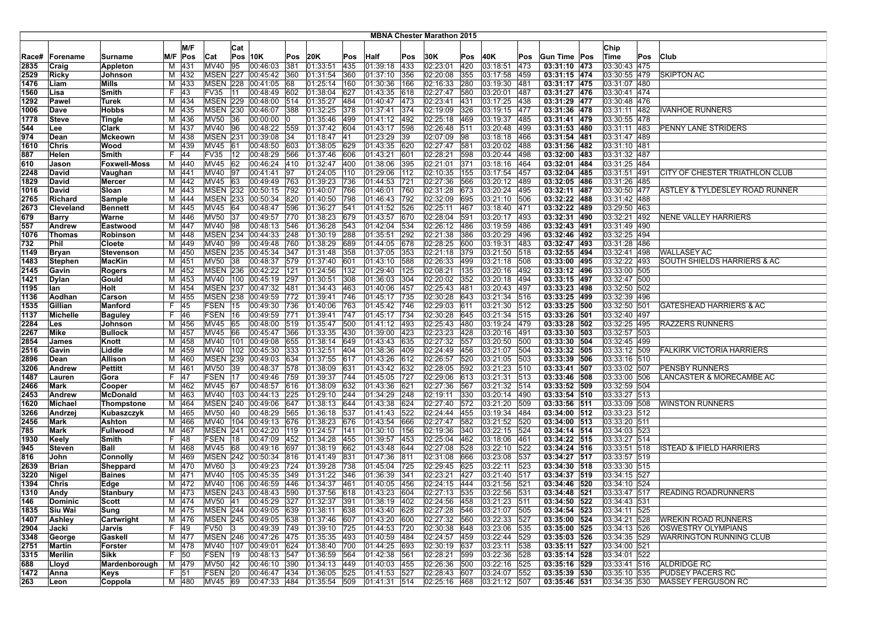# MBNA Chester Marathon 2015

| Race# | Forename | Surname | M/F | M/F Pos | Cat | Cat Pos | 10K | Pos | 20K | Pos | Half | Pos | 30K | Pos | 40K | Pos | Gun Time | Pos | Chip Time | Pos | Club |
|---|---|---|---|---|---|---|---|---|---|---|---|---|---|---|---|---|---|---|---|---|---|
| 2835 | Craig | Appleton | M | 431 | MV40 | 95 | 00:46:03 | 381 | 01:33:51 | 435 | 01:39:18 | 433 | 02:23:01 | 420 | 03:18:51 | 473 | 03:31:10 | 473 | 03:30:43 | 475 | |
| 2529 | Ricky | Johnson | M | 432 | MSEN | 227 | 00:45:42 | 360 | 01:31:54 | 360 | 01:37:10 | 356 | 02:20:08 | 355 | 03:17:58 | 459 | 03:31:15 | 474 | 03:30:55 | 479 | SKIPTON AC |
| 1476 | Liam | Mills | M | 433 | MSEN | 228 | 00:41:05 | 68 | 01:25:14 | 160 | 01:30:36 | 166 | 02:16:33 | 280 | 03:19:30 | 481 | 03:31:17 | 475 | 03:31:07 | 480 | |
| 1560 | Lisa | Smith | F | 43 | FV35 | 11 | 00:48:49 | 602 | 01:38:04 | 627 | 01:43:35 | 618 | 02:27:47 | 580 | 03:20:01 | 487 | 03:31:27 | 476 | 03:30:41 | 474 | |
| 1292 | Pawel | Turek | M | 434 | MSEN | 229 | 00:48:00 | 514 | 01:35:27 | 484 | 01:40:47 | 473 | 02:23:41 | 431 | 03:17:25 | 438 | 03:31:29 | 477 | 03:30:48 | 476 | |
| 1006 | Dave | Hobbs | M | 435 | MSEN | 230 | 00:46:07 | 388 | 01:32:25 | 378 | 01:37:41 | 374 | 02:19:09 | 326 | 03:19:15 | 477 | 03:31:36 | 478 | 03:31:11 | 482 | IVANHOE RUNNERS |
| 1778 | Steve | Tingle | M | 436 | MV50 | 36 | 00:00:00 | 0 | 01:35:46 | 499 | 01:41:12 | 492 | 02:25:18 | 469 | 03:19:37 | 485 | 03:31:41 | 479 | 03:30:55 | 478 | |
| 544 | Lee | Clark | M | 437 | MV40 | 96 | 00:48:22 | 559 | 01:37:42 | 604 | 01:43:17 | 598 | 02:26:48 | 511 | 03:20:48 | 499 | 03:31:53 | 480 | 03:31:11 | 483 | PENNY LANE STRIDERS |
| 974 | Dean | Mckeown | M | 438 | MSEN | 231 | 00:39:08 | 34 | 01:18:47 | 41 | 01:23:29 | 39 | 02:07:09 | 98 | 03:18:18 | 466 | 03:31:54 | 481 | 03:31:47 | 489 | |
| 1610 | Chris | Wood | M | 439 | MV45 | 61 | 00:48:50 | 603 | 01:38:05 | 629 | 01:43:35 | 620 | 02:27:47 | 581 | 03:20:02 | 488 | 03:31:56 | 482 | 03:31:10 | 481 | |
| 887 | Helen | Smith | F | 44 | FV35 | 12 | 00:48:29 | 566 | 01:37:46 | 606 | 01:43:21 | 601 | 02:28:21 | 598 | 03:20:44 | 498 | 03:32:00 | 483 | 03:31:32 | 487 | |
| 610 | Jason | Foxwell-Moss | M | 440 | MV45 | 62 | 00:46:24 | 410 | 01:32:47 | 400 | 01:38:06 | 395 | 02:21:01 | 371 | 03:18:16 | 464 | 03:32:01 | 484 | 03:31:25 | 484 | |
| 2248 | David | Vaughan | M | 441 | MV40 | 97 | 00:41:41 | 97 | 01:24:05 | 110 | 01:29:06 | 112 | 02:10:35 | 155 | 03:17:54 | 457 | 03:32:04 | 485 | 03:31:51 | 491 | CITY OF CHESTER TRIATHLON CLUB |
| 1829 | David | Mercer | M | 442 | MV45 | 63 | 00:49:49 | 763 | 01:39:23 | 736 | 01:44:53 | 721 | 02:27:36 | 566 | 03:20:12 | 489 | 03:32:05 | 486 | 03:31:26 | 485 | |
| 1016 | David | Sloan | M | 443 | MSEN | 232 | 00:50:15 | 792 | 01:40:07 | 766 | 01:46:01 | 760 | 02:31:28 | 673 | 03:20:24 | 495 | 03:32:11 | 487 | 03:30:50 | 477 | ASTLEY & TYLDESLEY ROAD RUNNER |
| 2765 | Richard | Sample | M | 444 | MSEN | 233 | 00:50:34 | 820 | 01:40:50 | 798 | 01:46:43 | 792 | 02:32:09 | 695 | 03:21:10 | 506 | 03:32:22 | 488 | 03:31:42 | 488 | |
| 2673 | Cleveland | Bennett | M | 445 | MV45 | 64 | 00:48:47 | 596 | 01:36:27 | 541 | 01:41:52 | 526 | 02:25:11 | 467 | 03:18:40 | 471 | 03:32:22 | 489 | 03:29:50 | 463 | |
| 679 | Barry | Warne | M | 446 | MV50 | 37 | 00:49:57 | 770 | 01:38:23 | 679 | 01:43:57 | 670 | 02:28:04 | 591 | 03:20:17 | 493 | 03:32:31 | 490 | 03:32:21 | 492 | NENE VALLEY HARRIERS |
| 557 | Andrew | Eastwood | M | 447 | MV40 | 98 | 00:48:13 | 546 | 01:36:28 | 543 | 01:42:04 | 534 | 02:26:12 | 486 | 03:19:59 | 486 | 03:32:43 | 491 | 03:31:49 | 490 | |
| 1076 | Thomas | Robinson | M | 448 | MSEN | 234 | 00:44:33 | 248 | 01:30:19 | 288 | 01:35:51 | 292 | 02:21:38 | 386 | 03:20:29 | 496 | 03:32:46 | 492 | 03:32:25 | 494 | |
| 732 | Phil | Cloete | M | 449 | MV40 | 99 | 00:49:48 | 760 | 01:38:29 | 689 | 01:44:05 | 678 | 02:28:25 | 600 | 03:19:31 | 483 | 03:32:47 | 493 | 03:31:28 | 486 | |
| 1149 | Bryan | Stevenson | M | 450 | MSEN | 235 | 00:45:34 | 347 | 01:31:48 | 358 | 01:37:05 | 353 | 02:21:18 | 379 | 03:21:50 | 518 | 03:32:55 | 494 | 03:32:41 | 498 | WALLASEY AC |
| 1483 | Stephen | MacKin | M | 451 | MV50 | 38 | 00:48:37 | 579 | 01:37:40 | 601 | 01:43:10 | 588 | 02:26:33 | 499 | 03:21:18 | 508 | 03:33:00 | 495 | 03:32:22 | 493 | SOUTH SHIELDS HARRIERS & AC |
| 2145 | Gavin | Rogers | M | 452 | MSEN | 236 | 00:42:22 | 121 | 01:24:56 | 132 | 01:29:40 | 125 | 02:08:21 | 135 | 03:20:16 | 492 | 03:33:12 | 496 | 03:33:00 | 505 | |
| 1421 | Dylan | Gould | M | 453 | MV40 | 100 | 00:45:19 | 297 | 01:30:51 | 308 | 01:36:03 | 304 | 02:20:02 | 352 | 03:20:18 | 494 | 03:33:15 | 497 | 03:32:47 | 500 | |
| 1195 | Ian | Holt | M | 454 | MSEN | 237 | 00:47:32 | 481 | 01:34:43 | 463 | 01:40:06 | 457 | 02:25:43 | 481 | 03:20:43 | 497 | 03:33:23 | 498 | 03:32:50 | 502 | |
| 1136 | Aodhan | Carson | M | 455 | MSEN | 238 | 00:49:59 | 772 | 01:39:41 | 746 | 01:45:17 | 735 | 02:30:28 | 643 | 03:21:34 | 516 | 03:33:25 | 499 | 03:32:39 | 496 | |
| 1535 | Gillian | Manford | F | 45 | FSEN | 15 | 00:49:30 | 736 | 01:40:06 | 763 | 01:45:42 | 746 | 02:29:03 | 611 | 03:21:30 | 512 | 03:33:25 | 500 | 03:32:50 | 501 | GATESHEAD HARRIERS & AC |
| 1137 | Michelle | Baguley | F | 46 | FSEN | 16 | 00:49:59 | 771 | 01:39:41 | 747 | 01:45:17 | 734 | 02:30:28 | 645 | 03:21:34 | 515 | 03:33:26 | 501 | 03:32:40 | 497 | |
| 2284 | Les | Johnson | M | 456 | MV45 | 65 | 00:48:00 | 519 | 01:35:47 | 500 | 01:41:12 | 493 | 02:25:43 | 480 | 03:19:24 | 479 | 03:33:28 | 502 | 03:32:25 | 495 | RAZZERS RUNNERS |
| 2267 | Mike | Bullock | M | 457 | MV45 | 66 | 00:45:47 | 366 | 01:33:35 | 430 | 01:39:00 | 423 | 02:23:23 | 428 | 03:20:16 | 491 | 03:33:30 | 503 | 03:32:57 | 503 | |
| 2854 | James | Knott | M | 458 | MV40 | 101 | 00:49:08 | 655 | 01:38:14 | 649 | 01:43:43 | 635 | 02:27:32 | 557 | 03:20:50 | 500 | 03:33:30 | 504 | 03:32:45 | 499 | |
| 2516 | Gavin | Liddle | M | 459 | MV40 | 102 | 00:45:30 | 333 | 01:32:51 | 404 | 01:38:36 | 409 | 02:24:49 | 456 | 03:21:07 | 504 | 03:33:32 | 505 | 03:33:12 | 509 | FALKIRK VICTORIA HARRIERS |
| 2896 | Dean | Allison | M | 460 | MSEN | 239 | 00:49:03 | 634 | 01:37:55 | 617 | 01:43:26 | 612 | 02:26:57 | 520 | 03:21:05 | 503 | 03:33:39 | 506 | 03:33:16 | 510 | |
| 3206 | Andrew | Pettitt | M | 461 | MV50 | 39 | 00:48:37 | 578 | 01:38:09 | 631 | 01:43:42 | 632 | 02:28:05 | 592 | 03:21:23 | 510 | 03:33:41 | 507 | 03:33:02 | 507 | PENSBY RUNNERS |
| 1487 | Lauren | Gora | F | 47 | FSEN | 17 | 00:49:46 | 759 | 01:39:37 | 744 | 01:45:05 | 727 | 02:29:06 | 613 | 03:21:31 | 513 | 03:33:46 | 508 | 03:33:00 | 506 | LANCASTER & MORECAMBE AC |
| 2466 | Mark | Cooper | M | 462 | MV45 | 67 | 00:48:57 | 616 | 01:38:09 | 632 | 01:43:36 | 621 | 02:27:36 | 567 | 03:21:32 | 514 | 03:33:52 | 509 | 03:32:59 | 504 | |
| 2453 | Andrew | McDonald | M | 463 | MV40 | 103 | 00:44:13 | 225 | 01:29:10 | 244 | 01:34:29 | 248 | 02:19:11 | 330 | 03:20:14 | 490 | 03:33:54 | 510 | 03:33:27 | 513 | |
| 1620 | Michael | Thompstone | M | 464 | MSEN | 240 | 00:49:06 | 647 | 01:38:13 | 644 | 01:43:38 | 624 | 02:27:40 | 572 | 03:21:20 | 509 | 03:33:56 | 511 | 03:33:09 | 508 | WINSTON RUNNERS |
| 3266 | Andrzej | Kubaszczyk | M | 465 | MV50 | 40 | 00:48:29 | 565 | 01:36:18 | 537 | 01:41:43 | 522 | 02:24:44 | 455 | 03:19:34 | 484 | 03:34:00 | 512 | 03:33:23 | 512 | |
| 2456 | Mark | Ashton | M | 466 | MV40 | 104 | 00:49:13 | 676 | 01:38:23 | 676 | 01:43:54 | 666 | 02:27:47 | 582 | 03:21:52 | 520 | 03:34:00 | 513 | 03:33:20 | 511 | |
| 785 | Mark | Fullwood | M | 467 | MSEN | 241 | 00:42:20 | 119 | 01:24:57 | 141 | 01:30:10 | 156 | 02:19:36 | 340 | 03:22:15 | 524 | 03:34:14 | 514 | 03:34:03 | 523 | |
| 1930 | Keely | Smith | F | 48 | FSEN | 18 | 00:47:09 | 452 | 01:34:28 | 455 | 01:39:57 | 453 | 02:25:04 | 462 | 03:18:06 | 461 | 03:34:22 | 515 | 03:33:27 | 514 | |
| 945 | Steven | Ball | M | 468 | MV45 | 68 | 00:49:16 | 697 | 01:38:19 | 662 | 01:43:48 | 644 | 02:27:08 | 528 | 03:22:10 | 522 | 03:34:24 | 516 | 03:33:51 | 518 | ISTEAD & IFIELD HARRIERS |
| 816 | John | Connolly | M | 469 | MSEN | 242 | 00:50:34 | 816 | 01:41:49 | 831 | 01:47:36 | 817 | 02:31:08 | 666 | 03:23:08 | 537 | 03:34:27 | 517 | 03:33:57 | 519 | |
| 2639 | Brian | Sheppard | M | 470 | MV60 | 3 | 00:49:23 | 724 | 01:39:28 | 738 | 01:45:04 | 725 | 02:29:45 | 625 | 03:22:11 | 523 | 03:34:30 | 518 | 03:33:30 | 515 | |
| 3220 | Nigel | Baines | M | 471 | MV40 | 105 | 00:45:35 | 349 | 01:31:22 | 346 | 01:36:39 | 341 | 02:23:21 | 427 | 03:21:40 | 517 | 03:34:37 | 519 | 03:34:15 | 527 | |
| 1394 | Chris | Edge | M | 472 | MV40 | 106 | 00:46:59 | 446 | 01:34:37 | 461 | 01:40:05 | 456 | 02:24:15 | 444 | 03:21:56 | 521 | 03:34:46 | 520 | 03:34:10 | 524 | |
| 1310 | Andy | Stanbury | M | 473 | MSEN | 243 | 00:48:43 | 590 | 01:37:56 | 618 | 01:43:23 | 604 | 02:27:13 | 535 | 03:22:56 | 531 | 03:34:48 | 521 | 03:33:47 | 517 | READING ROADRUNNERS |
| 146 | Dominic | Scott | M | 474 | MV50 | 41 | 00:45:29 | 327 | 01:32:37 | 391 | 01:38:19 | 402 | 02:24:56 | 458 | 03:21:23 | 511 | 03:34:50 | 522 | 03:34:43 | 531 | |
| 1835 | Siu Wai | Sung | M | 475 | MSEN | 244 | 00:49:05 | 639 | 01:38:11 | 638 | 01:43:40 | 628 | 02:27:28 | 546 | 03:21:07 | 505 | 03:34:54 | 523 | 03:34:11 | 525 | |
| 1407 | Ashley | Cartwright | M | 476 | MSEN | 245 | 00:49:05 | 638 | 01:37:46 | 607 | 01:43:20 | 600 | 02:27:32 | 560 | 03:22:33 | 527 | 03:35:00 | 524 | 03:34:21 | 528 | WREKIN ROAD RUNNERS |
| 2904 | Jacki | Jarvis | F | 49 | FV50 | 3 | 00:49:39 | 749 | 01:39:10 | 725 | 01:44:53 | 720 | 02:30:38 | 648 | 03:23:06 | 535 | 03:35:00 | 525 | 03:34:13 | 526 | OSWESTRY OLYMPIANS |
| 3348 | George | Gaskell | M | 477 | MSEN | 246 | 00:47:26 | 475 | 01:35:35 | 493 | 01:40:59 | 484 | 02:24:57 | 459 | 03:22:44 | 529 | 03:35:03 | 526 | 03:34:35 | 529 | WARRINGTON RUNNING CLUB |
| 2751 | Martin | Forster | M | 478 | MV40 | 107 | 00:49:01 | 624 | 01:38:40 | 700 | 01:44:25 | 693 | 02:30:19 | 637 | 03:23:11 | 538 | 03:35:11 | 527 | 03:34:00 | 521 | |
| 3315 | Merilin | Sikk | F | 50 | FSEN | 19 | 00:48:13 | 547 | 01:36:59 | 564 | 01:42:38 | 561 | 02:28:21 | 599 | 03:22:36 | 528 | 03:35:14 | 528 | 03:34:01 | 522 | |
| 688 | Lloyd | Mardenborough | M | 479 | MV50 | 42 | 00:46:10 | 390 | 01:34:13 | 449 | 01:40:03 | 455 | 02:26:36 | 500 | 03:22:16 | 525 | 03:35:16 | 529 | 03:33:41 | 516 | ALDRIDGE RC |
| 1472 | Anna | Keys | F | 51 | FSEN | 20 | 00:46:47 | 434 | 01:36:05 | 525 | 01:41:53 | 527 | 02:28:43 | 607 | 03:24:07 | 552 | 03:35:39 | 530 | 03:35:10 | 535 | PUDSEY PACERS RC |
| 263 | Leon | Coppola | M | 480 | MV45 | 69 | 00:47:33 | 484 | 01:35:54 | 509 | 01:41:31 | 514 | 02:25:16 | 468 | 03:21:12 | 507 | 03:35:46 | 531 | 03:34:35 | 530 | MASSEY FERGUSON RC |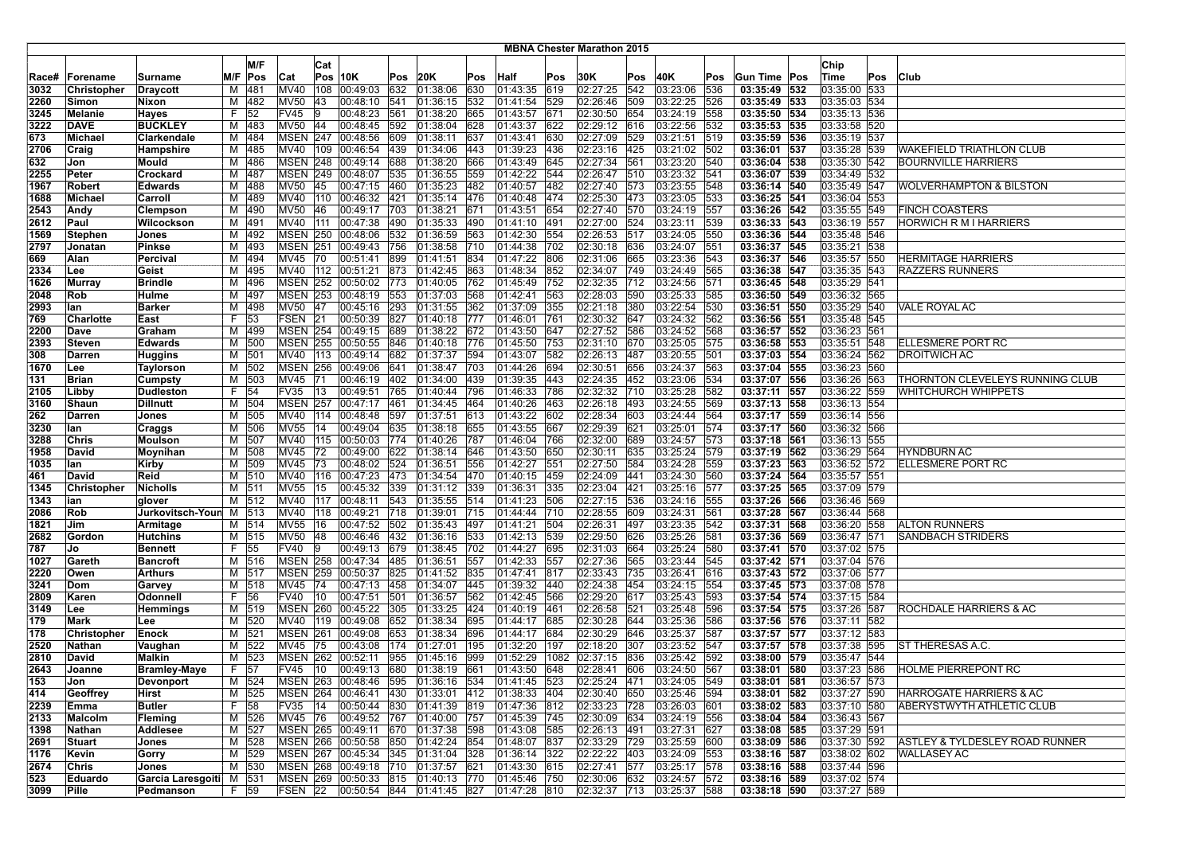# MBNA Chester Marathon 2015

| Race# | Forename | Surname | M/F | M/F Pos | Cat | Cat Pos | 10K | Pos | 20K | Pos | Half | Pos | 30K | Pos | 40K | Pos | Gun Time | Pos | Chip Time | Pos | Club |
|---|---|---|---|---|---|---|---|---|---|---|---|---|---|---|---|---|---|---|---|---|---|
| 3032 | Christopher | Draycott | M | 481 | MV40 | 108 | 00:49:03 | 632 | 01:38:06 | 630 | 01:43:35 | 619 | 02:27:25 | 542 | 03:23:06 | 536 | 03:35:49 | 532 | 03:35:00 | 533 | |
| 2260 | Simon | Nixon | M | 482 | MV50 | 43 | 00:48:10 | 541 | 01:36:15 | 532 | 01:41:54 | 529 | 02:26:46 | 509 | 03:22:25 | 526 | 03:35:49 | 533 | 03:35:03 | 534 | |
| 3245 | Melanie | Hayes | F | 52 | FV45 | 9 | 00:48:23 | 561 | 01:38:20 | 665 | 01:43:57 | 671 | 02:30:50 | 654 | 03:24:19 | 558 | 03:35:50 | 534 | 03:35:13 | 536 | |
| 3222 | DAVE | BUCKLEY | M | 483 | MV50 | 44 | 00:48:45 | 592 | 01:38:04 | 628 | 01:43:37 | 622 | 02:29:12 | 616 | 03:22:56 | 532 | 03:35:53 | 535 | 03:33:58 | 520 | |
| 673 | Michael | Clarkendale | M | 484 | MSEN | 247 | 00:48:56 | 609 | 01:38:11 | 637 | 01:43:41 | 630 | 02:27:09 | 529 | 03:21:51 | 519 | 03:35:59 | 536 | 03:35:19 | 537 | |
| 2706 | Craig | Hampshire | M | 485 | MV40 | 109 | 00:46:54 | 439 | 01:34:06 | 443 | 01:39:23 | 436 | 02:23:16 | 425 | 03:21:02 | 502 | 03:36:01 | 537 | 03:35:28 | 539 | WAKEFIELD TRIATHLON CLUB |
| 632 | Jon | Mould | M | 486 | MSEN | 248 | 00:49:14 | 688 | 01:38:20 | 666 | 01:43:49 | 645 | 02:27:34 | 561 | 03:23:20 | 540 | 03:36:04 | 538 | 03:35:30 | 542 | BOURNVILLE HARRIERS |
| 2255 | Peter | Crockard | M | 487 | MSEN | 249 | 00:48:07 | 535 | 01:36:55 | 559 | 01:42:22 | 544 | 02:26:47 | 510 | 03:23:32 | 541 | 03:36:07 | 539 | 03:34:49 | 532 | |
| 1967 | Robert | Edwards | M | 488 | MV50 | 45 | 00:47:15 | 460 | 01:35:23 | 482 | 01:40:57 | 482 | 02:27:40 | 573 | 03:23:55 | 548 | 03:36:14 | 540 | 03:35:49 | 547 | WOLVERHAMPTON & BILSTON |
| 1688 | Michael | Carroll | M | 489 | MV40 | 110 | 00:46:32 | 421 | 01:35:14 | 476 | 01:40:48 | 474 | 02:25:30 | 473 | 03:23:05 | 533 | 03:36:25 | 541 | 03:36:04 | 553 | |
| 2543 | Andy | Clempson | M | 490 | MV50 | 46 | 00:49:17 | 703 | 01:38:21 | 671 | 01:43:51 | 654 | 02:27:40 | 570 | 03:24:19 | 557 | 03:36:26 | 542 | 03:35:55 | 549 | FINCH COASTERS |
| 2612 | Paul | Wilcockson | M | 491 | MV40 | 111 | 00:47:38 | 490 | 01:35:33 | 490 | 01:41:10 | 491 | 02:27:00 | 524 | 03:23:11 | 539 | 03:36:33 | 543 | 03:36:19 | 557 | HORWICH R M I HARRIERS |
| 1569 | Stephen | Jones | M | 492 | MSEN | 250 | 00:48:06 | 532 | 01:36:59 | 563 | 01:42:30 | 554 | 02:26:53 | 517 | 03:24:05 | 550 | 03:36:36 | 544 | 03:35:48 | 546 | |
| 2797 | Jonatan | Pinkse | M | 493 | MSEN | 251 | 00:49:43 | 756 | 01:38:58 | 710 | 01:44:38 | 702 | 02:30:18 | 636 | 03:24:07 | 551 | 03:36:37 | 545 | 03:35:21 | 538 | |
| 669 | Alan | Percival | M | 494 | MV45 | 70 | 00:51:41 | 899 | 01:41:51 | 834 | 01:47:22 | 806 | 02:31:06 | 665 | 03:23:36 | 543 | 03:36:37 | 546 | 03:35:57 | 550 | HERMITAGE HARRIERS |
| 2334 | Lee | Geist | M | 495 | MV40 | 112 | 00:51:21 | 873 | 01:42:45 | 863 | 01:48:34 | 852 | 02:34:07 | 749 | 03:24:49 | 565 | 03:36:38 | 547 | 03:35:35 | 543 | RAZZERS RUNNERS |
| 1626 | Murray | Brindle | M | 496 | MSEN | 252 | 00:50:02 | 773 | 01:40:05 | 762 | 01:45:49 | 752 | 02:32:35 | 712 | 03:24:56 | 571 | 03:36:45 | 548 | 03:35:29 | 541 | |
| 2048 | Rob | Hulme | M | 497 | MSEN | 253 | 00:48:19 | 553 | 01:37:03 | 568 | 01:42:41 | 563 | 02:28:03 | 590 | 03:25:33 | 585 | 03:36:50 | 549 | 03:36:32 | 565 | |
| 2993 | Ian | Barker | M | 498 | MV50 | 47 | 00:45:16 | 293 | 01:31:55 | 362 | 01:37:09 | 355 | 02:21:18 | 380 | 03:22:54 | 530 | 03:36:51 | 550 | 03:35:29 | 540 | VALE ROYAL AC |
| 769 | Charlotte | East | F | 53 | FSEN | 21 | 00:50:39 | 827 | 01:40:18 | 777 | 01:46:01 | 761 | 02:30:32 | 647 | 03:24:32 | 562 | 03:36:56 | 551 | 03:35:48 | 545 | |
| 2200 | Dave | Graham | M | 499 | MSEN | 254 | 00:49:15 | 689 | 01:38:22 | 672 | 01:43:50 | 647 | 02:27:52 | 586 | 03:24:52 | 568 | 03:36:57 | 552 | 03:36:23 | 561 | |
| 2393 | Steven | Edwards | M | 500 | MSEN | 255 | 00:50:55 | 846 | 01:40:18 | 776 | 01:45:50 | 753 | 02:31:10 | 670 | 03:25:05 | 575 | 03:36:58 | 553 | 03:35:51 | 548 | ELLESMERE PORT RC |
| 308 | Darren | Huggins | M | 501 | MV40 | 113 | 00:49:14 | 682 | 01:37:37 | 594 | 01:43:07 | 582 | 02:26:13 | 487 | 03:20:55 | 501 | 03:37:03 | 554 | 03:36:24 | 562 | DROITWICH AC |
| 1670 | Lee | Taylorson | M | 502 | MSEN | 256 | 00:49:06 | 641 | 01:38:47 | 703 | 01:44:26 | 694 | 02:30:51 | 656 | 03:24:37 | 563 | 03:37:04 | 555 | 03:36:23 | 560 | |
| 131 | Brian | Cumpsty | M | 503 | MV45 | 71 | 00:46:19 | 402 | 01:34:00 | 439 | 01:39:35 | 443 | 02:24:35 | 452 | 03:23:06 | 534 | 03:37:07 | 556 | 03:36:26 | 563 | THORNTON CLEVELEYS RUNNING CLUB |
| 2105 | Libby | Dudleston | F | 54 | FV35 | 13 | 00:49:51 | 765 | 01:40:44 | 796 | 01:46:33 | 786 | 02:32:32 | 710 | 03:25:28 | 582 | 03:37:11 | 557 | 03:36:22 | 559 | WHITCHURCH WHIPPETS |
| 3160 | Shaun | Dillnutt | M | 504 | MSEN | 257 | 00:47:17 | 461 | 01:34:45 | 464 | 01:40:26 | 463 | 02:26:18 | 493 | 03:24:55 | 569 | 03:37:13 | 558 | 03:36:13 | 554 | |
| 262 | Darren | Jones | M | 505 | MV40 | 114 | 00:48:48 | 597 | 01:37:51 | 613 | 01:43:22 | 602 | 02:28:34 | 603 | 03:24:44 | 564 | 03:37:17 | 559 | 03:36:14 | 556 | |
| 3230 | Ian | Craggs | M | 506 | MV55 | 14 | 00:49:04 | 635 | 01:38:18 | 655 | 01:43:55 | 667 | 02:29:39 | 621 | 03:25:01 | 574 | 03:37:17 | 560 | 03:36:32 | 566 | |
| 3288 | Chris | Moulson | M | 507 | MV40 | 115 | 00:50:03 | 774 | 01:40:26 | 787 | 01:46:04 | 766 | 02:32:00 | 689 | 03:24:57 | 573 | 03:37:18 | 561 | 03:36:13 | 555 | |
| 1958 | David | Moynihan | M | 508 | MV45 | 72 | 00:49:00 | 622 | 01:38:14 | 646 | 01:43:50 | 650 | 02:30:11 | 635 | 03:25:24 | 579 | 03:37:19 | 562 | 03:36:29 | 564 | HYNDBURN AC |
| 1035 | Ian | Kirby | M | 509 | MV45 | 73 | 00:48:02 | 524 | 01:36:51 | 556 | 01:42:27 | 551 | 02:27:50 | 584 | 03:24:28 | 559 | 03:37:23 | 563 | 03:36:52 | 572 | ELLESMERE PORT RC |
| 461 | David | Reid | M | 510 | MV40 | 116 | 00:47:23 | 473 | 01:34:54 | 470 | 01:40:15 | 459 | 02:24:09 | 441 | 03:24:30 | 560 | 03:37:24 | 564 | 03:35:57 | 551 | |
| 1345 | Christopher | Nicholls | M | 511 | MV55 | 15 | 00:45:32 | 339 | 01:31:12 | 339 | 01:36:31 | 335 | 02:23:04 | 421 | 03:25:16 | 577 | 03:37:25 | 565 | 03:37:09 | 579 | |
| 1343 | ian | glover | M | 512 | MV40 | 117 | 00:48:11 | 543 | 01:35:55 | 514 | 01:41:23 | 506 | 02:27:15 | 536 | 03:24:16 | 555 | 03:37:26 | 566 | 03:36:46 | 569 | |
| 2086 | Rob | Jurkovitsch-Youn | M | 513 | MV40 | 118 | 00:49:21 | 718 | 01:39:01 | 715 | 01:44:44 | 710 | 02:28:55 | 609 | 03:24:31 | 561 | 03:37:28 | 567 | 03:36:44 | 568 | |
| 1821 | Jim | Armitage | M | 514 | MV55 | 16 | 00:47:52 | 502 | 01:35:43 | 497 | 01:41:21 | 504 | 02:26:31 | 497 | 03:23:35 | 542 | 03:37:31 | 568 | 03:36:20 | 558 | ALTON RUNNERS |
| 2682 | Gordon | Hutchins | M | 515 | MV50 | 48 | 00:46:46 | 432 | 01:36:16 | 533 | 01:42:13 | 539 | 02:29:50 | 626 | 03:25:26 | 581 | 03:37:36 | 569 | 03:36:47 | 571 | SANDBACH STRIDERS |
| 787 | Jo | Bennett | F | 55 | FV40 | 9 | 00:49:13 | 679 | 01:38:45 | 702 | 01:44:27 | 695 | 02:31:03 | 664 | 03:25:24 | 580 | 03:37:41 | 570 | 03:37:02 | 575 | |
| 1027 | Gareth | Bancroft | M | 516 | MSEN | 258 | 00:47:34 | 485 | 01:36:51 | 557 | 01:42:33 | 557 | 02:27:36 | 565 | 03:23:44 | 545 | 03:37:42 | 571 | 03:37:04 | 576 | |
| 2220 | Owen | Arthurs | M | 517 | MSEN | 259 | 00:50:37 | 825 | 01:41:52 | 835 | 01:47:41 | 817 | 02:33:43 | 735 | 03:26:41 | 616 | 03:37:43 | 572 | 03:37:06 | 577 | |
| 3241 | Dom | Garvey | M | 518 | MV45 | 74 | 00:47:13 | 458 | 01:34:07 | 445 | 01:39:32 | 440 | 02:24:38 | 454 | 03:24:15 | 554 | 03:37:45 | 573 | 03:37:08 | 578 | |
| 2809 | Karen | Odonnell | F | 56 | FV40 | 10 | 00:47:51 | 501 | 01:36:57 | 562 | 01:42:45 | 566 | 02:29:20 | 617 | 03:25:43 | 593 | 03:37:54 | 574 | 03:37:15 | 584 | |
| 3149 | Lee | Hemmings | M | 519 | MSEN | 260 | 00:45:22 | 305 | 01:33:25 | 424 | 01:40:19 | 461 | 02:26:58 | 521 | 03:25:48 | 596 | 03:37:54 | 575 | 03:37:26 | 587 | ROCHDALE HARRIERS & AC |
| 179 | Mark | Lee | M | 520 | MV40 | 119 | 00:49:08 | 652 | 01:38:34 | 695 | 01:44:17 | 685 | 02:30:28 | 644 | 03:25:36 | 586 | 03:37:56 | 576 | 03:37:11 | 582 | |
| 178 | Christopher | Enock | M | 521 | MSEN | 261 | 00:49:08 | 653 | 01:38:34 | 696 | 01:44:17 | 684 | 02:30:29 | 646 | 03:25:37 | 587 | 03:37:57 | 577 | 03:37:12 | 583 | |
| 2520 | Nathan | Vaughan | M | 522 | MV45 | 75 | 00:43:08 | 174 | 01:27:01 | 195 | 01:32:20 | 197 | 02:18:20 | 307 | 03:23:52 | 547 | 03:37:57 | 578 | 03:37:38 | 595 | ST THERESAS A.C. |
| 2810 | David | Malkin | M | 523 | MSEN | 262 | 00:52:11 | 955 | 01:45:16 | 999 | 01:52:29 | 1082 | 02:37:15 | 836 | 03:25:42 | 592 | 03:38:00 | 579 | 03:35:47 | 544 | |
| 2643 | Joanne | Bramley-Maye | F | 57 | FV45 | 10 | 00:49:13 | 680 | 01:38:19 | 661 | 01:43:50 | 648 | 02:28:41 | 606 | 03:24:50 | 567 | 03:38:01 | 580 | 03:37:23 | 586 | HOLME PIERREPONT RC |
| 153 | Jon | Devonport | M | 524 | MSEN | 263 | 00:48:46 | 595 | 01:36:16 | 534 | 01:41:45 | 523 | 02:25:24 | 471 | 03:24:05 | 549 | 03:38:01 | 581 | 03:36:57 | 573 | |
| 414 | Geoffrey | Hirst | M | 525 | MSEN | 264 | 00:46:41 | 430 | 01:33:01 | 412 | 01:38:33 | 404 | 02:30:40 | 650 | 03:25:46 | 594 | 03:38:01 | 582 | 03:37:27 | 590 | HARROGATE HARRIERS & AC |
| 2239 | Emma | Butler | F | 58 | FV35 | 14 | 00:50:44 | 830 | 01:41:39 | 819 | 01:47:36 | 812 | 02:33:23 | 728 | 03:26:03 | 601 | 03:38:02 | 583 | 03:37:10 | 580 | ABERYSTWYTH ATHLETIC CLUB |
| 2133 | Malcolm | Fleming | M | 526 | MV45 | 76 | 00:49:52 | 767 | 01:40:00 | 757 | 01:45:39 | 745 | 02:30:09 | 634 | 03:24:19 | 556 | 03:38:04 | 584 | 03:36:43 | 567 | |
| 1398 | Nathan | Addlesee | M | 527 | MSEN | 265 | 00:49:11 | 670 | 01:37:38 | 598 | 01:43:08 | 585 | 02:26:13 | 491 | 03:27:31 | 627 | 03:38:08 | 585 | 03:37:29 | 591 | |
| 2691 | Stuart | Jones | M | 528 | MSEN | 266 | 00:50:58 | 850 | 01:42:24 | 854 | 01:48:07 | 837 | 02:33:29 | 729 | 03:25:59 | 600 | 03:38:09 | 586 | 03:37:30 | 592 | ASTLEY & TYLDESLEY ROAD RUNNER |
| 1176 | Kevin | Gorry | M | 529 | MSEN | 267 | 00:45:34 | 345 | 01:31:04 | 328 | 01:36:14 | 322 | 02:22:22 | 403 | 03:24:09 | 553 | 03:38:16 | 587 | 03:38:02 | 602 | WALLASEY AC |
| 2674 | Chris | Jones | M | 530 | MSEN | 268 | 00:49:18 | 710 | 01:37:57 | 621 | 01:43:30 | 615 | 02:27:41 | 577 | 03:25:17 | 578 | 03:38:16 | 588 | 03:37:44 | 596 | |
| 523 | Eduardo | Garcia Laresgoiti | M | 531 | MSEN | 269 | 00:50:33 | 815 | 01:40:13 | 770 | 01:45:46 | 750 | 02:30:06 | 632 | 03:24:57 | 572 | 03:38:16 | 589 | 03:37:02 | 574 | |
| 3099 | Pille | Pedmanson | F | 59 | FSEN | 22 | 00:50:54 | 844 | 01:41:45 | 827 | 01:47:28 | 810 | 02:32:37 | 713 | 03:25:37 | 588 | 03:38:18 | 590 | 03:37:27 | 589 | |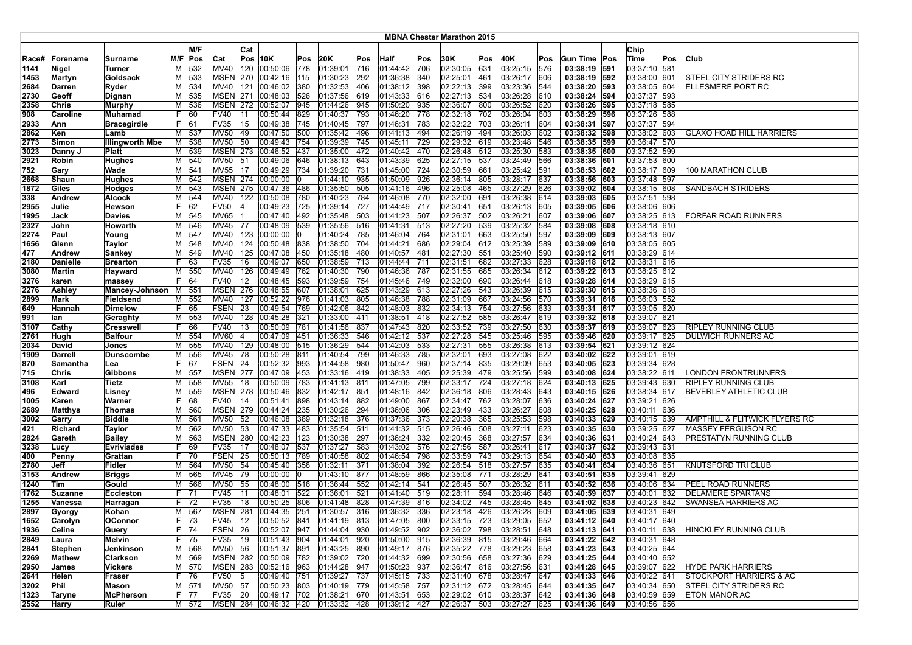# MBNA Chester Marathon 2015

| Race# | Forename | Surname | M/F | M/F Pos | Cat | Cat Pos | 10K | Pos | 20K | Pos | Half | Pos | 30K | Pos | 40K | Pos | Gun Time | Pos | Chip Time | Pos | Club |
|---|---|---|---|---|---|---|---|---|---|---|---|---|---|---|---|---|---|---|---|---|---|
| 1141 | Nigel | Turner | M | 532 | MV40 | 120 | 00:50:06 | 778 | 01:39:01 | 716 | 01:44:42 | 706 | 02:30:05 | 631 | 03:25:15 | 576 | 03:38:19 | 591 | 03:37:10 | 581 | |
| 1453 | Martyn | Goldsack | M | 533 | MSEN | 270 | 00:42:16 | 115 | 01:30:23 | 292 | 01:36:38 | 340 | 02:25:01 | 461 | 03:26:17 | 606 | 03:38:19 | 592 | 03:38:00 | 601 | STEEL CITY STRIDERS RC |
| 2684 | Darren | Ryder | M | 534 | MV40 | 121 | 00:46:02 | 380 | 01:32:53 | 406 | 01:38:12 | 398 | 02:22:13 | 399 | 03:23:36 | 544 | 03:38:20 | 593 | 03:38:05 | 604 | ELLESMERE PORT RC |
| 2730 | Geoff | Dignan | M | 535 | MSEN | 271 | 00:48:03 | 526 | 01:37:56 | 619 | 01:43:33 | 616 | 02:27:13 | 534 | 03:26:28 | 610 | 03:38:24 | 594 | 03:37:37 | 593 | |
| 2358 | Chris | Murphy | M | 536 | MSEN | 272 | 00:52:07 | 945 | 01:44:26 | 945 | 01:50:20 | 935 | 02:36:07 | 800 | 03:26:52 | 620 | 03:38:26 | 595 | 03:37:18 | 585 | |
| 908 | Caroline | Muhamad | F | 60 | FV40 | 11 | 00:50:44 | 829 | 01:40:37 | 793 | 01:46:20 | 778 | 02:32:18 | 702 | 03:26:04 | 603 | 03:38:29 | 596 | 03:37:26 | 588 | |
| 2933 | Ann | Bracegirdle | F | 61 | FV35 | 15 | 00:49:38 | 745 | 01:40:45 | 797 | 01:46:31 | 783 | 02:32:22 | 703 | 03:26:11 | 604 | 03:38:31 | 597 | 03:37:37 | 594 | |
| 2862 | Ken | Lamb | M | 537 | MV50 | 49 | 00:47:50 | 500 | 01:35:42 | 496 | 01:41:13 | 494 | 02:26:19 | 494 | 03:26:03 | 602 | 03:38:32 | 598 | 03:38:02 | 603 | GLAXO HOAD HILL HARRIERS |
| 2773 | Simon | Illingworth Mbe | M | 538 | MV50 | 50 | 00:49:43 | 754 | 01:39:39 | 745 | 01:45:11 | 729 | 02:29:32 | 619 | 03:23:48 | 546 | 03:38:35 | 599 | 03:36:47 | 570 | |
| 3023 | Danny J | Platt | M | 539 | MSEN | 273 | 00:46:52 | 437 | 01:35:00 | 472 | 01:40:42 | 470 | 02:26:48 | 512 | 03:25:30 | 583 | 03:38:35 | 600 | 03:37:52 | 599 | |
| 2921 | Robin | Hughes | M | 540 | MV50 | 51 | 00:49:06 | 646 | 01:38:13 | 643 | 01:43:39 | 625 | 02:27:15 | 537 | 03:24:49 | 566 | 03:38:36 | 601 | 03:37:53 | 600 | |
| 752 | Gary | Wade | M | 541 | MV55 | 17 | 00:49:29 | 734 | 01:39:20 | 731 | 01:45:00 | 724 | 02:30:59 | 661 | 03:25:42 | 591 | 03:38:53 | 602 | 03:38:17 | 609 | 100 MARATHON CLUB |
| 2668 | Shaun | Hughes | M | 542 | MSEN | 274 | 00:00:00 | 0 | 01:44:10 | 935 | 01:50:09 | 926 | 02:36:14 | 805 | 03:28:17 | 637 | 03:38:56 | 603 | 03:37:48 | 597 | |
| 1872 | Giles | Hodges | M | 543 | MSEN | 275 | 00:47:36 | 486 | 01:35:50 | 505 | 01:41:16 | 496 | 02:25:08 | 465 | 03:27:29 | 626 | 03:39:02 | 604 | 03:38:15 | 608 | SANDBACH STRIDERS |
| 338 | Andrew | Alcock | M | 544 | MV40 | 122 | 00:50:08 | 780 | 01:40:23 | 784 | 01:46:08 | 770 | 02:32:00 | 691 | 03:26:38 | 614 | 03:39:03 | 605 | 03:37:51 | 598 | |
| 2955 | Julie | Hewson | F | 62 | FV50 | 4 | 00:49:23 | 725 | 01:39:14 | 727 | 01:44:49 | 717 | 02:30:41 | 651 | 03:26:13 | 605 | 03:39:05 | 606 | 03:38:06 | 606 | |
| 1995 | Jack | Davies | M | 545 | MV65 | 1 | 00:47:40 | 492 | 01:35:48 | 503 | 01:41:23 | 507 | 02:26:37 | 502 | 03:26:21 | 607 | 03:39:06 | 607 | 03:38:25 | 613 | FORFAR ROAD RUNNERS |
| 2327 | John | Howarth | M | 546 | MV45 | 77 | 00:48:09 | 539 | 01:35:56 | 516 | 01:41:31 | 513 | 02:27:20 | 539 | 03:25:32 | 584 | 03:39:08 | 608 | 03:38:18 | 610 | |
| 2274 | Paul | Young | M | 547 | MV40 | 123 | 00:00:00 | 0 | 01:40:24 | 785 | 01:46:04 | 764 | 02:31:01 | 663 | 03:25:50 | 597 | 03:39:09 | 609 | 03:38:13 | 607 | |
| 1656 | Glenn | Taylor | M | 548 | MV40 | 124 | 00:50:48 | 838 | 01:38:50 | 704 | 01:44:21 | 686 | 02:29:04 | 612 | 03:25:39 | 589 | 03:39:09 | 610 | 03:38:05 | 605 | |
| 477 | Andrew | Sankey | M | 549 | MV40 | 125 | 00:47:08 | 450 | 01:35:18 | 480 | 01:40:57 | 481 | 02:27:30 | 551 | 03:25:40 | 590 | 03:39:12 | 611 | 03:38:29 | 614 | |
| 2180 | Danielle | Brearton | F | 63 | FV35 | 16 | 00:49:07 | 650 | 01:38:59 | 713 | 01:44:44 | 711 | 02:31:51 | 682 | 03:27:33 | 628 | 03:39:18 | 612 | 03:38:31 | 616 | |
| 3080 | Martin | Hayward | M | 550 | MV40 | 126 | 00:49:49 | 762 | 01:40:30 | 790 | 01:46:36 | 787 | 02:31:55 | 685 | 03:26:34 | 612 | 03:39:22 | 613 | 03:38:25 | 612 | |
| 3276 | karen | massey | F | 64 | FV40 | 12 | 00:48:45 | 593 | 01:39:59 | 754 | 01:45:46 | 749 | 02:32:00 | 690 | 03:26:44 | 618 | 03:39:28 | 614 | 03:38:29 | 615 | |
| 2276 | Ashley | Mancey-Johnson | M | 551 | MSEN | 276 | 00:48:55 | 607 | 01:38:01 | 625 | 01:43:29 | 613 | 02:27:26 | 543 | 03:26:39 | 615 | 03:39:30 | 615 | 03:38:36 | 618 | |
| 2899 | Mark | Fieldsend | M | 552 | MV40 | 127 | 00:52:22 | 976 | 01:41:03 | 805 | 01:46:38 | 788 | 02:31:09 | 667 | 03:24:56 | 570 | 03:39:31 | 616 | 03:36:03 | 552 | |
| 649 | Hannah | Dimelow | F | 65 | FSEN | 23 | 00:49:54 | 769 | 01:42:06 | 842 | 01:48:03 | 832 | 02:34:13 | 754 | 03:27:56 | 633 | 03:39:31 | 617 | 03:39:05 | 620 | |
| 991 | Ian | Geraghty | M | 553 | MV40 | 128 | 00:45:28 | 321 | 01:33:00 | 411 | 01:38:51 | 418 | 02:27:52 | 585 | 03:26:47 | 619 | 03:39:32 | 618 | 03:39:07 | 621 | |
| 3107 | Cathy | Cresswell | F | 66 | FV40 | 13 | 00:50:09 | 781 | 01:41:56 | 837 | 01:47:43 | 820 | 02:33:52 | 739 | 03:27:50 | 630 | 03:39:37 | 619 | 03:39:07 | 623 | RIPLEY RUNNING CLUB |
| 2761 | Hugh | Balfour | M | 554 | MV60 | 4 | 00:47:09 | 451 | 01:36:33 | 546 | 01:42:12 | 537 | 02:27:28 | 545 | 03:25:46 | 595 | 03:39:46 | 620 | 03:39:17 | 625 | DULWICH RUNNERS AC |
| 2034 | David | Jones | M | 555 | MV40 | 129 | 00:48:00 | 515 | 01:36:29 | 544 | 01:42:03 | 533 | 02:27:31 | 555 | 03:26:38 | 613 | 03:39:54 | 621 | 03:39:12 | 624 | |
| 1909 | Darrell | Dunscombe | M | 556 | MV45 | 78 | 00:50:28 | 811 | 01:40:54 | 799 | 01:46:33 | 785 | 02:32:01 | 693 | 03:27:08 | 622 | 03:40:02 | 622 | 03:39:01 | 619 | |
| 870 | Samantha | Lea | F | 67 | FSEN | 24 | 00:52:32 | 993 | 01:44:58 | 980 | 01:50:47 | 960 | 02:37:14 | 835 | 03:29:09 | 653 | 03:40:05 | 623 | 03:39:34 | 628 | |
| 715 | Chris | Gibbons | M | 557 | MSEN | 277 | 00:47:09 | 453 | 01:33:16 | 419 | 01:38:33 | 405 | 02:25:39 | 479 | 03:25:56 | 599 | 03:40:08 | 624 | 03:38:22 | 611 | LONDON FRONTRUNNERS |
| 3108 | Karl | Tietz | M | 558 | MV55 | 18 | 00:50:09 | 783 | 01:41:13 | 811 | 01:47:05 | 799 | 02:33:17 | 724 | 03:27:18 | 624 | 03:40:13 | 625 | 03:39:43 | 630 | RIPLEY RUNNING CLUB |
| 496 | Edward | Lisney | M | 559 | MSEN | 278 | 00:50:46 | 832 | 01:42:17 | 851 | 01:48:16 | 842 | 02:36:18 | 806 | 03:28:43 | 643 | 03:40:15 | 626 | 03:38:34 | 617 | BEVERLEY ATHLETIC CLUB |
| 1005 | Karen | Warner | F | 68 | FV40 | 14 | 00:51:41 | 898 | 01:43:14 | 882 | 01:49:00 | 867 | 02:34:47 | 762 | 03:28:07 | 636 | 03:40:24 | 627 | 03:39:21 | 626 | |
| 2689 | Matthys | Thomas | M | 560 | MSEN | 279 | 00:44:24 | 235 | 01:30:26 | 294 | 01:36:06 | 306 | 02:23:49 | 433 | 03:26:27 | 608 | 03:40:25 | 628 | 03:40:11 | 636 | |
| 3002 | Garry | Biddle | M | 561 | MV50 | 52 | 00:46:08 | 389 | 01:32:18 | 376 | 01:37:36 | 373 | 02:20:38 | 365 | 03:25:53 | 598 | 03:40:33 | 629 | 03:40:15 | 639 | AMPTHILL & FLITWICK FLYERS RC |
| 421 | Richard | Taylor | M | 562 | MV50 | 53 | 00:47:33 | 483 | 01:35:54 | 511 | 01:41:32 | 515 | 02:26:46 | 508 | 03:27:11 | 623 | 03:40:35 | 630 | 03:39:25 | 627 | MASSEY FERGUSON RC |
| 2824 | Gareth | Bailey | M | 563 | MSEN | 280 | 00:42:23 | 123 | 01:30:38 | 297 | 01:36:24 | 332 | 02:20:45 | 368 | 03:27:57 | 634 | 03:40:36 | 631 | 03:40:24 | 643 | PRESTATYN RUNNING CLUB |
| 3238 | Lucy | Evriviades | F | 69 | FV35 | 17 | 00:48:07 | 537 | 01:37:27 | 583 | 01:43:02 | 576 | 02:27:56 | 587 | 03:26:41 | 617 | 03:40:37 | 632 | 03:39:43 | 631 | |
| 400 | Penny | Grattan | F | 70 | FSEN | 25 | 00:50:13 | 789 | 01:40:58 | 802 | 01:46:54 | 798 | 02:33:59 | 743 | 03:29:13 | 654 | 03:40:40 | 633 | 03:40:08 | 635 | |
| 2780 | Jeff | Fidler | M | 564 | MV50 | 54 | 00:45:40 | 358 | 01:32:11 | 371 | 01:38:04 | 392 | 02:26:54 | 518 | 03:27:57 | 635 | 03:40:41 | 634 | 03:40:36 | 651 | KNUTSFORD TRI CLUB |
| 3153 | Andrew | Briggs | M | 565 | MV45 | 79 | 00:00:00 | 0 | 01:43:10 | 877 | 01:48:59 | 866 | 02:35:08 | 771 | 03:28:29 | 641 | 03:40:51 | 635 | 03:39:41 | 629 | |
| 1240 | Tim | Gould | M | 566 | MV50 | 55 | 00:48:00 | 516 | 01:36:44 | 552 | 01:42:14 | 541 | 02:26:45 | 507 | 03:26:32 | 611 | 03:40:52 | 636 | 03:40:06 | 634 | PEEL ROAD RUNNERS |
| 1762 | Suzanne | Eccleston | F | 71 | FV45 | 11 | 00:48:01 | 522 | 01:36:01 | 521 | 01:41:40 | 519 | 02:28:11 | 594 | 03:28:46 | 646 | 03:40:59 | 637 | 03:40:01 | 632 | DELAMERE SPARTANS |
| 1255 | Vanessa | Harragan | F | 72 | FV35 | 18 | 00:50:25 | 806 | 01:41:48 | 828 | 01:47:39 | 816 | 02:34:02 | 745 | 03:28:45 | 645 | 03:41:02 | 638 | 03:40:23 | 642 | SWANSEA HARRIERS AC |
| 2897 | Gyorgy | Kohan | M | 567 | MSEN | 281 | 00:44:35 | 251 | 01:30:57 | 316 | 01:36:32 | 336 | 02:23:18 | 426 | 03:26:28 | 609 | 03:41:05 | 639 | 03:40:31 | 649 | |
| 1652 | Carolyn | OConnor | F | 73 | FV45 | 12 | 00:50:52 | 841 | 01:41:19 | 813 | 01:47:05 | 800 | 02:33:15 | 723 | 03:29:05 | 652 | 03:41:12 | 640 | 03:40:17 | 640 | |
| 1936 | Celine | Guery | F | 74 | FSEN | 26 | 00:52:07 | 947 | 01:44:04 | 930 | 01:49:52 | 902 | 02:36:02 | 798 | 03:28:51 | 648 | 03:41:13 | 641 | 03:40:11 | 638 | HINCKLEY RUNNING CLUB |
| 2849 | Laura | Melvin | F | 75 | FV35 | 19 | 00:51:43 | 904 | 01:44:01 | 920 | 01:50:00 | 915 | 02:36:39 | 815 | 03:29:46 | 664 | 03:41:22 | 642 | 03:40:31 | 648 | |
| 2841 | Stephen | Jenkinson | M | 568 | MV50 | 56 | 00:51:37 | 891 | 01:43:25 | 890 | 01:49:17 | 876 | 02:35:22 | 778 | 03:29:23 | 658 | 03:41:23 | 643 | 03:40:25 | 644 | |
| 2269 | Mathew | Clarkson | M | 569 | MSEN | 282 | 00:50:09 | 782 | 01:39:02 | 720 | 01:44:32 | 699 | 02:30:56 | 658 | 03:27:36 | 629 | 03:41:25 | 644 | 03:40:40 | 652 | |
| 2950 | James | Vickers | M | 570 | MSEN | 283 | 00:52:16 | 963 | 01:44:28 | 947 | 01:50:23 | 937 | 02:36:47 | 816 | 03:27:56 | 631 | 03:41:28 | 645 | 03:39:07 | 622 | HYDE PARK HARRIERS |
| 2641 | Helen | Fraser | F | 76 | FV50 | 5 | 00:49:40 | 751 | 01:39:27 | 737 | 01:45:15 | 733 | 02:31:40 | 678 | 03:28:47 | 647 | 03:41:33 | 646 | 03:40:22 | 641 | STOCKPORT HARRIERS & AC |
| 3202 | Phil | Mason | M | 571 | MV50 | 57 | 00:50:23 | 803 | 01:40:19 | 779 | 01:45:58 | 757 | 02:31:12 | 672 | 03:28:45 | 644 | 03:41:35 | 647 | 03:40:34 | 650 | STEEL CITY STRIDERS RC |
| 1323 | Taryne | McPherson | F | 77 | FV35 | 20 | 00:49:17 | 702 | 01:38:21 | 670 | 01:43:51 | 653 | 02:29:02 | 610 | 03:28:37 | 642 | 03:41:36 | 648 | 03:40:59 | 659 | ETON MANOR AC |
| 2552 | Harry | Ruler | M | 572 | MSEN | 284 | 00:46:32 | 420 | 01:33:32 | 428 | 01:39:12 | 427 | 02:26:37 | 503 | 03:27:27 | 625 | 03:41:36 | 649 | 03:40:56 | 656 | |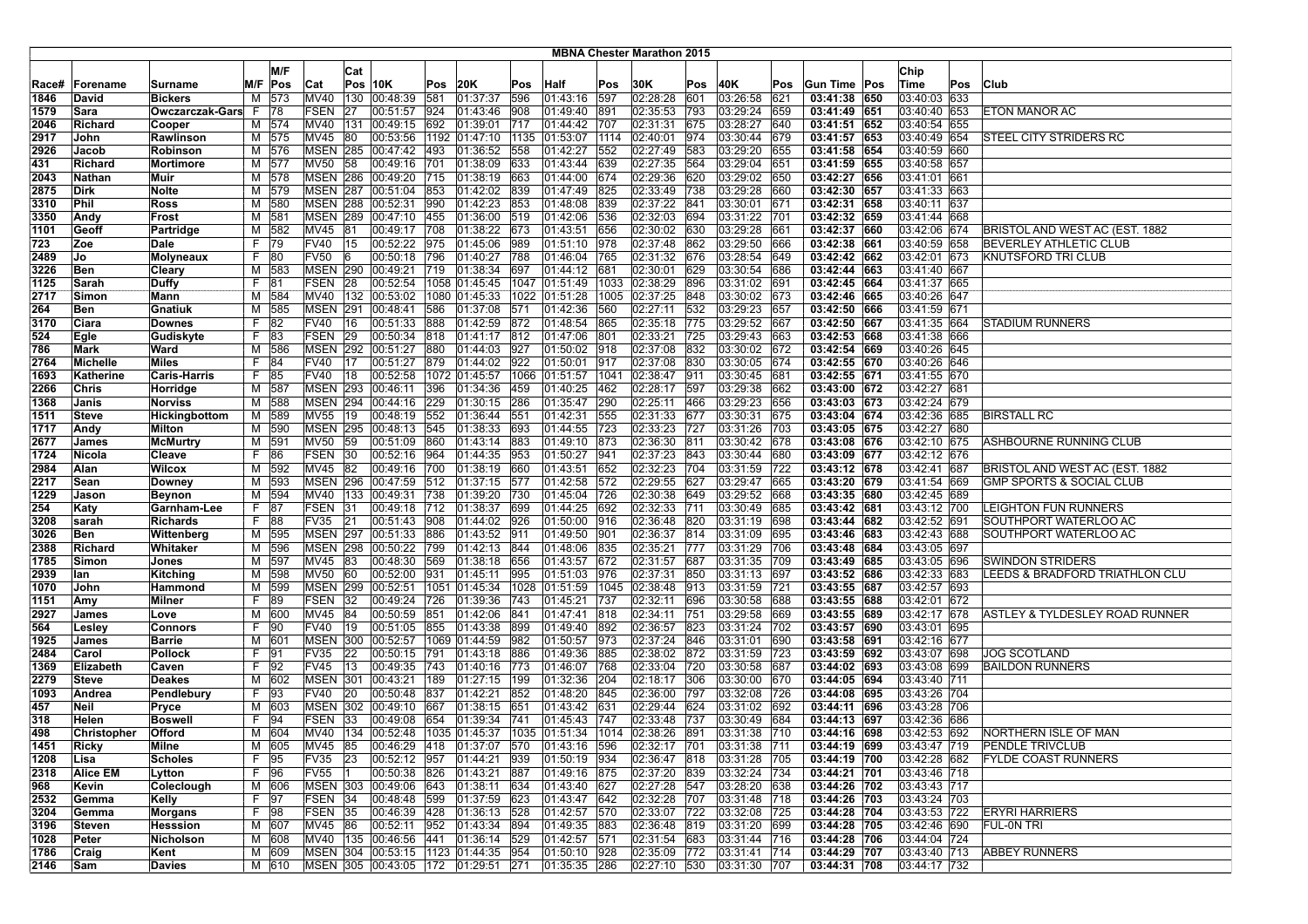# MBNA Chester Marathon 2015

| Race# | Forename | Surname | M/F | M/F Pos | Cat | Cat Pos | 10K | Pos | 20K | Pos | Half | Pos | 30K | Pos | 40K | Pos | Gun Time | Pos | Chip Time | Pos | Club |
|---|---|---|---|---|---|---|---|---|---|---|---|---|---|---|---|---|---|---|---|---|---|
| 1846 | David | Bickers | M | 573 | MV40 | 130 | 00:48:39 | 581 | 01:37:37 | 596 | 01:43:16 | 597 | 02:28:28 | 601 | 03:26:58 | 621 | 03:41:38 | 650 | 03:40:03 | 633 | |
| 1579 | Sara | Owczarczak-Gars | F | 78 | FSEN | 27 | 00:51:57 | 924 | 01:43:46 | 908 | 01:49:40 | 891 | 02:35:53 | 793 | 03:29:24 | 659 | 03:41:49 | 651 | 03:40:40 | 653 | ETON MANOR AC |
| 2046 | Richard | Cooper | M | 574 | MV40 | 131 | 00:49:15 | 692 | 01:39:01 | 717 | 01:44:42 | 707 | 02:31:31 | 675 | 03:28:27 | 640 | 03:41:52 | 652 | 03:40:54 | 655 | |
| 2917 | John | Rawlinson | M | 575 | MV45 | 80 | 00:53:56 | 1192 | 01:47:10 | 1135 | 01:53:07 | 1114 | 02:40:01 | 974 | 03:30:44 | 679 | 03:41:57 | 653 | 03:40:49 | 654 | STEEL CITY STRIDERS RC |
| 2926 | Jacob | Robinson | M | 576 | MSEN | 285 | 00:47:42 | 493 | 01:36:52 | 558 | 01:42:27 | 552 | 02:27:49 | 583 | 03:29:20 | 655 | 03:41:58 | 654 | 03:40:59 | 660 | |
| 431 | Richard | Mortimore | M | 577 | MV50 | 58 | 00:49:16 | 701 | 01:38:09 | 633 | 01:43:44 | 639 | 02:27:35 | 564 | 03:29:04 | 651 | 03:41:59 | 655 | 03:40:58 | 657 | |
| 2043 | Nathan | Muir | M | 578 | MSEN | 286 | 00:49:20 | 715 | 01:38:19 | 663 | 01:44:00 | 674 | 02:29:36 | 620 | 03:29:02 | 650 | 03:42:27 | 656 | 03:41:01 | 661 | |
| 2875 | Dirk | Nolte | M | 579 | MSEN | 287 | 00:51:04 | 853 | 01:42:02 | 839 | 01:47:49 | 825 | 02:33:49 | 738 | 03:29:28 | 660 | 03:42:30 | 657 | 03:41:33 | 663 | |
| 3310 | Phil | Ross | M | 580 | MSEN | 288 | 00:52:31 | 990 | 01:42:23 | 853 | 01:48:08 | 839 | 02:37:22 | 841 | 03:30:01 | 671 | 03:42:31 | 658 | 03:40:11 | 637 | |
| 3350 | Andy | Frost | M | 581 | MSEN | 289 | 00:47:10 | 455 | 01:36:00 | 519 | 01:42:06 | 536 | 02:32:03 | 694 | 03:31:22 | 701 | 03:42:32 | 659 | 03:41:44 | 668 | |
| 1101 | Geoff | Partridge | M | 582 | MV45 | 81 | 00:49:17 | 708 | 01:38:22 | 673 | 01:43:51 | 656 | 02:30:02 | 630 | 03:29:28 | 661 | 03:42:37 | 660 | 03:42:06 | 674 | BRISTOL AND WEST AC (EST. 1882 |
| 723 | Zoe | Dale | F | 79 | FV40 | 15 | 00:52:22 | 975 | 01:45:06 | 989 | 01:51:10 | 978 | 02:37:48 | 862 | 03:29:50 | 666 | 03:42:38 | 661 | 03:40:59 | 658 | BEVERLEY ATHLETIC CLUB |
| 2489 | Jo | Molyneaux | F | 80 | FV50 | 6 | 00:50:18 | 796 | 01:40:27 | 788 | 01:46:04 | 765 | 02:31:32 | 676 | 03:28:54 | 649 | 03:42:42 | 662 | 03:42:01 | 673 | KNUTSFORD TRI CLUB |
| 3226 | Ben | Cleary | M | 583 | MSEN | 290 | 00:49:21 | 719 | 01:38:34 | 697 | 01:44:12 | 681 | 02:30:01 | 629 | 03:30:54 | 686 | 03:42:44 | 663 | 03:41:40 | 667 | |
| 1125 | Sarah | Duffy | F | 81 | FSEN | 28 | 00:52:54 | 1058 | 01:45:45 | 1047 | 01:51:49 | 1033 | 02:38:29 | 896 | 03:31:02 | 691 | 03:42:45 | 664 | 03:41:37 | 665 | |
| 2717 | Simon | Mann | M | 584 | MV40 | 132 | 00:53:02 | 1080 | 01:45:33 | 1022 | 01:51:28 | 1005 | 02:37:25 | 848 | 03:30:02 | 673 | 03:42:46 | 665 | 03:40:26 | 647 | |
| 264 | Ben | Gnatiuk | M | 585 | MSEN | 291 | 00:48:41 | 586 | 01:37:08 | 571 | 01:42:36 | 560 | 02:27:11 | 532 | 03:29:23 | 657 | 03:42:50 | 666 | 03:41:59 | 671 | |
| 3170 | Ciara | Downes | F | 82 | FV40 | 16 | 00:51:33 | 888 | 01:42:59 | 872 | 01:48:54 | 865 | 02:35:18 | 775 | 03:29:52 | 667 | 03:42:50 | 667 | 03:41:35 | 664 | STADIUM RUNNERS |
| 524 | Egle | Gudiskyte | F | 83 | FSEN | 29 | 00:50:34 | 818 | 01:41:17 | 812 | 01:47:06 | 801 | 02:33:21 | 725 | 03:29:43 | 663 | 03:42:53 | 668 | 03:41:38 | 666 | |
| 786 | Mark | Ward | M | 586 | MSEN | 292 | 00:51:27 | 880 | 01:44:03 | 927 | 01:50:02 | 918 | 02:37:08 | 832 | 03:30:02 | 672 | 03:42:54 | 669 | 03:40:26 | 645 | |
| 2764 | Michelle | Miles | F | 84 | FV40 | 17 | 00:51:27 | 879 | 01:44:02 | 922 | 01:50:01 | 917 | 02:37:08 | 830 | 03:30:05 | 674 | 03:42:55 | 670 | 03:40:26 | 646 | |
| 1693 | Katherine | Caris-Harris | F | 85 | FV40 | 18 | 00:52:58 | 1072 | 01:45:57 | 1066 | 01:51:57 | 1041 | 02:38:47 | 911 | 03:30:45 | 681 | 03:42:55 | 671 | 03:41:55 | 670 | |
| 2266 | Chris | Horridge | M | 587 | MSEN | 293 | 00:46:11 | 396 | 01:34:36 | 459 | 01:40:25 | 462 | 02:28:17 | 597 | 03:29:38 | 662 | 03:43:00 | 672 | 03:42:27 | 681 | |
| 1368 | Janis | Norviss | M | 588 | MSEN | 294 | 00:44:16 | 229 | 01:30:15 | 286 | 01:35:47 | 290 | 02:25:11 | 466 | 03:29:23 | 656 | 03:43:03 | 673 | 03:42:24 | 679 | |
| 1511 | Steve | Hickingbottom | M | 589 | MV55 | 19 | 00:48:19 | 552 | 01:36:44 | 551 | 01:42:31 | 555 | 02:31:33 | 677 | 03:30:31 | 675 | 03:43:04 | 674 | 03:42:36 | 685 | BIRSTALL RC |
| 1717 | Andy | Milton | M | 590 | MSEN | 295 | 00:48:13 | 545 | 01:38:33 | 693 | 01:44:55 | 723 | 02:33:23 | 727 | 03:31:26 | 703 | 03:43:05 | 675 | 03:42:27 | 680 | |
| 2677 | James | McMurtry | M | 591 | MV50 | 59 | 00:51:09 | 860 | 01:43:14 | 883 | 01:49:10 | 873 | 02:36:30 | 811 | 03:30:42 | 678 | 03:43:08 | 676 | 03:42:10 | 675 | ASHBOURNE RUNNING CLUB |
| 1724 | Nicola | Cleave | F | 86 | FSEN | 30 | 00:52:16 | 964 | 01:44:35 | 953 | 01:50:27 | 941 | 02:37:23 | 843 | 03:30:44 | 680 | 03:43:09 | 677 | 03:42:12 | 676 | |
| 2984 | Alan | Wilcox | M | 592 | MV45 | 82 | 00:49:16 | 700 | 01:38:19 | 660 | 01:43:51 | 652 | 02:32:23 | 704 | 03:31:59 | 722 | 03:43:12 | 678 | 03:42:41 | 687 | BRISTOL AND WEST AC (EST. 1882 |
| 2217 | Sean | Downey | M | 593 | MSEN | 296 | 00:47:59 | 512 | 01:37:15 | 577 | 01:42:58 | 572 | 02:29:55 | 627 | 03:29:47 | 665 | 03:43:20 | 679 | 03:41:54 | 669 | GMP SPORTS & SOCIAL CLUB |
| 1229 | Jason | Beynon | M | 594 | MV40 | 133 | 00:49:31 | 738 | 01:39:20 | 730 | 01:45:04 | 726 | 02:30:38 | 649 | 03:29:52 | 668 | 03:43:35 | 680 | 03:42:45 | 689 | |
| 254 | Katy | Garnham-Lee | F | 87 | FSEN | 31 | 00:49:18 | 712 | 01:38:37 | 699 | 01:44:25 | 692 | 02:32:33 | 711 | 03:30:49 | 685 | 03:43:42 | 681 | 03:43:12 | 700 | LEIGHTON FUN RUNNERS |
| 3208 | sarah | Richards | F | 88 | FV35 | 21 | 00:51:43 | 908 | 01:44:02 | 926 | 01:50:00 | 916 | 02:36:48 | 820 | 03:31:19 | 698 | 03:43:44 | 682 | 03:42:52 | 691 | SOUTHPORT WATERLOO AC |
| 3026 | Ben | Wittenberg | M | 595 | MSEN | 297 | 00:51:33 | 886 | 01:43:52 | 911 | 01:49:50 | 901 | 02:36:37 | 814 | 03:31:09 | 695 | 03:43:46 | 683 | 03:42:43 | 688 | SOUTHPORT WATERLOO AC |
| 2388 | Richard | Whitaker | M | 596 | MSEN | 298 | 00:50:22 | 799 | 01:42:13 | 844 | 01:48:06 | 835 | 02:35:21 | 777 | 03:31:29 | 706 | 03:43:48 | 684 | 03:43:05 | 697 | |
| 1785 | Simon | Jones | M | 597 | MV45 | 83 | 00:48:30 | 569 | 01:38:18 | 656 | 01:43:57 | 672 | 02:31:57 | 687 | 03:31:35 | 709 | 03:43:49 | 685 | 03:43:05 | 696 | SWINDON STRIDERS |
| 2939 | Ian | Kitching | M | 598 | MV50 | 60 | 00:52:00 | 931 | 01:45:11 | 995 | 01:51:03 | 976 | 02:37:31 | 850 | 03:31:13 | 697 | 03:43:52 | 686 | 03:42:33 | 683 | LEEDS & BRADFORD TRIATHLON CLU |
| 1070 | John | Hammond | M | 599 | MSEN | 299 | 00:52:51 | 1051 | 01:45:34 | 1028 | 01:51:59 | 1045 | 02:38:48 | 913 | 03:31:59 | 721 | 03:43:55 | 687 | 03:42:57 | 693 | |
| 1151 | Amy | Milner | F | 89 | FSEN | 32 | 00:49:24 | 726 | 01:39:36 | 743 | 01:45:21 | 737 | 02:32:11 | 696 | 03:30:58 | 688 | 03:43:55 | 688 | 03:42:01 | 672 | |
| 2927 | James | Love | M | 600 | MV45 | 84 | 00:50:59 | 851 | 01:42:06 | 841 | 01:47:41 | 818 | 02:34:11 | 751 | 03:29:58 | 669 | 03:43:55 | 689 | 03:42:17 | 678 | ASTLEY & TYLDESLEY ROAD RUNNER |
| 564 | Lesley | Connors | F | 90 | FV40 | 19 | 00:51:05 | 855 | 01:43:38 | 899 | 01:49:40 | 892 | 02:36:57 | 823 | 03:31:24 | 702 | 03:43:57 | 690 | 03:43:01 | 695 | |
| 1925 | James | Barrie | M | 601 | MSEN | 300 | 00:52:57 | 1069 | 01:44:59 | 982 | 01:50:57 | 973 | 02:37:24 | 846 | 03:31:01 | 690 | 03:43:58 | 691 | 03:42:16 | 677 | |
| 2484 | Carol | Pollock | F | 91 | FV35 | 22 | 00:50:15 | 791 | 01:43:18 | 886 | 01:49:36 | 885 | 02:38:02 | 872 | 03:31:59 | 723 | 03:43:59 | 692 | 03:43:07 | 698 | JOG SCOTLAND |
| 1369 | Elizabeth | Caven | F | 92 | FV45 | 13 | 00:49:35 | 743 | 01:40:16 | 773 | 01:46:07 | 768 | 02:33:04 | 720 | 03:30:58 | 687 | 03:44:02 | 693 | 03:43:08 | 699 | BAILDON RUNNERS |
| 2279 | Steve | Deakes | M | 602 | MSEN | 301 | 00:43:21 | 189 | 01:27:15 | 199 | 01:32:36 | 204 | 02:18:17 | 306 | 03:30:00 | 670 | 03:44:05 | 694 | 03:43:40 | 711 | |
| 1093 | Andrea | Pendlebury | F | 93 | FV40 | 20 | 00:50:48 | 837 | 01:42:21 | 852 | 01:48:20 | 845 | 02:36:00 | 797 | 03:32:08 | 726 | 03:44:08 | 695 | 03:43:26 | 704 | |
| 457 | Neil | Pryce | M | 603 | MSEN | 302 | 00:49:10 | 667 | 01:38:15 | 651 | 01:43:42 | 631 | 02:29:44 | 624 | 03:31:02 | 692 | 03:44:11 | 696 | 03:43:28 | 706 | |
| 318 | Helen | Boswell | F | 94 | FSEN | 33 | 00:49:08 | 654 | 01:39:34 | 741 | 01:45:43 | 747 | 02:33:48 | 737 | 03:30:49 | 684 | 03:44:13 | 697 | 03:42:36 | 686 | |
| 498 | Christopher | Offord | M | 604 | MV40 | 134 | 00:52:48 | 1035 | 01:45:37 | 1035 | 01:51:34 | 1014 | 02:38:26 | 891 | 03:31:38 | 710 | 03:44:16 | 698 | 03:42:53 | 692 | NORTHERN ISLE OF MAN |
| 1451 | Ricky | Milne | M | 605 | MV45 | 85 | 00:46:29 | 418 | 01:37:07 | 570 | 01:43:16 | 596 | 02:32:17 | 701 | 03:31:38 | 711 | 03:44:19 | 699 | 03:43:47 | 719 | PENDLE TRIVCLUB |
| 1208 | Lisa | Scholes | F | 95 | FV35 | 23 | 00:52:12 | 957 | 01:44:21 | 939 | 01:50:19 | 934 | 02:36:47 | 818 | 03:31:28 | 705 | 03:44:19 | 700 | 03:42:28 | 682 | FYLDE COAST RUNNERS |
| 2318 | Alice EM | Lytton | F | 96 | FV55 | 1 | 00:50:38 | 826 | 01:43:21 | 887 | 01:49:16 | 875 | 02:37:20 | 839 | 03:32:24 | 734 | 03:44:21 | 701 | 03:43:46 | 718 | |
| 968 | Kevin | Coleclough | M | 606 | MSEN | 303 | 00:49:06 | 643 | 01:38:11 | 634 | 01:43:40 | 627 | 02:27:28 | 547 | 03:28:20 | 638 | 03:44:26 | 702 | 03:43:43 | 717 | |
| 2532 | Gemma | Kelly | F | 97 | FSEN | 34 | 00:48:48 | 599 | 01:37:59 | 623 | 01:43:47 | 642 | 02:32:28 | 707 | 03:31:48 | 718 | 03:44:26 | 703 | 03:43:24 | 703 | |
| 3204 | Gemma | Morgans | F | 98 | FSEN | 35 | 00:46:39 | 428 | 01:36:13 | 528 | 01:42:57 | 570 | 02:33:07 | 722 | 03:32:08 | 725 | 03:44:28 | 704 | 03:43:53 | 722 | ERYRI HARRIERS |
| 3196 | Steven | Hesssion | M | 607 | MV45 | 86 | 00:52:11 | 952 | 01:43:34 | 894 | 01:49:35 | 883 | 02:36:48 | 819 | 03:31:20 | 699 | 03:44:28 | 705 | 03:42:46 | 690 | FUL-0N TRI |
| 1028 | Peter | Nicholson | M | 608 | MV40 | 135 | 00:46:56 | 441 | 01:36:14 | 529 | 01:42:57 | 571 | 02:31:54 | 683 | 03:31:44 | 716 | 03:44:28 | 706 | 03:44:04 | 724 | |
| 1786 | Craig | Kent | M | 609 | MSEN | 304 | 00:53:15 | 1123 | 01:44:35 | 954 | 01:50:10 | 928 | 02:35:09 | 772 | 03:31:41 | 714 | 03:44:29 | 707 | 03:43:40 | 713 | ABBEY RUNNERS |
| 2146 | Sam | Davies | M | 610 | MSEN | 305 | 00:43:05 | 172 | 01:29:51 | 271 | 01:35:35 | 286 | 02:27:10 | 530 | 03:31:30 | 707 | 03:44:31 | 708 | 03:44:17 | 732 | |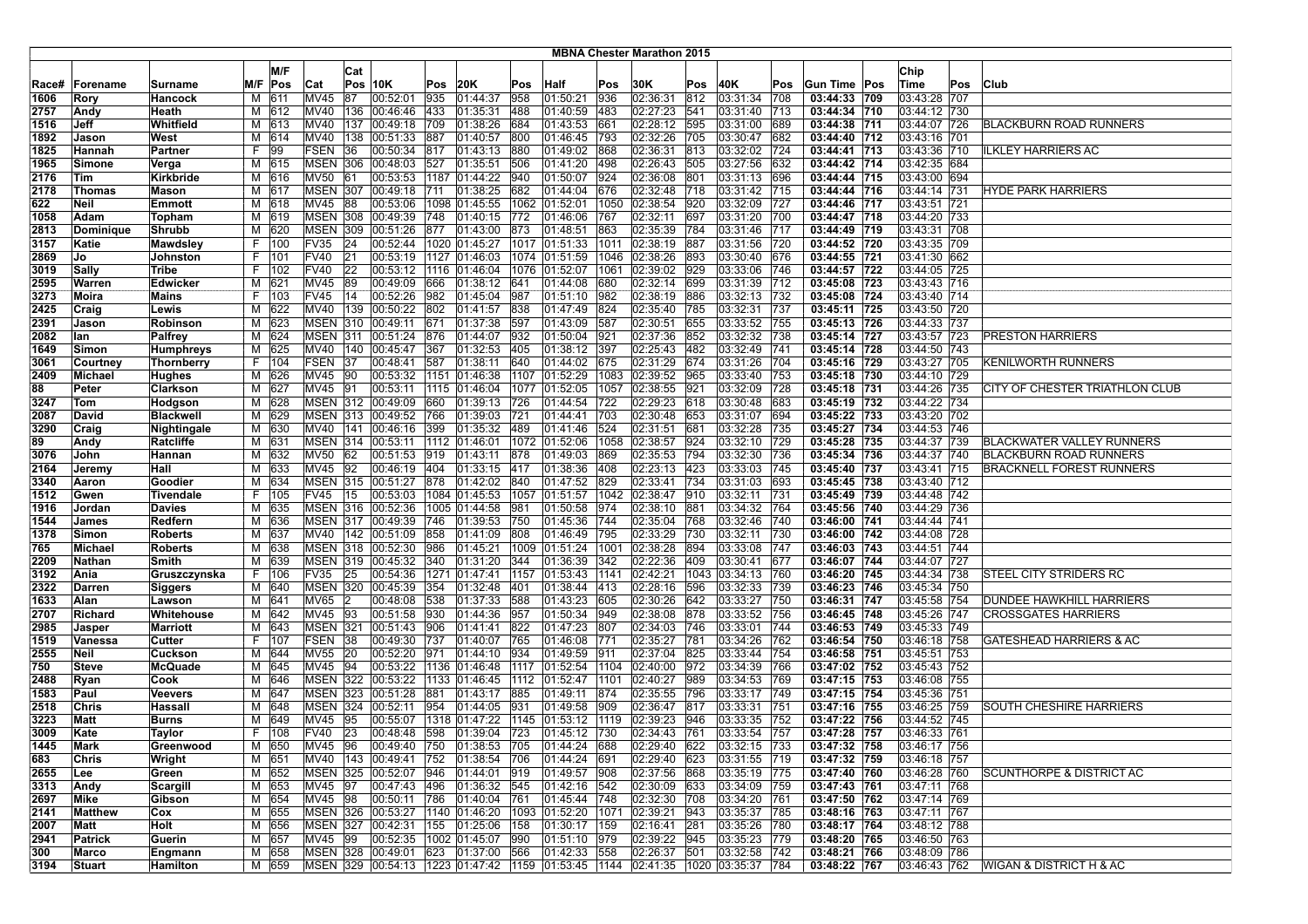# MBNA Chester Marathon 2015

| Race# | Forename | Surname | M/F | M/F Pos | Cat | Cat Pos | 10K | Pos | 20K | Pos | Half | Pos | 30K | Pos | 40K | Pos | Gun Time | Pos | Chip Time | Pos | Club |
|---|---|---|---|---|---|---|---|---|---|---|---|---|---|---|---|---|---|---|---|---|---|
| 1606 | Rory | Hancock | M | 611 | MV45 | 87 | 00:52:01 | 935 | 01:44:37 | 958 | 01:50:21 | 936 | 02:36:31 | 812 | 03:31:34 | 708 | 03:44:33 | 709 | 03:43:28 | 707 | |
| 2757 | Andy | Heath | M | 612 | MV40 | 136 | 00:46:46 | 433 | 01:35:31 | 488 | 01:40:59 | 483 | 02:27:23 | 541 | 03:31:40 | 713 | 03:44:34 | 710 | 03:44:12 | 730 | |
| 1516 | Jeff | Whitfield | M | 613 | MV40 | 137 | 00:49:18 | 709 | 01:38:26 | 684 | 01:43:53 | 661 | 02:28:12 | 595 | 03:31:00 | 689 | 03:44:38 | 711 | 03:44:07 | 726 | BLACKBURN ROAD RUNNERS |
| 1892 | Jason | West | M | 614 | MV40 | 138 | 00:51:33 | 887 | 01:40:57 | 800 | 01:46:45 | 793 | 02:32:26 | 705 | 03:30:47 | 682 | 03:44:40 | 712 | 03:43:16 | 701 | |
| 1825 | Hannah | Partner | F | 99 | FSEN | 36 | 00:50:34 | 817 | 01:43:13 | 880 | 01:49:02 | 868 | 02:36:31 | 813 | 03:32:02 | 724 | 03:44:41 | 713 | 03:43:36 | 710 | ILKLEY HARRIERS AC |
| 1965 | Simone | Verga | M | 615 | MSEN | 306 | 00:48:03 | 527 | 01:35:51 | 506 | 01:41:20 | 498 | 02:26:43 | 505 | 03:27:56 | 632 | 03:44:42 | 714 | 03:42:35 | 684 | |
| 2176 | Tim | Kirkbride | M | 616 | MV50 | 61 | 00:53:53 | 1187 | 01:44:22 | 940 | 01:50:07 | 924 | 02:36:08 | 801 | 03:31:13 | 696 | 03:44:44 | 715 | 03:43:00 | 694 | |
| 2178 | Thomas | Mason | M | 617 | MSEN | 307 | 00:49:18 | 711 | 01:38:25 | 682 | 01:44:04 | 676 | 02:32:48 | 718 | 03:31:42 | 715 | 03:44:44 | 716 | 03:44:14 | 731 | HYDE PARK HARRIERS |
| 622 | Neil | Emmott | M | 618 | MV45 | 88 | 00:53:06 | 1098 | 01:45:55 | 1062 | 01:52:01 | 1050 | 02:38:54 | 920 | 03:32:09 | 727 | 03:44:46 | 717 | 03:43:51 | 721 | |
| 1058 | Adam | Topham | M | 619 | MSEN | 308 | 00:49:39 | 748 | 01:40:15 | 772 | 01:46:06 | 767 | 02:32:11 | 697 | 03:31:20 | 700 | 03:44:47 | 718 | 03:44:20 | 733 | |
| 2813 | Dominique | Shrubb | M | 620 | MSEN | 309 | 00:51:26 | 877 | 01:43:00 | 873 | 01:48:51 | 863 | 02:35:39 | 784 | 03:31:46 | 717 | 03:44:49 | 719 | 03:43:31 | 708 | |
| 3157 | Katie | Mawdsley | F | 100 | FV35 | 24 | 00:52:44 | 1020 | 01:45:27 | 1017 | 01:51:33 | 1011 | 02:38:19 | 887 | 03:31:56 | 720 | 03:44:52 | 720 | 03:43:35 | 709 | |
| 2869 | Jo | Johnston | F | 101 | FV40 | 21 | 00:53:19 | 1127 | 01:46:03 | 1074 | 01:51:59 | 1046 | 02:38:26 | 893 | 03:30:40 | 676 | 03:44:55 | 721 | 03:41:30 | 662 | |
| 3019 | Sally | Tribe | F | 102 | FV40 | 22 | 00:53:12 | 1116 | 01:46:04 | 1076 | 01:52:07 | 1061 | 02:39:02 | 929 | 03:33:06 | 746 | 03:44:57 | 722 | 03:44:05 | 725 | |
| 2595 | Warren | Edwicker | M | 621 | MV45 | 89 | 00:49:09 | 666 | 01:38:12 | 641 | 01:44:08 | 680 | 02:32:14 | 699 | 03:31:39 | 712 | 03:45:08 | 723 | 03:43:43 | 716 | |
| 3273 | Moira | Mains | F | 103 | FV45 | 14 | 00:52:26 | 982 | 01:45:04 | 987 | 01:51:10 | 982 | 02:38:19 | 886 | 03:32:13 | 732 | 03:45:08 | 724 | 03:43:40 | 714 | |
| 2425 | Craig | Lewis | M | 622 | MV40 | 139 | 00:50:22 | 802 | 01:41:57 | 838 | 01:47:49 | 824 | 02:35:40 | 785 | 03:32:31 | 737 | 03:45:11 | 725 | 03:43:50 | 720 | |
| 2391 | Jason | Robinson | M | 623 | MSEN | 310 | 00:49:11 | 671 | 01:37:38 | 597 | 01:43:09 | 587 | 02:30:51 | 655 | 03:33:52 | 755 | 03:45:13 | 726 | 03:44:33 | 737 | |
| 2082 | Ian | Palfrey | M | 624 | MSEN | 311 | 00:51:24 | 876 | 01:44:07 | 932 | 01:50:04 | 921 | 02:37:36 | 852 | 03:32:32 | 738 | 03:45:14 | 727 | 03:43:57 | 723 | PRESTON HARRIERS |
| 1649 | Simon | Humphreys | M | 625 | MV40 | 140 | 00:45:47 | 367 | 01:32:53 | 405 | 01:38:12 | 397 | 02:25:43 | 482 | 03:32:49 | 741 | 03:45:14 | 728 | 03:44:50 | 743 | |
| 3061 | Courtney | Thornberry | F | 104 | FSEN | 37 | 00:48:41 | 587 | 01:38:11 | 640 | 01:44:02 | 675 | 02:31:29 | 674 | 03:31:26 | 704 | 03:45:16 | 729 | 03:43:27 | 705 | KENILWORTH RUNNERS |
| 2409 | Michael | Hughes | M | 626 | MV45 | 90 | 00:53:32 | 1151 | 01:46:38 | 1107 | 01:52:29 | 1083 | 02:39:52 | 965 | 03:33:40 | 753 | 03:45:18 | 730 | 03:44:10 | 729 | |
| 88 | Peter | Clarkson | M | 627 | MV45 | 91 | 00:53:11 | 1115 | 01:46:04 | 1077 | 01:52:05 | 1057 | 02:38:55 | 921 | 03:32:09 | 728 | 03:45:18 | 731 | 03:44:26 | 735 | CITY OF CHESTER TRIATHLON CLUB |
| 3247 | Tom | Hodgson | M | 628 | MSEN | 312 | 00:49:09 | 660 | 01:39:13 | 726 | 01:44:54 | 722 | 02:29:23 | 618 | 03:30:48 | 683 | 03:45:19 | 732 | 03:44:22 | 734 | |
| 2087 | David | Blackwell | M | 629 | MSEN | 313 | 00:49:52 | 766 | 01:39:03 | 721 | 01:44:41 | 703 | 02:30:48 | 653 | 03:31:07 | 694 | 03:45:22 | 733 | 03:43:20 | 702 | |
| 3290 | Craig | Nightingale | M | 630 | MV40 | 141 | 00:46:16 | 399 | 01:35:32 | 489 | 01:41:46 | 524 | 02:31:51 | 681 | 03:32:28 | 735 | 03:45:27 | 734 | 03:44:53 | 746 | |
| 89 | Andy | Ratcliffe | M | 631 | MSEN | 314 | 00:53:11 | 1112 | 01:46:01 | 1072 | 01:52:06 | 1058 | 02:38:57 | 924 | 03:32:10 | 729 | 03:45:28 | 735 | 03:44:37 | 739 | BLACKWATER VALLEY RUNNERS |
| 3076 | John | Hannan | M | 632 | MV50 | 62 | 00:51:53 | 919 | 01:43:11 | 878 | 01:49:03 | 869 | 02:35:53 | 794 | 03:32:30 | 736 | 03:45:34 | 736 | 03:44:37 | 740 | BLACKBURN ROAD RUNNERS |
| 2164 | Jeremy | Hall | M | 633 | MV45 | 92 | 00:46:19 | 404 | 01:33:15 | 417 | 01:38:36 | 408 | 02:23:13 | 423 | 03:33:03 | 745 | 03:45:40 | 737 | 03:43:41 | 715 | BRACKNELL FOREST RUNNERS |
| 3340 | Aaron | Goodier | M | 634 | MSEN | 315 | 00:51:27 | 878 | 01:42:02 | 840 | 01:47:52 | 829 | 02:33:41 | 734 | 03:31:03 | 693 | 03:45:45 | 738 | 03:43:40 | 712 | |
| 1512 | Gwen | Tivendale | F | 105 | FV45 | 15 | 00:53:03 | 1084 | 01:45:53 | 1057 | 01:51:57 | 1042 | 02:38:47 | 910 | 03:32:11 | 731 | 03:45:49 | 739 | 03:44:48 | 742 | |
| 1916 | Jordan | Davies | M | 635 | MSEN | 316 | 00:52:36 | 1005 | 01:44:58 | 981 | 01:50:58 | 974 | 02:38:10 | 881 | 03:34:32 | 764 | 03:45:56 | 740 | 03:44:29 | 736 | |
| 1544 | James | Redfern | M | 636 | MSEN | 317 | 00:49:39 | 746 | 01:39:53 | 750 | 01:45:36 | 744 | 02:35:04 | 768 | 03:32:46 | 740 | 03:46:00 | 741 | 03:44:44 | 741 | |
| 1378 | Simon | Roberts | M | 637 | MV40 | 142 | 00:51:09 | 858 | 01:41:09 | 808 | 01:46:49 | 795 | 02:33:29 | 730 | 03:32:11 | 730 | 03:46:00 | 742 | 03:44:08 | 728 | |
| 765 | Michael | Roberts | M | 638 | MSEN | 318 | 00:52:30 | 986 | 01:45:21 | 1009 | 01:51:24 | 1001 | 02:38:28 | 894 | 03:33:08 | 747 | 03:46:03 | 743 | 03:44:51 | 744 | |
| 2209 | Nathan | Smith | M | 639 | MSEN | 319 | 00:45:32 | 340 | 01:31:20 | 344 | 01:36:39 | 342 | 02:22:36 | 409 | 03:30:41 | 677 | 03:46:07 | 744 | 03:44:07 | 727 | |
| 3192 | Ania | Gruszczynska | F | 106 | FV35 | 25 | 00:54:36 | 1271 | 01:47:41 | 1157 | 01:53:43 | 1141 | 02:42:21 | 1043 | 03:34:13 | 760 | 03:46:20 | 745 | 03:44:34 | 738 | STEEL CITY STRIDERS RC |
| 2322 | Darren | Siggers | M | 640 | MSEN | 320 | 00:45:39 | 354 | 01:32:48 | 401 | 01:38:44 | 413 | 02:28:16 | 596 | 03:32:33 | 739 | 03:46:23 | 746 | 03:45:34 | 750 | |
| 1633 | Alan | Lawson | M | 641 | MV65 | 2 | 00:48:08 | 538 | 01:37:33 | 588 | 01:43:23 | 605 | 02:30:26 | 642 | 03:33:27 | 750 | 03:46:31 | 747 | 03:45:58 | 754 | DUNDEE HAWKHILL HARRIERS |
| 2707 | Richard | Whitehouse | M | 642 | MV45 | 93 | 00:51:58 | 930 | 01:44:36 | 957 | 01:50:34 | 949 | 02:38:08 | 878 | 03:33:52 | 756 | 03:46:45 | 748 | 03:45:26 | 747 | CROSSGATES HARRIERS |
| 2985 | Jasper | Marriott | M | 643 | MSEN | 321 | 00:51:43 | 906 | 01:41:41 | 822 | 01:47:23 | 807 | 02:34:03 | 746 | 03:33:01 | 744 | 03:46:53 | 749 | 03:45:33 | 749 | |
| 1519 | Vanessa | Cutter | F | 107 | FSEN | 38 | 00:49:30 | 737 | 01:40:07 | 765 | 01:46:08 | 771 | 02:35:27 | 781 | 03:34:26 | 762 | 03:46:54 | 750 | 03:46:18 | 758 | GATESHEAD HARRIERS & AC |
| 2555 | Neil | Cuckson | M | 644 | MV55 | 20 | 00:52:20 | 971 | 01:44:10 | 934 | 01:49:59 | 911 | 02:37:04 | 825 | 03:33:44 | 754 | 03:46:58 | 751 | 03:45:51 | 753 | |
| 750 | Steve | McQuade | M | 645 | MV45 | 94 | 00:53:22 | 1136 | 01:46:48 | 1117 | 01:52:54 | 1104 | 02:40:00 | 972 | 03:34:39 | 766 | 03:47:02 | 752 | 03:45:43 | 752 | |
| 2488 | Ryan | Cook | M | 646 | MSEN | 322 | 00:53:22 | 1133 | 01:46:45 | 1112 | 01:52:47 | 1101 | 02:40:27 | 989 | 03:34:53 | 769 | 03:47:15 | 753 | 03:46:08 | 755 | |
| 1583 | Paul | Veevers | M | 647 | MSEN | 323 | 00:51:28 | 881 | 01:43:17 | 885 | 01:49:11 | 874 | 02:35:55 | 796 | 03:33:17 | 749 | 03:47:15 | 754 | 03:45:36 | 751 | |
| 2518 | Chris | Hassall | M | 648 | MSEN | 324 | 00:52:11 | 954 | 01:44:05 | 931 | 01:49:58 | 909 | 02:36:47 | 817 | 03:33:31 | 751 | 03:47:16 | 755 | 03:46:25 | 759 | SOUTH CHESHIRE HARRIERS |
| 3223 | Matt | Burns | M | 649 | MV45 | 95 | 00:55:07 | 1318 | 01:47:22 | 1145 | 01:53:12 | 1119 | 02:39:23 | 946 | 03:33:35 | 752 | 03:47:22 | 756 | 03:44:52 | 745 | |
| 3009 | Kate | Taylor | F | 108 | FV40 | 23 | 00:48:48 | 598 | 01:39:04 | 723 | 01:45:12 | 730 | 02:34:43 | 761 | 03:33:54 | 757 | 03:47:28 | 757 | 03:46:33 | 761 | |
| 1445 | Mark | Greenwood | M | 650 | MV45 | 96 | 00:49:40 | 750 | 01:38:53 | 705 | 01:44:24 | 688 | 02:29:40 | 622 | 03:32:15 | 733 | 03:47:32 | 758 | 03:46:17 | 756 | |
| 683 | Chris | Wright | M | 651 | MV40 | 143 | 00:49:41 | 752 | 01:38:54 | 706 | 01:44:24 | 691 | 02:29:40 | 623 | 03:31:55 | 719 | 03:47:32 | 759 | 03:46:18 | 757 | |
| 2655 | Lee | Green | M | 652 | MSEN | 325 | 00:52:07 | 946 | 01:44:01 | 919 | 01:49:57 | 908 | 02:37:56 | 868 | 03:35:19 | 775 | 03:47:40 | 760 | 03:46:28 | 760 | SCUNTHORPE & DISTRICT AC |
| 3313 | Andy | Scargill | M | 653 | MV45 | 97 | 00:47:43 | 496 | 01:36:32 | 545 | 01:42:16 | 542 | 02:30:09 | 633 | 03:34:09 | 759 | 03:47:43 | 761 | 03:47:11 | 768 | |
| 2697 | Mike | Gibson | M | 654 | MV45 | 98 | 00:50:11 | 786 | 01:40:04 | 761 | 01:45:44 | 748 | 02:32:30 | 708 | 03:34:20 | 761 | 03:47:50 | 762 | 03:47:14 | 769 | |
| 2141 | Matthew | Cox | M | 655 | MSEN | 326 | 00:53:27 | 1140 | 01:46:20 | 1093 | 01:52:20 | 1071 | 02:39:21 | 943 | 03:35:37 | 785 | 03:48:16 | 763 | 03:47:11 | 767 | |
| 2007 | Matt | Holt | M | 656 | MSEN | 327 | 00:42:31 | 155 | 01:25:06 | 158 | 01:30:17 | 159 | 02:16:41 | 281 | 03:35:26 | 780 | 03:48:17 | 764 | 03:48:12 | 788 | |
| 2941 | Patrick | Guerin | M | 657 | MV45 | 99 | 00:52:35 | 1002 | 01:45:07 | 990 | 01:51:10 | 979 | 02:39:22 | 945 | 03:35:23 | 779 | 03:48:20 | 765 | 03:46:50 | 763 | |
| 300 | Marco | Engmann | M | 658 | MSEN | 328 | 00:49:01 | 623 | 01:37:00 | 566 | 01:42:33 | 558 | 02:26:37 | 501 | 03:32:58 | 742 | 03:48:21 | 766 | 03:48:09 | 786 | |
| 3194 | Stuart | Hamilton | M | 659 | MSEN | 329 | 00:54:13 | 1223 | 01:47:42 | 1159 | 01:53:45 | 1144 | 02:41:35 | 1020 | 03:35:37 | 784 | 03:48:22 | 767 | 03:46:43 | 762 | WIGAN & DISTRICT H & AC |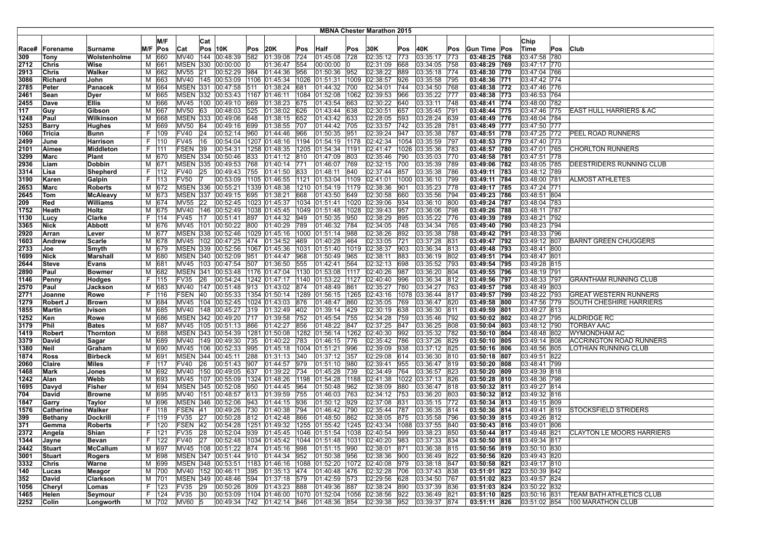# MBNA Chester Marathon 2015

| Race# | Forename | Surname | M/F | M/F Pos | Cat | Cat Pos | 10K | Pos | 20K | Pos | Half | Pos | 30K | Pos | 40K | Pos | Gun Time | Pos | Chip Time | Pos | Club |
|---|---|---|---|---|---|---|---|---|---|---|---|---|---|---|---|---|---|---|---|---|---|
| 309 | Tony | Wolstenholme | M | 660 | MV40 | 144 | 00:48:39 | 582 | 01:39:08 | 724 | 01:45:08 | 728 | 02:35:12 | 773 | 03:35:17 | 773 | 03:48:25 | 768 | 03:47:58 | 780 | |
| 2712 | Chris | Wise | M | 661 | MSEN | 330 | 00:00:00 | 0 | 01:36:47 | 554 | 00:00:00 | 0 | 02:31:09 | 668 | 03:34:05 | 758 | 03:48:29 | 769 | 03:47:17 | 770 | |
| 2913 | Chris | Walker | M | 662 | MV55 | 21 | 00:52:29 | 984 | 01:44:36 | 956 | 01:50:36 | 952 | 02:38:22 | 889 | 03:35:18 | 774 | 03:48:30 | 770 | 03:47:04 | 766 | |
| 3086 | Richard | John | M | 663 | MV40 | 145 | 00:53:09 | 1106 | 01:45:34 | 1026 | 01:51:31 | 1009 | 02:38:57 | 926 | 03:35:58 | 795 | 03:48:36 | 771 | 03:47:42 | 774 | |
| 2785 | Peter | Panacek | M | 664 | MSEN | 331 | 00:47:58 | 511 | 01:38:24 | 681 | 01:44:32 | 700 | 02:34:01 | 744 | 03:34:50 | 768 | 03:48:38 | 772 | 03:47:46 | 776 | |
| 2461 | Sean | Dyer | M | 665 | MSEN | 332 | 00:53:43 | 1167 | 01:46:11 | 1084 | 01:52:08 | 1062 | 02:39:53 | 966 | 03:35:22 | 777 | 03:48:38 | 773 | 03:46:53 | 764 | |
| 2455 | Dave | Ellis | M | 666 | MV45 | 100 | 00:49:10 | 669 | 01:38:23 | 675 | 01:43:54 | 663 | 02:30:22 | 640 | 03:33:11 | 748 | 03:48:41 | 774 | 03:48:00 | 782 | |
| 117 | Guy | Gibson | M | 667 | MV50 | 63 | 00:48:03 | 525 | 01:38:02 | 626 | 01:43:44 | 638 | 02:30:51 | 657 | 03:35:45 | 791 | 03:48:44 | 775 | 03:47:46 | 775 | EAST HULL HARRIERS & AC |
| 1248 | Paul | Wilkinson | M | 668 | MSEN | 333 | 00:49:06 | 648 | 01:38:15 | 652 | 01:43:42 | 633 | 02:28:05 | 593 | 03:28:24 | 639 | 03:48:49 | 776 | 03:48:04 | 784 | |
| 3253 | Barry | Hughes | M | 669 | MV50 | 64 | 00:49:16 | 699 | 01:38:55 | 707 | 01:44:42 | 705 | 02:33:57 | 742 | 03:35:28 | 781 | 03:48:49 | 777 | 03:47:50 | 777 | |
| 1060 | Tricia | Bunn | F | 109 | FV40 | 24 | 00:52:14 | 960 | 01:44:46 | 966 | 01:50:35 | 951 | 02:39:24 | 947 | 03:35:38 | 787 | 03:48:51 | 778 | 03:47:25 | 772 | PEEL ROAD RUNNERS |
| 2499 | June | Harrison | F | 110 | FV45 | 16 | 00:54:04 | 1207 | 01:48:16 | 1194 | 01:54:19 | 1178 | 02:42:34 | 1054 | 03:35:59 | 797 | 03:48:53 | 779 | 03:47:40 | 773 | |
| 2101 | Aimee | Middleton | F | 111 | FSEN | 39 | 00:54:31 | 1258 | 01:48:35 | 1205 | 01:54:34 | 1191 | 02:41:47 | 1026 | 03:35:36 | 783 | 03:48:57 | 780 | 03:47:01 | 765 | CHORLTON RUNNERS |
| 3299 | Marc | Plant | M | 670 | MSEN | 334 | 00:50:46 | 833 | 01:41:12 | 810 | 01:47:09 | 803 | 02:35:46 | 790 | 03:35:03 | 770 | 03:48:58 | 781 | 03:47:51 | 778 | |
| 2936 | Liam | Dobbin | M | 671 | MSEN | 335 | 00:49:53 | 768 | 01:40:14 | 771 | 01:46:07 | 769 | 02:32:15 | 700 | 03:35:39 | 789 | 03:49:06 | 782 | 03:48:05 | 785 | DEESTRIDERS RUNNING CLUB |
| 3314 | Lisa | Shepherd | F | 112 | FV40 | 25 | 00:49:43 | 755 | 01:41:50 | 833 | 01:48:11 | 840 | 02:37:44 | 857 | 03:35:38 | 786 | 03:49:11 | 783 | 03:48:12 | 789 | |
| 3190 | Karen | Galpin | F | 113 | FV50 | 7 | 00:53:09 | 1105 | 01:46:55 | 1121 | 01:53:04 | 1109 | 02:41:01 | 1000 | 03:36:10 | 799 | 03:49:11 | 784 | 03:48:00 | 781 | ALMOST ATHLETES |
| 2653 | Marc | Roberts | M | 672 | MSEN | 336 | 00:55:21 | 1339 | 01:48:38 | 1210 | 01:54:19 | 1179 | 02:38:36 | 901 | 03:35:23 | 778 | 03:49:17 | 785 | 03:47:24 | 771 | |
| 2645 | Tom | McAleavy | M | 673 | MSEN | 337 | 00:49:15 | 695 | 01:38:21 | 668 | 01:43:50 | 649 | 02:30:58 | 660 | 03:35:56 | 794 | 03:49:23 | 786 | 03:48:51 | 804 | |
| 209 | Red | Williams | M | 674 | MV55 | 22 | 00:52:45 | 1023 | 01:45:37 | 1034 | 01:51:41 | 1020 | 02:39:06 | 934 | 03:36:10 | 800 | 03:49:24 | 787 | 03:48:04 | 783 | |
| 1752 | Heath | Holtz | M | 675 | MV40 | 146 | 00:52:49 | 1038 | 01:45:45 | 1049 | 01:51:48 | 1028 | 02:39:43 | 957 | 03:36:06 | 798 | 03:49:26 | 788 | 03:48:11 | 787 | |
| 1130 | Lucy | Clarke | F | 114 | FV45 | 17 | 00:51:41 | 897 | 01:44:32 | 949 | 01:50:35 | 950 | 02:38:29 | 895 | 03:35:22 | 776 | 03:49:39 | 789 | 03:48:21 | 792 | |
| 3365 | Nick | Abbott | M | 676 | MV45 | 101 | 00:50:22 | 800 | 01:40:29 | 789 | 01:46:32 | 784 | 02:34:05 | 748 | 03:34:34 | 765 | 03:49:40 | 790 | 03:48:23 | 794 | |
| 2920 | Arran | Lever | M | 677 | MSEN | 338 | 00:52:46 | 1029 | 01:45:16 | 1000 | 01:51:14 | 988 | 02:38:26 | 892 | 03:35:38 | 788 | 03:49:42 | 791 | 03:48:33 | 796 | |
| 1603 | Andrew | Scarle | M | 678 | MV45 | 102 | 00:47:25 | 474 | 01:34:52 | 469 | 01:40:28 | 464 | 02:33:05 | 721 | 03:37:28 | 831 | 03:49:47 | 792 | 03:49:12 | 807 | BARNT GREEN CHUGGERS |
| 2733 | Joe | Smyth | M | 679 | MSEN | 339 | 00:52:56 | 1067 | 01:45:36 | 1031 | 01:51:40 | 1019 | 02:38:37 | 903 | 03:36:34 | 813 | 03:49:48 | 793 | 03:48:41 | 800 | |
| 1699 | Nick | Marshall | M | 680 | MSEN | 340 | 00:52:09 | 951 | 01:44:47 | 968 | 01:50:49 | 965 | 02:38:11 | 883 | 03:36:19 | 802 | 03:49:51 | 794 | 03:48:47 | 801 | |
| 2644 | Steve | Evans | M | 681 | MV45 | 103 | 00:47:54 | 507 | 01:36:50 | 555 | 01:42:41 | 564 | 02:32:13 | 698 | 03:35:52 | 793 | 03:49:54 | 795 | 03:49:28 | 815 | |
| 2890 | Paul | Bowmer | M | 682 | MSEN | 341 | 00:53:48 | 1176 | 01:47:04 | 1130 | 01:53:08 | 1117 | 02:40:26 | 987 | 03:36:20 | 804 | 03:49:55 | 796 | 03:48:19 | 791 | |
| 1146 | Penny | Hodges | F | 115 | FV35 | 26 | 00:54:24 | 1242 | 01:47:17 | 1140 | 01:53:22 | 1127 | 02:40:40 | 996 | 03:36:34 | 812 | 03:49:56 | 797 | 03:48:33 | 797 | GRANTHAM RUNNING CLUB |
| 2570 | Paul | Jackson | M | 683 | MV40 | 147 | 00:51:48 | 913 | 01:43:02 | 874 | 01:48:49 | 861 | 02:35:27 | 780 | 03:34:27 | 763 | 03:49:57 | 798 | 03:48:49 | 803 | |
| 2771 | Joanne | Rowe | F | 116 | FSEN | 40 | 00:55:33 | 1354 | 01:50:14 | 1289 | 01:56:15 | 1265 | 02:43:16 | 1078 | 03:36:44 | 817 | 03:49:57 | 799 | 03:48:22 | 793 | GREAT WESTERN RUNNERS |
| 1279 | Robert J | Brown | M | 684 | MV45 | 104 | 00:52:45 | 1024 | 01:43:03 | 876 | 01:48:47 | 860 | 02:35:05 | 769 | 03:36:47 | 820 | 03:49:58 | 800 | 03:47:56 | 779 | SOUTH CHESHIRE HARRIERS |
| 1855 | Martin | Ivison | M | 685 | MV40 | 148 | 00:45:27 | 319 | 01:32:49 | 402 | 01:39:14 | 429 | 02:30:19 | 638 | 03:36:30 | 811 | 03:49:59 | 801 | 03:49:27 | 813 | |
| 1252 | Ken | Rowe | M | 686 | MSEN | 342 | 00:49:20 | 717 | 01:39:58 | 752 | 01:45:54 | 755 | 02:34:28 | 759 | 03:35:46 | 792 | 03:50:02 | 802 | 03:48:27 | 795 | ALDRIDGE RC |
| 3179 | Phil | Bates | M | 687 | MV45 | 105 | 00:51:13 | 866 | 01:42:27 | 856 | 01:48:22 | 847 | 02:37:25 | 847 | 03:36:25 | 808 | 03:50:04 | 803 | 03:48:12 | 790 | TORBAY AAC |
| 1419 | Robert | Thornton | M | 688 | MSEN | 343 | 00:54:39 | 1281 | 01:50:08 | 1282 | 01:56:14 | 1262 | 02:40:30 | 992 | 03:35:32 | 782 | 03:50:10 | 804 | 03:48:48 | 802 | WYMONDHAM AC |
| 3379 | David | Sagar | M | 689 | MV40 | 149 | 00:49:30 | 735 | 01:40:22 | 783 | 01:46:15 | 776 | 02:35:42 | 786 | 03:37:26 | 829 | 03:50:10 | 805 | 03:49:14 | 808 | ACCRINGTON ROAD RUNNERS |
| 1380 | Neil | Graham | M | 690 | MV45 | 106 | 00:52:33 | 995 | 01:45:18 | 1004 | 01:51:21 | 996 | 02:39:09 | 938 | 03:37:12 | 825 | 03:50:16 | 806 | 03:48:56 | 805 | LOTHIAN RUNNING CLUB |
| 1874 | Ross | Birbeck | M | 691 | MSEN | 344 | 00:45:11 | 288 | 01:31:13 | 340 | 01:37:12 | 357 | 02:28:18 | 614 | 03:36:30 | 810 | 03:50:18 | 807 | 03:49:51 | 822 | |
| 2060 | Claire | Miles | F | 117 | FV40 | 26 | 00:51:43 | 907 | 01:44:57 | 979 | 01:51:10 | 980 | 02:39:41 | 955 | 03:36:47 | 819 | 03:50:20 | 808 | 03:48:41 | 799 | |
| 1468 | Mark | Jones | M | 692 | MV40 | 150 | 00:49:05 | 637 | 01:39:22 | 734 | 01:45:28 | 739 | 02:34:49 | 764 | 03:36:57 | 823 | 03:50:20 | 809 | 03:49:39 | 818 | |
| 1242 | Alan | Webb | M | 693 | MV45 | 107 | 00:55:09 | 1324 | 01:48:26 | 1198 | 01:54:28 | 1188 | 02:41:38 | 1022 | 03:37:13 | 826 | 03:50:28 | 810 | 03:48:36 | 798 | |
| 1695 | Davyd | Fisher | M | 694 | MSEN | 345 | 00:52:08 | 950 | 01:44:45 | 964 | 01:50:48 | 962 | 02:38:09 | 880 | 03:36:47 | 818 | 03:50:32 | 811 | 03:49:27 | 814 | |
| 704 | David | Browne | M | 695 | MV40 | 151 | 00:48:57 | 613 | 01:39:59 | 755 | 01:46:03 | 763 | 02:34:12 | 753 | 03:36:20 | 803 | 03:50:32 | 812 | 03:49:32 | 816 | |
| 1847 | Garry | Taylor | M | 696 | MSEN | 346 | 00:52:06 | 943 | 01:44:15 | 936 | 01:50:12 | 929 | 02:37:08 | 831 | 03:35:15 | 772 | 03:50:34 | 813 | 03:49:15 | 809 | |
| 1576 | Catherine | Walker | F | 118 | FSEN | 41 | 00:49:26 | 730 | 01:40:38 | 794 | 01:46:42 | 790 | 02:35:44 | 787 | 03:36:35 | 814 | 03:50:36 | 814 | 03:49:41 | 819 | STOCKSFIELD STRIDERS |
| 399 | Bethany | Dockrill | F | 119 | FV35 | 27 | 00:50:28 | 812 | 01:42:48 | 866 | 01:48:50 | 862 | 02:38:05 | 875 | 03:35:58 | 796 | 03:50:39 | 815 | 03:49:26 | 812 | |
| 371 | Gemma | Roberts | F | 120 | FSEN | 42 | 00:54:28 | 1251 | 01:49:32 | 1255 | 01:55:42 | 1245 | 02:43:34 | 1088 | 03:37:55 | 840 | 03:50:43 | 816 | 03:49:01 | 806 | |
| 2372 | Angela | Shian | F | 121 | FV35 | 28 | 00:52:04 | 939 | 01:45:45 | 1046 | 01:51:54 | 1038 | 02:40:54 | 999 | 03:38:23 | 850 | 03:50:44 | 817 | 03:49:48 | 821 | CLAYTON LE MOORS HARRIERS |
| 1344 | Jayne | Bevan | F | 122 | FV40 | 27 | 00:52:48 | 1034 | 01:45:42 | 1044 | 01:51:48 | 1031 | 02:40:20 | 983 | 03:37:33 | 834 | 03:50:50 | 818 | 03:49:34 | 817 | |
| 2442 | Stuart | McCallum | M | 697 | MV45 | 108 | 00:51:22 | 874 | 01:45:16 | 998 | 01:51:15 | 990 | 02:38:01 | 871 | 03:36:38 | 815 | 03:50:56 | 819 | 03:50:10 | 830 | |
| 3001 | Stuart | Rogers | M | 698 | MSEN | 347 | 00:51:44 | 910 | 01:44:34 | 952 | 01:50:38 | 956 | 02:38:36 | 900 | 03:36:49 | 822 | 03:50:56 | 820 | 03:49:43 | 820 | |
| 3332 | Chris | Warne | M | 699 | MSEN | 348 | 00:53:51 | 1183 | 01:46:16 | 1088 | 01:52:20 | 1072 | 02:40:08 | 979 | 03:38:18 | 847 | 03:50:58 | 821 | 03:49:17 | 810 | |
| 140 | Lucas | Meagor | M | 700 | MV40 | 152 | 00:46:11 | 395 | 01:35:13 | 474 | 01:40:48 | 476 | 02:32:28 | 706 | 03:37:43 | 838 | 03:51:01 | 822 | 03:50:39 | 842 | |
| 352 | David | Clarkson | M | 701 | MSEN | 349 | 00:48:46 | 594 | 01:37:18 | 579 | 01:42:59 | 573 | 02:29:56 | 628 | 03:34:50 | 767 | 03:51:02 | 823 | 03:49:57 | 824 | |
| 1056 | Cheryl | Lomas | F | 123 | FV35 | 29 | 00:50:26 | 809 | 01:43:23 | 888 | 01:49:36 | 887 | 02:38:24 | 890 | 03:37:39 | 836 | 03:51:03 | 824 | 03:50:22 | 832 | |
| 1465 | Helen | Seymour | F | 124 | FV35 | 30 | 00:53:09 | 1104 | 01:46:00 | 1070 | 01:52:04 | 1056 | 02:38:56 | 922 | 03:36:49 | 821 | 03:51:10 | 825 | 03:50:16 | 831 | TEAM BATH ATHLETICS CLUB |
| 2252 | Colin | Longworth | M | 702 | MV60 | 5 | 00:49:34 | 742 | 01:42:14 | 846 | 01:48:36 | 854 | 02:39:38 | 952 | 03:39:37 | 874 | 03:51:11 | 826 | 03:51:02 | 854 | 100 MARATHON CLUB |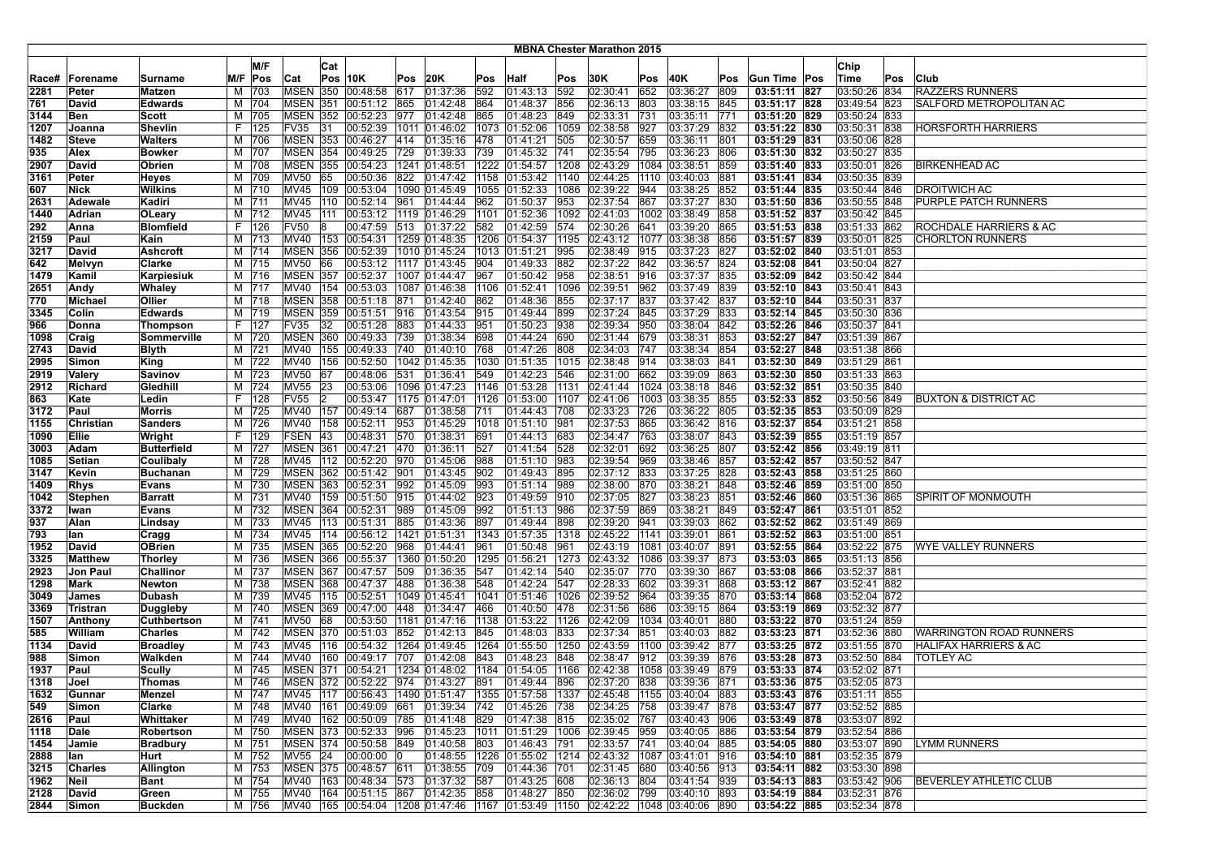# MBNA Chester Marathon 2015

| Race# | Forename | Surname | M/F | M/F Pos | Cat | Cat Pos | 10K | Pos | 20K | Pos | Half | Pos | 30K | Pos | 40K | Pos | Gun Time | Pos | Chip Time | Pos | Club |
|---|---|---|---|---|---|---|---|---|---|---|---|---|---|---|---|---|---|---|---|---|---|
| 2281 | Peter | Matzen | M | 703 | MSEN | 350 | 00:48:58 | 617 | 01:37:36 | 592 | 01:43:13 | 592 | 02:30:41 | 652 | 03:36:27 | 809 | 03:51:11 | 827 | 03:50:26 | 834 | RAZZERS RUNNERS |
| 761 | David | Edwards | M | 704 | MSEN | 351 | 00:51:12 | 865 | 01:42:48 | 864 | 01:48:37 | 856 | 02:36:13 | 803 | 03:38:15 | 845 | 03:51:17 | 828 | 03:49:54 | 823 | SALFORD METROPOLITAN AC |
| 3144 | Ben | Scott | M | 705 | MSEN | 352 | 00:52:23 | 977 | 01:42:48 | 865 | 01:48:23 | 849 | 02:33:31 | 731 | 03:35:11 | 771 | 03:51:20 | 829 | 03:50:24 | 833 | |
| 1207 | Joanna | Shevlin | F | 125 | FV35 | 31 | 00:52:39 | 1011 | 01:46:02 | 1073 | 01:52:06 | 1059 | 02:38:58 | 927 | 03:37:29 | 832 | 03:51:22 | 830 | 03:50:31 | 838 | HORSFORTH HARRIERS |
| 1482 | Steve | Walters | M | 706 | MSEN | 353 | 00:46:27 | 414 | 01:35:16 | 478 | 01:41:21 | 505 | 02:30:57 | 659 | 03:36:11 | 801 | 03:51:29 | 831 | 03:50:06 | 828 | |
| 935 | Alex | Bowker | M | 707 | MSEN | 354 | 00:49:25 | 729 | 01:39:33 | 739 | 01:45:32 | 741 | 02:35:54 | 795 | 03:36:23 | 806 | 03:51:30 | 832 | 03:50:27 | 835 | |
| 2907 | David | Obrien | M | 708 | MSEN | 355 | 00:54:23 | 1241 | 01:48:51 | 1222 | 01:54:57 | 1208 | 02:43:29 | 1084 | 03:38:51 | 859 | 03:51:40 | 833 | 03:50:01 | 826 | BIRKENHEAD AC |
| 3161 | Peter | Heyes | M | 709 | MV50 | 65 | 00:50:36 | 822 | 01:47:42 | 1158 | 01:53:42 | 1140 | 02:44:25 | 1110 | 03:40:03 | 881 | 03:51:41 | 834 | 03:50:35 | 839 | |
| 607 | Nick | Wilkins | M | 710 | MV45 | 109 | 00:53:04 | 1090 | 01:45:49 | 1055 | 01:52:33 | 1086 | 02:39:22 | 944 | 03:38:25 | 852 | 03:51:44 | 835 | 03:50:44 | 846 | DROITWICH AC |
| 2631 | Adewale | Kadiri | M | 711 | MV45 | 110 | 00:52:14 | 961 | 01:44:44 | 962 | 01:50:37 | 953 | 02:37:54 | 867 | 03:37:27 | 830 | 03:51:50 | 836 | 03:50:55 | 848 | PURPLE PATCH RUNNERS |
| 1440 | Adrian | OLeary | M | 712 | MV45 | 111 | 00:53:12 | 1119 | 01:46:29 | 1101 | 01:52:36 | 1092 | 02:41:03 | 1002 | 03:38:49 | 858 | 03:51:52 | 837 | 03:50:42 | 845 | |
| 292 | Anna | Blomfield | F | 126 | FV50 | 8 | 00:47:59 | 513 | 01:37:22 | 582 | 01:42:59 | 574 | 02:30:26 | 641 | 03:39:20 | 865 | 03:51:53 | 838 | 03:51:33 | 862 | ROCHDALE HARRIERS & AC |
| 2159 | Paul | Kain | M | 713 | MV40 | 153 | 00:54:31 | 1259 | 01:48:35 | 1206 | 01:54:37 | 1195 | 02:43:12 | 1077 | 03:38:38 | 856 | 03:51:57 | 839 | 03:50:01 | 825 | CHORLTON RUNNERS |
| 3217 | David | Ashcroft | M | 714 | MSEN | 356 | 00:52:39 | 1010 | 01:45:24 | 1013 | 01:51:21 | 995 | 02:38:49 | 915 | 03:37:23 | 827 | 03:52:02 | 840 | 03:51:01 | 853 | |
| 642 | Melvyn | Clarke | M | 715 | MV50 | 66 | 00:53:12 | 1117 | 01:43:45 | 904 | 01:49:33 | 882 | 02:37:22 | 842 | 03:36:57 | 824 | 03:52:08 | 841 | 03:50:04 | 827 | |
| 1479 | Kamil | Karpiesiuk | M | 716 | MSEN | 357 | 00:52:37 | 1007 | 01:44:47 | 967 | 01:50:42 | 958 | 02:38:51 | 916 | 03:37:37 | 835 | 03:52:09 | 842 | 03:50:42 | 844 | |
| 2651 | Andy | Whaley | M | 717 | MV40 | 154 | 00:53:03 | 1087 | 01:46:38 | 1106 | 01:52:41 | 1096 | 02:39:51 | 962 | 03:37:49 | 839 | 03:52:10 | 843 | 03:50:41 | 843 | |
| 770 | Michael | Ollier | M | 718 | MSEN | 358 | 00:51:18 | 871 | 01:42:40 | 862 | 01:48:36 | 855 | 02:37:17 | 837 | 03:37:42 | 837 | 03:52:10 | 844 | 03:50:31 | 837 | |
| 3345 | Colin | Edwards | M | 719 | MSEN | 359 | 00:51:51 | 916 | 01:43:54 | 915 | 01:49:44 | 899 | 02:37:24 | 845 | 03:37:29 | 833 | 03:52:14 | 845 | 03:50:30 | 836 | |
| 966 | Donna | Thompson | F | 127 | FV35 | 32 | 00:51:28 | 883 | 01:44:33 | 951 | 01:50:23 | 938 | 02:39:34 | 950 | 03:38:04 | 842 | 03:52:26 | 846 | 03:50:37 | 841 | |
| 1098 | Craig | Sommerville | M | 720 | MSEN | 360 | 00:49:33 | 739 | 01:38:34 | 698 | 01:44:24 | 690 | 02:31:44 | 679 | 03:38:31 | 853 | 03:52:27 | 847 | 03:51:39 | 867 | |
| 2743 | David | Blyth | M | 721 | MV40 | 155 | 00:49:33 | 740 | 01:40:10 | 768 | 01:47:26 | 808 | 02:34:03 | 747 | 03:38:34 | 854 | 03:52:27 | 848 | 03:51:38 | 866 | |
| 2995 | Simon | King | M | 722 | MV40 | 156 | 00:52:50 | 1042 | 01:45:35 | 1030 | 01:51:35 | 1015 | 02:38:48 | 914 | 03:38:03 | 841 | 03:52:30 | 849 | 03:51:29 | 861 | |
| 2919 | Valery | Savinov | M | 723 | MV50 | 67 | 00:48:06 | 531 | 01:36:41 | 549 | 01:42:23 | 546 | 02:31:00 | 662 | 03:39:09 | 863 | 03:52:30 | 850 | 03:51:33 | 863 | |
| 2912 | Richard | Gledhill | M | 724 | MV55 | 23 | 00:53:06 | 1096 | 01:47:23 | 1146 | 01:53:28 | 1131 | 02:41:44 | 1024 | 03:38:18 | 846 | 03:52:32 | 851 | 03:50:35 | 840 | |
| 863 | Kate | Ledin | F | 128 | FV55 | 2 | 00:53:47 | 1175 | 01:47:01 | 1126 | 01:53:00 | 1107 | 02:41:06 | 1003 | 03:38:35 | 855 | 03:52:33 | 852 | 03:50:56 | 849 | BUXTON & DISTRICT AC |
| 3172 | Paul | Morris | M | 725 | MV40 | 157 | 00:49:14 | 687 | 01:38:58 | 711 | 01:44:43 | 708 | 02:33:23 | 726 | 03:36:22 | 805 | 03:52:35 | 853 | 03:50:09 | 829 | |
| 1155 | Christian | Sanders | M | 726 | MV40 | 158 | 00:52:11 | 953 | 01:45:29 | 1018 | 01:51:10 | 981 | 02:37:53 | 865 | 03:36:42 | 816 | 03:52:37 | 854 | 03:51:21 | 858 | |
| 1090 | Ellie | Wright | F | 129 | FSEN | 43 | 00:48:31 | 570 | 01:38:31 | 691 | 01:44:13 | 683 | 02:34:47 | 763 | 03:38:07 | 843 | 03:52:39 | 855 | 03:51:19 | 857 | |
| 3003 | Adam | Butterfield | M | 727 | MSEN | 361 | 00:47:21 | 470 | 01:36:11 | 527 | 01:41:54 | 528 | 02:32:01 | 692 | 03:36:25 | 807 | 03:52:42 | 856 | 03:49:19 | 811 | |
| 1085 | Setian | Coulibaly | M | 728 | MV45 | 112 | 00:52:20 | 970 | 01:45:06 | 988 | 01:51:10 | 983 | 02:39:54 | 969 | 03:38:46 | 857 | 03:52:42 | 857 | 03:50:52 | 847 | |
| 3147 | Kevin | Buchanan | M | 729 | MSEN | 362 | 00:51:42 | 901 | 01:43:45 | 902 | 01:49:43 | 895 | 02:37:12 | 833 | 03:37:25 | 828 | 03:52:43 | 858 | 03:51:25 | 860 | |
| 1409 | Rhys | Evans | M | 730 | MSEN | 363 | 00:52:31 | 992 | 01:45:09 | 993 | 01:51:14 | 989 | 02:38:00 | 870 | 03:38:21 | 848 | 03:52:46 | 859 | 03:51:00 | 850 | |
| 1042 | Stephen | Barratt | M | 731 | MV40 | 159 | 00:51:50 | 915 | 01:44:02 | 923 | 01:49:59 | 910 | 02:37:05 | 827 | 03:38:23 | 851 | 03:52:46 | 860 | 03:51:36 | 865 | SPIRIT OF MONMOUTH |
| 3372 | Iwan | Evans | M | 732 | MSEN | 364 | 00:52:31 | 989 | 01:45:09 | 992 | 01:51:13 | 986 | 02:37:59 | 869 | 03:38:21 | 849 | 03:52:47 | 861 | 03:51:01 | 852 | |
| 937 | Alan | Lindsay | M | 733 | MV45 | 113 | 00:51:31 | 885 | 01:43:36 | 897 | 01:49:44 | 898 | 02:39:20 | 941 | 03:39:03 | 862 | 03:52:52 | 862 | 03:51:49 | 869 | |
| 793 | Ian | Cragg | M | 734 | MV45 | 114 | 00:56:12 | 1421 | 01:51:31 | 1343 | 01:57:35 | 1318 | 02:45:22 | 1141 | 03:39:01 | 861 | 03:52:52 | 863 | 03:51:00 | 851 | |
| 1952 | David | OBrien | M | 735 | MSEN | 365 | 00:52:20 | 968 | 01:44:41 | 961 | 01:50:48 | 961 | 02:43:19 | 1081 | 03:40:07 | 891 | 03:52:55 | 864 | 03:52:22 | 875 | WYE VALLEY RUNNERS |
| 3325 | Matthew | Thorley | M | 736 | MSEN | 366 | 00:55:37 | 1360 | 01:50:20 | 1295 | 01:56:21 | 1273 | 02:43:32 | 1086 | 03:39:37 | 873 | 03:53:03 | 865 | 03:51:13 | 856 | |
| 2923 | Jon Paul | Challinor | M | 737 | MSEN | 367 | 00:47:57 | 509 | 01:36:35 | 547 | 01:42:14 | 540 | 02:35:07 | 770 | 03:39:30 | 867 | 03:53:08 | 866 | 03:52:37 | 881 | |
| 1298 | Mark | Newton | M | 738 | MSEN | 368 | 00:47:37 | 488 | 01:36:38 | 548 | 01:42:24 | 547 | 02:28:33 | 602 | 03:39:31 | 868 | 03:53:12 | 867 | 03:52:41 | 882 | |
| 3049 | James | Dubash | M | 739 | MV45 | 115 | 00:52:51 | 1049 | 01:45:41 | 1041 | 01:51:46 | 1026 | 02:39:52 | 964 | 03:39:35 | 870 | 03:53:14 | 868 | 03:52:04 | 872 | |
| 3369 | Tristran | Duggleby | M | 740 | MSEN | 369 | 00:47:00 | 448 | 01:34:47 | 466 | 01:40:50 | 478 | 02:31:56 | 686 | 03:39:15 | 864 | 03:53:19 | 869 | 03:52:32 | 877 | |
| 1507 | Anthony | Cuthbertson | M | 741 | MV50 | 68 | 00:53:50 | 1181 | 01:47:16 | 1138 | 01:53:22 | 1126 | 02:42:09 | 1034 | 03:40:01 | 880 | 03:53:22 | 870 | 03:51:24 | 859 | |
| 585 | William | Charles | M | 742 | MSEN | 370 | 00:51:03 | 852 | 01:42:13 | 845 | 01:48:03 | 833 | 02:37:34 | 851 | 03:40:03 | 882 | 03:53:23 | 871 | 03:52:36 | 880 | WARRINGTON ROAD RUNNERS |
| 1134 | David | Broadley | M | 743 | MV45 | 116 | 00:54:32 | 1264 | 01:49:45 | 1264 | 01:55:50 | 1250 | 02:43:59 | 1100 | 03:39:42 | 877 | 03:53:25 | 872 | 03:51:55 | 870 | HALIFAX HARRIERS & AC |
| 988 | Simon | Walkden | M | 744 | MV40 | 160 | 00:49:17 | 707 | 01:42:08 | 843 | 01:48:23 | 848 | 02:38:47 | 912 | 03:39:39 | 876 | 03:53:28 | 873 | 03:52:50 | 884 | TOTLEY AC |
| 1937 | Paul | Scully | M | 745 | MSEN | 371 | 00:54:21 | 1234 | 01:48:02 | 1184 | 01:54:05 | 1166 | 02:42:38 | 1058 | 03:39:49 | 879 | 03:53:33 | 874 | 03:52:02 | 871 | |
| 1318 | Joel | Thomas | M | 746 | MSEN | 372 | 00:52:22 | 974 | 01:43:27 | 891 | 01:49:44 | 896 | 02:37:20 | 838 | 03:39:36 | 871 | 03:53:36 | 875 | 03:52:05 | 873 | |
| 1632 | Gunnar | Menzel | M | 747 | MV45 | 117 | 00:56:43 | 1490 | 01:51:47 | 1355 | 01:57:58 | 1337 | 02:45:48 | 1155 | 03:40:04 | 883 | 03:53:43 | 876 | 03:51:11 | 855 | |
| 549 | Simon | Clarke | M | 748 | MV40 | 161 | 00:49:09 | 661 | 01:39:34 | 742 | 01:45:26 | 738 | 02:34:25 | 758 | 03:39:47 | 878 | 03:53:47 | 877 | 03:52:52 | 885 | |
| 2616 | Paul | Whittaker | M | 749 | MV40 | 162 | 00:50:09 | 785 | 01:41:48 | 829 | 01:47:38 | 815 | 02:35:02 | 767 | 03:40:43 | 906 | 03:53:49 | 878 | 03:53:07 | 892 | |
| 1118 | Dale | Robertson | M | 750 | MSEN | 373 | 00:52:33 | 996 | 01:45:23 | 1011 | 01:51:29 | 1006 | 02:39:45 | 959 | 03:40:05 | 886 | 03:53:54 | 879 | 03:52:54 | 886 | |
| 1454 | Jamie | Bradbury | M | 751 | MSEN | 374 | 00:50:58 | 849 | 01:40:58 | 803 | 01:46:43 | 791 | 02:33:57 | 741 | 03:40:04 | 885 | 03:54:05 | 880 | 03:53:07 | 890 | LYMM RUNNERS |
| 2888 | Ian | Hurt | M | 752 | MV55 | 24 | 00:00:00 | 0 | 01:48:55 | 1226 | 01:55:02 | 1214 | 02:43:32 | 1087 | 03:41:01 | 916 | 03:54:10 | 881 | 03:52:35 | 879 | |
| 3215 | Charles | Allington | M | 753 | MSEN | 375 | 00:48:57 | 611 | 01:38:55 | 709 | 01:44:36 | 701 | 02:31:45 | 680 | 03:40:56 | 913 | 03:54:11 | 882 | 03:53:30 | 898 | |
| 1962 | Neil | Bant | M | 754 | MV40 | 163 | 00:48:34 | 573 | 01:37:32 | 587 | 01:43:25 | 608 | 02:36:13 | 804 | 03:41:54 | 939 | 03:54:13 | 883 | 03:53:42 | 906 | BEVERLEY ATHLETIC CLUB |
| 2128 | David | Green | M | 755 | MV40 | 164 | 00:51:15 | 867 | 01:42:35 | 858 | 01:48:27 | 850 | 02:36:02 | 799 | 03:40:10 | 893 | 03:54:19 | 884 | 03:52:31 | 876 | |
| 2844 | Simon | Buckden | M | 756 | MV40 | 165 | 00:54:04 | 1208 | 01:47:46 | 1167 | 01:53:49 | 1150 | 02:42:22 | 1048 | 03:40:06 | 890 | 03:54:22 | 885 | 03:52:34 | 878 | |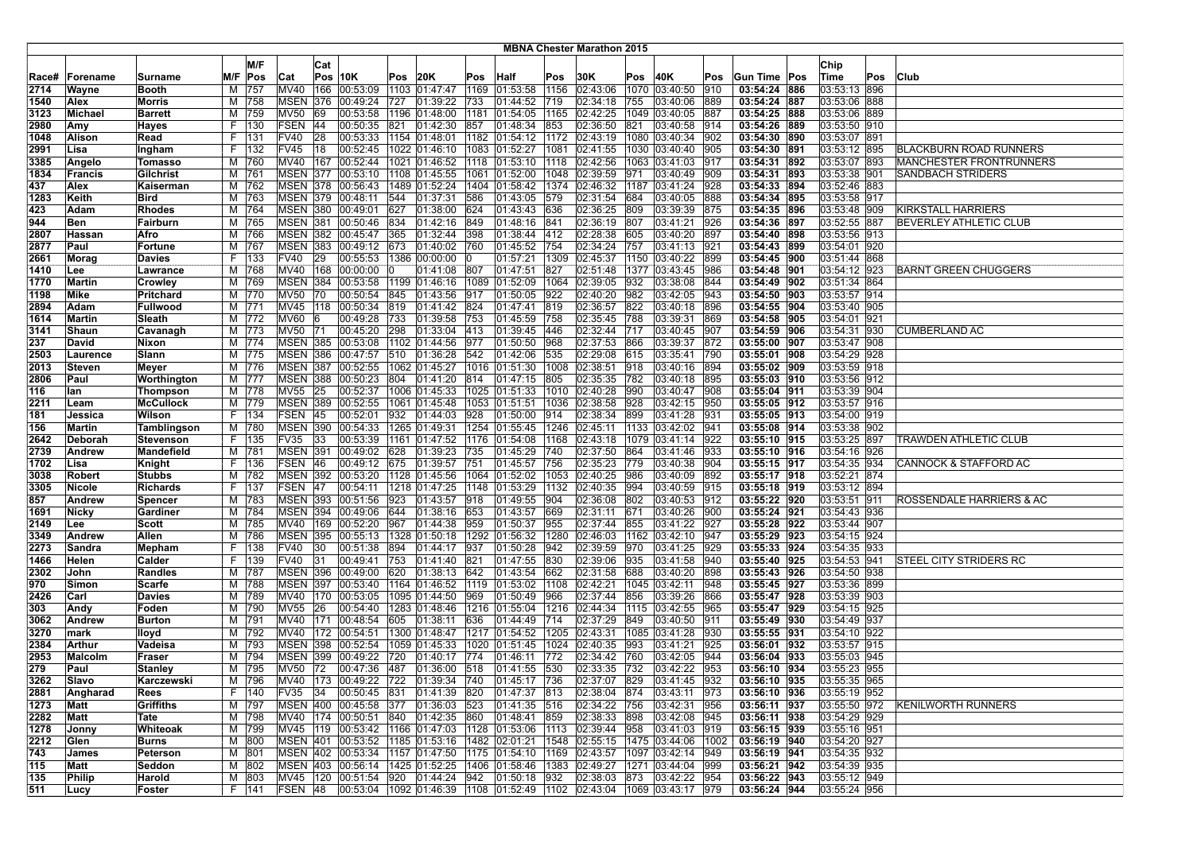# MBNA Chester Marathon 2015

| Race# | Forename | Surname | M/F | M/F Pos | Cat | Cat Pos | 10K | Pos | 20K | Pos | Half | Pos | 30K | Pos | 40K | Pos | Gun Time | Pos | Chip Time | Pos | Club |
|---|---|---|---|---|---|---|---|---|---|---|---|---|---|---|---|---|---|---|---|---|---|
| 2714 | Wayne | Booth | M | 757 | MV40 | 166 | 00:53:09 | 1103 | 01:47:47 | 1169 | 01:53:58 | 1156 | 02:43:06 | 1070 | 03:40:50 | 910 | 03:54:24 | 886 | 03:53:13 | 896 | |
| 1540 | Alex | Morris | M | 758 | MSEN | 376 | 00:49:24 | 727 | 01:39:22 | 733 | 01:44:52 | 719 | 02:34:18 | 755 | 03:40:06 | 889 | 03:54:24 | 887 | 03:53:06 | 888 | |
| 3123 | Michael | Barrett | M | 759 | MV50 | 69 | 00:53:58 | 1196 | 01:48:00 | 1181 | 01:54:05 | 1165 | 02:42:25 | 1049 | 03:40:05 | 887 | 03:54:25 | 888 | 03:53:06 | 889 | |
| 2980 | Amy | Hayes | F | 130 | FSEN | 44 | 00:50:35 | 821 | 01:42:30 | 857 | 01:48:34 | 853 | 02:36:50 | 821 | 03:40:58 | 914 | 03:54:26 | 889 | 03:53:50 | 910 | |
| 1048 | Alison | Read | F | 131 | FV40 | 28 | 00:53:33 | 1154 | 01:48:01 | 1182 | 01:54:12 | 1172 | 02:43:19 | 1080 | 03:40:34 | 902 | 03:54:30 | 890 | 03:53:07 | 891 | |
| 2991 | Lisa | Ingham | F | 132 | FV45 | 18 | 00:52:45 | 1022 | 01:46:10 | 1083 | 01:52:27 | 1081 | 02:41:55 | 1030 | 03:40:40 | 905 | 03:54:30 | 891 | 03:53:12 | 895 | BLACKBURN ROAD RUNNERS |
| 3385 | Angelo | Tomasso | M | 760 | MV40 | 167 | 00:52:44 | 1021 | 01:46:52 | 1118 | 01:53:10 | 1118 | 02:42:56 | 1063 | 03:41:03 | 917 | 03:54:31 | 892 | 03:53:07 | 893 | MANCHESTER FRONTRUNNERS |
| 1834 | Francis | Gilchrist | M | 761 | MSEN | 377 | 00:53:10 | 1108 | 01:45:55 | 1061 | 01:52:00 | 1048 | 02:39:59 | 971 | 03:40:49 | 909 | 03:54:31 | 893 | 03:53:38 | 901 | SANDBACH STRIDERS |
| 437 | Alex | Kaiserman | M | 762 | MSEN | 378 | 00:56:43 | 1489 | 01:52:24 | 1404 | 01:58:42 | 1374 | 02:46:32 | 1187 | 03:41:24 | 928 | 03:54:33 | 894 | 03:52:46 | 883 | |
| 1283 | Keith | Bird | M | 763 | MSEN | 379 | 00:48:11 | 544 | 01:37:31 | 586 | 01:43:05 | 579 | 02:31:54 | 684 | 03:40:05 | 888 | 03:54:34 | 895 | 03:53:58 | 917 | |
| 423 | Adam | Rhodes | M | 764 | MSEN | 380 | 00:49:01 | 627 | 01:38:00 | 624 | 01:43:43 | 636 | 02:36:25 | 809 | 03:39:39 | 875 | 03:54:35 | 896 | 03:53:48 | 909 | KIRKSTALL HARRIERS |
| 944 | Ben | Fairburn | M | 765 | MSEN | 381 | 00:50:46 | 834 | 01:42:16 | 849 | 01:48:16 | 841 | 02:36:19 | 807 | 03:41:21 | 926 | 03:54:36 | 897 | 03:52:55 | 887 | BEVERLEY ATHLETIC CLUB |
| 2807 | Hassan | Afro | M | 766 | MSEN | 382 | 00:45:47 | 365 | 01:32:44 | 398 | 01:38:44 | 412 | 02:28:38 | 605 | 03:40:20 | 897 | 03:54:40 | 898 | 03:53:56 | 913 | |
| 2877 | Paul | Fortune | M | 767 | MSEN | 383 | 00:49:12 | 673 | 01:40:02 | 760 | 01:45:52 | 754 | 02:34:24 | 757 | 03:41:13 | 921 | 03:54:43 | 899 | 03:54:01 | 920 | |
| 2661 | Morag | Davies | F | 133 | FV40 | 29 | 00:55:53 | 1386 | 00:00:00 | 0 | 01:57:21 | 1309 | 02:45:37 | 1150 | 03:40:22 | 899 | 03:54:45 | 900 | 03:51:44 | 868 | |
| 1410 | Lee | Lawrance | M | 768 | MV40 | 168 | 00:00:00 | 0 | 01:41:08 | 807 | 01:47:51 | 827 | 02:51:48 | 1377 | 03:43:45 | 986 | 03:54:48 | 901 | 03:54:12 | 923 | BARNT GREEN CHUGGERS |
| 1770 | Martin | Crowley | M | 769 | MSEN | 384 | 00:53:58 | 1199 | 01:46:16 | 1089 | 01:52:09 | 1064 | 02:39:05 | 932 | 03:38:08 | 844 | 03:54:49 | 902 | 03:51:34 | 864 | |
| 1198 | Mike | Pritchard | M | 770 | MV50 | 70 | 00:50:54 | 845 | 01:43:56 | 917 | 01:50:05 | 922 | 02:40:20 | 982 | 03:42:05 | 943 | 03:54:50 | 903 | 03:53:57 | 914 | |
| 2894 | Adam | Fullwood | M | 771 | MV45 | 118 | 00:50:34 | 819 | 01:41:42 | 824 | 01:47:41 | 819 | 02:36:57 | 822 | 03:40:18 | 896 | 03:54:55 | 904 | 03:53:40 | 905 | |
| 1614 | Martin | Sleath | M | 772 | MV60 | 6 | 00:49:28 | 733 | 01:39:58 | 753 | 01:45:59 | 758 | 02:35:45 | 788 | 03:39:31 | 869 | 03:54:58 | 905 | 03:54:01 | 921 | |
| 3141 | Shaun | Cavanagh | M | 773 | MV50 | 71 | 00:45:20 | 298 | 01:33:04 | 413 | 01:39:45 | 446 | 02:32:44 | 717 | 03:40:45 | 907 | 03:54:59 | 906 | 03:54:31 | 930 | CUMBERLAND AC |
| 237 | David | Nixon | M | 774 | MSEN | 385 | 00:53:08 | 1102 | 01:44:56 | 977 | 01:50:50 | 968 | 02:37:53 | 866 | 03:39:37 | 872 | 03:55:00 | 907 | 03:53:47 | 908 | |
| 2503 | Laurence | Slann | M | 775 | MSEN | 386 | 00:47:57 | 510 | 01:36:28 | 542 | 01:42:06 | 535 | 02:29:08 | 615 | 03:35:41 | 790 | 03:55:01 | 908 | 03:54:29 | 928 | |
| 2013 | Steven | Meyer | M | 776 | MSEN | 387 | 00:52:55 | 1062 | 01:45:27 | 1016 | 01:51:30 | 1008 | 02:38:51 | 918 | 03:40:16 | 894 | 03:55:02 | 909 | 03:53:59 | 918 | |
| 2806 | Paul | Worthington | M | 777 | MSEN | 388 | 00:50:23 | 804 | 01:41:20 | 814 | 01:47:15 | 805 | 02:35:35 | 782 | 03:40:18 | 895 | 03:55:03 | 910 | 03:53:56 | 912 | |
| 116 | Ian | Thompson | M | 778 | MV55 | 25 | 00:52:37 | 1006 | 01:45:33 | 1025 | 01:51:33 | 1010 | 02:40:28 | 990 | 03:40:47 | 908 | 03:55:04 | 911 | 03:53:39 | 904 | |
| 2211 | Leam | McCullock | M | 779 | MSEN | 389 | 00:52:55 | 1061 | 01:45:48 | 1053 | 01:51:51 | 1036 | 02:38:58 | 928 | 03:42:15 | 950 | 03:55:05 | 912 | 03:53:57 | 916 | |
| 181 | Jessica | Wilson | F | 134 | FSEN | 45 | 00:52:01 | 932 | 01:44:03 | 928 | 01:50:00 | 914 | 02:38:34 | 899 | 03:41:28 | 931 | 03:55:05 | 913 | 03:54:00 | 919 | |
| 156 | Martin | Tamblingson | M | 780 | MSEN | 390 | 00:54:33 | 1265 | 01:49:31 | 1254 | 01:55:45 | 1246 | 02:45:11 | 1133 | 03:42:02 | 941 | 03:55:08 | 914 | 03:53:38 | 902 | |
| 2642 | Deborah | Stevenson | F | 135 | FV35 | 33 | 00:53:39 | 1161 | 01:47:52 | 1176 | 01:54:08 | 1168 | 02:43:18 | 1079 | 03:41:14 | 922 | 03:55:10 | 915 | 03:53:25 | 897 | TRAWDEN ATHLETIC CLUB |
| 2739 | Andrew | Mandefield | M | 781 | MSEN | 391 | 00:49:02 | 628 | 01:39:23 | 735 | 01:45:29 | 740 | 02:37:50 | 864 | 03:41:46 | 933 | 03:55:10 | 916 | 03:54:16 | 926 | |
| 1702 | Lisa | Knight | F | 136 | FSEN | 46 | 00:49:12 | 675 | 01:39:57 | 751 | 01:45:57 | 756 | 02:35:23 | 779 | 03:40:38 | 904 | 03:55:15 | 917 | 03:54:35 | 934 | CANNOCK & STAFFORD AC |
| 3038 | Robert | Stubbs | M | 782 | MSEN | 392 | 00:53:20 | 1128 | 01:45:56 | 1064 | 01:52:02 | 1053 | 02:40:25 | 986 | 03:40:09 | 892 | 03:55:17 | 918 | 03:52:21 | 874 | |
| 3305 | Nicole | Richards | F | 137 | FSEN | 47 | 00:54:11 | 1218 | 01:47:25 | 1148 | 01:53:29 | 1132 | 02:40:35 | 994 | 03:40:59 | 915 | 03:55:18 | 919 | 03:53:12 | 894 | |
| 857 | Andrew | Spencer | M | 783 | MSEN | 393 | 00:51:56 | 923 | 01:43:57 | 918 | 01:49:55 | 904 | 02:36:08 | 802 | 03:40:53 | 912 | 03:55:22 | 920 | 03:53:51 | 911 | ROSSENDALE HARRIERS & AC |
| 1691 | Nicky | Gardiner | M | 784 | MSEN | 394 | 00:49:06 | 644 | 01:38:16 | 653 | 01:43:57 | 669 | 02:31:11 | 671 | 03:40:26 | 900 | 03:55:24 | 921 | 03:54:43 | 936 | |
| 2149 | Lee | Scott | M | 785 | MV40 | 169 | 00:52:20 | 967 | 01:44:38 | 959 | 01:50:37 | 955 | 02:37:44 | 855 | 03:41:22 | 927 | 03:55:28 | 922 | 03:53:44 | 907 | |
| 3349 | Andrew | Allen | M | 786 | MSEN | 395 | 00:55:13 | 1328 | 01:50:18 | 1292 | 01:56:32 | 1280 | 02:46:03 | 1162 | 03:42:10 | 947 | 03:55:29 | 923 | 03:54:15 | 924 | |
| 2273 | Sandra | Mepham | F | 138 | FV40 | 30 | 00:51:38 | 894 | 01:44:17 | 937 | 01:50:28 | 942 | 02:39:59 | 970 | 03:41:25 | 929 | 03:55:33 | 924 | 03:54:35 | 933 | |
| 1466 | Helen | Calder | F | 139 | FV40 | 31 | 00:49:41 | 753 | 01:41:40 | 821 | 01:47:55 | 830 | 02:39:06 | 935 | 03:41:58 | 940 | 03:55:40 | 925 | 03:54:53 | 941 | STEEL CITY STRIDERS RC |
| 2302 | John | Randles | M | 787 | MSEN | 396 | 00:49:00 | 620 | 01:38:13 | 642 | 01:43:54 | 662 | 02:31:58 | 688 | 03:40:20 | 898 | 03:55:43 | 926 | 03:54:50 | 938 | |
| 970 | Simon | Scarfe | M | 788 | MSEN | 397 | 00:53:40 | 1164 | 01:46:52 | 1119 | 01:53:02 | 1108 | 02:42:21 | 1045 | 03:42:11 | 948 | 03:55:45 | 927 | 03:53:36 | 899 | |
| 2426 | Carl | Davies | M | 789 | MV40 | 170 | 00:53:05 | 1095 | 01:44:50 | 969 | 01:50:49 | 966 | 02:37:44 | 856 | 03:39:26 | 866 | 03:55:47 | 928 | 03:53:39 | 903 | |
| 303 | Andy | Foden | M | 790 | MV55 | 26 | 00:54:40 | 1283 | 01:48:46 | 1216 | 01:55:04 | 1216 | 02:44:34 | 1115 | 03:42:55 | 965 | 03:55:47 | 929 | 03:54:15 | 925 | |
| 3062 | Andrew | Burton | M | 791 | MV40 | 171 | 00:48:54 | 605 | 01:38:11 | 636 | 01:44:49 | 714 | 02:37:29 | 849 | 03:40:50 | 911 | 03:55:49 | 930 | 03:54:49 | 937 | |
| 3270 | mark | lloyd | M | 792 | MV40 | 172 | 00:54:51 | 1300 | 01:48:47 | 1217 | 01:54:52 | 1205 | 02:43:31 | 1085 | 03:41:28 | 930 | 03:55:55 | 931 | 03:54:10 | 922 | |
| 2384 | Arthur | Vadeisa | M | 793 | MSEN | 398 | 00:52:54 | 1059 | 01:45:33 | 1020 | 01:51:45 | 1024 | 02:40:35 | 993 | 03:41:21 | 925 | 03:56:01 | 932 | 03:53:57 | 915 | |
| 2953 | Malcolm | Fraser | M | 794 | MSEN | 399 | 00:49:22 | 720 | 01:40:17 | 774 | 01:46:11 | 772 | 02:34:42 | 760 | 03:42:05 | 944 | 03:56:04 | 933 | 03:55:03 | 945 | |
| 279 | Paul | Stanley | M | 795 | MV50 | 72 | 00:47:36 | 487 | 01:36:00 | 518 | 01:41:55 | 530 | 02:33:35 | 732 | 03:42:22 | 953 | 03:56:10 | 934 | 03:55:23 | 955 | |
| 3262 | Slavo | Karczewski | M | 796 | MV40 | 173 | 00:49:22 | 722 | 01:39:34 | 740 | 01:45:17 | 736 | 02:37:07 | 829 | 03:41:45 | 932 | 03:56:10 | 935 | 03:55:35 | 965 | |
| 2881 | Angharad | Rees | F | 140 | FV35 | 34 | 00:50:45 | 831 | 01:41:39 | 820 | 01:47:37 | 813 | 02:38:04 | 874 | 03:43:11 | 973 | 03:56:10 | 936 | 03:55:19 | 952 | |
| 1273 | Matt | Griffiths | M | 797 | MSEN | 400 | 00:45:58 | 377 | 01:36:03 | 523 | 01:41:35 | 516 | 02:34:22 | 756 | 03:42:31 | 956 | 03:56:11 | 937 | 03:55:50 | 972 | KENILWORTH RUNNERS |
| 2282 | Matt | Tate | M | 798 | MV40 | 174 | 00:50:51 | 840 | 01:42:35 | 860 | 01:48:41 | 859 | 02:38:33 | 898 | 03:42:08 | 945 | 03:56:11 | 938 | 03:54:29 | 929 | |
| 1278 | Jonny | Whiteoak | M | 799 | MV45 | 119 | 00:53:42 | 1166 | 01:47:03 | 1128 | 01:53:06 | 1113 | 02:39:44 | 958 | 03:41:03 | 919 | 03:56:15 | 939 | 03:55:16 | 951 | |
| 2212 | Glen | Burns | M | 800 | MSEN | 401 | 00:53:52 | 1185 | 01:53:16 | 1482 | 02:01:21 | 1548 | 02:55:15 | 1475 | 03:44:06 | 1002 | 03:56:19 | 940 | 03:54:20 | 927 | |
| 743 | James | Peterson | M | 801 | MSEN | 402 | 00:53:34 | 1157 | 01:47:50 | 1175 | 01:54:10 | 1169 | 02:43:57 | 1097 | 03:42:14 | 949 | 03:56:19 | 941 | 03:54:35 | 932 | |
| 115 | Matt | Seddon | M | 802 | MSEN | 403 | 00:56:14 | 1425 | 01:52:25 | 1406 | 01:58:46 | 1383 | 02:49:27 | 1271 | 03:44:04 | 999 | 03:56:21 | 942 | 03:54:39 | 935 | |
| 135 | Philip | Harold | M | 803 | MV45 | 120 | 00:51:54 | 920 | 01:44:24 | 942 | 01:50:18 | 932 | 02:38:03 | 873 | 03:42:22 | 954 | 03:56:22 | 943 | 03:55:12 | 949 | |
| 511 | Lucy | Foster | F | 141 | FSEN | 48 | 00:53:04 | 1092 | 01:46:39 | 1108 | 01:52:49 | 1102 | 02:43:04 | 1069 | 03:43:17 | 979 | 03:56:24 | 944 | 03:55:24 | 956 | |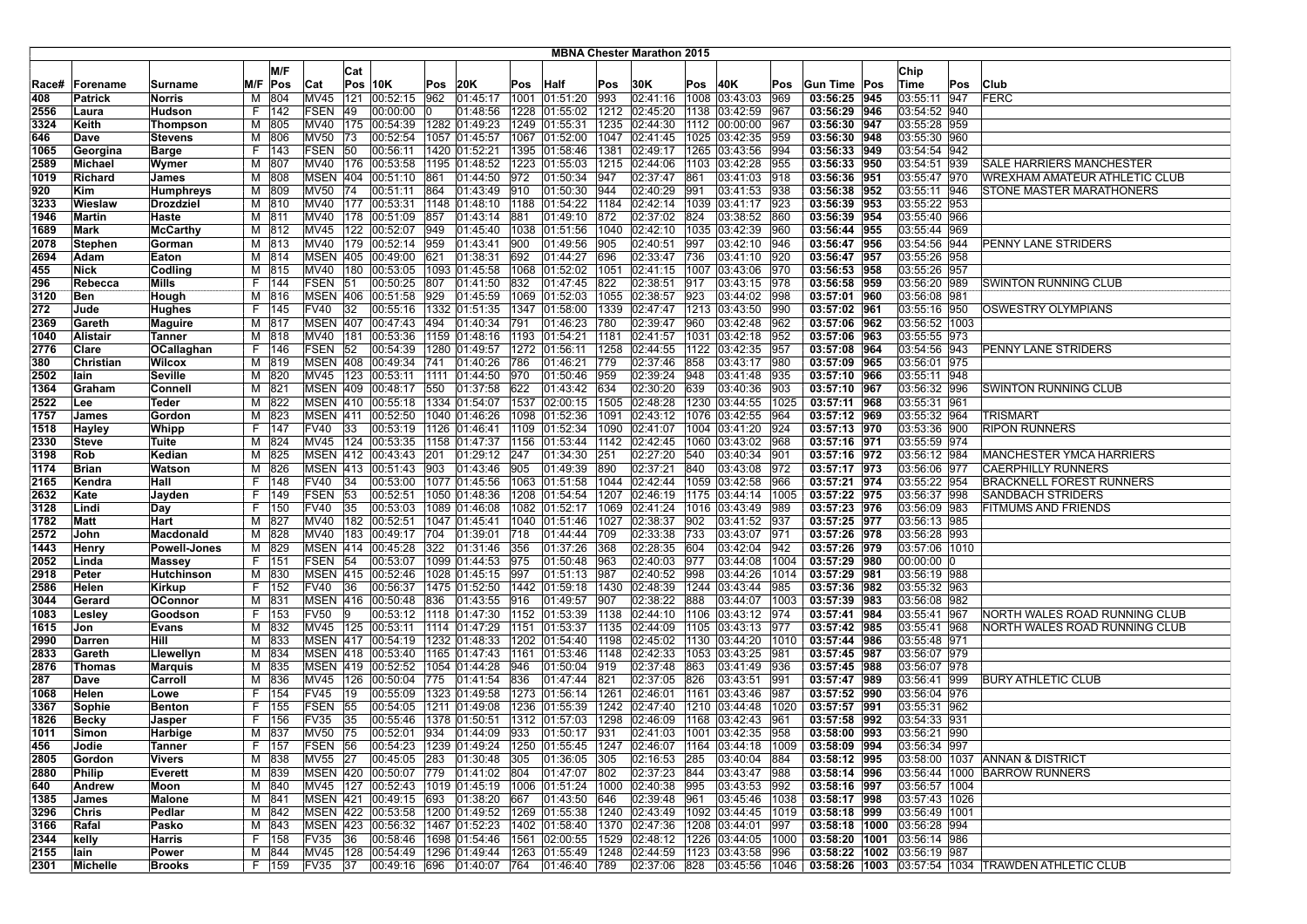# MBNA Chester Marathon 2015

| Race# | Forename | Surname | M/F | M/F Pos | Cat | Cat Pos | 10K | Pos | 20K | Pos | Half | Pos | 30K | Pos | 40K | Pos | Gun Time | Pos | Chip Time | Pos | Club |
|---|---|---|---|---|---|---|---|---|---|---|---|---|---|---|---|---|---|---|---|---|---|
| 408 | Patrick | Norris | M | 804 | MV45 | 121 | 00:52:15 | 962 | 01:45:17 | 1001 | 01:51:20 | 993 | 02:41:16 | 1008 | 03:43:03 | 969 | 03:56:25 | 945 | 03:55:11 | 947 | FERC |
| 2556 | Laura | Hudson | F | 142 | FSEN | 49 | 00:00:00 | 0 | 01:48:56 | 1228 | 01:55:02 | 1212 | 02:45:20 | 1138 | 03:42:59 | 967 | 03:56:29 | 946 | 03:54:52 | 940 | |
| 3324 | Keith | Thompson | M | 805 | MV40 | 175 | 00:54:39 | 1282 | 01:49:23 | 1249 | 01:55:31 | 1235 | 02:44:30 | 1112 | 00:00:00 | 967 | 03:56:30 | 947 | 03:55:28 | 959 | |
| 646 | Dave | Stevens | M | 806 | MV50 | 73 | 00:52:54 | 1057 | 01:45:57 | 1067 | 01:52:00 | 1047 | 02:41:45 | 1025 | 03:42:35 | 959 | 03:56:30 | 948 | 03:55:30 | 960 | |
| 1065 | Georgina | Barge | F | 143 | FSEN | 50 | 00:56:11 | 1420 | 01:52:21 | 1395 | 01:58:46 | 1381 | 02:49:17 | 1265 | 03:43:56 | 994 | 03:56:33 | 949 | 03:54:54 | 942 | |
| 2589 | Michael | Wymer | M | 807 | MV40 | 176 | 00:53:58 | 1195 | 01:48:52 | 1223 | 01:55:03 | 1215 | 02:44:06 | 1103 | 03:42:28 | 955 | 03:56:33 | 950 | 03:54:51 | 939 | SALE HARRIERS MANCHESTER |
| 1019 | Richard | James | M | 808 | MSEN | 404 | 00:51:10 | 861 | 01:44:50 | 972 | 01:50:34 | 947 | 02:37:47 | 861 | 03:41:03 | 918 | 03:56:36 | 951 | 03:55:47 | 970 | WREXHAM AMATEUR ATHLETIC CLUB |
| 920 | Kim | Humphreys | M | 809 | MV50 | 74 | 00:51:11 | 864 | 01:43:49 | 910 | 01:50:30 | 944 | 02:40:29 | 991 | 03:41:53 | 938 | 03:56:38 | 952 | 03:55:11 | 946 | STONE MASTER MARATHONERS |
| 3233 | Wieslaw | Drozdziel | M | 810 | MV40 | 177 | 00:53:31 | 1148 | 01:48:10 | 1188 | 01:54:22 | 1184 | 02:42:14 | 1039 | 03:41:17 | 923 | 03:56:39 | 953 | 03:55:22 | 953 | |
| 1946 | Martin | Haste | M | 811 | MV40 | 178 | 00:51:09 | 857 | 01:43:14 | 881 | 01:49:10 | 872 | 02:37:02 | 824 | 03:38:52 | 860 | 03:56:39 | 954 | 03:55:40 | 966 | |
| 1689 | Mark | McCarthy | M | 812 | MV45 | 122 | 00:52:07 | 949 | 01:45:40 | 1038 | 01:51:56 | 1040 | 02:42:10 | 1035 | 03:42:39 | 960 | 03:56:44 | 955 | 03:55:44 | 969 | |
| 2078 | Stephen | Gorman | M | 813 | MV40 | 179 | 00:52:14 | 959 | 01:43:41 | 900 | 01:49:56 | 905 | 02:40:51 | 997 | 03:42:10 | 946 | 03:56:47 | 956 | 03:54:56 | 944 | PENNY LANE STRIDERS |
| 2694 | Adam | Eaton | M | 814 | MSEN | 405 | 00:49:00 | 621 | 01:38:31 | 692 | 01:44:27 | 696 | 02:33:47 | 736 | 03:41:10 | 920 | 03:56:47 | 957 | 03:55:26 | 958 | |
| 455 | Nick | Codling | M | 815 | MV40 | 180 | 00:53:05 | 1093 | 01:45:58 | 1068 | 01:52:02 | 1051 | 02:41:15 | 1007 | 03:43:06 | 970 | 03:56:53 | 958 | 03:55:26 | 957 | |
| 296 | Rebecca | Mills | F | 144 | FSEN | 51 | 00:50:25 | 807 | 01:41:50 | 832 | 01:47:45 | 822 | 02:38:51 | 917 | 03:43:15 | 978 | 03:56:58 | 959 | 03:56:20 | 989 | SWINTON RUNNING CLUB |
| 3120 | Ben | Hough | M | 816 | MSEN | 406 | 00:51:58 | 929 | 01:45:59 | 1069 | 01:52:03 | 1055 | 02:38:57 | 923 | 03:44:02 | 998 | 03:57:01 | 960 | 03:56:08 | 981 | |
| 272 | Jude | Hughes | F | 145 | FV40 | 32 | 00:55:16 | 1332 | 01:51:35 | 1347 | 01:58:00 | 1339 | 02:47:47 | 1213 | 03:43:50 | 990 | 03:57:02 | 961 | 03:55:16 | 950 | OSWESTRY OLYMPIANS |
| 2369 | Gareth | Maguire | M | 817 | MSEN | 407 | 00:47:43 | 494 | 01:40:34 | 791 | 01:46:23 | 780 | 02:39:47 | 960 | 03:42:48 | 962 | 03:57:06 | 962 | 03:56:52 | 1003 | |
| 1040 | Alistair | Tanner | M | 818 | MV40 | 181 | 00:53:36 | 1159 | 01:48:16 | 1193 | 01:54:21 | 1181 | 02:41:57 | 1031 | 03:42:18 | 952 | 03:57:06 | 963 | 03:55:55 | 973 | |
| 2776 | Clare | OCallaghan | F | 146 | FSEN | 52 | 00:54:39 | 1280 | 01:49:57 | 1272 | 01:56:11 | 1258 | 02:44:55 | 1122 | 03:42:35 | 957 | 03:57:08 | 964 | 03:54:56 | 943 | PENNY LANE STRIDERS |
| 380 | Christian | Wilcox | M | 819 | MSEN | 408 | 00:49:34 | 741 | 01:40:26 | 786 | 01:46:21 | 779 | 02:37:46 | 858 | 03:43:17 | 980 | 03:57:09 | 965 | 03:56:01 | 975 | |
| 2502 | Iain | Seville | M | 820 | MV45 | 123 | 00:53:11 | 1111 | 01:44:50 | 970 | 01:50:46 | 959 | 02:39:24 | 948 | 03:41:48 | 935 | 03:57:10 | 966 | 03:55:11 | 948 | |
| 1364 | Graham | Connell | M | 821 | MSEN | 409 | 00:48:17 | 550 | 01:37:58 | 622 | 01:43:42 | 634 | 02:30:20 | 639 | 03:40:36 | 903 | 03:57:10 | 967 | 03:56:32 | 996 | SWINTON RUNNING CLUB |
| 2522 | Lee | Teder | M | 822 | MSEN | 410 | 00:55:18 | 1334 | 01:54:07 | 1537 | 02:00:15 | 1505 | 02:48:28 | 1230 | 03:44:55 | 1025 | 03:57:11 | 968 | 03:55:31 | 961 | |
| 1757 | James | Gordon | M | 823 | MSEN | 411 | 00:52:50 | 1040 | 01:46:26 | 1098 | 01:52:36 | 1091 | 02:43:12 | 1076 | 03:42:55 | 964 | 03:57:12 | 969 | 03:55:32 | 964 | TRISMART |
| 1518 | Hayley | Whipp | F | 147 | FV40 | 33 | 00:53:19 | 1126 | 01:46:41 | 1109 | 01:52:34 | 1090 | 02:41:07 | 1004 | 03:41:20 | 924 | 03:57:13 | 970 | 03:53:36 | 900 | RIPON RUNNERS |
| 2330 | Steve | Tuite | M | 824 | MV45 | 124 | 00:53:35 | 1158 | 01:47:37 | 1156 | 01:53:44 | 1142 | 02:42:45 | 1060 | 03:43:02 | 968 | 03:57:16 | 971 | 03:55:59 | 974 | |
| 3198 | Rob | Kedian | M | 825 | MSEN | 412 | 00:43:43 | 201 | 01:29:12 | 247 | 01:34:30 | 251 | 02:27:20 | 540 | 03:40:34 | 901 | 03:57:16 | 972 | 03:56:12 | 984 | MANCHESTER YMCA HARRIERS |
| 1174 | Brian | Watson | M | 826 | MSEN | 413 | 00:51:43 | 903 | 01:43:46 | 905 | 01:49:39 | 890 | 02:37:21 | 840 | 03:43:08 | 972 | 03:57:17 | 973 | 03:56:06 | 977 | CAERPHILLY RUNNERS |
| 2165 | Kendra | Hall | F | 148 | FV40 | 34 | 00:53:00 | 1077 | 01:45:56 | 1063 | 01:51:58 | 1044 | 02:42:44 | 1059 | 03:42:58 | 966 | 03:57:21 | 974 | 03:55:22 | 954 | BRACKNELL FOREST RUNNERS |
| 2632 | Kate | Jayden | F | 149 | FSEN | 53 | 00:52:51 | 1050 | 01:48:36 | 1208 | 01:54:54 | 1207 | 02:46:19 | 1175 | 03:44:14 | 1005 | 03:57:22 | 975 | 03:56:37 | 998 | SANDBACH STRIDERS |
| 3128 | Lindi | Day | F | 150 | FV40 | 35 | 00:53:03 | 1089 | 01:46:08 | 1082 | 01:52:17 | 1069 | 02:41:24 | 1016 | 03:43:49 | 989 | 03:57:23 | 976 | 03:56:09 | 983 | FITMUMS AND FRIENDS |
| 1782 | Matt | Hart | M | 827 | MV40 | 182 | 00:52:51 | 1047 | 01:45:41 | 1040 | 01:51:46 | 1027 | 02:38:37 | 902 | 03:41:52 | 937 | 03:57:25 | 977 | 03:56:13 | 985 | |
| 2572 | John | Macdonald | M | 828 | MV40 | 183 | 00:49:17 | 704 | 01:39:01 | 718 | 01:44:44 | 709 | 02:33:38 | 733 | 03:43:07 | 971 | 03:57:26 | 978 | 03:56:28 | 993 | |
| 1443 | Henry | Powell-Jones | M | 829 | MSEN | 414 | 00:45:28 | 322 | 01:31:46 | 356 | 01:37:26 | 368 | 02:28:35 | 604 | 03:42:04 | 942 | 03:57:26 | 979 | 03:57:06 | 1010 | |
| 2052 | Linda | Massey | F | 151 | FSEN | 54 | 00:53:07 | 1099 | 01:44:53 | 975 | 01:50:48 | 963 | 02:40:03 | 977 | 03:44:08 | 1004 | 03:57:29 | 980 | 00:00:00 | 0 | |
| 2918 | Peter | Hutchinson | M | 830 | MSEN | 415 | 00:52:46 | 1028 | 01:45:15 | 997 | 01:51:13 | 987 | 02:40:52 | 998 | 03:44:26 | 1014 | 03:57:29 | 981 | 03:56:19 | 988 | |
| 2586 | Helen | Kirkup | F | 152 | FV40 | 36 | 00:56:37 | 1475 | 01:52:50 | 1442 | 01:59:18 | 1430 | 02:48:39 | 1244 | 03:43:44 | 985 | 03:57:36 | 982 | 03:55:32 | 963 | |
| 3044 | Gerard | OConnor | M | 831 | MSEN | 416 | 00:50:48 | 836 | 01:43:55 | 916 | 01:49:57 | 907 | 02:38:22 | 888 | 03:44:07 | 1003 | 03:57:39 | 983 | 03:56:08 | 982 | |
| 1083 | Lesley | Goodson | F | 153 | FV50 | 9 | 00:53:12 | 1118 | 01:47:30 | 1152 | 01:53:39 | 1138 | 02:44:10 | 1106 | 03:43:12 | 974 | 03:57:41 | 984 | 03:55:41 | 967 | NORTH WALES ROAD RUNNING CLUB |
| 1615 | Jon | Evans | M | 832 | MV45 | 125 | 00:53:11 | 1114 | 01:47:29 | 1151 | 01:53:37 | 1135 | 02:44:09 | 1105 | 03:43:13 | 977 | 03:57:42 | 985 | 03:55:41 | 968 | NORTH WALES ROAD RUNNING CLUB |
| 2990 | Darren | Hill | M | 833 | MSEN | 417 | 00:54:19 | 1232 | 01:48:33 | 1202 | 01:54:40 | 1198 | 02:45:02 | 1130 | 03:44:20 | 1010 | 03:57:44 | 986 | 03:55:48 | 971 | |
| 2833 | Gareth | Llewellyn | M | 834 | MSEN | 418 | 00:53:40 | 1165 | 01:47:43 | 1161 | 01:53:46 | 1148 | 02:42:33 | 1053 | 03:43:25 | 981 | 03:57:45 | 987 | 03:56:07 | 979 | |
| 2876 | Thomas | Marquis | M | 835 | MSEN | 419 | 00:52:52 | 1054 | 01:44:28 | 946 | 01:50:04 | 919 | 02:37:48 | 863 | 03:41:49 | 936 | 03:57:45 | 988 | 03:56:07 | 978 | |
| 287 | Dave | Carroll | M | 836 | MV45 | 126 | 00:50:04 | 775 | 01:41:54 | 836 | 01:47:44 | 821 | 02:37:05 | 826 | 03:43:51 | 991 | 03:57:47 | 989 | 03:56:41 | 999 | BURY ATHLETIC CLUB |
| 1068 | Helen | Lowe | F | 154 | FV45 | 19 | 00:55:09 | 1323 | 01:49:58 | 1273 | 01:56:14 | 1261 | 02:46:01 | 1161 | 03:43:46 | 987 | 03:57:52 | 990 | 03:56:04 | 976 | |
| 3367 | Sophie | Benton | F | 155 | FSEN | 55 | 00:54:05 | 1211 | 01:49:08 | 1236 | 01:55:39 | 1242 | 02:47:40 | 1210 | 03:44:48 | 1020 | 03:57:57 | 991 | 03:55:31 | 962 | |
| 1826 | Becky | Jasper | F | 156 | FV35 | 35 | 00:55:46 | 1378 | 01:50:51 | 1312 | 01:57:03 | 1298 | 02:46:09 | 1168 | 03:42:43 | 961 | 03:57:58 | 992 | 03:54:33 | 931 | |
| 1011 | Simon | Harbige | M | 837 | MV50 | 75 | 00:52:01 | 934 | 01:44:09 | 933 | 01:50:17 | 931 | 02:41:03 | 1001 | 03:42:35 | 958 | 03:58:00 | 993 | 03:56:21 | 990 | |
| 456 | Jodie | Tanner | F | 157 | FSEN | 56 | 00:54:23 | 1239 | 01:49:24 | 1250 | 01:55:45 | 1247 | 02:46:07 | 1164 | 03:44:18 | 1009 | 03:58:09 | 994 | 03:56:34 | 997 | |
| 2805 | Gordon | Vivers | M | 838 | MV55 | 27 | 00:45:05 | 283 | 01:30:48 | 305 | 01:36:05 | 305 | 02:16:53 | 285 | 03:40:04 | 884 | 03:58:12 | 995 | 03:58:00 | 1037 | ANNAN & DISTRICT |
| 2880 | Philip | Everett | M | 839 | MSEN | 420 | 00:50:07 | 779 | 01:41:02 | 804 | 01:47:07 | 802 | 02:37:23 | 844 | 03:43:47 | 988 | 03:58:14 | 996 | 03:56:44 | 1000 | BARROW RUNNERS |
| 640 | Andrew | Moon | M | 840 | MV45 | 127 | 00:52:43 | 1019 | 01:45:19 | 1006 | 01:51:24 | 1000 | 02:40:38 | 995 | 03:43:53 | 992 | 03:58:16 | 997 | 03:56:57 | 1004 | |
| 1385 | James | Malone | M | 841 | MSEN | 421 | 00:49:15 | 693 | 01:38:20 | 667 | 01:43:50 | 646 | 02:39:48 | 961 | 03:45:46 | 1038 | 03:58:17 | 998 | 03:57:43 | 1026 | |
| 3296 | Chris | Pedlar | M | 842 | MSEN | 422 | 00:53:58 | 1200 | 01:49:52 | 1269 | 01:55:38 | 1240 | 02:43:49 | 1092 | 03:44:45 | 1019 | 03:58:18 | 999 | 03:56:49 | 1001 | |
| 3166 | Rafal | Pasko | M | 843 | MSEN | 423 | 00:56:32 | 1467 | 01:52:23 | 1402 | 01:58:40 | 1370 | 02:47:36 | 1208 | 03:44:01 | 997 | 03:58:18 | 1000 | 03:56:28 | 994 | |
| 2344 | kelly | Harris | F | 158 | FV35 | 36 | 00:58:46 | 1698 | 01:54:46 | 1561 | 02:00:55 | 1529 | 02:48:12 | 1226 | 03:44:05 | 1000 | 03:58:20 | 1001 | 03:56:14 | 986 | |
| 2155 | Iain | Power | M | 844 | MV45 | 128 | 00:54:49 | 1296 | 01:49:44 | 1263 | 01:55:49 | 1248 | 02:44:59 | 1123 | 03:43:58 | 996 | 03:58:22 | 1002 | 03:56:19 | 987 | |
| 2301 | Michelle | Brooks | F | 159 | FV35 | 37 | 00:49:16 | 696 | 01:40:07 | 764 | 01:46:40 | 789 | 02:37:06 | 828 | 03:45:56 | 1046 | 03:58:26 | 1003 | 03:57:54 | 1034 | TRAWDEN ATHLETIC CLUB |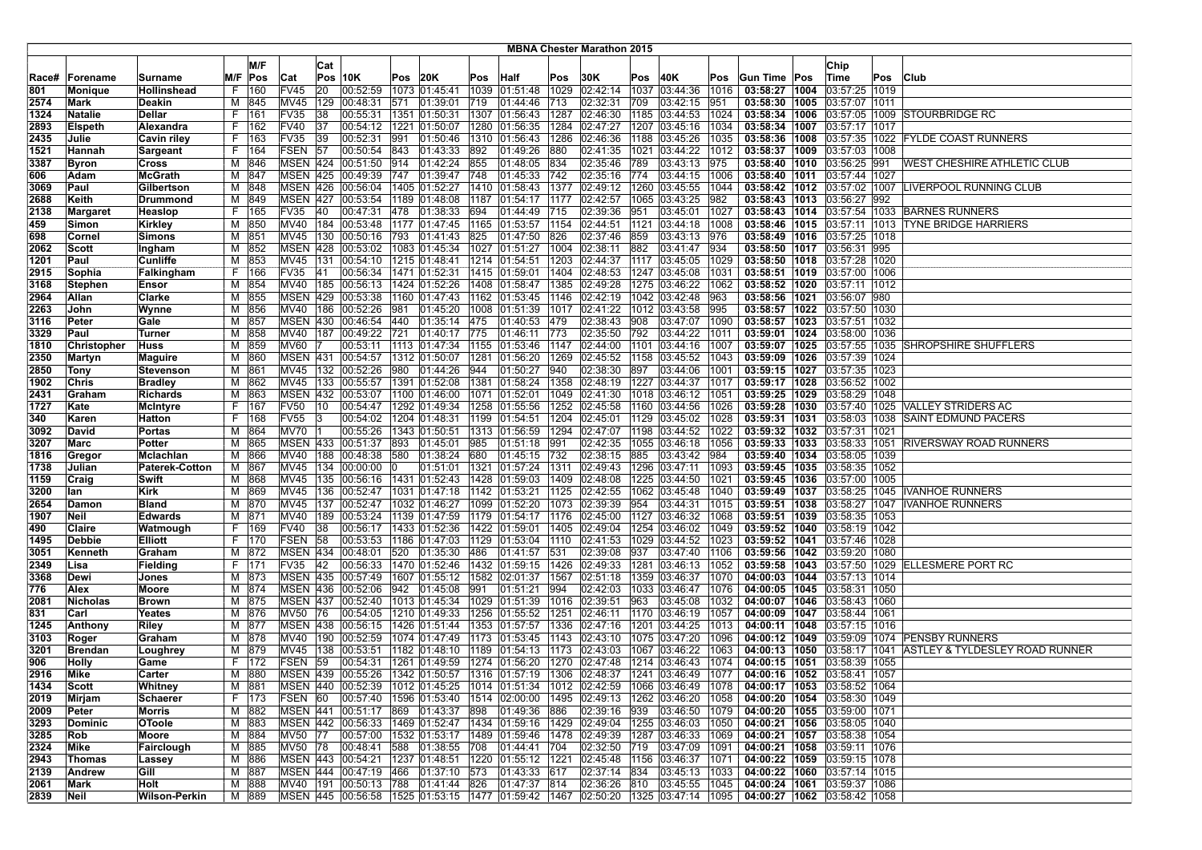# MBNA Chester Marathon 2015

| Race# | Forename | Surname | M/F | M/F Pos | Cat | Cat Pos | 10K | Pos | 20K | Pos | Half | Pos | 30K | Pos | 40K | Pos | Gun Time | Pos | Chip Time | Pos | Club |
|---|---|---|---|---|---|---|---|---|---|---|---|---|---|---|---|---|---|---|---|---|---|
| 801 | Monique | Hollinshead | F | 160 | FV45 | 20 | 00:52:59 | 1073 | 01:45:41 | 1039 | 01:51:48 | 1029 | 02:42:14 | 1037 | 03:44:36 | 1016 | 03:58:27 | 1004 | 03:57:25 | 1019 | |
| 2574 | Mark | Deakin | M | 845 | MV45 | 129 | 00:48:31 | 571 | 01:39:01 | 719 | 01:44:46 | 713 | 02:32:31 | 709 | 03:42:15 | 951 | 03:58:30 | 1005 | 03:57:07 | 1011 | |
| 1324 | Natalie | Dellar | F | 161 | FV35 | 38 | 00:55:31 | 1351 | 01:50:31 | 1307 | 01:56:43 | 1287 | 02:46:30 | 1185 | 03:44:53 | 1024 | 03:58:34 | 1006 | 03:57:05 | 1009 | STOURBRIDGE RC |
| 2893 | Elspeth | Alexandra | F | 162 | FV40 | 37 | 00:54:12 | 1221 | 01:50:07 | 1280 | 01:56:35 | 1284 | 02:47:27 | 1207 | 03:45:16 | 1034 | 03:58:34 | 1007 | 03:57:17 | 1017 | |
| 2435 | Julie | Cavin riley | F | 163 | FV35 | 39 | 00:52:31 | 991 | 01:50:46 | 1310 | 01:56:43 | 1286 | 02:46:36 | 1188 | 03:45:26 | 1035 | 03:58:36 | 1008 | 03:57:35 | 1022 | FYLDE COAST RUNNERS |
| 1521 | Hannah | Sargeant | F | 164 | FSEN | 57 | 00:50:54 | 843 | 01:43:33 | 892 | 01:49:26 | 880 | 02:41:35 | 1021 | 03:44:22 | 1012 | 03:58:37 | 1009 | 03:57:03 | 1008 | |
| 3387 | Byron | Cross | M | 846 | MSEN | 424 | 00:51:50 | 914 | 01:42:24 | 855 | 01:48:05 | 834 | 02:35:46 | 789 | 03:43:13 | 975 | 03:58:40 | 1010 | 03:56:25 | 991 | WEST CHESHIRE ATHLETIC CLUB |
| 606 | Adam | McGrath | M | 847 | MSEN | 425 | 00:49:39 | 747 | 01:39:47 | 748 | 01:45:33 | 742 | 02:35:16 | 774 | 03:44:15 | 1006 | 03:58:40 | 1011 | 03:57:44 | 1027 | |
| 3069 | Paul | Gilbertson | M | 848 | MSEN | 426 | 00:56:04 | 1405 | 01:52:27 | 1410 | 01:58:43 | 1377 | 02:49:12 | 1260 | 03:45:55 | 1044 | 03:58:42 | 1012 | 03:57:02 | 1007 | LIVERPOOL RUNNING CLUB |
| 2688 | Keith | Drummond | M | 849 | MSEN | 427 | 00:53:54 | 1189 | 01:48:08 | 1187 | 01:54:17 | 1177 | 02:42:57 | 1065 | 03:43:25 | 982 | 03:58:43 | 1013 | 03:56:27 | 992 | |
| 2138 | Margaret | Heaslop | F | 165 | FV35 | 40 | 00:47:31 | 478 | 01:38:33 | 694 | 01:44:49 | 715 | 02:39:36 | 951 | 03:45:01 | 1027 | 03:58:43 | 1014 | 03:57:54 | 1033 | BARNES RUNNERS |
| 459 | Simon | Kirkley | M | 850 | MV40 | 184 | 00:53:48 | 1177 | 01:47:45 | 1165 | 01:53:57 | 1154 | 02:44:51 | 1121 | 03:44:18 | 1008 | 03:58:46 | 1015 | 03:57:11 | 1013 | TYNE BRIDGE HARRIERS |
| 698 | Cornel | Simons | M | 851 | MV45 | 130 | 00:50:16 | 793 | 01:41:43 | 825 | 01:47:50 | 826 | 02:37:46 | 859 | 03:43:13 | 976 | 03:58:49 | 1016 | 03:57:25 | 1018 | |
| 2062 | Scott | Ingham | M | 852 | MSEN | 428 | 00:53:02 | 1083 | 01:45:34 | 1027 | 01:51:27 | 1004 | 02:38:11 | 882 | 03:41:47 | 934 | 03:58:50 | 1017 | 03:56:31 | 995 | |
| 1201 | Paul | Cunliffe | M | 853 | MV45 | 131 | 00:54:10 | 1215 | 01:48:41 | 1214 | 01:54:51 | 1203 | 02:44:37 | 1117 | 03:45:05 | 1029 | 03:58:50 | 1018 | 03:57:28 | 1020 | |
| 2915 | Sophia | Falkingham | F | 166 | FV35 | 41 | 00:56:34 | 1471 | 01:52:31 | 1415 | 01:59:01 | 1404 | 02:48:53 | 1247 | 03:45:08 | 1031 | 03:58:51 | 1019 | 03:57:00 | 1006 | |
| 3168 | Stephen | Ensor | M | 854 | MV40 | 185 | 00:56:13 | 1424 | 01:52:26 | 1408 | 01:58:47 | 1385 | 02:49:28 | 1275 | 03:46:22 | 1062 | 03:58:52 | 1020 | 03:57:11 | 1012 | |
| 2964 | Allan | Clarke | M | 855 | MSEN | 429 | 00:53:38 | 1160 | 01:47:43 | 1162 | 01:53:45 | 1146 | 02:42:19 | 1042 | 03:42:48 | 963 | 03:58:56 | 1021 | 03:56:07 | 980 | |
| 2263 | John | Wynne | M | 856 | MV40 | 186 | 00:52:26 | 981 | 01:45:20 | 1008 | 01:51:39 | 1017 | 02:41:22 | 1012 | 03:43:58 | 995 | 03:58:57 | 1022 | 03:57:50 | 1030 | |
| 3116 | Peter | Gale | M | 857 | MSEN | 430 | 00:46:54 | 440 | 01:35:14 | 475 | 01:40:53 | 479 | 02:38:43 | 908 | 03:47:07 | 1090 | 03:58:57 | 1023 | 03:57:51 | 1032 | |
| 3329 | Paul | Turner | M | 858 | MV40 | 187 | 00:49:22 | 721 | 01:40:17 | 775 | 01:46:11 | 773 | 02:35:50 | 792 | 03:44:22 | 1011 | 03:59:01 | 1024 | 03:58:00 | 1036 | |
| 1810 | Christopher | Huss | M | 859 | MV60 | 7 | 00:53:11 | 1113 | 01:47:34 | 1155 | 01:53:46 | 1147 | 02:44:00 | 1101 | 03:44:16 | 1007 | 03:59:07 | 1025 | 03:57:55 | 1035 | SHROPSHIRE SHUFFLERS |
| 2350 | Martyn | Maguire | M | 860 | MSEN | 431 | 00:54:57 | 1312 | 01:50:07 | 1281 | 01:56:20 | 1269 | 02:45:52 | 1158 | 03:45:52 | 1043 | 03:59:09 | 1026 | 03:57:39 | 1024 | |
| 2850 | Tony | Stevenson | M | 861 | MV45 | 132 | 00:52:26 | 980 | 01:44:26 | 944 | 01:50:27 | 940 | 02:38:30 | 897 | 03:44:06 | 1001 | 03:59:15 | 1027 | 03:57:35 | 1023 | |
| 1902 | Chris | Bradley | M | 862 | MV45 | 133 | 00:55:57 | 1391 | 01:52:08 | 1381 | 01:58:24 | 1358 | 02:48:19 | 1227 | 03:44:37 | 1017 | 03:59:17 | 1028 | 03:56:52 | 1002 | |
| 2431 | Graham | Richards | M | 863 | MSEN | 432 | 00:53:07 | 1100 | 01:46:00 | 1071 | 01:52:01 | 1049 | 02:41:30 | 1018 | 03:46:12 | 1051 | 03:59:25 | 1029 | 03:58:29 | 1048 | |
| 1727 | Kate | McIntyre | F | 167 | FV50 | 10 | 00:54:47 | 1292 | 01:49:34 | 1258 | 01:55:56 | 1252 | 02:45:58 | 1160 | 03:44:56 | 1026 | 03:59:28 | 1030 | 03:57:40 | 1025 | VALLEY STRIDERS AC |
| 340 | Karen | Hatton | F | 168 | FV55 | 3 | 00:54:02 | 1204 | 01:48:31 | 1199 | 01:54:51 | 1204 | 02:45:01 | 1129 | 03:45:02 | 1028 | 03:59:31 | 1031 | 03:58:03 | 1038 | SAINT EDMUND PACERS |
| 3092 | David | Portas | M | 864 | MV70 | 1 | 00:55:26 | 1343 | 01:50:51 | 1313 | 01:56:59 | 1294 | 02:47:07 | 1198 | 03:44:52 | 1022 | 03:59:32 | 1032 | 03:57:31 | 1021 | |
| 3207 | Marc | Potter | M | 865 | MSEN | 433 | 00:51:37 | 893 | 01:45:01 | 985 | 01:51:18 | 991 | 02:42:35 | 1055 | 03:46:18 | 1056 | 03:59:33 | 1033 | 03:58:33 | 1051 | RIVERSWAY ROAD RUNNERS |
| 1816 | Gregor | Mclachlan | M | 866 | MV40 | 188 | 00:48:38 | 580 | 01:38:24 | 680 | 01:45:15 | 732 | 02:38:15 | 885 | 03:43:42 | 984 | 03:59:40 | 1034 | 03:58:05 | 1039 | |
| 1738 | Julian | Paterek-Cotton | M | 867 | MV45 | 134 | 00:00:00 | 0 | 01:51:01 | 1321 | 01:57:24 | 1311 | 02:49:43 | 1296 | 03:47:11 | 1093 | 03:59:45 | 1035 | 03:58:35 | 1052 | |
| 1159 | Craig | Swift | M | 868 | MV45 | 135 | 00:56:16 | 1431 | 01:52:43 | 1428 | 01:59:03 | 1409 | 02:48:08 | 1225 | 03:44:50 | 1021 | 03:59:45 | 1036 | 03:57:00 | 1005 | |
| 3200 | Ian | Kirk | M | 869 | MV45 | 136 | 00:52:47 | 1031 | 01:47:18 | 1142 | 01:53:21 | 1125 | 02:42:55 | 1062 | 03:45:48 | 1040 | 03:59:49 | 1037 | 03:58:25 | 1045 | IVANHOE RUNNERS |
| 2654 | Damon | Bland | M | 870 | MV45 | 137 | 00:52:47 | 1032 | 01:46:27 | 1099 | 01:52:20 | 1073 | 02:39:39 | 954 | 03:44:31 | 1015 | 03:59:51 | 1038 | 03:58:27 | 1047 | IVANHOE RUNNERS |
| 1907 | Neil | Edwards | M | 871 | MV40 | 189 | 00:53:24 | 1139 | 01:47:59 | 1179 | 01:54:17 | 1176 | 02:45:00 | 1127 | 03:46:32 | 1068 | 03:59:51 | 1039 | 03:58:35 | 1053 | |
| 490 | Claire | Watmough | F | 169 | FV40 | 38 | 00:56:17 | 1433 | 01:52:36 | 1422 | 01:59:01 | 1405 | 02:49:04 | 1254 | 03:46:02 | 1049 | 03:59:52 | 1040 | 03:58:19 | 1042 | |
| 1495 | Debbie | Elliott | F | 170 | FSEN | 58 | 00:53:53 | 1186 | 01:47:03 | 1129 | 01:53:04 | 1110 | 02:41:53 | 1029 | 03:44:52 | 1023 | 03:59:52 | 1041 | 03:57:46 | 1028 | |
| 3051 | Kenneth | Graham | M | 872 | MSEN | 434 | 00:48:01 | 520 | 01:35:30 | 486 | 01:41:57 | 531 | 02:39:08 | 937 | 03:47:40 | 1106 | 03:59:56 | 1042 | 03:59:20 | 1080 | |
| 2349 | Lisa | Fielding | F | 171 | FV35 | 42 | 00:56:33 | 1470 | 01:52:46 | 1432 | 01:59:15 | 1426 | 02:49:33 | 1281 | 03:46:13 | 1052 | 03:59:58 | 1043 | 03:57:50 | 1029 | ELLESMERE PORT RC |
| 3368 | Dewi | Jones | M | 873 | MSEN | 435 | 00:57:49 | 1607 | 01:55:12 | 1582 | 02:01:37 | 1567 | 02:51:18 | 1359 | 03:46:37 | 1070 | 04:00:03 | 1044 | 03:57:13 | 1014 | |
| 776 | Alex | Moore | M | 874 | MSEN | 436 | 00:52:06 | 942 | 01:45:08 | 991 | 01:51:21 | 994 | 02:42:03 | 1033 | 03:46:47 | 1076 | 04:00:05 | 1045 | 03:58:31 | 1050 | |
| 2081 | Nicholas | Brown | M | 875 | MSEN | 437 | 00:52:40 | 1013 | 01:45:34 | 1029 | 01:51:39 | 1016 | 02:39:51 | 963 | 03:45:08 | 1032 | 04:00:07 | 1046 | 03:58:43 | 1060 | |
| 831 | Carl | Yeates | M | 876 | MV50 | 76 | 00:54:05 | 1210 | 01:49:33 | 1256 | 01:55:52 | 1251 | 02:46:11 | 1170 | 03:46:19 | 1057 | 04:00:09 | 1047 | 03:58:44 | 1061 | |
| 1245 | Anthony | Riley | M | 877 | MSEN | 438 | 00:56:15 | 1426 | 01:51:44 | 1353 | 01:57:57 | 1336 | 02:47:16 | 1201 | 03:44:25 | 1013 | 04:00:11 | 1048 | 03:57:15 | 1016 | |
| 3103 | Roger | Graham | M | 878 | MV40 | 190 | 00:52:59 | 1074 | 01:47:49 | 1173 | 01:53:45 | 1143 | 02:43:10 | 1075 | 03:47:20 | 1096 | 04:00:12 | 1049 | 03:59:09 | 1074 | PENSBY RUNNERS |
| 3201 | Brendan | Loughrey | M | 879 | MV45 | 138 | 00:53:51 | 1182 | 01:48:10 | 1189 | 01:54:13 | 1173 | 02:43:03 | 1067 | 03:46:22 | 1063 | 04:00:13 | 1050 | 03:58:17 | 1041 | ASTLEY & TYLDESLEY ROAD RUNNER |
| 906 | Holly | Game | F | 172 | FSEN | 59 | 00:54:31 | 1261 | 01:49:59 | 1274 | 01:56:20 | 1270 | 02:47:48 | 1214 | 03:46:43 | 1074 | 04:00:15 | 1051 | 03:58:39 | 1055 | |
| 2916 | Mike | Carter | M | 880 | MSEN | 439 | 00:55:26 | 1342 | 01:50:57 | 1316 | 01:57:19 | 1306 | 02:48:37 | 1241 | 03:46:49 | 1077 | 04:00:16 | 1052 | 03:58:41 | 1057 | |
| 1434 | Scott | Whitney | M | 881 | MSEN | 440 | 00:52:39 | 1012 | 01:45:25 | 1014 | 01:51:34 | 1012 | 02:42:59 | 1066 | 03:46:49 | 1078 | 04:00:17 | 1053 | 03:58:52 | 1064 | |
| 2019 | Mirjam | Schaerer | F | 173 | FSEN | 60 | 00:57:40 | 1596 | 01:53:40 | 1514 | 02:00:00 | 1495 | 02:49:13 | 1262 | 03:46:20 | 1058 | 04:00:20 | 1054 | 03:58:30 | 1049 | |
| 2009 | Peter | Morris | M | 882 | MSEN | 441 | 00:51:17 | 869 | 01:43:37 | 898 | 01:49:36 | 886 | 02:39:16 | 939 | 03:46:50 | 1079 | 04:00:20 | 1055 | 03:59:00 | 1071 | |
| 3293 | Dominic | OToole | M | 883 | MSEN | 442 | 00:56:33 | 1469 | 01:52:47 | 1434 | 01:59:16 | 1429 | 02:49:04 | 1255 | 03:46:03 | 1050 | 04:00:21 | 1056 | 03:58:05 | 1040 | |
| 3285 | Rob | Moore | M | 884 | MV50 | 77 | 00:57:00 | 1532 | 01:53:17 | 1489 | 01:59:46 | 1478 | 02:49:39 | 1287 | 03:46:33 | 1069 | 04:00:21 | 1057 | 03:58:38 | 1054 | |
| 2324 | Mike | Fairclough | M | 885 | MV50 | 78 | 00:48:41 | 588 | 01:38:55 | 708 | 01:44:41 | 704 | 02:32:50 | 719 | 03:47:09 | 1091 | 04:00:21 | 1058 | 03:59:11 | 1076 | |
| 2573 | Thomas | Lassey | M | 886 | MSEN | 443 | 00:54:21 | 1237 | 01:48:51 | 1220 | 01:55:12 | 1221 | 02:45:48 | 1156 | 03:46:37 | 1071 | 04:00:22 | 1059 | 03:59:15 | 1078 | |
| 2139 | Andrew | Gill | M | 887 | MSEN | 444 | 00:47:19 | 466 | 01:37:10 | 573 | 01:43:33 | 617 | 02:37:14 | 834 | 03:45:13 | 1033 | 04:00:22 | 1060 | 03:57:14 | 1015 | |
| 2061 | Mark | Holt | M | 888 | MV40 | 191 | 00:50:13 | 788 | 01:41:44 | 826 | 01:47:37 | 814 | 02:36:26 | 810 | 03:45:55 | 1045 | 04:00:24 | 1061 | 03:59:37 | 1086 | |
| 2839 | Neil | Wilson-Perkin | M | 889 | MSEN | 445 | 00:56:58 | 1525 | 01:53:15 | 1477 | 01:59:42 | 1467 | 02:50:20 | 1325 | 03:47:14 | 1095 | 04:00:27 | 1062 | 03:58:42 | 1058 | |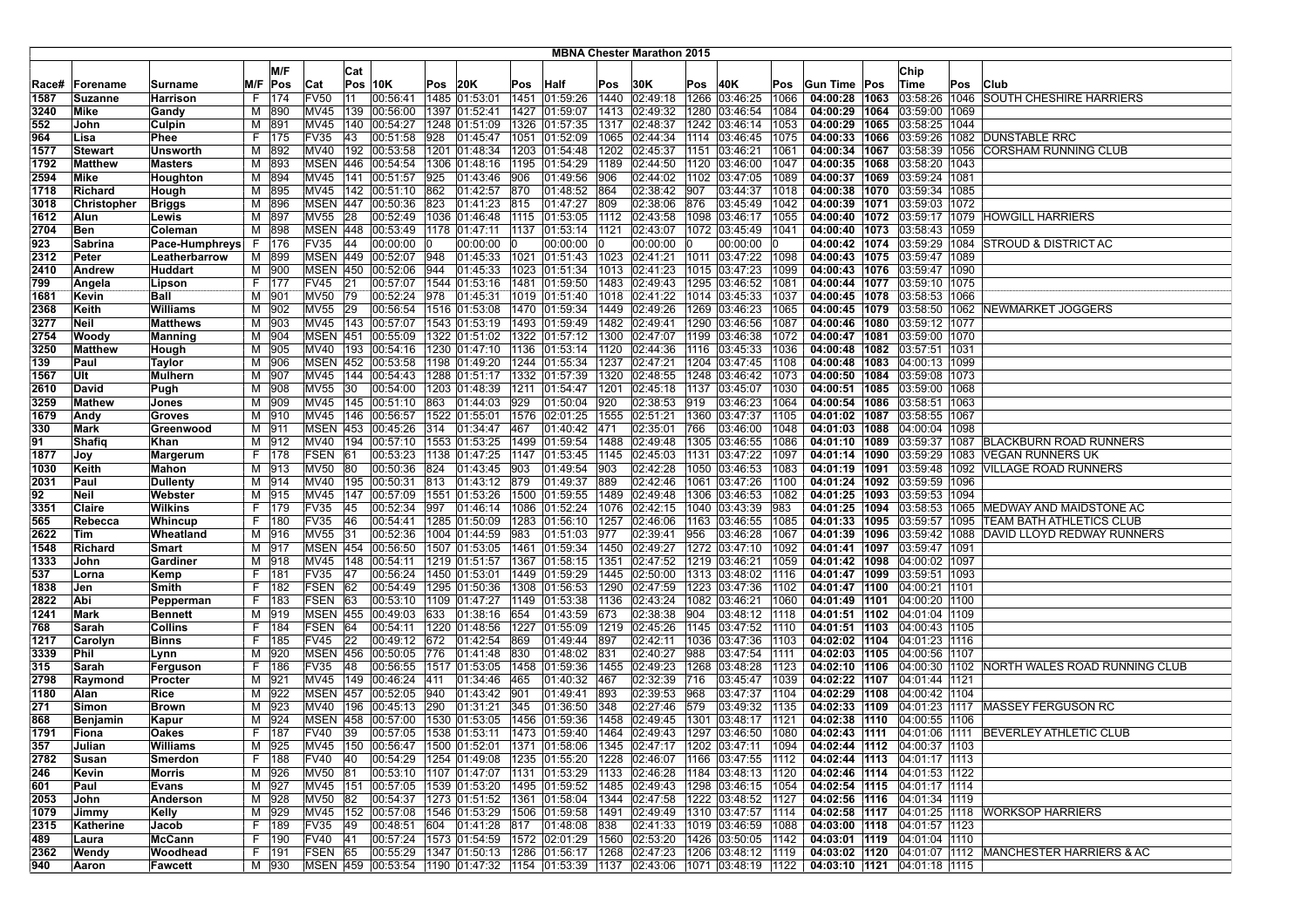# MBNA Chester Marathon 2015

| Race# | Forename | Surname | M/F | M/F Pos | Cat | Cat Pos | 10K | Pos | 20K | Pos | Half | Pos | 30K | Pos | 40K | Pos | Gun Time | Pos | Chip Time | Pos | Club |
|---|---|---|---|---|---|---|---|---|---|---|---|---|---|---|---|---|---|---|---|---|---|
| 1587 | Suzanne | Harrison | F | 174 | FV50 | 11 | 00:56:41 | 1485 | 01:53:01 | 1451 | 01:59:26 | 1440 | 02:49:18 | 1266 | 03:46:25 | 1066 | **04:00:28** | **1063** | 03:58:26 | 1046 | SOUTH CHESHIRE HARRIERS |
| 3240 | Mike | Gandy | M | 890 | MV45 | 139 | 00:56:00 | 1397 | 01:52:41 | 1427 | 01:59:07 | 1413 | 02:49:32 | 1280 | 03:46:54 | 1084 | **04:00:29** | **1064** | 03:59:00 | 1069 | |
| 552 | John | Culpin | M | 891 | MV45 | 140 | 00:54:27 | 1248 | 01:51:09 | 1326 | 01:57:35 | 1317 | 02:48:37 | 1242 | 03:46:14 | 1053 | **04:00:29** | **1065** | 03:58:25 | 1044 | |
| 964 | Lisa | Phee | F | 175 | FV35 | 43 | 00:51:58 | 928 | 01:45:47 | 1051 | 01:52:09 | 1065 | 02:44:34 | 1114 | 03:46:45 | 1075 | **04:00:33** | **1066** | 03:59:26 | 1082 | DUNSTABLE RRC |
| 1577 | Stewart | Unsworth | M | 892 | MV40 | 192 | 00:53:58 | 1201 | 01:48:34 | 1203 | 01:54:48 | 1202 | 02:45:37 | 1151 | 03:46:21 | 1061 | **04:00:34** | **1067** | 03:58:39 | 1056 | CORSHAM RUNNING CLUB |
| 1792 | Matthew | Masters | M | 893 | MSEN | 446 | 00:54:54 | 1306 | 01:48:16 | 1195 | 01:54:29 | 1189 | 02:44:50 | 1120 | 03:46:00 | 1047 | **04:00:35** | **1068** | 03:58:20 | 1043 | |
| 2594 | Mike | Houghton | M | 894 | MV45 | 141 | 00:51:57 | 925 | 01:43:46 | 906 | 01:49:56 | 906 | 02:44:02 | 1102 | 03:47:05 | 1089 | **04:00:37** | **1069** | 03:59:24 | 1081 | |
| 1718 | Richard | Hough | M | 895 | MV45 | 142 | 00:51:10 | 862 | 01:42:57 | 870 | 01:48:52 | 864 | 02:38:42 | 907 | 03:44:37 | 1018 | **04:00:38** | **1070** | 03:59:34 | 1085 | |
| 3018 | Christopher | Briggs | M | 896 | MSEN | 447 | 00:50:36 | 823 | 01:41:23 | 815 | 01:47:27 | 809 | 02:38:06 | 876 | 03:45:49 | 1042 | **04:00:39** | **1071** | 03:59:03 | 1072 | |
| 1612 | Alun | Lewis | M | 897 | MV55 | 28 | 00:52:49 | 1036 | 01:46:48 | 1115 | 01:53:05 | 1112 | 02:43:58 | 1098 | 03:46:17 | 1055 | **04:00:40** | **1072** | 03:59:17 | 1079 | HOWGILL HARRIERS |
| 2704 | Ben | Coleman | M | 898 | MSEN | 448 | 00:53:49 | 1178 | 01:47:11 | 1137 | 01:53:14 | 1121 | 02:43:07 | 1072 | 03:45:49 | 1041 | **04:00:40** | **1073** | 03:58:43 | 1059 | |
| 923 | Sabrina | Pace-Humphreys | F | 176 | FV35 | 44 | 00:00:00 | 0 | 00:00:00 | 0 | 00:00:00 | 0 | 00:00:00 | 0 | 00:00:00 | 0 | **04:00:42** | **1074** | 03:59:29 | 1084 | STROUD & DISTRICT AC |
| 2312 | Peter | Leatherbarrow | M | 899 | MSEN | 449 | 00:52:07 | 948 | 01:45:33 | 1021 | 01:51:43 | 1023 | 02:41:21 | 1011 | 03:47:22 | 1098 | **04:00:43** | **1075** | 03:59:47 | 1089 | |
| 2410 | Andrew | Huddart | M | 900 | MSEN | 450 | 00:52:06 | 944 | 01:45:33 | 1023 | 01:51:34 | 1013 | 02:41:23 | 1015 | 03:47:23 | 1099 | **04:00:43** | **1076** | 03:59:47 | 1090 | |
| 799 | Angela | Lipson | F | 177 | FV45 | 21 | 00:57:07 | 1544 | 01:53:16 | 1481 | 01:59:50 | 1483 | 02:49:43 | 1295 | 03:46:52 | 1081 | **04:00:44** | **1077** | 03:59:10 | 1075 | |
| 1681 | Kevin | Ball | M | 901 | MV50 | 79 | 00:52:24 | 978 | 01:45:31 | 1019 | 01:51:40 | 1018 | 02:41:22 | 1014 | 03:45:33 | 1037 | **04:00:45** | **1078** | 03:58:53 | 1066 | |
| 2368 | Keith | Williams | M | 902 | MV55 | 29 | 00:56:54 | 1516 | 01:53:08 | 1470 | 01:59:34 | 1449 | 02:49:26 | 1269 | 03:46:23 | 1065 | **04:00:45** | **1079** | 03:58:50 | 1062 | NEWMARKET JOGGERS |
| 3277 | Neil | Matthews | M | 903 | MV45 | 143 | 00:57:07 | 1543 | 01:53:19 | 1493 | 01:59:49 | 1482 | 02:49:41 | 1290 | 03:46:56 | 1087 | **04:00:46** | **1080** | 03:59:12 | 1077 | |
| 2754 | Woody | Manning | M | 904 | MSEN | 451 | 00:55:09 | 1322 | 01:51:02 | 1322 | 01:57:12 | 1300 | 02:47:07 | 1199 | 03:46:38 | 1072 | **04:00:47** | **1081** | 03:59:00 | 1070 | |
| 3250 | Matthew | Hough | M | 905 | MV40 | 193 | 00:54:16 | 1230 | 01:47:10 | 1136 | 01:53:14 | 1120 | 02:44:36 | 1116 | 03:45:33 | 1036 | **04:00:48** | **1082** | 03:57:51 | 1031 | |
| 139 | Paul | Taylor | M | 906 | MSEN | 452 | 00:53:58 | 1198 | 01:49:20 | 1244 | 01:55:34 | 1237 | 02:47:21 | 1204 | 03:47:45 | 1108 | **04:00:48** | **1083** | 04:00:13 | 1099 | |
| 1567 | Ult | Mulhern | M | 907 | MV45 | 144 | 00:54:43 | 1288 | 01:51:17 | 1332 | 01:57:39 | 1320 | 02:48:55 | 1248 | 03:46:42 | 1073 | **04:00:50** | **1084** | 03:59:08 | 1073 | |
| 2610 | David | Pugh | M | 908 | MV55 | 30 | 00:54:00 | 1203 | 01:48:39 | 1211 | 01:54:47 | 1201 | 02:45:18 | 1137 | 03:45:07 | 1030 | **04:00:51** | **1085** | 03:59:00 | 1068 | |
| 3259 | Mathew | Jones | M | 909 | MV45 | 145 | 00:51:10 | 863 | 01:44:03 | 929 | 01:50:04 | 920 | 02:38:53 | 919 | 03:46:23 | 1064 | **04:00:54** | **1086** | 03:58:51 | 1063 | |
| 1679 | Andy | Groves | M | 910 | MV45 | 146 | 00:56:57 | 1522 | 01:55:01 | 1576 | 02:01:25 | 1555 | 02:51:21 | 1360 | 03:47:37 | 1105 | **04:01:02** | **1087** | 03:58:55 | 1067 | |
| 330 | Mark | Greenwood | M | 911 | MSEN | 453 | 00:45:26 | 314 | 01:34:47 | 467 | 01:40:42 | 471 | 02:35:01 | 766 | 03:46:00 | 1048 | **04:01:03** | **1088** | 04:00:04 | 1098 | |
| 91 | Shafiq | Khan | M | 912 | MV40 | 194 | 00:57:10 | 1553 | 01:53:25 | 1499 | 01:59:54 | 1488 | 02:49:48 | 1305 | 03:46:55 | 1086 | **04:01:10** | **1089** | 03:59:37 | 1087 | BLACKBURN ROAD RUNNERS |
| 1877 | Joy | Margerum | F | 178 | FSEN | 61 | 00:53:23 | 1138 | 01:47:25 | 1147 | 01:53:45 | 1145 | 02:45:03 | 1131 | 03:47:22 | 1097 | **04:01:14** | **1090** | 03:59:29 | 1083 | VEGAN RUNNERS UK |
| 1030 | Keith | Mahon | M | 913 | MV50 | 80 | 00:50:36 | 824 | 01:43:45 | 903 | 01:49:54 | 903 | 02:42:28 | 1050 | 03:46:53 | 1083 | **04:01:19** | **1091** | 03:59:48 | 1092 | VILLAGE ROAD RUNNERS |
| 2031 | Paul | Dullenty | M | 914 | MV40 | 195 | 00:50:31 | 813 | 01:43:12 | 879 | 01:49:37 | 889 | 02:42:46 | 1061 | 03:47:26 | 1100 | **04:01:24** | **1092** | 03:59:59 | 1096 | |
| 92 | Neil | Webster | M | 915 | MV45 | 147 | 00:57:09 | 1551 | 01:53:26 | 1500 | 01:59:55 | 1489 | 02:49:48 | 1306 | 03:46:53 | 1082 | **04:01:25** | **1093** | 03:59:53 | 1094 | |
| 3351 | Claire | Wilkins | F | 179 | FV35 | 45 | 00:52:34 | 997 | 01:46:14 | 1086 | 01:52:24 | 1076 | 02:42:15 | 1040 | 03:43:39 | 983 | **04:01:25** | **1094** | 03:58:53 | 1065 | MEDWAY AND MAIDSTONE AC |
| 565 | Rebecca | Whincup | F | 180 | FV35 | 46 | 00:54:41 | 1285 | 01:50:09 | 1283 | 01:56:10 | 1257 | 02:46:06 | 1163 | 03:46:55 | 1085 | **04:01:33** | **1095** | 03:59:57 | 1095 | TEAM BATH ATHLETICS CLUB |
| 2622 | Tim | Wheatland | M | 916 | MV55 | 31 | 00:52:36 | 1004 | 01:44:59 | 983 | 01:51:03 | 977 | 02:39:41 | 956 | 03:46:28 | 1067 | **04:01:39** | **1096** | 03:59:42 | 1088 | DAVID LLOYD REDWAY RUNNERS |
| 1548 | Richard | Smart | M | 917 | MSEN | 454 | 00:56:50 | 1507 | 01:53:05 | 1461 | 01:59:34 | 1450 | 02:49:27 | 1272 | 03:47:10 | 1092 | **04:01:41** | **1097** | 03:59:47 | 1091 | |
| 1333 | John | Gardiner | M | 918 | MV45 | 148 | 00:54:11 | 1219 | 01:51:57 | 1367 | 01:58:15 | 1351 | 02:47:52 | 1219 | 03:46:21 | 1059 | **04:01:42** | **1098** | 04:00:02 | 1097 | |
| 537 | Lorna | Kemp | F | 181 | FV35 | 47 | 00:56:24 | 1450 | 01:53:01 | 1449 | 01:59:29 | 1445 | 02:50:00 | 1313 | 03:48:02 | 1116 | **04:01:47** | **1099** | 03:59:51 | 1093 | |
| 1838 | Jen | Smith | F | 182 | FSEN | 62 | 00:54:49 | 1295 | 01:50:36 | 1308 | 01:56:53 | 1290 | 02:47:59 | 1223 | 03:47:36 | 1102 | **04:01:47** | **1100** | 04:00:21 | 1101 | |
| 2822 | Abi | Pepperman | F | 183 | FSEN | 63 | 00:53:10 | 1109 | 01:47:27 | 1149 | 01:53:38 | 1136 | 02:43:24 | 1082 | 03:46:21 | 1060 | **04:01:49** | **1101** | 04:00:20 | 1100 | |
| 1241 | Mark | Bennett | M | 919 | MSEN | 455 | 00:49:03 | 633 | 01:38:16 | 654 | 01:43:59 | 673 | 02:38:38 | 904 | 03:48:12 | 1118 | **04:01:51** | **1102** | 04:01:04 | 1109 | |
| 768 | Sarah | Collins | F | 184 | FSEN | 64 | 00:54:11 | 1220 | 01:48:56 | 1227 | 01:55:09 | 1219 | 02:45:26 | 1145 | 03:47:52 | 1110 | **04:01:51** | **1103** | 04:00:43 | 1105 | |
| 1217 | Carolyn | Binns | F | 185 | FV45 | 22 | 00:49:12 | 672 | 01:42:54 | 869 | 01:49:44 | 897 | 02:42:11 | 1036 | 03:47:36 | 1103 | **04:02:02** | **1104** | 04:01:23 | 1116 | |
| 3339 | Phil | Lynn | M | 920 | MSEN | 456 | 00:50:05 | 776 | 01:41:48 | 830 | 01:48:02 | 831 | 02:40:27 | 988 | 03:47:54 | 1111 | **04:02:03** | **1105** | 04:00:56 | 1107 | |
| 315 | Sarah | Ferguson | F | 186 | FV35 | 48 | 00:56:55 | 1517 | 01:53:05 | 1458 | 01:59:36 | 1455 | 02:49:23 | 1268 | 03:48:28 | 1123 | **04:02:10** | **1106** | 04:00:30 | 1102 | NORTH WALES ROAD RUNNING CLUB |
| 2798 | Raymond | Procter | M | 921 | MV45 | 149 | 00:46:24 | 411 | 01:34:46 | 465 | 01:40:32 | 467 | 02:32:39 | 716 | 03:45:47 | 1039 | **04:02:22** | **1107** | 04:01:44 | 1121 | |
| 1180 | Alan | Rice | M | 922 | MSEN | 457 | 00:52:05 | 940 | 01:43:42 | 901 | 01:49:41 | 893 | 02:39:53 | 968 | 03:47:37 | 1104 | **04:02:29** | **1108** | 04:00:42 | 1104 | |
| 271 | Simon | Brown | M | 923 | MV40 | 196 | 00:45:13 | 290 | 01:31:21 | 345 | 01:36:50 | 348 | 02:27:46 | 579 | 03:49:32 | 1135 | **04:02:33** | **1109** | 04:01:23 | 1117 | MASSEY FERGUSON RC |
| 868 | Benjamin | Kapur | M | 924 | MSEN | 458 | 00:57:00 | 1530 | 01:53:05 | 1456 | 01:59:36 | 1458 | 02:49:45 | 1301 | 03:48:17 | 1121 | **04:02:38** | **1110** | 04:00:55 | 1106 | |
| 1791 | Fiona | Oakes | F | 187 | FV40 | 39 | 00:57:05 | 1538 | 01:53:11 | 1473 | 01:59:40 | 1464 | 02:49:43 | 1297 | 03:46:50 | 1080 | **04:02:43** | **1111** | 04:01:06 | 1111 | BEVERLEY ATHLETIC CLUB |
| 357 | Julian | Williams | M | 925 | MV45 | 150 | 00:56:47 | 1500 | 01:52:01 | 1371 | 01:58:06 | 1345 | 02:47:17 | 1202 | 03:47:11 | 1094 | **04:02:44** | **1112** | 04:00:37 | 1103 | |
| 2782 | Susan | Smerdon | F | 188 | FV40 | 40 | 00:54:29 | 1254 | 01:49:08 | 1235 | 01:55:20 | 1228 | 02:46:07 | 1166 | 03:47:55 | 1112 | **04:02:44** | **1113** | 04:01:17 | 1113 | |
| 246 | Kevin | Morris | M | 926 | MV50 | 81 | 00:53:10 | 1107 | 01:47:07 | 1131 | 01:53:29 | 1133 | 02:46:28 | 1184 | 03:48:13 | 1120 | **04:02:46** | **1114** | 04:01:53 | 1122 | |
| 601 | Paul | Evans | M | 927 | MV45 | 151 | 00:57:05 | 1539 | 01:53:20 | 1495 | 01:59:52 | 1485 | 02:49:43 | 1298 | 03:46:15 | 1054 | **04:02:54** | **1115** | 04:01:17 | 1114 | |
| 2053 | John | Anderson | M | 928 | MV50 | 82 | 00:54:37 | 1273 | 01:51:52 | 1361 | 01:58:04 | 1344 | 02:47:58 | 1222 | 03:48:52 | 1127 | **04:02:56** | **1116** | 04:01:34 | 1119 | |
| 1079 | Jimmy | Kelly | M | 929 | MV45 | 152 | 00:57:08 | 1546 | 01:53:29 | 1506 | 01:59:58 | 1491 | 02:49:49 | 1310 | 03:47:57 | 1114 | **04:02:58** | **1117** | 04:01:25 | 1118 | WORKSOP HARRIERS |
| 2315 | Katherine | Jacob | F | 189 | FV35 | 49 | 00:48:51 | 604 | 01:41:28 | 817 | 01:48:08 | 838 | 02:41:33 | 1019 | 03:46:59 | 1088 | **04:03:00** | **1118** | 04:01:57 | 1123 | |
| 489 | Laura | McCann | F | 190 | FV40 | 41 | 00:57:24 | 1573 | 01:54:59 | 1572 | 02:01:29 | 1560 | 02:53:20 | 1426 | 03:50:05 | 1142 | **04:03:01** | **1119** | 04:01:04 | 1110 | |
| 2362 | Wendy | Woodhead | F | 191 | FSEN | 65 | 00:55:29 | 1347 | 01:50:13 | 1286 | 01:56:17 | 1268 | 02:47:23 | 1206 | 03:48:12 | 1119 | **04:03:02** | **1120** | 04:01:07 | 1112 | MANCHESTER HARRIERS & AC |
| 940 | Aaron | Fawcett | M | 930 | MSEN | 459 | 00:53:54 | 1190 | 01:47:32 | 1154 | 01:53:39 | 1137 | 02:43:06 | 1071 | 03:48:19 | 1122 | **04:03:10** | **1121** | 04:01:18 | 1115 | |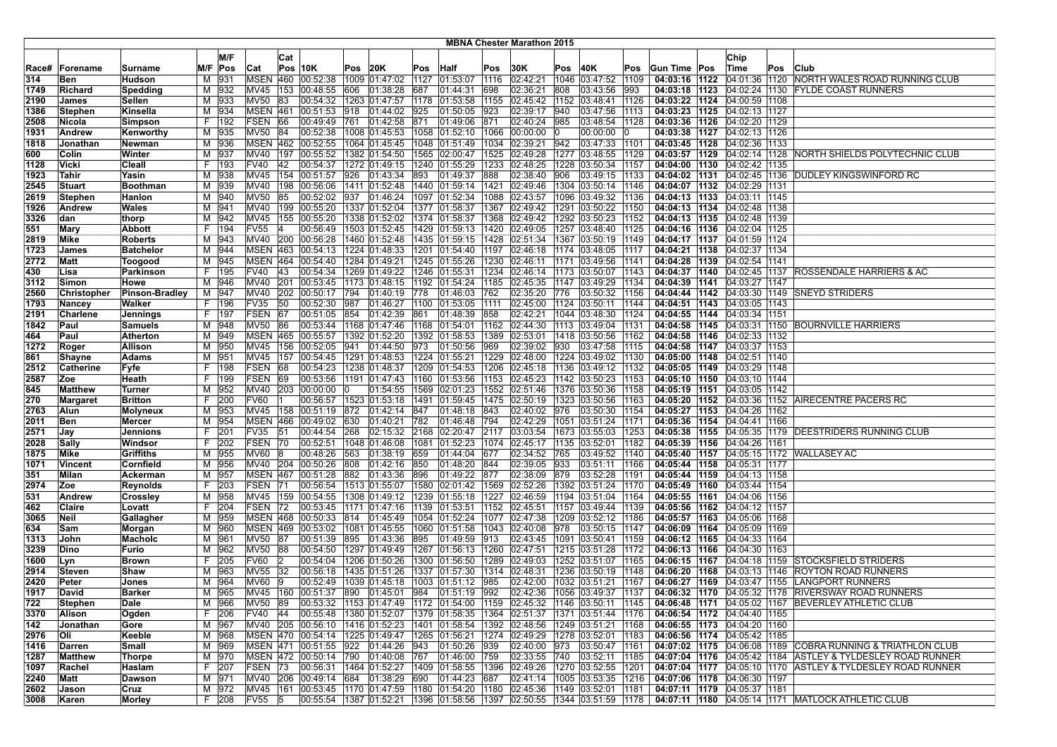# MBNA Chester Marathon 2015

| Race# | Forename | Surname | M/F | M/F Pos | Cat | Cat Pos | 10K | Pos | 20K | Pos | Half | Pos | 30K | Pos | 40K | Pos | Gun Time | Pos | Chip Time | Pos | Club |
|---|---|---|---|---|---|---|---|---|---|---|---|---|---|---|---|---|---|---|---|---|---|
| 314 | Ben | Hudson | M | 931 | MSEN | 460 | 00:52:38 | 1009 | 01:47:02 | 1127 | 01:53:07 | 1116 | 02:42:21 | 1046 | 03:47:52 | 1109 | **04:03:16** | **1122** | 04:01:36 | 1120 | NORTH WALES ROAD RUNNING CLUB |
| 1749 | Richard | Spedding | M | 932 | MV45 | 153 | 00:48:55 | 606 | 01:38:28 | 687 | 01:44:31 | 698 | 02:36:21 | 808 | 03:43:56 | 993 | **04:03:18** | **1123** | 04:02:24 | 1130 | FYLDE COAST RUNNERS |
| 2190 | James | Sellen | M | 933 | MV50 | 83 | 00:54:32 | 1263 | 01:47:57 | 1178 | 01:53:58 | 1155 | 02:45:42 | 1152 | 03:48:41 | 1126 | **04:03:22** | **1124** | 04:00:59 | 1108 | |
| 1386 | Stephen | Kinsella | M | 934 | MSEN | 461 | 00:51:53 | 918 | 01:44:02 | 925 | 01:50:05 | 923 | 02:39:17 | 940 | 03:47:56 | 1113 | **04:03:23** | **1125** | 04:02:13 | 1127 | |
| 2508 | Nicola | Simpson | F | 192 | FSEN | 66 | 00:49:49 | 761 | 01:42:58 | 871 | 01:49:06 | 871 | 02:40:24 | 985 | 03:48:54 | 1128 | **04:03:36** | **1126** | 04:02:20 | 1129 | |
| 1931 | Andrew | Kenworthy | M | 935 | MV50 | 84 | 00:52:38 | 1008 | 01:45:53 | 1058 | 01:52:10 | 1066 | 00:00:00 | 0 | 00:00:00 | 0 | **04:03:38** | **1127** | 04:02:13 | 1126 | |
| 1818 | Jonathan | Newman | M | 936 | MSEN | 462 | 00:52:55 | 1064 | 01:45:45 | 1048 | 01:51:49 | 1034 | 02:39:21 | 942 | 03:47:33 | 1101 | **04:03:45** | **1128** | 04:02:36 | 1133 | |
| 600 | Colin | Winter | M | 937 | MV40 | 197 | 00:55:52 | 1382 | 01:54:50 | 1565 | 02:00:47 | 1525 | 02:49:28 | 1277 | 03:48:55 | 1129 | **04:03:57** | **1129** | 04:02:14 | 1128 | NORTH SHIELDS POLYTECHNIC CLUB |
| 1128 | Vicki | Cleall | F | 193 | FV40 | 42 | 00:54:37 | 1272 | 01:49:15 | 1240 | 01:55:29 | 1233 | 02:48:25 | 1228 | 03:50:34 | 1157 | **04:04:00** | **1130** | 04:02:42 | 1135 | |
| 1923 | Tahir | Yasin | M | 938 | MV45 | 154 | 00:51:57 | 926 | 01:43:34 | 893 | 01:49:37 | 888 | 02:38:40 | 906 | 03:49:15 | 1133 | **04:04:02** | **1131** | 04:02:45 | 1136 | DUDLEY KINGSWINFORD RC |
| 2545 | Stuart | Boothman | M | 939 | MV40 | 198 | 00:56:06 | 1411 | 01:52:48 | 1440 | 01:59:14 | 1421 | 02:49:46 | 1304 | 03:50:14 | 1146 | **04:04:07** | **1132** | 04:02:29 | 1131 | |
| 2619 | Stephen | Hanlon | M | 940 | MV50 | 85 | 00:52:02 | 937 | 01:46:24 | 1097 | 01:52:34 | 1088 | 02:43:57 | 1096 | 03:49:32 | 1136 | **04:04:13** | **1133** | 04:03:11 | 1145 | |
| 1926 | Andrew | Wales | M | 941 | MV40 | 199 | 00:55:20 | 1337 | 01:52:04 | 1377 | 01:58:37 | 1367 | 02:49:42 | 1291 | 03:50:22 | 1150 | **04:04:13** | **1134** | 04:02:48 | 1138 | |
| 3326 | dan | thorp | M | 942 | MV45 | 155 | 00:55:20 | 1338 | 01:52:02 | 1374 | 01:58:37 | 1368 | 02:49:42 | 1292 | 03:50:23 | 1152 | **04:04:13** | **1135** | 04:02:48 | 1139 | |
| 551 | Mary | Abbott | F | 194 | FV55 | 4 | 00:56:49 | 1503 | 01:52:45 | 1429 | 01:59:13 | 1420 | 02:49:05 | 1257 | 03:48:40 | 1125 | **04:04:16** | **1136** | 04:02:04 | 1125 | |
| 2819 | Mike | Roberts | M | 943 | MV40 | 200 | 00:56:28 | 1460 | 01:52:48 | 1435 | 01:59:15 | 1428 | 02:51:34 | 1367 | 03:50:19 | 1149 | **04:04:17** | **1137** | 04:01:59 | 1124 | |
| 1723 | James | Batchelor | M | 944 | MSEN | 463 | 00:54:13 | 1224 | 01:48:33 | 1201 | 01:54:40 | 1197 | 02:46:18 | 1174 | 03:48:05 | 1117 | **04:04:21** | **1138** | 04:02:37 | 1134 | |
| 2772 | Matt | Toogood | M | 945 | MSEN | 464 | 00:54:40 | 1284 | 01:49:21 | 1245 | 01:55:26 | 1230 | 02:46:11 | 1171 | 03:49:56 | 1141 | **04:04:28** | **1139** | 04:02:54 | 1141 | |
| 430 | Lisa | Parkinson | F | 195 | FV40 | 43 | 00:54:34 | 1269 | 01:49:22 | 1246 | 01:55:31 | 1234 | 02:46:14 | 1173 | 03:50:07 | 1143 | **04:04:37** | **1140** | 04:02:45 | 1137 | ROSSENDALE HARRIERS & AC |
| 3112 | Simon | Howe | M | 946 | MV40 | 201 | 00:53:45 | 1173 | 01:48:15 | 1192 | 01:54:24 | 1185 | 02:45:35 | 1147 | 03:49:29 | 1134 | **04:04:39** | **1141** | 04:03:27 | 1147 | |
| 2560 | Christopher | Pinson-Bradley | M | 947 | MV40 | 202 | 00:50:17 | 794 | 01:40:19 | 778 | 01:46:03 | 762 | 02:35:20 | 776 | 03:50:32 | 1156 | **04:04:44** | **1142** | 04:03:30 | 1149 | SNEYD STRIDERS |
| 1793 | Nancey | Walker | F | 196 | FV35 | 50 | 00:52:30 | 987 | 01:46:27 | 1100 | 01:53:05 | 1111 | 02:45:00 | 1124 | 03:50:11 | 1144 | **04:04:51** | **1143** | 04:03:05 | 1143 | |
| 2191 | Charlene | Jennings | F | 197 | FSEN | 67 | 00:51:05 | 854 | 01:42:39 | 861 | 01:48:39 | 858 | 02:42:21 | 1044 | 03:48:30 | 1124 | **04:04:55** | **1144** | 04:03:34 | 1151 | |
| 1842 | Paul | Samuels | M | 948 | MV50 | 86 | 00:53:44 | 1168 | 01:47:46 | 1168 | 01:54:01 | 1162 | 02:44:30 | 1113 | 03:49:04 | 1131 | **04:04:58** | **1145** | 04:03:31 | 1150 | BOURNVILLE HARRIERS |
| 464 | Paul | Atherton | M | 949 | MSEN | 465 | 00:55:57 | 1392 | 01:52:20 | 1392 | 01:58:53 | 1389 | 02:53:01 | 1418 | 03:50:56 | 1162 | **04:04:58** | **1146** | 04:02:33 | 1132 | |
| 1272 | Roger | Allison | M | 950 | MV45 | 156 | 00:52:05 | 941 | 01:44:50 | 973 | 01:50:56 | 969 | 02:39:02 | 930 | 03:47:58 | 1115 | **04:04:58** | **1147** | 04:03:37 | 1153 | |
| 861 | Shayne | Adams | M | 951 | MV45 | 157 | 00:54:45 | 1291 | 01:48:53 | 1224 | 01:55:21 | 1229 | 02:48:00 | 1224 | 03:49:02 | 1130 | **04:05:00** | **1148** | 04:02:51 | 1140 | |
| 2512 | Catherine | Fyfe | F | 198 | FSEN | 68 | 00:54:23 | 1238 | 01:48:37 | 1209 | 01:54:53 | 1206 | 02:45:18 | 1136 | 03:49:12 | 1132 | **04:05:05** | **1149** | 04:03:29 | 1148 | |
| 2587 | Zoe | Heath | F | 199 | FSEN | 69 | 00:53:56 | 1191 | 01:47:43 | 1160 | 01:53:56 | 1153 | 02:45:23 | 1142 | 03:50:23 | 1153 | **04:05:10** | **1150** | 04:03:10 | 1144 | |
| 845 | Matthew | Turner | M | 952 | MV40 | 203 | 00:00:00 | 0 | 01:54:55 | 1569 | 02:01:23 | 1552 | 02:51:46 | 1376 | 03:50:36 | 1158 | **04:05:19** | **1151** | 04:03:05 | 1142 | |
| 270 | Margaret | Britton | F | 200 | FV60 | 1 | 00:56:57 | 1523 | 01:53:18 | 1491 | 01:59:45 | 1475 | 02:50:19 | 1323 | 03:50:56 | 1163 | **04:05:20** | **1152** | 04:03:36 | 1152 | AIRECENTRE PACERS RC |
| 2763 | Alun | Molyneux | M | 953 | MV45 | 158 | 00:51:19 | 872 | 01:42:14 | 847 | 01:48:18 | 843 | 02:40:02 | 976 | 03:50:30 | 1154 | **04:05:27** | **1153** | 04:04:26 | 1162 | |
| 2011 | Ben | Mercer | M | 954 | MSEN | 466 | 00:49:02 | 630 | 01:40:21 | 782 | 01:46:48 | 794 | 02:42:29 | 1051 | 03:51:24 | 1171 | **04:05:36** | **1154** | 04:04:41 | 1166 | |
| 2571 | Jay | Jennions | F | 201 | FV35 | 51 | 00:44:54 | 268 | 02:15:32 | 2168 | 02:20:47 | 2117 | 03:03:54 | 1673 | 03:55:03 | 1253 | **04:05:38** | **1155** | 04:05:35 | 1179 | DEESTRIDERS RUNNING CLUB |
| 2028 | Sally | Windsor | F | 202 | FSEN | 70 | 00:52:51 | 1048 | 01:46:08 | 1081 | 01:52:23 | 1074 | 02:45:17 | 1135 | 03:52:01 | 1182 | **04:05:39** | **1156** | 04:04:26 | 1161 | |
| 1875 | Mike | Griffiths | M | 955 | MV60 | 8 | 00:48:26 | 563 | 01:38:19 | 659 | 01:44:04 | 677 | 02:34:52 | 765 | 03:49:52 | 1140 | **04:05:40** | **1157** | 04:05:15 | 1172 | WALLASEY AC |
| 1071 | Vincent | Cornfield | M | 956 | MV40 | 204 | 00:50:26 | 808 | 01:42:16 | 850 | 01:48:20 | 844 | 02:39:05 | 933 | 03:51:11 | 1166 | **04:05:44** | **1158** | 04:05:31 | 1177 | |
| 351 | Milan | Ackerman | M | 957 | MSEN | 467 | 00:51:28 | 882 | 01:43:36 | 896 | 01:49:22 | 877 | 02:38:09 | 879 | 03:52:28 | 1191 | **04:05:44** | **1159** | 04:04:13 | 1158 | |
| 2974 | Zoe | Reynolds | F | 203 | FSEN | 71 | 00:56:54 | 1513 | 01:55:07 | 1580 | 02:01:42 | 1569 | 02:52:26 | 1392 | 03:51:24 | 1170 | **04:05:49** | **1160** | 04:03:44 | 1154 | |
| 531 | Andrew | Crossley | M | 958 | MV45 | 159 | 00:54:55 | 1308 | 01:49:12 | 1239 | 01:55:18 | 1227 | 02:46:59 | 1194 | 03:51:04 | 1164 | **04:05:55** | **1161** | 04:04:06 | 1156 | |
| 462 | Claire | Lovatt | F | 204 | FSEN | 72 | 00:53:45 | 1171 | 01:47:16 | 1139 | 01:53:51 | 1152 | 02:45:51 | 1157 | 03:49:44 | 1139 | **04:05:56** | **1162** | 04:04:12 | 1157 | |
| 3065 | Neil | Gallagher | M | 959 | MSEN | 468 | 00:50:33 | 814 | 01:45:49 | 1054 | 01:52:24 | 1077 | 02:47:38 | 1209 | 03:52:12 | 1186 | **04:05:57** | **1163** | 04:05:06 | 1168 | |
| 634 | Sam | Morgan | M | 960 | MSEN | 469 | 00:53:02 | 1081 | 01:45:55 | 1060 | 01:51:58 | 1043 | 02:40:08 | 978 | 03:50:15 | 1147 | **04:06:09** | **1164** | 04:05:09 | 1169 | |
| 1313 | John | Macholc | M | 961 | MV50 | 87 | 00:51:39 | 895 | 01:43:36 | 895 | 01:49:59 | 913 | 02:43:45 | 1091 | 03:50:41 | 1159 | **04:06:12** | **1165** | 04:04:33 | 1164 | |
| 3239 | Dino | Furio | M | 962 | MV50 | 88 | 00:54:50 | 1297 | 01:49:49 | 1267 | 01:56:13 | 1260 | 02:47:51 | 1215 | 03:51:28 | 1172 | **04:06:13** | **1166** | 04:04:30 | 1163 | |
| 1600 | Lyn | Brown | F | 205 | FV60 | 2 | 00:54:04 | 1206 | 01:50:26 | 1300 | 01:56:50 | 1289 | 02:49:03 | 1252 | 03:51:07 | 1165 | **04:06:15** | **1167** | 04:04:18 | 1159 | STOCKSFIELD STRIDERS |
| 2914 | Steven | Shaw | M | 963 | MV55 | 32 | 00:56:18 | 1435 | 01:51:26 | 1337 | 01:57:30 | 1314 | 02:48:31 | 1236 | 03:50:19 | 1148 | **04:06:20** | **1168** | 04:03:13 | 1146 | ROYTON ROAD RUNNERS |
| 2420 | Peter | Jones | M | 964 | MV60 | 9 | 00:52:49 | 1039 | 01:45:18 | 1003 | 01:51:12 | 985 | 02:42:00 | 1032 | 03:51:21 | 1167 | **04:06:27** | **1169** | 04:03:47 | 1155 | LANGPORT RUNNERS |
| 1917 | David | Barker | M | 965 | MV45 | 160 | 00:51:37 | 890 | 01:45:01 | 984 | 01:51:19 | 992 | 02:42:36 | 1056 | 03:49:37 | 1137 | **04:06:32** | **1170** | 04:05:32 | 1178 | RIVERSWAY ROAD RUNNERS |
| 722 | Stephen | Dale | M | 966 | MV50 | 89 | 00:53:32 | 1153 | 01:47:49 | 1172 | 01:54:00 | 1159 | 02:45:32 | 1146 | 03:50:11 | 1145 | **04:06:48** | **1171** | 04:05:02 | 1167 | BEVERLEY ATHLETIC CLUB |
| 3370 | Alison | Ogden | F | 206 | FV40 | 44 | 00:55:48 | 1380 | 01:52:07 | 1379 | 01:58:35 | 1364 | 02:51:37 | 1371 | 03:51:44 | 1176 | **04:06:54** | **1172** | 04:04:40 | 1165 | |
| 142 | Jonathan | Gore | M | 967 | MV40 | 205 | 00:56:10 | 1416 | 01:52:23 | 1401 | 01:58:54 | 1392 | 02:48:56 | 1249 | 03:51:21 | 1168 | **04:06:55** | **1173** | 04:04:20 | 1160 | |
| 2976 | Oli | Keeble | M | 968 | MSEN | 470 | 00:54:14 | 1225 | 01:49:47 | 1265 | 01:56:21 | 1274 | 02:49:29 | 1278 | 03:52:01 | 1183 | **04:06:56** | **1174** | 04:05:42 | 1185 | |
| 1416 | Darren | Small | M | 969 | MSEN | 471 | 00:51:55 | 922 | 01:44:26 | 943 | 01:50:26 | 939 | 02:40:00 | 973 | 03:50:47 | 1161 | **04:07:02** | **1175** | 04:06:08 | 1189 | COBRA RUNNING & TRIATHLON CLUB |
| 1287 | Matthew | Thorpe | M | 970 | MSEN | 472 | 00:50:14 | 790 | 01:40:08 | 767 | 01:46:00 | 759 | 02:33:55 | 740 | 03:52:11 | 1185 | **04:07:04** | **1176** | 04:05:42 | 1184 | ASTLEY & TYLDESLEY ROAD RUNNER |
| 1097 | Rachel | Haslam | F | 207 | FSEN | 73 | 00:56:31 | 1464 | 01:52:27 | 1409 | 01:58:55 | 1396 | 02:49:26 | 1270 | 03:52:55 | 1201 | **04:07:04** | **1177** | 04:05:10 | 1170 | ASTLEY & TYLDESLEY ROAD RUNNER |
| 2240 | Matt | Dawson | M | 971 | MV40 | 206 | 00:49:14 | 684 | 01:38:29 | 690 | 01:44:23 | 687 | 02:41:14 | 1005 | 03:53:35 | 1216 | **04:07:06** | **1178** | 04:06:30 | 1197 | |
| 2602 | Jason | Cruz | M | 972 | MV45 | 161 | 00:53:45 | 1170 | 01:47:59 | 1180 | 01:54:20 | 1180 | 02:45:36 | 1149 | 03:52:01 | 1181 | **04:07:11** | **1179** | 04:05:37 | 1181 | |
| 3008 | Karen | Morley | F | 208 | FV55 | 5 | 00:55:54 | 1387 | 01:52:21 | 1396 | 01:58:56 | 1397 | 02:50:55 | 1344 | 03:51:59 | 1178 | **04:07:11** | **1180** | 04:05:14 | 1171 | MATLOCK ATHLETIC CLUB |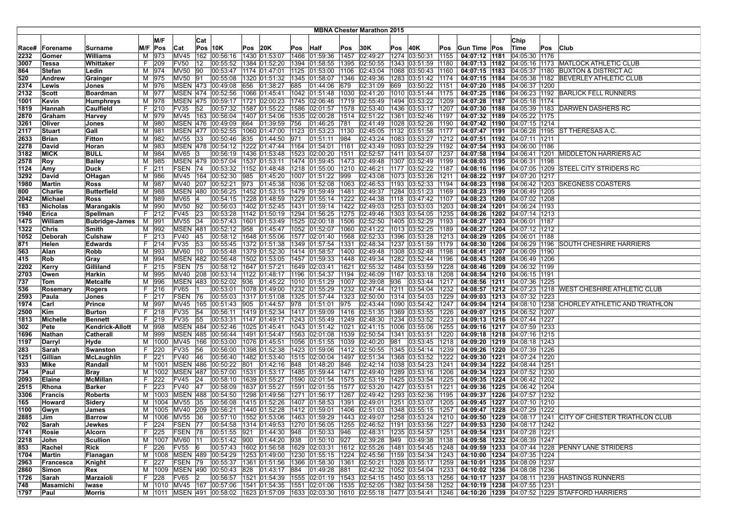# MBNA Chester Marathon 2015

| Race# | Forename | Surname | M/F | M/F Pos | Cat | Cat Pos | 10K | Pos | 20K | Pos | Half | Pos | 30K | Pos | 40K | Pos | Gun Time | Pos | Chip Time | Pos | Club |
|---|---|---|---|---|---|---|---|---|---|---|---|---|---|---|---|---|---|---|---|---|---|
| 2232 | Gomer | Williams | M | 973 | MV45 | 162 | 00:56:16 | 1430 | 01:53:07 | 1466 | 01:59:36 | 1457 | 02:49:27 | 1274 | 03:50:31 | 1155 | 04:07:12 | 1181 | 04:05:30 | 1176 | |
| 3007 | Tessa | Whittaker | F | 209 | FV50 | 12 | 00:55:52 | 1384 | 01:52:20 | 1394 | 01:58:55 | 1395 | 02:50:55 | 1343 | 03:51:59 | 1180 | 04:07:13 | 1182 | 04:05:16 | 1173 | MATLOCK ATHLETIC CLUB |
| 864 | Stefan | Ledin | M | 974 | MV50 | 90 | 00:53:47 | 1174 | 01:47:01 | 1125 | 01:53:00 | 1106 | 02:43:04 | 1068 | 03:50:43 | 1160 | 04:07:15 | 1183 | 04:05:37 | 1180 | BUXTON & DISTRICT AC |
| 520 | Andrew | Grainger | M | 975 | MV50 | 91 | 00:55:08 | 1320 | 01:51:32 | 1345 | 01:58:07 | 1346 | 02:49:36 | 1283 | 03:51:42 | 1174 | 04:07:15 | 1184 | 04:05:38 | 1182 | BEVERLEY ATHLETIC CLUB |
| 2374 | Lewis | Jones | M | 976 | MSEN | 473 | 00:49:08 | 656 | 01:38:27 | 685 | 01:44:06 | 679 | 02:31:09 | 669 | 03:50:22 | 1151 | 04:07:20 | 1185 | 04:06:37 | 1200 | |
| 2132 | Scott | Boardman | M | 977 | MSEN | 474 | 00:52:56 | 1066 | 01:45:41 | 1042 | 01:51:48 | 1030 | 02:41:20 | 1010 | 03:51:44 | 1175 | 04:07:25 | 1186 | 04:06:23 | 1192 | BARLICK FELL RUNNERS |
| 1001 | Kevin | Humphreys | M | 978 | MSEN | 475 | 00:59:17 | 1721 | 02:00:23 | 1745 | 02:06:46 | 1719 | 02:55:49 | 1494 | 03:53:22 | 1209 | 04:07:28 | 1187 | 04:05:18 | 1174 | |
| 1819 | Hannah | Caulfield | F | 210 | FV35 | 52 | 00:57:32 | 1587 | 01:55:22 | 1586 | 02:01:57 | 1578 | 02:53:40 | 1436 | 03:53:17 | 1207 | 04:07:30 | 1188 | 04:05:39 | 1183 | DARWEN DASHERS RC |
| 2870 | Graham | Harvey | M | 979 | MV45 | 163 | 00:56:04 | 1407 | 01:54:06 | 1535 | 02:00:28 | 1514 | 02:51:22 | 1361 | 03:52:46 | 1197 | 04:07:32 | 1189 | 04:05:22 | 1175 | |
| 3261 | Oliver | Jones | M | 980 | MSEN | 476 | 00:49:09 | 664 | 01:39:59 | 756 | 01:46:25 | 781 | 02:41:49 | 1028 | 03:52:26 | 1190 | 04:07:42 | 1190 | 04:07:15 | 1214 | |
| 2117 | Stuart | Gall | M | 981 | MSEN | 477 | 00:52:55 | 1060 | 01:47:00 | 1123 | 01:53:23 | 1130 | 02:45:05 | 1132 | 03:51:58 | 1177 | 04:07:47 | 1191 | 04:06:28 | 1195 | ST THERESAS A.C. |
| 2633 | Brian | Fitton | M | 982 | MV55 | 33 | 00:50:46 | 835 | 01:44:50 | 971 | 01:51:11 | 984 | 02:43:24 | 1083 | 03:53:27 | 1212 | 04:07:51 | 1192 | 04:07:11 | 1211 | |
| 2278 | David | Horan | M | 983 | MSEN | 478 | 00:54:12 | 1222 | 01:47:44 | 1164 | 01:54:01 | 1161 | 02:43:49 | 1093 | 03:52:29 | 1192 | 04:07:54 | 1193 | 04:06:00 | 1186 | |
| 3182 | MICK | BULL | M | 984 | MV65 | 3 | 00:56:19 | 1436 | 01:53:48 | 1523 | 02:00:20 | 1511 | 02:52:57 | 1411 | 03:54:07 | 1237 | 04:07:58 | 1194 | 04:06:41 | 1201 | MIDDLETON HARRIERS AC |
| 2578 | Roy | Bailey | M | 985 | MSEN | 479 | 00:57:04 | 1537 | 01:53:11 | 1474 | 01:59:45 | 1473 | 02:49:48 | 1307 | 03:52:49 | 1199 | 04:08:03 | 1195 | 04:06:31 | 1198 | |
| 1124 | Amy | Duck | F | 211 | FSEN | 74 | 00:53:32 | 1152 | 01:48:48 | 1218 | 01:55:00 | 1210 | 02:46:21 | 1177 | 03:52:22 | 1187 | 04:08:16 | 1196 | 04:07:05 | 1209 | STEEL CITY STRIDERS RC |
| 3292 | David | OHagan | M | 986 | MV45 | 164 | 00:52:30 | 985 | 01:45:20 | 1007 | 01:51:22 | 999 | 02:43:08 | 1073 | 03:53:26 | 1211 | 04:08:22 | 1197 | 04:07:20 | 1217 | |
| 1980 | Martin | Ross | M | 987 | MV40 | 207 | 00:52:21 | 973 | 01:45:38 | 1036 | 01:52:08 | 1063 | 02:46:53 | 1193 | 03:52:33 | 1194 | 04:08:23 | 1198 | 04:06:42 | 1203 | SKEGNESS COASTERS |
| 800 | Charlie | Butterfield | M | 988 | MSEN | 480 | 00:56:25 | 1452 | 01:53:15 | 1479 | 01:59:49 | 1481 | 02:49:37 | 1284 | 03:51:23 | 1169 | 04:08:23 | 1199 | 04:06:49 | 1205 | |
| 2042 | Michael | Ross | M | 989 | MV65 | 4 | 00:54:15 | 1228 | 01:48:59 | 1229 | 01:55:14 | 1222 | 02:44:38 | 1118 | 03:47:42 | 1107 | 04:08:23 | 1200 | 04:07:02 | 1208 | |
| 183 | Nicholas | Marangakis | M | 990 | MV50 | 92 | 00:56:03 | 1402 | 01:52:45 | 1431 | 01:59:14 | 1422 | 02:49:03 | 1253 | 03:53:03 | 1203 | 04:08:24 | 1201 | 04:06:24 | 1193 | |
| 1940 | Erica | Spellman | F | 212 | FV45 | 23 | 00:53:28 | 1142 | 01:50:19 | 1294 | 01:56:25 | 1275 | 02:49:46 | 1303 | 03:54:05 | 1235 | 04:08:26 | 1202 | 04:07:14 | 1213 | |
| 1475 | William | Bubridge-James | M | 991 | MV55 | 34 | 00:57:43 | 1601 | 01:53:49 | 1525 | 02:00:18 | 1506 | 02:52:50 | 1405 | 03:52:29 | 1193 | 04:08:27 | 1203 | 04:06:01 | 1187 | |
| 1322 | Chris | Smith | M | 992 | MSEN | 481 | 00:52:12 | 958 | 01:45:47 | 1052 | 01:52:07 | 1060 | 02:41:22 | 1013 | 03:52:25 | 1189 | 04:08:27 | 1204 | 04:07:12 | 1212 | |
| 1052 | Deborah | Culshaw | F | 213 | FV40 | 45 | 00:58:12 | 1648 | 01:55:06 | 1577 | 02:01:40 | 1568 | 02:52:33 | 1396 | 03:53:28 | 1213 | 04:08:29 | 1205 | 04:06:01 | 1188 | |
| 871 | Helen | Edwards | F | 214 | FV35 | 53 | 00:55:45 | 1372 | 01:51:38 | 1349 | 01:57:54 | 1331 | 02:48:34 | 1237 | 03:51:59 | 1179 | 04:08:30 | 1206 | 04:06:29 | 1196 | SOUTH CHESHIRE HARRIERS |
| 563 | Alan | Robb | M | 993 | MV60 | 10 | 00:55:48 | 1379 | 01:52:30 | 1414 | 01:58:57 | 1400 | 02:49:48 | 1308 | 03:52:48 | 1198 | 04:08:41 | 1207 | 04:06:09 | 1190 | |
| 415 | Rob | Gray | M | 994 | MSEN | 482 | 00:56:48 | 1502 | 01:53:05 | 1457 | 01:59:33 | 1448 | 02:49:34 | 1282 | 03:52:44 | 1196 | 04:08:43 | 1208 | 04:06:49 | 1206 | |
| 2202 | Kerry | Gilliland | F | 215 | FSEN | 75 | 00:58:12 | 1647 | 01:57:21 | 1649 | 02:03:41 | 1621 | 02:55:32 | 1484 | 03:53:59 | 1228 | 04:08:46 | 1209 | 04:06:32 | 1199 | |
| 2703 | Owen | Harkin | M | 995 | MV40 | 208 | 00:53:14 | 1122 | 01:48:17 | 1196 | 01:54:37 | 1194 | 02:46:09 | 1167 | 03:53:18 | 1208 | 04:08:54 | 1210 | 04:06:15 | 1191 | |
| 737 | Tom | Metcalfe | M | 996 | MSEN | 483 | 00:52:02 | 936 | 01:45:22 | 1010 | 01:51:29 | 1007 | 02:39:08 | 936 | 03:53:44 | 1217 | 04:08:56 | 1211 | 04:07:36 | 1225 | |
| 536 | Rosemary | Rogers | F | 216 | FV65 | 1 | 00:53:01 | 1078 | 01:49:00 | 1232 | 01:55:29 | 1232 | 02:47:44 | 1211 | 03:54:04 | 1232 | 04:08:57 | 1212 | 04:07:23 | 1218 | WEST CHESHIRE ATHLETIC CLUB |
| 2593 | Paula | Jones | F | 217 | FSEN | 76 | 00:55:03 | 1317 | 01:51:08 | 1325 | 01:57:44 | 1323 | 02:50:00 | 1314 | 03:54:03 | 1229 | 04:09:03 | 1213 | 04:07:32 | 1223 | |
| 1974 | Carl | Prince | M | 997 | MV45 | 165 | 00:51:43 | 905 | 01:44:57 | 978 | 01:51:01 | 975 | 02:43:44 | 1090 | 03:54:42 | 1247 | 04:09:04 | 1214 | 04:08:10 | 1238 | CHORLEY ATHLETIC AND TRIATHLON |
| 2500 | Kim | Burton | F | 218 | FV35 | 54 | 00:56:11 | 1419 | 01:52:34 | 1417 | 01:59:09 | 1416 | 02:51:35 | 1369 | 03:53:55 | 1226 | 04:09:07 | 1215 | 04:06:52 | 1207 | |
| 1813 | Michelle | Bennett | F | 219 | FV35 | 55 | 00:53:31 | 1147 | 01:49:17 | 1243 | 01:55:49 | 1249 | 02:48:30 | 1234 | 03:53:52 | 1223 | 04:09:13 | 1216 | 04:07:44 | 1227 | |
| 302 | Pete | Kendrick-Allott | M | 998 | MSEN | 484 | 00:52:46 | 1025 | 01:45:41 | 1043 | 01:51:42 | 1021 | 02:41:15 | 1006 | 03:55:06 | 1255 | 04:09:16 | 1217 | 04:07:59 | 1233 | |
| 1696 | Nathan | Catherall | M | 999 | MSEN | 485 | 00:56:44 | 1491 | 01:54:47 | 1563 | 02:01:08 | 1539 | 02:50:54 | 1341 | 03:53:51 | 1220 | 04:09:18 | 1218 | 04:07:16 | 1215 | |
| 1197 | Darryl | Hyde | M | 1000 | MV45 | 166 | 00:53:00 | 1076 | 01:45:51 | 1056 | 01:51:55 | 1039 | 02:40:20 | 981 | 03:53:45 | 1218 | 04:09:20 | 1219 | 04:08:18 | 1243 | |
| 283 | Sarah | Swanston | F | 220 | FV35 | 56 | 00:56:00 | 1398 | 01:52:38 | 1423 | 01:59:06 | 1412 | 02:50:55 | 1345 | 03:54:14 | 1239 | 04:09:26 | 1220 | 04:07:39 | 1226 | |
| 1251 | Gillian | McLaughlin | F | 221 | FV40 | 46 | 00:56:40 | 1482 | 01:53:40 | 1515 | 02:00:04 | 1497 | 02:51:34 | 1368 | 03:53:52 | 1222 | 04:09:30 | 1221 | 04:07:24 | 1220 | |
| 933 | Mike | Randall | M | 1001 | MSEN | 486 | 00:50:22 | 801 | 01:42:16 | 848 | 01:48:20 | 846 | 02:42:14 | 1038 | 03:54:23 | 1241 | 04:09:34 | 1222 | 04:08:44 | 1251 | |
| 734 | Paul | Bray | M | 1002 | MSEN | 487 | 00:57:00 | 1531 | 01:53:17 | 1485 | 01:59:44 | 1471 | 02:49:40 | 1289 | 03:53:16 | 1206 | 04:09:34 | 1223 | 04:07:52 | 1230 | |
| 2093 | Elaine | McMillan | F | 222 | FV45 | 24 | 00:58:10 | 1639 | 01:55:27 | 1590 | 02:01:54 | 1575 | 02:53:19 | 1425 | 03:53:54 | 1225 | 04:09:35 | 1224 | 04:06:42 | 1202 | |
| 2515 | Rhona | Barker | F | 223 | FV40 | 47 | 00:58:09 | 1637 | 01:55:27 | 1591 | 02:01:55 | 1577 | 02:53:20 | 1427 | 03:53:51 | 1221 | 04:09:36 | 1225 | 04:06:42 | 1204 | |
| 3306 | Francis | Roberts | M | 1003 | MSEN | 488 | 00:54:50 | 1298 | 01:49:56 | 1271 | 01:56:17 | 1267 | 02:49:42 | 1293 | 03:52:36 | 1195 | 04:09:37 | 1226 | 04:07:57 | 1232 | |
| 165 | Howard | Sidery | M | 1004 | MV55 | 35 | 00:56:08 | 1415 | 01:52:26 | 1407 | 01:58:53 | 1391 | 02:49:01 | 1251 | 03:53:07 | 1205 | 04:09:45 | 1227 | 04:07:10 | 1210 | |
| 1100 | Gwyn | James | M | 1005 | MV40 | 209 | 00:56:21 | 1440 | 01:52:28 | 1412 | 01:59:01 | 1406 | 02:51:03 | 1348 | 03:55:15 | 1257 | 04:09:47 | 1228 | 04:07:29 | 1222 | |
| 2885 | Jim | Barrow | M | 1006 | MV55 | 36 | 00:57:10 | 1552 | 01:53:06 | 1463 | 01:59:29 | 1443 | 02:49:07 | 1258 | 03:53:24 | 1210 | 04:09:50 | 1229 | 04:08:17 | 1241 | CITY OF CHESTER TRIATHLON CLUB |
| 702 | Sarah | Jewkes | F | 224 | FSEN | 77 | 00:54:58 | 1314 | 01:49:53 | 1270 | 01:56:05 | 1255 | 02:46:52 | 1191 | 03:53:56 | 1227 | 04:09:53 | 1230 | 04:08:17 | 1242 | |
| 1741 | Rosie | Alcorn | F | 225 | FSEN | 78 | 00:51:55 | 921 | 01:44:30 | 948 | 01:50:33 | 946 | 02:48:31 | 1235 | 03:54:57 | 1251 | 04:09:54 | 1231 | 04:07:28 | 1221 | |
| 2218 | John | Scullion | M | 1007 | MV60 | 11 | 00:51:42 | 900 | 01:44:20 | 938 | 01:50:10 | 927 | 02:39:28 | 949 | 03:49:38 | 1138 | 04:09:58 | 1232 | 04:08:39 | 1247 | |
| 853 | Rachel | Rick | F | 226 | FV55 | 6 | 00:57:43 | 1602 | 01:56:58 | 1629 | 02:03:31 | 1612 | 02:55:26 | 1481 | 03:54:45 | 1248 | 04:09:59 | 1233 | 04:07:44 | 1228 | PENNY LANE STRIDERS |
| 1704 | Martin | Flanagan | M | 1008 | MSEN | 489 | 00:54:29 | 1253 | 01:49:00 | 1230 | 01:55:15 | 1224 | 02:45:56 | 1159 | 03:54:34 | 1243 | 04:10:00 | 1234 | 04:07:35 | 1224 | |
| 2963 | Francesca | Knight | F | 227 | FSEN | 79 | 00:55:37 | 1361 | 01:51:56 | 1366 | 01:58:30 | 1361 | 02:50:21 | 1328 | 03:55:17 | 1259 | 04:10:01 | 1235 | 04:08:09 | 1237 | |
| 2860 | Simon | Rex | M | 1009 | MSEN | 490 | 00:50:43 | 828 | 01:43:17 | 884 | 01:49:28 | 881 | 02:42:32 | 1052 | 03:54:04 | 1233 | 04:10:02 | 1236 | 04:08:08 | 1236 | |
| 1726 | Sarah | Marzaioli | F | 228 | FV65 | 2 | 00:56:57 | 1521 | 01:54:39 | 1555 | 02:01:19 | 1543 | 02:54:15 | 1450 | 03:55:13 | 1256 | 04:10:17 | 1237 | 04:08:11 | 1239 | HASTINGS RUNNERS |
| 748 | Masamichi | Iwase | M | 1010 | MV45 | 167 | 00:57:06 | 1541 | 01:54:35 | 1551 | 02:01:06 | 1535 | 02:52:05 | 1382 | 03:54:58 | 1252 | 04:10:19 | 1238 | 04:07:55 | 1231 | |
| 1797 | Paul | Morris | M | 1011 | MSEN | 491 | 00:58:02 | 1623 | 01:57:09 | 1633 | 02:03:30 | 1610 | 02:55:18 | 1477 | 03:54:41 | 1246 | 04:10:20 | 1239 | 04:07:52 | 1229 | STAFFORD HARRIERS |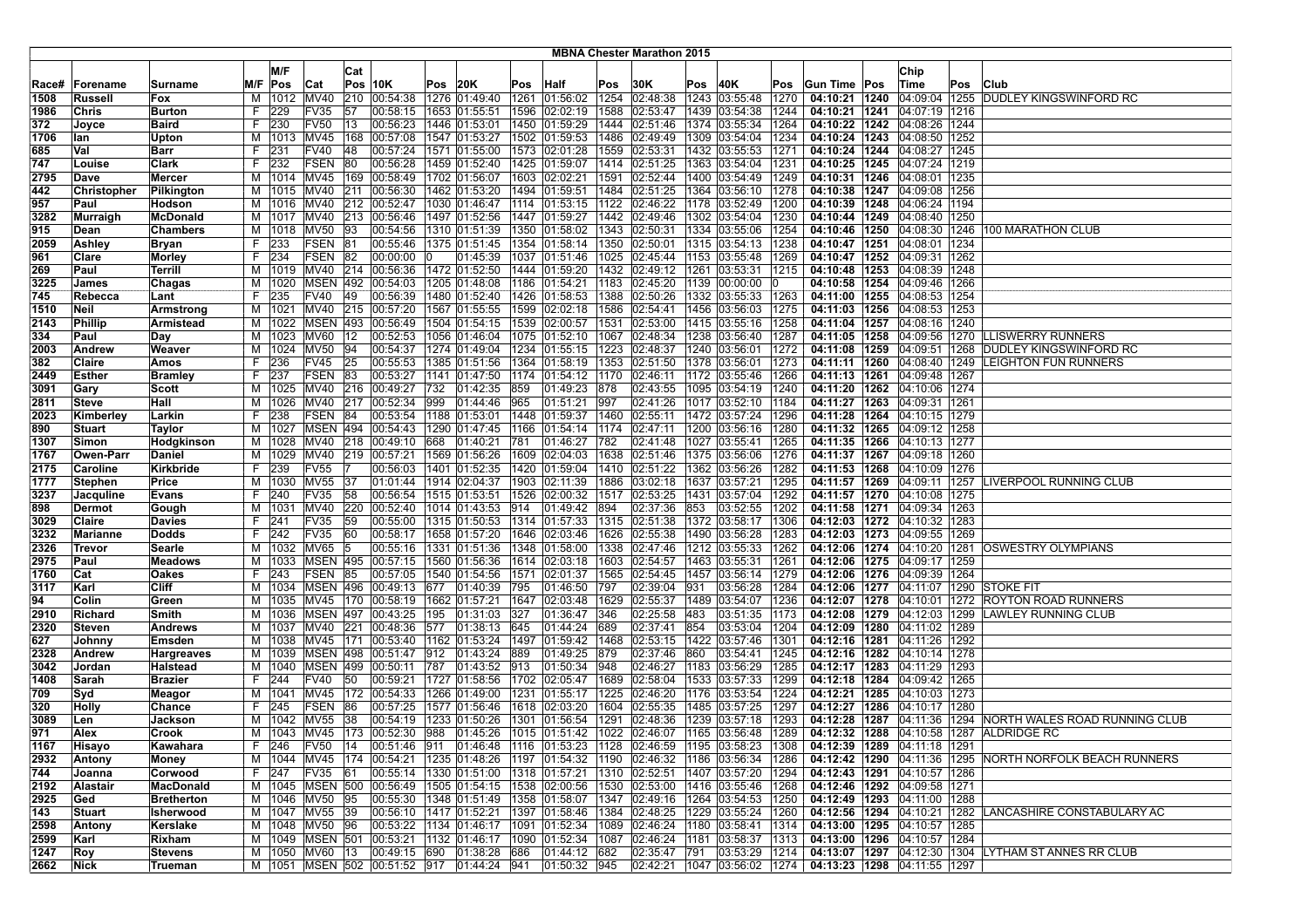# MBNA Chester Marathon 2015

| Race# | Forename | Surname | M/F | M/F Pos | Cat | Cat Pos | 10K | Pos | 20K | Pos | Half | Pos | 30K | Pos | 40K | Pos | Gun Time | Pos | Chip Time | Pos | Club |
|---|---|---|---|---|---|---|---|---|---|---|---|---|---|---|---|---|---|---|---|---|---|
| 1508 | Russell | Fox | M | 1012 | MV40 | 210 | 00:54:38 | 1276 | 01:49:40 | 1261 | 01:56:02 | 1254 | 02:48:38 | 1243 | 03:55:48 | 1270 | 04:10:21 | 1240 | 04:09:04 | 1255 | DUDLEY KINGSWINFORD RC |
| 1986 | Chris | Burton | F | 229 | FV35 | 57 | 00:58:15 | 1653 | 01:55:51 | 1596 | 02:02:19 | 1588 | 02:53:47 | 1439 | 03:54:38 | 1244 | 04:10:21 | 1241 | 04:07:19 | 1216 | |
| 372 | Joyce | Baird | F | 230 | FV50 | 13 | 00:56:23 | 1446 | 01:53:01 | 1450 | 01:59:29 | 1444 | 02:51:46 | 1374 | 03:55:34 | 1264 | 04:10:22 | 1242 | 04:08:26 | 1244 | |
| 1706 | Ian | Upton | M | 1013 | MV45 | 168 | 00:57:08 | 1547 | 01:53:27 | 1502 | 01:59:53 | 1486 | 02:49:49 | 1309 | 03:54:04 | 1234 | 04:10:24 | 1243 | 04:08:50 | 1252 | |
| 685 | Val | Barr | F | 231 | FV40 | 48 | 00:57:24 | 1571 | 01:55:00 | 1573 | 02:01:28 | 1559 | 02:53:31 | 1432 | 03:55:53 | 1271 | 04:10:24 | 1244 | 04:08:27 | 1245 | |
| 747 | Louise | Clark | F | 232 | FSEN | 80 | 00:56:28 | 1459 | 01:52:40 | 1425 | 01:59:07 | 1414 | 02:51:25 | 1363 | 03:54:04 | 1231 | 04:10:25 | 1245 | 04:07:24 | 1219 | |
| 2795 | Dave | Mercer | M | 1014 | MV45 | 169 | 00:58:49 | 1702 | 01:56:07 | 1603 | 02:02:21 | 1591 | 02:52:44 | 1400 | 03:54:49 | 1249 | 04:10:31 | 1246 | 04:08:01 | 1235 | |
| 442 | Christopher | Pilkington | M | 1015 | MV40 | 211 | 00:56:30 | 1462 | 01:53:20 | 1494 | 01:59:51 | 1484 | 02:51:25 | 1364 | 03:56:10 | 1278 | 04:10:38 | 1247 | 04:09:08 | 1256 | |
| 957 | Paul | Hodson | M | 1016 | MV40 | 212 | 00:52:47 | 1030 | 01:46:47 | 1114 | 01:53:15 | 1122 | 02:46:22 | 1178 | 03:52:49 | 1200 | 04:10:39 | 1248 | 04:06:24 | 1194 | |
| 3282 | Murraigh | McDonald | M | 1017 | MV40 | 213 | 00:56:46 | 1497 | 01:52:56 | 1447 | 01:59:27 | 1442 | 02:49:46 | 1302 | 03:54:04 | 1230 | 04:10:44 | 1249 | 04:08:40 | 1250 | |
| 915 | Dean | Chambers | M | 1018 | MV50 | 93 | 00:54:56 | 1310 | 01:51:39 | 1350 | 01:58:02 | 1343 | 02:50:31 | 1334 | 03:55:06 | 1254 | 04:10:46 | 1250 | 04:08:30 | 1246 | 100 MARATHON CLUB |
| 2059 | Ashley | Bryan | F | 233 | FSEN | 81 | 00:55:46 | 1375 | 01:51:45 | 1354 | 01:58:14 | 1350 | 02:50:01 | 1315 | 03:54:13 | 1238 | 04:10:47 | 1251 | 04:08:01 | 1234 | |
| 961 | Clare | Morley | F | 234 | FSEN | 82 | 00:00:00 | 0 | 01:45:39 | 1037 | 01:51:46 | 1025 | 02:45:44 | 1153 | 03:55:48 | 1269 | 04:10:47 | 1252 | 04:09:31 | 1262 | |
| 269 | Paul | Terrill | M | 1019 | MV40 | 214 | 00:56:36 | 1472 | 01:52:50 | 1444 | 01:59:20 | 1432 | 02:49:12 | 1261 | 03:53:31 | 1215 | 04:10:48 | 1253 | 04:08:39 | 1248 | |
| 3225 | James | Chagas | M | 1020 | MSEN | 492 | 00:54:03 | 1205 | 01:48:08 | 1186 | 01:54:21 | 1183 | 02:45:20 | 1139 | 00:00:00 | 0 | 04:10:58 | 1254 | 04:09:46 | 1266 | |
| 745 | Rebecca | Lant | F | 235 | FV40 | 49 | 00:56:39 | 1480 | 01:52:40 | 1426 | 01:58:53 | 1388 | 02:50:26 | 1332 | 03:55:33 | 1263 | 04:11:00 | 1255 | 04:08:53 | 1254 | |
| 1510 | Neil | Armstrong | M | 1021 | MV40 | 215 | 00:57:20 | 1567 | 01:55:55 | 1599 | 02:02:18 | 1586 | 02:54:41 | 1456 | 03:56:03 | 1275 | 04:11:03 | 1256 | 04:08:53 | 1253 | |
| 2143 | Phillip | Armistead | M | 1022 | MSEN | 493 | 00:56:49 | 1504 | 01:54:15 | 1539 | 02:00:57 | 1531 | 02:53:00 | 1415 | 03:55:16 | 1258 | 04:11:04 | 1257 | 04:08:16 | 1240 | |
| 334 | Paul | Day | M | 1023 | MV60 | 12 | 00:52:53 | 1056 | 01:46:04 | 1075 | 01:52:10 | 1067 | 02:48:34 | 1238 | 03:56:40 | 1287 | 04:11:05 | 1258 | 04:09:56 | 1270 | LLISWERRY RUNNERS |
| 2003 | Andrew | Weaver | M | 1024 | MV50 | 94 | 00:54:37 | 1274 | 01:49:04 | 1234 | 01:55:15 | 1223 | 02:48:37 | 1240 | 03:56:01 | 1272 | 04:11:08 | 1259 | 04:09:51 | 1268 | DUDLEY KINGSWINFORD RC |
| 382 | Claire | Amos | F | 236 | FV45 | 25 | 00:55:53 | 1385 | 01:51:56 | 1364 | 01:58:19 | 1353 | 02:51:50 | 1378 | 03:56:01 | 1273 | 04:11:11 | 1260 | 04:08:40 | 1249 | LEIGHTON FUN RUNNERS |
| 2449 | Esther | Bramley | F | 237 | FSEN | 83 | 00:53:27 | 1141 | 01:47:50 | 1174 | 01:54:12 | 1170 | 02:46:11 | 1172 | 03:55:46 | 1266 | 04:11:13 | 1261 | 04:09:48 | 1267 | |
| 3091 | Gary | Scott | M | 1025 | MV40 | 216 | 00:49:27 | 732 | 01:42:35 | 859 | 01:49:23 | 878 | 02:43:55 | 1095 | 03:54:19 | 1240 | 04:11:20 | 1262 | 04:10:06 | 1274 | |
| 2811 | Steve | Hall | M | 1026 | MV40 | 217 | 00:52:34 | 999 | 01:44:46 | 965 | 01:51:21 | 997 | 02:41:26 | 1017 | 03:52:10 | 1184 | 04:11:27 | 1263 | 04:09:31 | 1261 | |
| 2023 | Kimberley | Larkin | F | 238 | FSEN | 84 | 00:53:54 | 1188 | 01:53:01 | 1448 | 01:59:37 | 1460 | 02:55:11 | 1472 | 03:57:24 | 1296 | 04:11:28 | 1264 | 04:10:15 | 1279 | |
| 890 | Stuart | Taylor | M | 1027 | MSEN | 494 | 00:54:43 | 1290 | 01:47:45 | 1166 | 01:54:14 | 1174 | 02:47:11 | 1200 | 03:56:16 | 1280 | 04:11:32 | 1265 | 04:09:12 | 1258 | |
| 1307 | Simon | Hodgkinson | M | 1028 | MV40 | 218 | 00:49:10 | 668 | 01:40:21 | 781 | 01:46:27 | 782 | 02:41:48 | 1027 | 03:55:41 | 1265 | 04:11:35 | 1266 | 04:10:13 | 1277 | |
| 1767 | Owen-Parr | Daniel | M | 1029 | MV40 | 219 | 00:57:21 | 1569 | 01:56:26 | 1609 | 02:04:03 | 1638 | 02:51:46 | 1375 | 03:56:06 | 1276 | 04:11:37 | 1267 | 04:09:18 | 1260 | |
| 2175 | Caroline | Kirkbride | F | 239 | FV55 | 7 | 00:56:03 | 1401 | 01:52:35 | 1420 | 01:59:04 | 1410 | 02:51:22 | 1362 | 03:56:26 | 1282 | 04:11:53 | 1268 | 04:10:09 | 1276 | |
| 1777 | Stephen | Price | M | 1030 | MV55 | 37 | 01:01:44 | 1914 | 02:04:37 | 1903 | 02:11:39 | 1886 | 03:02:18 | 1637 | 03:57:21 | 1295 | 04:11:57 | 1269 | 04:09:11 | 1257 | LIVERPOOL RUNNING CLUB |
| 3237 | Jacquline | Evans | F | 240 | FV35 | 58 | 00:56:54 | 1515 | 01:53:51 | 1526 | 02:00:32 | 1517 | 02:53:25 | 1431 | 03:57:04 | 1292 | 04:11:57 | 1270 | 04:10:08 | 1275 | |
| 898 | Dermot | Gough | M | 1031 | MV40 | 220 | 00:52:40 | 1014 | 01:43:53 | 914 | 01:49:42 | 894 | 02:37:36 | 853 | 03:52:55 | 1202 | 04:11:58 | 1271 | 04:09:34 | 1263 | |
| 3029 | Claire | Davies | F | 241 | FV35 | 59 | 00:55:00 | 1315 | 01:50:53 | 1314 | 01:57:33 | 1315 | 02:51:38 | 1372 | 03:58:17 | 1306 | 04:12:03 | 1272 | 04:10:32 | 1283 | |
| 3232 | Marianne | Dodds | F | 242 | FV35 | 60 | 00:58:17 | 1658 | 01:57:20 | 1646 | 02:03:46 | 1626 | 02:55:38 | 1490 | 03:56:28 | 1283 | 04:12:03 | 1273 | 04:09:55 | 1269 | |
| 2326 | Trevor | Searle | M | 1032 | MV65 | 5 | 00:55:16 | 1331 | 01:51:36 | 1348 | 01:58:00 | 1338 | 02:47:46 | 1212 | 03:55:33 | 1262 | 04:12:06 | 1274 | 04:10:20 | 1281 | OSWESTRY OLYMPIANS |
| 2975 | Paul | Meadows | M | 1033 | MSEN | 495 | 00:57:15 | 1560 | 01:56:36 | 1614 | 02:03:18 | 1603 | 02:54:57 | 1463 | 03:55:31 | 1261 | 04:12:06 | 1275 | 04:09:17 | 1259 | |
| 1760 | Cat | Oakes | F | 243 | FSEN | 85 | 00:57:05 | 1540 | 01:54:56 | 1571 | 02:01:37 | 1565 | 02:54:45 | 1457 | 03:56:14 | 1279 | 04:12:06 | 1276 | 04:09:39 | 1264 | |
| 3117 | Karl | Cliff | M | 1034 | MSEN | 496 | 00:49:13 | 677 | 01:40:39 | 795 | 01:46:50 | 797 | 02:39:04 | 931 | 03:56:28 | 1284 | 04:12:06 | 1277 | 04:11:07 | 1290 | STOKE FIT |
| 94 | Colin | Green | M | 1035 | MV45 | 170 | 00:58:19 | 1662 | 01:57:21 | 1647 | 02:03:48 | 1629 | 02:55:37 | 1489 | 03:54:07 | 1236 | 04:12:07 | 1278 | 04:10:01 | 1272 | ROYTON ROAD RUNNERS |
| 2910 | Richard | Smith | M | 1036 | MSEN | 497 | 00:43:25 | 195 | 01:31:03 | 327 | 01:36:47 | 346 | 02:25:58 | 483 | 03:51:35 | 1173 | 04:12:08 | 1279 | 04:12:03 | 1299 | LAWLEY RUNNING CLUB |
| 2320 | Steven | Andrews | M | 1037 | MV40 | 221 | 00:48:36 | 577 | 01:38:13 | 645 | 01:44:24 | 689 | 02:37:41 | 854 | 03:53:04 | 1204 | 04:12:09 | 1280 | 04:11:02 | 1289 | |
| 627 | Johnny | Emsden | M | 1038 | MV45 | 171 | 00:53:40 | 1162 | 01:53:24 | 1497 | 01:59:42 | 1468 | 02:53:15 | 1422 | 03:57:46 | 1301 | 04:12:16 | 1281 | 04:11:26 | 1292 | |
| 2328 | Andrew | Hargreaves | M | 1039 | MSEN | 498 | 00:51:47 | 912 | 01:43:24 | 889 | 01:49:25 | 879 | 02:37:46 | 860 | 03:54:41 | 1245 | 04:12:16 | 1282 | 04:10:14 | 1278 | |
| 3042 | Jordan | Halstead | M | 1040 | MSEN | 499 | 00:50:11 | 787 | 01:43:52 | 913 | 01:50:34 | 948 | 02:46:27 | 1183 | 03:56:29 | 1285 | 04:12:17 | 1283 | 04:11:29 | 1293 | |
| 1408 | Sarah | Brazier | F | 244 | FV40 | 50 | 00:59:21 | 1727 | 01:58:56 | 1702 | 02:05:47 | 1689 | 02:58:04 | 1533 | 03:57:33 | 1299 | 04:12:18 | 1284 | 04:09:42 | 1265 | |
| 709 | Syd | Meagor | M | 1041 | MV45 | 172 | 00:54:33 | 1266 | 01:49:00 | 1231 | 01:55:17 | 1225 | 02:46:20 | 1176 | 03:53:54 | 1224 | 04:12:21 | 1285 | 04:10:03 | 1273 | |
| 320 | Holly | Chance | F | 245 | FSEN | 86 | 00:57:25 | 1577 | 01:56:46 | 1618 | 02:03:20 | 1604 | 02:55:35 | 1485 | 03:57:25 | 1297 | 04:12:27 | 1286 | 04:10:17 | 1280 | |
| 3089 | Len | Jackson | M | 1042 | MV55 | 38 | 00:54:19 | 1233 | 01:50:26 | 1301 | 01:56:54 | 1291 | 02:48:36 | 1239 | 03:57:18 | 1293 | 04:12:28 | 1287 | 04:11:36 | 1294 | NORTH WALES ROAD RUNNING CLUB |
| 971 | Alex | Crook | M | 1043 | MV45 | 173 | 00:52:30 | 988 | 01:45:26 | 1015 | 01:51:42 | 1022 | 02:46:07 | 1165 | 03:56:48 | 1289 | 04:12:32 | 1288 | 04:10:58 | 1287 | ALDRIDGE RC |
| 1167 | Hisayo | Kawahara | F | 246 | FV50 | 14 | 00:51:46 | 911 | 01:46:48 | 1116 | 01:53:23 | 1128 | 02:46:59 | 1195 | 03:58:23 | 1308 | 04:12:39 | 1289 | 04:11:18 | 1291 | |
| 2932 | Antony | Money | M | 1044 | MV45 | 174 | 00:54:21 | 1235 | 01:48:26 | 1197 | 01:54:32 | 1190 | 02:46:32 | 1186 | 03:56:34 | 1286 | 04:12:42 | 1290 | 04:11:36 | 1295 | NORTH NORFOLK BEACH RUNNERS |
| 744 | Joanna | Corwood | F | 247 | FV35 | 61 | 00:55:14 | 1330 | 01:51:00 | 1318 | 01:57:21 | 1310 | 02:52:51 | 1407 | 03:57:20 | 1294 | 04:12:43 | 1291 | 04:10:57 | 1286 | |
| 2192 | Alastair | MacDonald | M | 1045 | MSEN | 500 | 00:56:49 | 1505 | 01:54:15 | 1538 | 02:00:56 | 1530 | 02:53:00 | 1416 | 03:55:46 | 1268 | 04:12:46 | 1292 | 04:09:58 | 1271 | |
| 2925 | Ged | Bretherton | M | 1046 | MV50 | 95 | 00:55:30 | 1348 | 01:51:49 | 1358 | 01:58:07 | 1347 | 02:49:16 | 1264 | 03:54:53 | 1250 | 04:12:49 | 1293 | 04:11:00 | 1288 | |
| 143 | Stuart | Isherwood | M | 1047 | MV55 | 39 | 00:56:10 | 1417 | 01:52:21 | 1397 | 01:58:46 | 1384 | 02:48:25 | 1229 | 03:55:24 | 1260 | 04:12:56 | 1294 | 04:10:21 | 1282 | LANCASHIRE CONSTABULARY AC |
| 2598 | Antony | Kerslake | M | 1048 | MV50 | 96 | 00:53:22 | 1134 | 01:46:17 | 1091 | 01:52:34 | 1089 | 02:46:24 | 1180 | 03:58:41 | 1314 | 04:13:00 | 1295 | 04:10:57 | 1285 | |
| 2599 | Karl | Rixham | M | 1049 | MSEN | 501 | 00:53:21 | 1132 | 01:46:17 | 1090 | 01:52:34 | 1087 | 02:46:24 | 1181 | 03:58:37 | 1313 | 04:13:00 | 1296 | 04:10:57 | 1284 | |
| 1247 | Roy | Stevens | M | 1050 | MV60 | 13 | 00:49:15 | 690 | 01:38:28 | 686 | 01:44:12 | 682 | 02:35:47 | 791 | 03:53:29 | 1214 | 04:13:07 | 1297 | 04:12:30 | 1304 | LYTHAM ST ANNES RR CLUB |
| 2662 | Nick | Trueman | M | 1051 | MSEN | 502 | 00:51:52 | 917 | 01:44:24 | 941 | 01:50:32 | 945 | 02:42:21 | 1047 | 03:56:02 | 1274 | 04:13:23 | 1298 | 04:11:55 | 1297 | |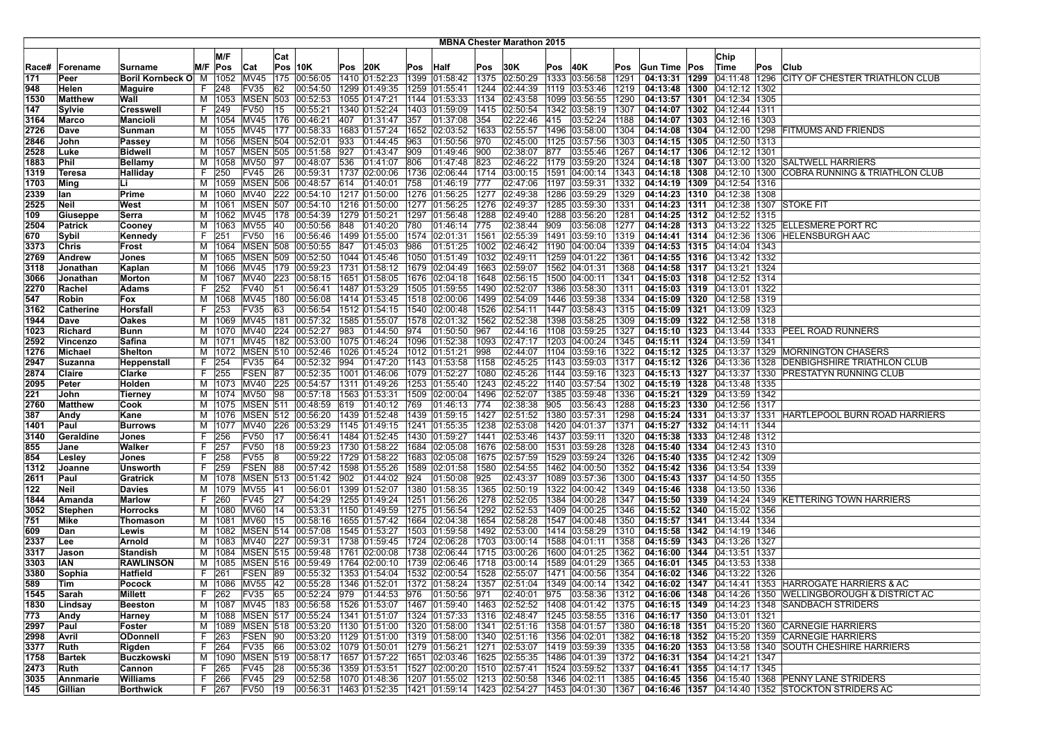# MBNA Chester Marathon 2015

| Race# | Forename | Surname | M/F | M/F Pos | Cat | Cat Pos | 10K | Pos | 20K | Pos | Half | Pos | 30K | Pos | 40K | Pos | Gun Time | Pos | Chip Time | Pos | Club |
|---|---|---|---|---|---|---|---|---|---|---|---|---|---|---|---|---|---|---|---|---|---|
| 171 | Peer | Boril Kornbeck O | M | 1052 | MV45 | 175 | 00:56:05 | 1410 | 01:52:23 | 1399 | 01:58:42 | 1375 | 02:50:29 | 1333 | 03:56:58 | 1291 | 04:13:31 | 1299 | 04:11:48 | 1296 | CITY OF CHESTER TRIATHLON CLUB |
| 948 | Helen | Maguire | F | 248 | FV35 | 62 | 00:54:50 | 1299 | 01:49:35 | 1259 | 01:55:41 | 1244 | 02:44:39 | 1119 | 03:53:46 | 1219 | 04:13:48 | 1300 | 04:12:12 | 1302 | |
| 1530 | Matthew | Wall | M | 1053 | MSEN | 503 | 00:52:53 | 1055 | 01:47:21 | 1144 | 01:53:33 | 1134 | 02:43:58 | 1099 | 03:56:55 | 1290 | 04:13:57 | 1301 | 04:12:34 | 1305 | |
| 147 | Sylvie | Cresswell | F | 249 | FV50 | 15 | 00:55:21 | 1340 | 01:52:24 | 1403 | 01:59:09 | 1415 | 02:50:54 | 1342 | 03:58:19 | 1307 | 04:14:07 | 1302 | 04:12:44 | 1311 | |
| 3164 | Marco | Mancioli | M | 1054 | MV45 | 176 | 00:46:21 | 407 | 01:31:47 | 357 | 01:37:08 | 354 | 02:22:46 | 415 | 03:52:24 | 1188 | 04:14:07 | 1303 | 04:12:16 | 1303 | |
| 2726 | Dave | Sunman | M | 1055 | MV45 | 177 | 00:58:33 | 1683 | 01:57:24 | 1652 | 02:03:52 | 1633 | 02:55:57 | 1496 | 03:58:00 | 1304 | 04:14:08 | 1304 | 04:12:00 | 1298 | FITMUMS AND FRIENDS |
| 2846 | John | Passey | M | 1056 | MSEN | 504 | 00:52:01 | 933 | 01:44:45 | 963 | 01:50:56 | 970 | 02:45:00 | 1125 | 03:57:56 | 1303 | 04:14:15 | 1305 | 04:12:50 | 1313 | |
| 2528 | Luke | Bidwell | M | 1057 | MSEN | 505 | 00:51:58 | 927 | 01:43:47 | 909 | 01:49:46 | 900 | 02:38:07 | 877 | 03:55:46 | 1267 | 04:14:17 | 1306 | 04:12:12 | 1301 | |
| 1883 | Phil | Bellamy | M | 1058 | MV50 | 97 | 00:48:07 | 536 | 01:41:07 | 806 | 01:47:48 | 823 | 02:46:22 | 1179 | 03:59:20 | 1324 | 04:14:18 | 1307 | 04:13:00 | 1320 | SALTWELL HARRIERS |
| 1319 | Teresa | Halliday | F | 250 | FV45 | 26 | 00:59:31 | 1737 | 02:00:06 | 1736 | 02:06:44 | 1714 | 03:00:15 | 1591 | 04:00:14 | 1343 | 04:14:18 | 1308 | 04:12:10 | 1300 | COBRA RUNNING & TRIATHLON CLUB |
| 1703 | Ming | Li | M | 1059 | MSEN | 506 | 00:48:57 | 614 | 01:40:01 | 758 | 01:46:19 | 777 | 02:47:06 | 1197 | 03:59:31 | 1332 | 04:14:19 | 1309 | 04:12:54 | 1316 | |
| 2339 | Ian | Prime | M | 1060 | MV40 | 222 | 00:54:10 | 1217 | 01:50:00 | 1276 | 01:56:25 | 1277 | 02:49:38 | 1286 | 03:59:29 | 1329 | 04:14:23 | 1310 | 04:12:38 | 1308 | |
| 2525 | Neil | West | M | 1061 | MSEN | 507 | 00:54:10 | 1216 | 01:50:00 | 1277 | 01:56:25 | 1276 | 02:49:37 | 1285 | 03:59:30 | 1331 | 04:14:23 | 1311 | 04:12:38 | 1307 | STOKE FIT |
| 109 | Giuseppe | Serra | M | 1062 | MV45 | 178 | 00:54:39 | 1279 | 01:50:21 | 1297 | 01:56:48 | 1288 | 02:49:40 | 1288 | 03:56:20 | 1281 | 04:14:25 | 1312 | 04:12:52 | 1315 | |
| 2504 | Patrick | Cooney | M | 1063 | MV55 | 40 | 00:50:56 | 848 | 01:40:20 | 780 | 01:46:14 | 775 | 02:38:44 | 909 | 03:56:08 | 1277 | 04:14:28 | 1313 | 04:13:22 | 1325 | ELLESMERE PORT RC |
| 670 | Sybil | Kennedy | F | 251 | FV50 | 16 | 00:56:46 | 1499 | 01:55:00 | 1574 | 02:01:31 | 1561 | 02:55:39 | 1491 | 03:59:10 | 1319 | 04:14:41 | 1314 | 04:12:36 | 1306 | HELENSBURGH AAC |
| 3373 | Chris | Frost | M | 1064 | MSEN | 508 | 00:50:55 | 847 | 01:45:03 | 986 | 01:51:25 | 1002 | 02:46:42 | 1190 | 04:00:04 | 1339 | 04:14:53 | 1315 | 04:14:04 | 1343 | |
| 2769 | Andrew | Jones | M | 1065 | MSEN | 509 | 00:52:50 | 1044 | 01:45:46 | 1050 | 01:51:49 | 1032 | 02:49:11 | 1259 | 04:01:22 | 1361 | 04:14:55 | 1316 | 04:13:42 | 1332 | |
| 3118 | Jonathan | Kaplan | M | 1066 | MV45 | 179 | 00:59:23 | 1731 | 01:58:12 | 1679 | 02:04:49 | 1663 | 02:59:07 | 1562 | 04:01:31 | 1368 | 04:14:58 | 1317 | 04:13:21 | 1324 | |
| 3066 | Jonathan | Morton | M | 1067 | MV40 | 223 | 00:58:15 | 1651 | 01:58:05 | 1676 | 02:04:18 | 1648 | 02:56:15 | 1500 | 04:00:11 | 1341 | 04:15:03 | 1318 | 04:12:52 | 1314 | |
| 2270 | Rachel | Adams | F | 252 | FV40 | 51 | 00:56:41 | 1487 | 01:53:29 | 1505 | 01:59:55 | 1490 | 02:52:07 | 1386 | 03:58:30 | 1311 | 04:15:03 | 1319 | 04:13:01 | 1322 | |
| 547 | Robin | Fox | M | 1068 | MV45 | 180 | 00:56:08 | 1414 | 01:53:45 | 1518 | 02:00:06 | 1499 | 02:54:09 | 1446 | 03:59:38 | 1334 | 04:15:09 | 1320 | 04:12:58 | 1319 | |
| 3162 | Catherine | Horsfall | F | 253 | FV35 | 63 | 00:56:54 | 1512 | 01:54:15 | 1540 | 02:00:48 | 1526 | 02:54:11 | 1447 | 03:58:43 | 1315 | 04:15:09 | 1321 | 04:13:09 | 1323 | |
| 1944 | Dave | Oakes | M | 1069 | MV45 | 181 | 00:57:32 | 1585 | 01:55:07 | 1578 | 02:01:32 | 1562 | 02:52:38 | 1398 | 03:58:25 | 1309 | 04:15:09 | 1322 | 04:12:58 | 1318 | |
| 1023 | Richard | Bunn | M | 1070 | MV40 | 224 | 00:52:27 | 983 | 01:44:50 | 974 | 01:50:50 | 967 | 02:44:16 | 1108 | 03:59:25 | 1327 | 04:15:10 | 1323 | 04:13:44 | 1333 | PEEL ROAD RUNNERS |
| 2592 | Vincenzo | Safina | M | 1071 | MV45 | 182 | 00:53:00 | 1075 | 01:46:24 | 1096 | 01:52:38 | 1093 | 02:47:17 | 1203 | 04:00:24 | 1345 | 04:15:11 | 1324 | 04:13:59 | 1341 | |
| 1276 | Michael | Shelton | M | 1072 | MSEN | 510 | 00:52:46 | 1026 | 01:45:24 | 1012 | 01:51:21 | 998 | 02:44:07 | 1104 | 03:59:16 | 1322 | 04:15:12 | 1325 | 04:13:37 | 1329 | MORNINGTON CHASERS |
| 2947 | Suzanna | Heppenstall | F | 254 | FV35 | 64 | 00:52:32 | 994 | 01:47:20 | 1143 | 01:53:58 | 1158 | 02:45:25 | 1143 | 03:59:03 | 1317 | 04:15:12 | 1326 | 04:13:36 | 1328 | DENBIGHSHIRE TRIATHLON CLUB |
| 2874 | Claire | Clarke | F | 255 | FSEN | 87 | 00:52:35 | 1001 | 01:46:06 | 1079 | 01:52:27 | 1080 | 02:45:26 | 1144 | 03:59:16 | 1323 | 04:15:13 | 1327 | 04:13:37 | 1330 | PRESTATYN RUNNING CLUB |
| 2095 | Peter | Holden | M | 1073 | MV40 | 225 | 00:54:57 | 1311 | 01:49:26 | 1253 | 01:55:40 | 1243 | 02:45:22 | 1140 | 03:57:54 | 1302 | 04:15:19 | 1328 | 04:13:48 | 1335 | |
| 221 | John | Tierney | M | 1074 | MV50 | 98 | 00:57:18 | 1563 | 01:53:31 | 1509 | 02:00:04 | 1496 | 02:52:07 | 1385 | 03:59:48 | 1336 | 04:15:21 | 1329 | 04:13:59 | 1342 | |
| 2760 | Matthew | Cook | M | 1075 | MSEN | 511 | 00:48:59 | 619 | 01:40:12 | 769 | 01:46:13 | 774 | 02:38:38 | 905 | 03:56:43 | 1288 | 04:15:23 | 1330 | 04:12:56 | 1317 | |
| 387 | Andy | Kane | M | 1076 | MSEN | 512 | 00:56:20 | 1439 | 01:52:48 | 1439 | 01:59:15 | 1427 | 02:51:52 | 1380 | 03:57:31 | 1298 | 04:15:24 | 1331 | 04:13:37 | 1331 | HARTLEPOOL BURN ROAD HARRIERS |
| 1401 | Paul | Burrows | M | 1077 | MV40 | 226 | 00:53:29 | 1145 | 01:49:15 | 1241 | 01:55:35 | 1238 | 02:53:08 | 1420 | 04:01:37 | 1371 | 04:15:27 | 1332 | 04:14:11 | 1344 | |
| 3140 | Geraldine | Jones | F | 256 | FV50 | 17 | 00:56:41 | 1484 | 01:52:45 | 1430 | 01:59:27 | 1441 | 02:53:46 | 1437 | 03:59:11 | 1320 | 04:15:38 | 1333 | 04:12:48 | 1312 | |
| 855 | Jane | Walker | F | 257 | FV50 | 18 | 00:59:23 | 1730 | 01:58:22 | 1684 | 02:05:08 | 1676 | 02:58:00 | 1531 | 03:59:28 | 1328 | 04:15:40 | 1334 | 04:12:43 | 1310 | |
| 854 | Lesley | Jones | F | 258 | FV55 | 8 | 00:59:22 | 1729 | 01:58:22 | 1683 | 02:05:08 | 1675 | 02:57:59 | 1529 | 03:59:24 | 1326 | 04:15:40 | 1335 | 04:12:42 | 1309 | |
| 1312 | Joanne | Unsworth | F | 259 | FSEN | 88 | 00:57:42 | 1598 | 01:55:26 | 1589 | 02:01:58 | 1580 | 02:54:55 | 1462 | 04:00:50 | 1352 | 04:15:42 | 1336 | 04:13:54 | 1339 | |
| 2611 | Paul | Gratrick | M | 1078 | MSEN | 513 | 00:51:42 | 902 | 01:44:02 | 924 | 01:50:08 | 925 | 02:43:37 | 1089 | 03:57:36 | 1300 | 04:15:43 | 1337 | 04:14:50 | 1355 | |
| 122 | Neil | Davies | M | 1079 | MV55 | 41 | 00:56:01 | 1399 | 01:52:07 | 1380 | 01:58:35 | 1365 | 02:50:19 | 1322 | 04:00:42 | 1349 | 04:15:46 | 1338 | 04:13:50 | 1336 | |
| 1844 | Amanda | Marlow | F | 260 | FV45 | 27 | 00:54:29 | 1255 | 01:49:24 | 1251 | 01:56:26 | 1278 | 02:52:05 | 1384 | 04:00:28 | 1347 | 04:15:50 | 1339 | 04:14:24 | 1349 | KETTERING TOWN HARRIERS |
| 3052 | Stephen | Horrocks | M | 1080 | MV60 | 14 | 00:53:31 | 1150 | 01:49:59 | 1275 | 01:56:54 | 1292 | 02:52:53 | 1409 | 04:00:25 | 1346 | 04:15:52 | 1340 | 04:15:02 | 1356 | |
| 751 | Mike | Thomason | M | 1081 | MV60 | 15 | 00:58:16 | 1655 | 01:57:42 | 1664 | 02:04:38 | 1654 | 02:58:28 | 1547 | 04:00:48 | 1350 | 04:15:57 | 1341 | 04:13:44 | 1334 | |
| 609 | Dan | Lewis | M | 1082 | MSEN | 514 | 00:57:08 | 1545 | 01:53:27 | 1503 | 01:59:58 | 1492 | 02:53:00 | 1414 | 03:58:29 | 1310 | 04:15:58 | 1342 | 04:14:19 | 1346 | |
| 2337 | Lee | Arnold | M | 1083 | MV40 | 227 | 00:59:31 | 1738 | 01:59:45 | 1724 | 02:06:28 | 1703 | 03:00:14 | 1588 | 04:01:11 | 1358 | 04:15:59 | 1343 | 04:13:26 | 1327 | |
| 3317 | Jason | Standish | M | 1084 | MSEN | 515 | 00:59:48 | 1761 | 02:00:08 | 1738 | 02:06:44 | 1715 | 03:00:26 | 1600 | 04:01:25 | 1362 | 04:16:00 | 1344 | 04:13:51 | 1337 | |
| 3303 | IAN | RAWLINSON | M | 1085 | MSEN | 516 | 00:59:49 | 1764 | 02:00:10 | 1739 | 02:06:46 | 1718 | 03:00:14 | 1589 | 04:01:29 | 1365 | 04:16:01 | 1345 | 04:13:53 | 1338 | |
| 3380 | Sophia | Hatfield | F | 261 | FSEN | 89 | 00:55:32 | 1353 | 01:54:04 | 1532 | 02:00:54 | 1528 | 02:55:07 | 1471 | 04:00:56 | 1354 | 04:16:02 | 1346 | 04:13:22 | 1326 | |
| 589 | Tim | Pocock | M | 1086 | MV55 | 42 | 00:55:28 | 1346 | 01:52:01 | 1372 | 01:58:24 | 1357 | 02:51:04 | 1349 | 04:00:14 | 1342 | 04:16:02 | 1347 | 04:14:41 | 1353 | HARROGATE HARRIERS & AC |
| 1545 | Sarah | Millett | F | 262 | FV35 | 65 | 00:52:24 | 979 | 01:44:53 | 976 | 01:50:56 | 971 | 02:40:01 | 975 | 03:58:36 | 1312 | 04:16:06 | 1348 | 04:14:26 | 1350 | WELLINGBOROUGH & DISTRICT AC |
| 1830 | Lindsay | Beeston | M | 1087 | MV45 | 183 | 00:56:58 | 1526 | 01:53:07 | 1467 | 01:59:40 | 1463 | 02:52:52 | 1408 | 04:01:42 | 1375 | 04:16:15 | 1349 | 04:14:23 | 1348 | SANDBACH STRIDERS |
| 773 | Andy | Harney | M | 1088 | MSEN | 517 | 00:55:24 | 1341 | 01:51:07 | 1324 | 01:57:33 | 1316 | 02:48:47 | 1245 | 03:58:55 | 1316 | 04:16:17 | 1350 | 04:13:01 | 1321 | |
| 2997 | Paul | Foster | M | 1089 | MSEN | 518 | 00:53:20 | 1130 | 01:51:00 | 1320 | 01:58:00 | 1341 | 02:51:16 | 1358 | 04:01:57 | 1380 | 04:16:18 | 1351 | 04:15:20 | 1360 | CARNEGIE HARRIERS |
| 2998 | Avril | ODonnell | F | 263 | FSEN | 90 | 00:53:20 | 1129 | 01:51:00 | 1319 | 01:58:00 | 1340 | 02:51:16 | 1356 | 04:02:01 | 1382 | 04:16:18 | 1352 | 04:15:20 | 1359 | CARNEGIE HARRIERS |
| 3377 | Ruth | Rigden | F | 264 | FV35 | 66 | 00:53:02 | 1079 | 01:50:01 | 1279 | 01:56:21 | 1271 | 02:53:07 | 1419 | 03:59:39 | 1335 | 04:16:20 | 1353 | 04:13:58 | 1340 | SOUTH CHESHIRE HARRIERS |
| 1758 | Bartek | Buczkowski | M | 1090 | MSEN | 519 | 00:58:17 | 1657 | 01:57:22 | 1651 | 02:03:46 | 1625 | 02:55:35 | 1486 | 04:01:39 | 1372 | 04:16:31 | 1354 | 04:14:21 | 1347 | |
| 2473 | Ruth | Cannon | F | 265 | FV45 | 28 | 00:55:36 | 1359 | 01:53:51 | 1527 | 02:00:20 | 1510 | 02:57:41 | 1524 | 03:59:52 | 1337 | 04:16:41 | 1355 | 04:14:17 | 1345 | |
| 3035 | Annmarie | Williams | F | 266 | FV45 | 29 | 00:52:58 | 1070 | 01:48:36 | 1207 | 01:55:02 | 1213 | 02:50:58 | 1346 | 04:02:11 | 1385 | 04:16:45 | 1356 | 04:15:40 | 1368 | PENNY LANE STRIDERS |
| 145 | Gillian | Borthwick | F | 267 | FV50 | 19 | 00:56:31 | 1463 | 01:52:35 | 1421 | 01:59:14 | 1423 | 02:54:27 | 1453 | 04:01:30 | 1367 | 04:16:46 | 1357 | 04:14:40 | 1352 | STOCKTON STRIDERS AC |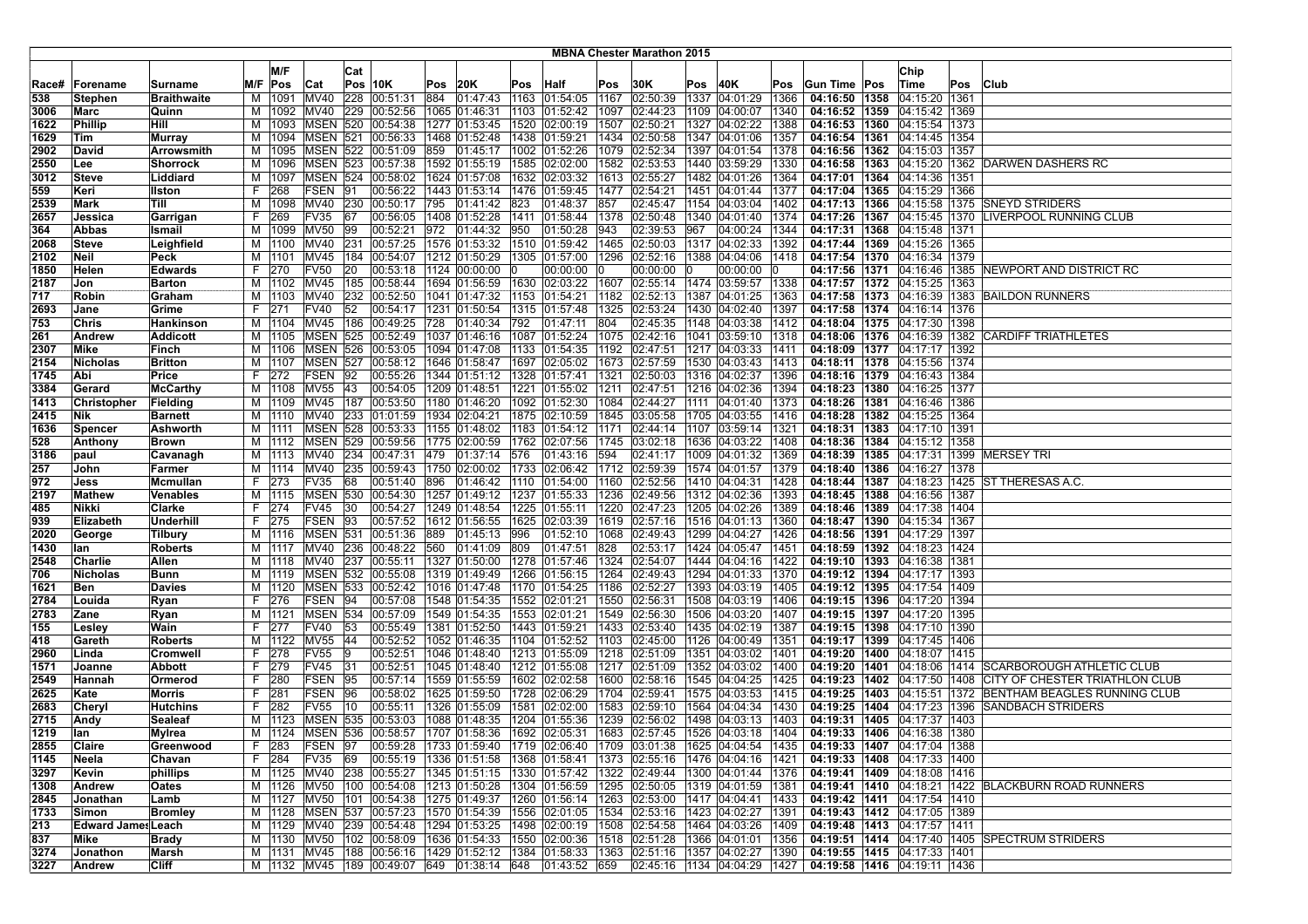# MBNA Chester Marathon 2015

| Race# | Forename | Surname | M/F | M/F Pos | Cat | Cat Pos | 10K | Pos | 20K | Pos | Half | Pos | 30K | Pos | 40K | Pos | Gun Time | Pos | Chip Time | Pos | Club |
|---|---|---|---|---|---|---|---|---|---|---|---|---|---|---|---|---|---|---|---|---|---|
| 538 | Stephen | Braithwaite | M | 1091 | MV40 | 228 | 00:51:31 | 884 | 01:47:43 | 1163 | 01:54:05 | 1167 | 02:50:39 | 1337 | 04:01:29 | 1366 | 04:16:50 | 1358 | 04:15:20 | 1361 | |
| 3006 | Marc | Quinn | M | 1092 | MV40 | 229 | 00:52:56 | 1065 | 01:46:31 | 1103 | 01:52:42 | 1097 | 02:44:23 | 1109 | 04:00:07 | 1340 | 04:16:52 | 1359 | 04:15:42 | 1369 | |
| 1622 | Phillip | Hill | M | 1093 | MSEN | 520 | 00:54:38 | 1277 | 01:53:45 | 1520 | 02:00:19 | 1507 | 02:50:21 | 1327 | 04:02:22 | 1388 | 04:16:53 | 1360 | 04:15:54 | 1373 | |
| 1629 | Tim | Murray | M | 1094 | MSEN | 521 | 00:56:33 | 1468 | 01:52:48 | 1438 | 01:59:21 | 1434 | 02:50:58 | 1347 | 04:01:06 | 1357 | 04:16:54 | 1361 | 04:14:45 | 1354 | |
| 2902 | David | Arrowsmith | M | 1095 | MSEN | 522 | 00:51:09 | 859 | 01:45:17 | 1002 | 01:52:26 | 1079 | 02:52:34 | 1397 | 04:01:54 | 1378 | 04:16:56 | 1362 | 04:15:03 | 1357 | |
| 2550 | Lee | Shorrock | M | 1096 | MSEN | 523 | 00:57:38 | 1592 | 01:55:19 | 1585 | 02:02:00 | 1582 | 02:53:53 | 1440 | 03:59:29 | 1330 | 04:16:58 | 1363 | 04:15:20 | 1362 | DARWEN DASHERS RC |
| 3012 | Steve | Liddiard | M | 1097 | MSEN | 524 | 00:58:02 | 1624 | 01:57:08 | 1632 | 02:03:32 | 1613 | 02:55:27 | 1482 | 04:01:26 | 1364 | 04:17:01 | 1364 | 04:14:36 | 1351 | |
| 559 | Keri | Ilston | F | 268 | FSEN | 91 | 00:56:22 | 1443 | 01:53:14 | 1476 | 01:59:45 | 1477 | 02:54:21 | 1451 | 04:01:44 | 1377 | 04:17:04 | 1365 | 04:15:29 | 1366 | |
| 2539 | Mark | Till | M | 1098 | MV40 | 230 | 00:50:17 | 795 | 01:41:42 | 823 | 01:48:37 | 857 | 02:45:47 | 1154 | 04:03:04 | 1402 | 04:17:13 | 1366 | 04:15:58 | 1375 | SNEYD STRIDERS |
| 2657 | Jessica | Garrigan | F | 269 | FV35 | 67 | 00:56:05 | 1408 | 01:52:28 | 1411 | 01:58:44 | 1378 | 02:50:48 | 1340 | 04:01:40 | 1374 | 04:17:26 | 1367 | 04:15:45 | 1370 | LIVERPOOL RUNNING CLUB |
| 364 | Abbas | Ismail | M | 1099 | MV50 | 99 | 00:52:21 | 972 | 01:44:32 | 950 | 01:50:28 | 943 | 02:39:53 | 967 | 04:00:24 | 1344 | 04:17:31 | 1368 | 04:15:48 | 1371 | |
| 2068 | Steve | Leighfield | M | 1100 | MV40 | 231 | 00:57:25 | 1576 | 01:53:32 | 1510 | 01:59:42 | 1465 | 02:50:03 | 1317 | 04:02:33 | 1392 | 04:17:44 | 1369 | 04:15:26 | 1365 | |
| 2102 | Neil | Peck | M | 1101 | MV45 | 184 | 00:54:07 | 1212 | 01:50:29 | 1305 | 01:57:00 | 1296 | 02:52:16 | 1388 | 04:04:06 | 1418 | 04:17:54 | 1370 | 04:16:34 | 1379 | |
| 1850 | Helen | Edwards | F | 270 | FV50 | 20 | 00:53:18 | 1124 | 00:00:00 | 0 | 00:00:00 | 0 | 00:00:00 | 0 | 00:00:00 | 0 | 04:17:56 | 1371 | 04:16:46 | 1385 | NEWPORT AND DISTRICT RC |
| 2187 | Jon | Barton | M | 1102 | MV45 | 185 | 00:58:44 | 1694 | 01:56:59 | 1630 | 02:03:22 | 1607 | 02:55:14 | 1474 | 03:59:57 | 1338 | 04:17:57 | 1372 | 04:15:25 | 1363 | |
| 717 | Robin | Graham | M | 1103 | MV40 | 232 | 00:52:50 | 1041 | 01:47:32 | 1153 | 01:54:21 | 1182 | 02:52:13 | 1387 | 04:01:25 | 1363 | 04:17:58 | 1373 | 04:16:39 | 1383 | BAILDON RUNNERS |
| 2693 | Jane | Grime | F | 271 | FV40 | 52 | 00:54:17 | 1231 | 01:50:54 | 1315 | 01:57:48 | 1325 | 02:53:24 | 1430 | 04:02:40 | 1397 | 04:17:58 | 1374 | 04:16:14 | 1376 | |
| 753 | Chris | Hankinson | M | 1104 | MV45 | 186 | 00:49:25 | 728 | 01:40:34 | 792 | 01:47:11 | 804 | 02:45:35 | 1148 | 04:03:38 | 1412 | 04:18:04 | 1375 | 04:17:30 | 1398 | |
| 261 | Andrew | Addicott | M | 1105 | MSEN | 525 | 00:52:49 | 1037 | 01:46:16 | 1087 | 01:52:24 | 1075 | 02:42:16 | 1041 | 03:59:10 | 1318 | 04:18:06 | 1376 | 04:16:39 | 1382 | CARDIFF TRIATHLETES |
| 2307 | Mike | Finch | M | 1106 | MSEN | 526 | 00:53:05 | 1094 | 01:47:08 | 1133 | 01:54:35 | 1192 | 02:47:51 | 1217 | 04:03:33 | 1411 | 04:18:09 | 1377 | 04:17:17 | 1392 | |
| 2154 | Nicholas | Britton | M | 1107 | MSEN | 527 | 00:58:12 | 1646 | 01:58:47 | 1697 | 02:05:02 | 1673 | 02:57:59 | 1530 | 04:03:43 | 1413 | 04:18:11 | 1378 | 04:15:56 | 1374 | |
| 1745 | Abi | Price | F | 272 | FSEN | 92 | 00:55:26 | 1344 | 01:51:12 | 1328 | 01:57:41 | 1321 | 02:50:03 | 1316 | 04:02:37 | 1396 | 04:18:16 | 1379 | 04:16:43 | 1384 | |
| 3384 | Gerard | McCarthy | M | 1108 | MV55 | 43 | 00:54:05 | 1209 | 01:48:51 | 1221 | 01:55:02 | 1211 | 02:47:51 | 1216 | 04:02:36 | 1394 | 04:18:23 | 1380 | 04:16:25 | 1377 | |
| 1413 | Christopher | Fielding | M | 1109 | MV45 | 187 | 00:53:50 | 1180 | 01:46:20 | 1092 | 01:52:30 | 1084 | 02:44:27 | 1111 | 04:01:40 | 1373 | 04:18:26 | 1381 | 04:16:46 | 1386 | |
| 2415 | Nik | Barnett | M | 1110 | MV40 | 233 | 01:01:59 | 1934 | 02:04:21 | 1875 | 02:10:59 | 1845 | 03:05:58 | 1705 | 04:03:55 | 1416 | 04:18:28 | 1382 | 04:15:25 | 1364 | |
| 1636 | Spencer | Ashworth | M | 1111 | MSEN | 528 | 00:53:33 | 1155 | 01:48:02 | 1183 | 01:54:12 | 1171 | 02:44:14 | 1107 | 03:59:14 | 1321 | 04:18:31 | 1383 | 04:17:10 | 1391 | |
| 528 | Anthony | Brown | M | 1112 | MSEN | 529 | 00:59:56 | 1775 | 02:00:59 | 1762 | 02:07:56 | 1745 | 03:02:18 | 1636 | 04:03:22 | 1408 | 04:18:36 | 1384 | 04:15:12 | 1358 | |
| 3186 | paul | Cavanagh | M | 1113 | MV40 | 234 | 00:47:31 | 479 | 01:37:14 | 576 | 01:43:16 | 594 | 02:41:17 | 1009 | 04:01:32 | 1369 | 04:18:39 | 1385 | 04:17:31 | 1399 | MERSEY TRI |
| 257 | John | Farmer | M | 1114 | MV40 | 235 | 00:59:43 | 1750 | 02:00:02 | 1733 | 02:06:42 | 1712 | 02:59:39 | 1574 | 04:01:57 | 1379 | 04:18:40 | 1386 | 04:16:27 | 1378 | |
| 972 | Jess | Mcmullan | F | 273 | FV35 | 68 | 00:51:40 | 896 | 01:46:42 | 1110 | 01:54:00 | 1160 | 02:52:56 | 1410 | 04:04:31 | 1428 | 04:18:44 | 1387 | 04:18:23 | 1425 | ST THERESAS A.C. |
| 2197 | Mathew | Venables | M | 1115 | MSEN | 530 | 00:54:30 | 1257 | 01:49:12 | 1237 | 01:55:33 | 1236 | 02:49:56 | 1312 | 04:02:36 | 1393 | 04:18:45 | 1388 | 04:16:56 | 1387 | |
| 485 | Nikki | Clarke | F | 274 | FV45 | 30 | 00:54:27 | 1249 | 01:48:54 | 1225 | 01:55:11 | 1220 | 02:47:23 | 1205 | 04:02:26 | 1389 | 04:18:46 | 1389 | 04:17:38 | 1404 | |
| 939 | Elizabeth | Underhill | F | 275 | FSEN | 93 | 00:57:52 | 1612 | 01:56:55 | 1625 | 02:03:39 | 1619 | 02:57:16 | 1516 | 04:01:13 | 1360 | 04:18:47 | 1390 | 04:15:34 | 1367 | |
| 2020 | George | Tilbury | M | 1116 | MSEN | 531 | 00:51:36 | 889 | 01:45:13 | 996 | 01:52:10 | 1068 | 02:49:43 | 1299 | 04:04:27 | 1426 | 04:18:56 | 1391 | 04:17:29 | 1397 | |
| 1430 | Ian | Roberts | M | 1117 | MV40 | 236 | 00:48:22 | 560 | 01:41:09 | 809 | 01:47:51 | 828 | 02:53:17 | 1424 | 04:05:47 | 1451 | 04:18:59 | 1392 | 04:18:23 | 1424 | |
| 2548 | Charlie | Allen | M | 1118 | MV40 | 237 | 00:55:11 | 1327 | 01:50:00 | 1278 | 01:57:46 | 1324 | 02:54:07 | 1444 | 04:04:16 | 1422 | 04:19:10 | 1393 | 04:16:38 | 1381 | |
| 706 | Nicholas | Bunn | M | 1119 | MSEN | 532 | 00:55:08 | 1319 | 01:49:49 | 1266 | 01:56:15 | 1264 | 02:49:43 | 1294 | 04:01:33 | 1370 | 04:19:12 | 1394 | 04:17:17 | 1393 | |
| 1621 | Ben | Davies | M | 1120 | MSEN | 533 | 00:52:42 | 1016 | 01:47:48 | 1170 | 01:54:25 | 1186 | 02:52:27 | 1393 | 04:03:19 | 1405 | 04:19:12 | 1395 | 04:17:54 | 1409 | |
| 2784 | Louida | Ryan | F | 276 | FSEN | 94 | 00:57:08 | 1548 | 01:54:35 | 1552 | 02:01:21 | 1550 | 02:56:31 | 1508 | 04:03:19 | 1406 | 04:19:15 | 1396 | 04:17:20 | 1394 | |
| 2783 | Zane | Ryan | M | 1121 | MSEN | 534 | 00:57:09 | 1549 | 01:54:35 | 1553 | 02:01:21 | 1549 | 02:56:30 | 1506 | 04:03:20 | 1407 | 04:19:15 | 1397 | 04:17:20 | 1395 | |
| 155 | Lesley | Wain | F | 277 | FV40 | 53 | 00:55:49 | 1381 | 01:52:50 | 1443 | 01:59:21 | 1433 | 02:53:40 | 1435 | 04:02:19 | 1387 | 04:19:15 | 1398 | 04:17:10 | 1390 | |
| 418 | Gareth | Roberts | M | 1122 | MV55 | 44 | 00:52:52 | 1052 | 01:46:35 | 1104 | 01:52:52 | 1103 | 02:45:00 | 1126 | 04:00:49 | 1351 | 04:19:17 | 1399 | 04:17:45 | 1406 | |
| 2960 | Linda | Cromwell | F | 278 | FV55 | 9 | 00:52:51 | 1046 | 01:48:40 | 1213 | 01:55:09 | 1218 | 02:51:09 | 1351 | 04:03:02 | 1401 | 04:19:20 | 1400 | 04:18:07 | 1415 | |
| 1571 | Joanne | Abbott | F | 279 | FV45 | 31 | 00:52:51 | 1045 | 01:48:40 | 1212 | 01:55:08 | 1217 | 02:51:09 | 1352 | 04:03:02 | 1400 | 04:19:20 | 1401 | 04:18:06 | 1414 | SCARBOROUGH ATHLETIC CLUB |
| 2549 | Hannah | Ormerod | F | 280 | FSEN | 95 | 00:57:14 | 1559 | 01:55:59 | 1602 | 02:02:58 | 1600 | 02:58:16 | 1545 | 04:04:25 | 1425 | 04:19:23 | 1402 | 04:17:50 | 1408 | CITY OF CHESTER TRIATHLON CLUB |
| 2625 | Kate | Morris | F | 281 | FSEN | 96 | 00:58:02 | 1625 | 01:59:50 | 1728 | 02:06:29 | 1704 | 02:59:41 | 1575 | 04:03:53 | 1415 | 04:19:25 | 1403 | 04:15:51 | 1372 | BENTHAM BEAGLES RUNNING CLUB |
| 2683 | Cheryl | Hutchins | F | 282 | FV55 | 10 | 00:55:11 | 1326 | 01:55:09 | 1581 | 02:02:00 | 1583 | 02:59:10 | 1564 | 04:04:34 | 1430 | 04:19:25 | 1404 | 04:17:23 | 1396 | SANDBACH STRIDERS |
| 2715 | Andy | Sealeaf | M | 1123 | MSEN | 535 | 00:53:03 | 1088 | 01:48:35 | 1204 | 01:55:36 | 1239 | 02:56:02 | 1498 | 04:03:13 | 1403 | 04:19:31 | 1405 | 04:17:37 | 1403 | |
| 1219 | Ian | Mylrea | M | 1124 | MSEN | 536 | 00:58:57 | 1707 | 01:58:36 | 1692 | 02:05:31 | 1683 | 02:57:45 | 1526 | 04:03:18 | 1404 | 04:19:33 | 1406 | 04:16:38 | 1380 | |
| 2855 | Claire | Greenwood | F | 283 | FSEN | 97 | 00:59:28 | 1733 | 01:59:40 | 1719 | 02:06:40 | 1709 | 03:01:38 | 1625 | 04:04:54 | 1435 | 04:19:33 | 1407 | 04:17:04 | 1388 | |
| 1145 | Neela | Chavan | F | 284 | FV35 | 69 | 00:55:19 | 1336 | 01:51:58 | 1368 | 01:58:41 | 1373 | 02:55:16 | 1476 | 04:04:16 | 1421 | 04:19:33 | 1408 | 04:17:33 | 1400 | |
| 3297 | Kevin | phillips | M | 1125 | MV40 | 238 | 00:55:27 | 1345 | 01:51:15 | 1330 | 01:57:42 | 1322 | 02:49:44 | 1300 | 04:01:44 | 1376 | 04:19:41 | 1409 | 04:18:08 | 1416 | |
| 1308 | Andrew | Oates | M | 1126 | MV50 | 100 | 00:54:08 | 1213 | 01:50:28 | 1304 | 01:56:59 | 1295 | 02:50:05 | 1319 | 04:01:59 | 1381 | 04:19:41 | 1410 | 04:18:21 | 1422 | BLACKBURN ROAD RUNNERS |
| 2845 | Jonathan | Lamb | M | 1127 | MV50 | 101 | 00:54:38 | 1275 | 01:49:37 | 1260 | 01:56:14 | 1263 | 02:53:00 | 1417 | 04:04:41 | 1433 | 04:19:42 | 1411 | 04:17:54 | 1410 | |
| 1733 | Simon | Bromley | M | 1128 | MSEN | 537 | 00:57:23 | 1570 | 01:54:39 | 1556 | 02:01:05 | 1534 | 02:53:16 | 1423 | 04:02:27 | 1391 | 04:19:43 | 1412 | 04:17:05 | 1389 | |
| 213 | Edward James | Leach | M | 1129 | MV40 | 239 | 00:54:48 | 1294 | 01:53:25 | 1498 | 02:00:19 | 1508 | 02:54:58 | 1464 | 04:03:26 | 1409 | 04:19:48 | 1413 | 04:17:57 | 1411 | |
| 837 | Mike | Brady | M | 1130 | MV50 | 102 | 00:58:09 | 1636 | 01:54:33 | 1550 | 02:00:36 | 1518 | 02:51:28 | 1366 | 04:01:01 | 1356 | 04:19:51 | 1414 | 04:17:40 | 1405 | SPECTRUM STRIDERS |
| 3274 | Jonathon | Marsh | M | 1131 | MV45 | 188 | 00:56:16 | 1429 | 01:52:12 | 1384 | 01:58:33 | 1363 | 02:51:16 | 1357 | 04:02:27 | 1390 | 04:19:55 | 1415 | 04:17:33 | 1401 | |
| 3227 | Andrew | Cliff | M | 1132 | MV45 | 189 | 00:49:07 | 649 | 01:38:14 | 648 | 01:43:52 | 659 | 02:45:16 | 1134 | 04:04:29 | 1427 | 04:19:58 | 1416 | 04:19:11 | 1436 | |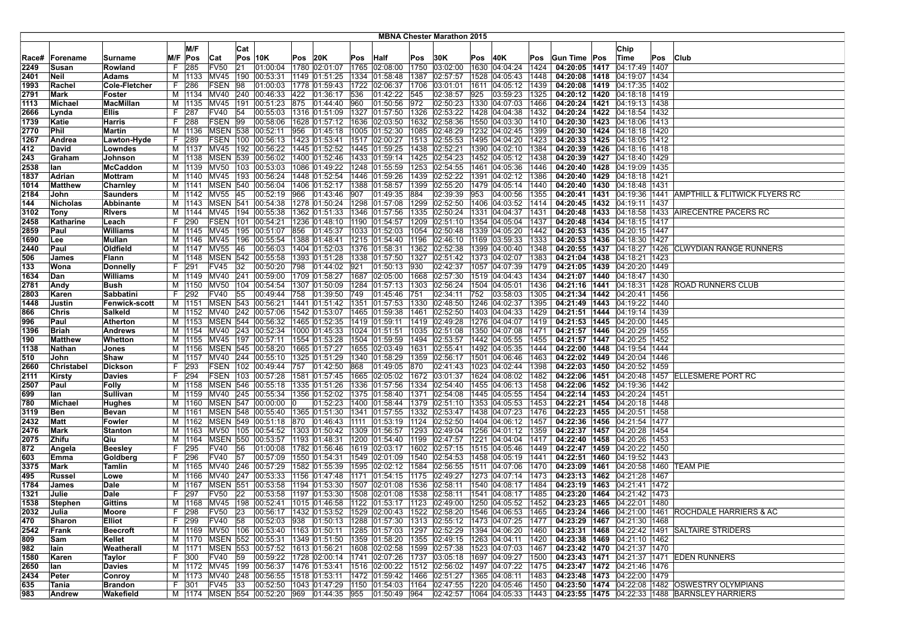# MBNA Chester Marathon 2015

| Race# | Forename | Surname | M/F | M/F Pos | Cat | Cat Pos | 10K | Pos | 20K | Pos | Half | Pos | 30K | Pos | 40K | Pos | Gun Time | Pos | Chip Time | Pos | Club |
|---|---|---|---|---|---|---|---|---|---|---|---|---|---|---|---|---|---|---|---|---|---|
| 2249 | Susan | Rowland | F | 285 | FV50 | 21 | 01:00:04 | 1780 | 02:01:07 | 1765 | 02:08:00 | 1750 | 03:02:00 | 1630 | 04:04:24 | 1424 | 04:20:05 | 1417 | 04:17:49 | 1407 | |
| 2401 | Neil | Adams | M | 1133 | MV45 | 190 | 00:53:31 | 1149 | 01:51:25 | 1334 | 01:58:48 | 1387 | 02:57:57 | 1528 | 04:05:43 | 1448 | 04:20:08 | 1418 | 04:19:07 | 1434 | |
| 1993 | Rachel | Cole-Fletcher | F | 286 | FSEN | 98 | 01:00:03 | 1778 | 01:59:43 | 1722 | 02:06:37 | 1706 | 03:01:01 | 1611 | 04:05:12 | 1439 | 04:20:08 | 1419 | 04:17:35 | 1402 | |
| 2791 | Mark | Foster | M | 1134 | MV40 | 240 | 00:46:33 | 422 | 01:36:17 | 536 | 01:42:22 | 545 | 02:38:57 | 925 | 03:59:23 | 1325 | 04:20:12 | 1420 | 04:18:18 | 1419 | |
| 1113 | Michael | MacMillan | M | 1135 | MV45 | 191 | 00:51:23 | 875 | 01:44:40 | 960 | 01:50:56 | 972 | 02:50:23 | 1330 | 04:07:03 | 1466 | 04:20:24 | 1421 | 04:19:13 | 1438 | |
| 2666 | Lynda | Ellis | F | 287 | FV40 | 54 | 00:55:03 | 1316 | 01:51:09 | 1327 | 01:57:50 | 1326 | 02:53:22 | 1428 | 04:04:38 | 1432 | 04:20:24 | 1422 | 04:18:54 | 1432 | |
| 1739 | Katie | Harris | F | 288 | FSEN | 99 | 00:58:06 | 1628 | 01:57:12 | 1636 | 02:03:50 | 1632 | 02:58:36 | 1550 | 04:03:30 | 1410 | 04:20:30 | 1423 | 04:18:06 | 1413 | |
| 2770 | Phil | Martin | M | 1136 | MSEN | 538 | 00:52:11 | 956 | 01:45:18 | 1005 | 01:52:30 | 1085 | 02:48:29 | 1232 | 04:02:45 | 1399 | 04:20:30 | 1424 | 04:18:18 | 1420 | |
| 1267 | Andrea | Lawton-Hyde | F | 289 | FSEN | 100 | 00:56:13 | 1423 | 01:53:41 | 1517 | 02:00:27 | 1513 | 02:55:53 | 1495 | 04:04:20 | 1423 | 04:20:33 | 1425 | 04:18:05 | 1412 | |
| 412 | David | Lowndes | M | 1137 | MV45 | 192 | 00:56:22 | 1445 | 01:52:52 | 1445 | 01:59:25 | 1438 | 02:52:21 | 1390 | 04:02:10 | 1384 | 04:20:39 | 1426 | 04:18:16 | 1418 | |
| 243 | Graham | Johnson | M | 1138 | MSEN | 539 | 00:56:02 | 1400 | 01:52:46 | 1433 | 01:59:14 | 1425 | 02:54:23 | 1452 | 04:05:12 | 1438 | 04:20:39 | 1427 | 04:18:40 | 1429 | |
| 2538 | Ian | McCaddon | M | 1139 | MV50 | 103 | 00:53:03 | 1086 | 01:49:22 | 1248 | 01:55:59 | 1253 | 02:54:55 | 1461 | 04:05:36 | 1446 | 04:20:40 | 1428 | 04:19:09 | 1435 | |
| 1837 | Adrian | Mottram | M | 1140 | MV45 | 193 | 00:56:24 | 1448 | 01:52:54 | 1446 | 01:59:26 | 1439 | 02:52:22 | 1391 | 04:02:12 | 1386 | 04:20:40 | 1429 | 04:18:18 | 1421 | |
| 1014 | Matthew | Charnley | M | 1141 | MSEN | 540 | 00:56:04 | 1406 | 01:52:17 | 1388 | 01:58:57 | 1399 | 02:55:20 | 1479 | 04:05:14 | 1440 | 04:20:40 | 1430 | 04:18:48 | 1431 | |
| 2184 | John | Saunders | M | 1142 | MV55 | 45 | 00:52:19 | 966 | 01:43:46 | 907 | 01:49:35 | 884 | 02:39:39 | 953 | 04:00:56 | 1355 | 04:20:41 | 1431 | 04:19:36 | 1441 | AMPTHILL & FLITWICK FLYERS RC |
| 144 | Nicholas | Abbinante | M | 1143 | MSEN | 541 | 00:54:38 | 1278 | 01:50:24 | 1298 | 01:57:08 | 1299 | 02:52:50 | 1406 | 04:03:52 | 1414 | 04:20:45 | 1432 | 04:19:11 | 1437 | |
| 3102 | Tony | RIvers | M | 1144 | MV45 | 194 | 00:55:38 | 1362 | 01:51:33 | 1346 | 01:57:56 | 1335 | 02:50:24 | 1331 | 04:04:37 | 1431 | 04:20:48 | 1433 | 04:18:58 | 1433 | AIRECENTRE PACERS RC |
| 2458 | Katharine | Leach | F | 290 | FSEN | 101 | 00:54:21 | 1236 | 01:48:10 | 1190 | 01:54:57 | 1209 | 02:51:10 | 1354 | 04:05:04 | 1437 | 04:20:48 | 1434 | 04:18:15 | 1417 | |
| 2859 | Paul | Williams | M | 1145 | MV45 | 195 | 00:51:07 | 856 | 01:45:37 | 1033 | 01:52:03 | 1054 | 02:50:48 | 1339 | 04:05:20 | 1442 | 04:20:53 | 1435 | 04:20:15 | 1447 | |
| 1690 | Lee | Mullan | M | 1146 | MV45 | 196 | 00:55:54 | 1388 | 01:48:41 | 1215 | 01:54:40 | 1196 | 02:46:10 | 1169 | 03:59:33 | 1333 | 04:20:53 | 1436 | 04:18:30 | 1427 | |
| 2440 | Paul | Oldfield | M | 1147 | MV55 | 46 | 00:56:03 | 1404 | 01:52:03 | 1376 | 01:58:31 | 1362 | 02:52:38 | 1399 | 04:00:40 | 1348 | 04:20:55 | 1437 | 04:18:27 | 1426 | CLWYDIAN RANGE RUNNERS |
| 506 | James | Flann | M | 1148 | MSEN | 542 | 00:55:58 | 1393 | 01:51:28 | 1338 | 01:57:50 | 1327 | 02:51:42 | 1373 | 04:02:07 | 1383 | 04:21:04 | 1438 | 04:18:21 | 1423 | |
| 133 | Wona | Donnelly | F | 291 | FV45 | 32 | 00:50:20 | 798 | 01:44:02 | 921 | 01:50:13 | 930 | 02:42:37 | 1057 | 04:07:39 | 1479 | 04:21:05 | 1439 | 04:20:20 | 1449 | |
| 1634 | Dan | Williams | M | 1149 | MV40 | 241 | 00:59:00 | 1709 | 01:58:27 | 1687 | 02:05:00 | 1668 | 02:57:30 | 1519 | 04:04:43 | 1434 | 04:21:07 | 1440 | 04:18:47 | 1430 | |
| 2781 | Andy | Bush | M | 1150 | MV50 | 104 | 00:54:54 | 1307 | 01:50:09 | 1284 | 01:57:13 | 1303 | 02:56:24 | 1504 | 04:05:01 | 1436 | 04:21:16 | 1441 | 04:18:31 | 1428 | ROAD RUNNERS CLUB |
| 2803 | Karen | Sabbatini | F | 292 | FV40 | 55 | 00:49:44 | 758 | 01:39:50 | 749 | 01:45:46 | 751 | 02:34:11 | 752 | 03:58:03 | 1305 | 04:21:34 | 1442 | 04:20:41 | 1456 | |
| 1448 | Justin | Fenwick-scott | M | 1151 | MSEN | 543 | 00:56:21 | 1441 | 01:51:42 | 1351 | 01:57:53 | 1330 | 02:48:50 | 1246 | 04:02:37 | 1395 | 04:21:49 | 1443 | 04:19:22 | 1440 | |
| 866 | Chris | Salkeld | M | 1152 | MV40 | 242 | 00:57:06 | 1542 | 01:53:07 | 1465 | 01:59:38 | 1461 | 02:52:50 | 1403 | 04:04:33 | 1429 | 04:21:51 | 1444 | 04:19:14 | 1439 | |
| 996 | Paul | Atherton | M | 1153 | MSEN | 544 | 00:56:32 | 1465 | 01:52:35 | 1419 | 01:59:11 | 1419 | 02:49:28 | 1276 | 04:04:07 | 1419 | 04:21:53 | 1445 | 04:20:00 | 1445 | |
| 1396 | Briah | Andrews | M | 1154 | MV40 | 243 | 00:52:34 | 1000 | 01:45:33 | 1024 | 01:51:51 | 1035 | 02:51:08 | 1350 | 04:07:08 | 1471 | 04:21:57 | 1446 | 04:20:29 | 1455 | |
| 190 | Matthew | Whetton | M | 1155 | MV45 | 197 | 00:57:11 | 1554 | 01:53:28 | 1504 | 01:59:59 | 1494 | 02:53:57 | 1442 | 04:05:55 | 1455 | 04:21:57 | 1447 | 04:20:25 | 1452 | |
| 1138 | Nathan | Jones | M | 1156 | MSEN | 545 | 00:58:20 | 1665 | 01:57:27 | 1655 | 02:03:49 | 1631 | 02:55:41 | 1492 | 04:05:35 | 1444 | 04:22:00 | 1448 | 04:19:54 | 1444 | |
| 510 | John | Shaw | M | 1157 | MV40 | 244 | 00:55:10 | 1325 | 01:51:29 | 1340 | 01:58:29 | 1359 | 02:56:17 | 1501 | 04:06:46 | 1463 | 04:22:02 | 1449 | 04:20:04 | 1446 | |
| 2660 | Christabel | Dickson | F | 293 | FSEN | 102 | 00:49:44 | 757 | 01:42:50 | 868 | 01:49:05 | 870 | 02:41:43 | 1023 | 04:02:44 | 1398 | 04:22:03 | 1450 | 04:20:52 | 1459 | |
| 2111 | Kirsty | Davies | F | 294 | FSEN | 103 | 00:57:28 | 1581 | 01:57:45 | 1665 | 02:05:02 | 1672 | 03:01:37 | 1624 | 04:08:02 | 1482 | 04:22:06 | 1451 | 04:20:48 | 1457 | ELLESMERE PORT RC |
| 2507 | Paul | Folly | M | 1158 | MSEN | 546 | 00:55:18 | 1335 | 01:51:26 | 1336 | 01:57:56 | 1334 | 02:54:40 | 1455 | 04:06:13 | 1458 | 04:22:06 | 1452 | 04:19:36 | 1442 | |
| 699 | Ian | Sullivan | M | 1159 | MV40 | 245 | 00:55:34 | 1356 | 01:52:02 | 1375 | 01:58:40 | 1371 | 02:54:08 | 1445 | 04:05:55 | 1454 | 04:22:14 | 1453 | 04:20:24 | 1451 | |
| 780 | Michael | Hughes | M | 1160 | MSEN | 547 | 00:00:00 | 0 | 01:52:23 | 1400 | 01:58:44 | 1379 | 02:51:10 | 1353 | 04:05:53 | 1453 | 04:22:21 | 1454 | 04:20:18 | 1448 | |
| 3119 | Ben | Bevan | M | 1161 | MSEN | 548 | 00:55:40 | 1365 | 01:51:30 | 1341 | 01:57:55 | 1332 | 02:53:47 | 1438 | 04:07:23 | 1476 | 04:22:23 | 1455 | 04:20:51 | 1458 | |
| 2432 | Matt | Fowler | M | 1162 | MSEN | 549 | 00:51:18 | 870 | 01:46:43 | 1111 | 01:53:19 | 1124 | 02:52:50 | 1404 | 04:06:12 | 1457 | 04:22:36 | 1456 | 04:21:54 | 1477 | |
| 2476 | Mark | Stanton | M | 1163 | MV50 | 105 | 00:54:52 | 1303 | 01:50:42 | 1309 | 01:56:57 | 1293 | 02:49:04 | 1256 | 04:01:12 | 1359 | 04:22:37 | 1457 | 04:20:28 | 1454 | |
| 2075 | Zhifu | Qiu | M | 1164 | MSEN | 550 | 00:53:57 | 1193 | 01:48:31 | 1200 | 01:54:40 | 1199 | 02:47:57 | 1221 | 04:04:04 | 1417 | 04:22:40 | 1458 | 04:20:26 | 1453 | |
| 872 | Angela | Beesley | F | 295 | FV40 | 56 | 01:00:08 | 1782 | 01:56:46 | 1619 | 02:03:17 | 1602 | 02:57:15 | 1515 | 04:05:46 | 1449 | 04:22:47 | 1459 | 04:20:22 | 1450 | |
| 603 | Emma | Goldberg | F | 296 | FV40 | 57 | 00:57:09 | 1550 | 01:54:31 | 1549 | 02:01:09 | 1540 | 02:54:53 | 1458 | 04:05:19 | 1441 | 04:22:51 | 1460 | 04:19:52 | 1443 | |
| 3375 | Mark | Tamlin | M | 1165 | MV40 | 246 | 00:57:29 | 1582 | 01:55:39 | 1595 | 02:02:12 | 1584 | 02:56:55 | 1511 | 04:07:06 | 1470 | 04:23:09 | 1461 | 04:20:58 | 1460 | TEAM PIE |
| 495 | Russel | Lowe | M | 1166 | MV40 | 247 | 00:53:33 | 1156 | 01:47:48 | 1171 | 01:54:15 | 1175 | 02:49:27 | 1273 | 04:07:14 | 1473 | 04:23:13 | 1462 | 04:21:28 | 1467 | |
| 1784 | James | Dale | M | 1167 | MSEN | 551 | 00:53:58 | 1194 | 01:53:30 | 1507 | 02:01:08 | 1536 | 02:58:11 | 1540 | 04:08:17 | 1484 | 04:23:19 | 1463 | 04:21:41 | 1472 | |
| 1321 | Julie | Dale | F | 297 | FV50 | 22 | 00:53:58 | 1197 | 01:53:30 | 1508 | 02:01:08 | 1538 | 02:58:11 | 1541 | 04:08:17 | 1485 | 04:23:20 | 1464 | 04:21:42 | 1473 | |
| 1538 | Stephen | Gittins | M | 1168 | MV45 | 198 | 00:52:41 | 1015 | 01:46:58 | 1122 | 01:53:17 | 1123 | 02:49:00 | 1250 | 04:05:52 | 1452 | 04:23:23 | 1465 | 04:22:01 | 1480 | |
| 2032 | Julia | Moore | F | 298 | FV50 | 23 | 00:56:17 | 1432 | 01:53:52 | 1529 | 02:00:43 | 1522 | 02:58:20 | 1546 | 04:06:53 | 1465 | 04:23:24 | 1466 | 04:21:00 | 1461 | ROCHDALE HARRIERS & AC |
| 470 | Sharon | Elliot | F | 299 | FV40 | 58 | 00:52:03 | 938 | 01:50:13 | 1288 | 01:57:30 | 1313 | 02:55:12 | 1473 | 04:07:25 | 1477 | 04:23:29 | 1467 | 04:21:30 | 1468 | |
| 2542 | Frank | Beecroft | M | 1169 | MV50 | 106 | 00:53:40 | 1163 | 01:50:11 | 1285 | 01:57:03 | 1297 | 02:52:29 | 1394 | 04:06:20 | 1460 | 04:23:31 | 1468 | 04:22:42 | 1491 | SALTAIRE STRIDERS |
| 809 | Sam | Kellet | M | 1170 | MSEN | 552 | 00:55:31 | 1349 | 01:51:50 | 1359 | 01:58:20 | 1355 | 02:49:15 | 1263 | 04:04:11 | 1420 | 04:23:38 | 1469 | 04:21:10 | 1462 | |
| 982 | Iain | Weatherall | M | 1171 | MSEN | 553 | 00:57:52 | 1613 | 01:56:21 | 1608 | 02:02:58 | 1599 | 02:57:38 | 1523 | 04:07:03 | 1467 | 04:23:42 | 1470 | 04:21:37 | 1470 | |
| 1580 | Karen | Taylor | F | 300 | FV40 | 59 | 00:59:22 | 1728 | 02:00:14 | 1741 | 02:07:26 | 1737 | 03:05:18 | 1697 | 04:09:27 | 1500 | 04:23:43 | 1471 | 04:21:37 | 1471 | EDEN RUNNERS |
| 2650 | Ian | Davies | M | 1172 | MV45 | 199 | 00:56:37 | 1476 | 01:53:41 | 1516 | 02:00:22 | 1512 | 02:56:02 | 1497 | 04:07:22 | 1475 | 04:23:47 | 1472 | 04:21:46 | 1476 | |
| 2434 | Peter | Conroy | M | 1173 | MV40 | 248 | 00:56:55 | 1518 | 01:53:11 | 1472 | 01:59:42 | 1466 | 02:51:27 | 1365 | 04:08:11 | 1483 | 04:23:48 | 1473 | 04:22:00 | 1479 | |
| 635 | Tania | Brandon | F | 301 | FV45 | 33 | 00:52:50 | 1043 | 01:47:29 | 1150 | 01:54:03 | 1164 | 02:47:55 | 1220 | 04:05:46 | 1450 | 04:23:50 | 1474 | 04:22:08 | 1482 | OSWESTRY OLYMPIANS |
| 983 | Andrew | Wakefield | M | 1174 | MSEN | 554 | 00:52:20 | 969 | 01:44:35 | 955 | 01:50:49 | 964 | 02:42:57 | 1064 | 04:05:33 | 1443 | 04:23:55 | 1475 | 04:22:33 | 1488 | BARNSLEY HARRIERS |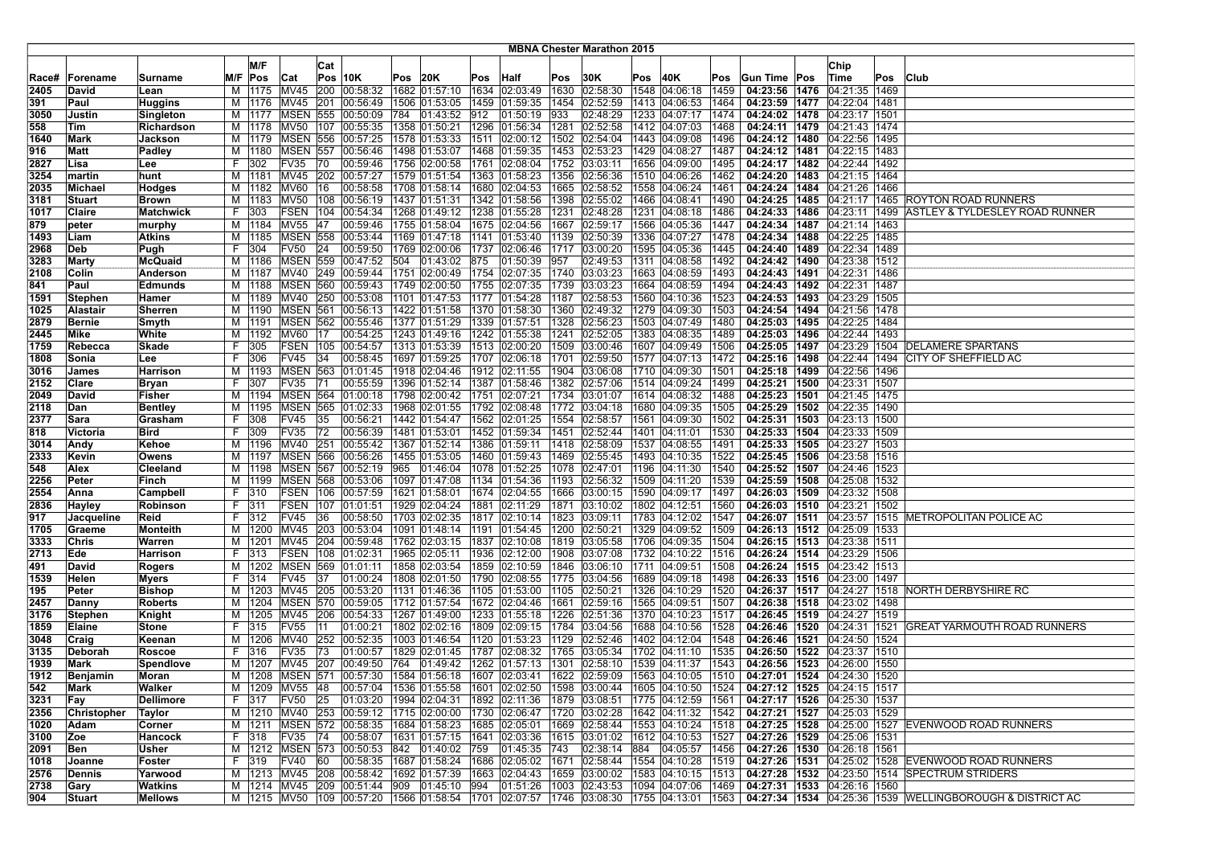# MBNA Chester Marathon 2015

| Race# | Forename | Surname | M/F | M/F Pos | Cat | Cat Pos | 10K | Pos | 20K | Pos | Half | Pos | 30K | Pos | 40K | Pos | Gun Time | Pos | Chip Time | Pos | Club |
|---|---|---|---|---|---|---|---|---|---|---|---|---|---|---|---|---|---|---|---|---|---|
| 2405 | David | Lean | M | 1175 | MV45 | 200 | 00:58:32 | 1682 | 01:57:10 | 1634 | 02:03:49 | 1630 | 02:58:30 | 1548 | 04:06:18 | 1459 | 04:23:56 | 1476 | 04:21:35 | 1469 | |
| 391 | Paul | Huggins | M | 1176 | MV45 | 201 | 00:56:49 | 1506 | 01:53:05 | 1459 | 01:59:35 | 1454 | 02:52:59 | 1413 | 04:06:53 | 1464 | 04:23:59 | 1477 | 04:22:04 | 1481 | |
| 3050 | Justin | Singleton | M | 1177 | MSEN | 555 | 00:50:09 | 784 | 01:43:52 | 912 | 01:50:19 | 933 | 02:48:29 | 1233 | 04:07:17 | 1474 | 04:24:02 | 1478 | 04:23:17 | 1501 | |
| 558 | Tim | Richardson | M | 1178 | MV50 | 107 | 00:55:35 | 1358 | 01:50:21 | 1296 | 01:56:34 | 1281 | 02:52:58 | 1412 | 04:07:03 | 1468 | 04:24:11 | 1479 | 04:21:43 | 1474 | |
| 1640 | Mark | Jackson | M | 1179 | MSEN | 556 | 00:57:25 | 1578 | 01:53:33 | 1511 | 02:00:12 | 1502 | 02:54:04 | 1443 | 04:09:08 | 1496 | 04:24:12 | 1480 | 04:22:56 | 1495 | |
| 916 | Matt | Padley | M | 1180 | MSEN | 557 | 00:56:46 | 1498 | 01:53:07 | 1468 | 01:59:35 | 1453 | 02:53:23 | 1429 | 04:08:27 | 1487 | 04:24:12 | 1481 | 04:22:15 | 1483 | |
| 2827 | Lisa | Lee | F | 302 | FV35 | 70 | 00:59:46 | 1756 | 02:00:58 | 1761 | 02:08:04 | 1752 | 03:03:11 | 1656 | 04:09:00 | 1495 | 04:24:17 | 1482 | 04:22:44 | 1492 | |
| 3254 | martin | hunt | M | 1181 | MV45 | 202 | 00:57:27 | 1579 | 01:51:54 | 1363 | 01:58:23 | 1356 | 02:56:36 | 1510 | 04:06:26 | 1462 | 04:24:20 | 1483 | 04:21:15 | 1464 | |
| 2035 | Michael | Hodges | M | 1182 | MV60 | 16 | 00:58:58 | 1708 | 01:58:14 | 1680 | 02:04:53 | 1665 | 02:58:52 | 1558 | 04:06:24 | 1461 | 04:24:24 | 1484 | 04:21:26 | 1466 | |
| 3181 | Stuart | Brown | M | 1183 | MV50 | 108 | 00:56:19 | 1437 | 01:51:31 | 1342 | 01:58:56 | 1398 | 02:55:02 | 1466 | 04:08:41 | 1490 | 04:24:25 | 1485 | 04:21:17 | 1465 | ROYTON ROAD RUNNERS |
| 1017 | Claire | Matchwick | F | 303 | FSEN | 104 | 00:54:34 | 1268 | 01:49:12 | 1238 | 01:55:28 | 1231 | 02:48:28 | 1231 | 04:08:18 | 1486 | 04:24:33 | 1486 | 04:23:11 | 1499 | ASTLEY & TYLDESLEY ROAD RUNNER |
| 879 | peter | murphy | M | 1184 | MV55 | 47 | 00:59:46 | 1755 | 01:58:04 | 1675 | 02:04:56 | 1667 | 02:59:17 | 1566 | 04:05:36 | 1447 | 04:24:34 | 1487 | 04:21:14 | 1463 | |
| 1493 | Liam | Atkins | M | 1185 | MSEN | 558 | 00:53:44 | 1169 | 01:47:18 | 1141 | 01:53:40 | 1139 | 02:50:39 | 1336 | 04:07:27 | 1478 | 04:24:34 | 1488 | 04:22:25 | 1485 | |
| 2968 | Deb | Pugh | F | 304 | FV50 | 24 | 00:59:50 | 1769 | 02:00:06 | 1737 | 02:06:46 | 1717 | 03:00:20 | 1595 | 04:05:36 | 1445 | 04:24:40 | 1489 | 04:22:34 | 1489 | |
| 3283 | Marty | McQuaid | M | 1186 | MSEN | 559 | 00:47:52 | 504 | 01:43:02 | 875 | 01:50:39 | 957 | 02:49:53 | 1311 | 04:08:58 | 1492 | 04:24:42 | 1490 | 04:23:38 | 1512 | |
| 2108 | Colin | Anderson | M | 1187 | MV40 | 249 | 00:59:44 | 1751 | 02:00:49 | 1754 | 02:07:35 | 1740 | 03:03:23 | 1663 | 04:08:59 | 1493 | 04:24:43 | 1491 | 04:22:31 | 1486 | |
| 841 | Paul | Edmunds | M | 1188 | MSEN | 560 | 00:59:43 | 1749 | 02:00:50 | 1755 | 02:07:35 | 1739 | 03:03:23 | 1664 | 04:08:59 | 1494 | 04:24:43 | 1492 | 04:22:31 | 1487 | |
| 1591 | Stephen | Hamer | M | 1189 | MV40 | 250 | 00:53:08 | 1101 | 01:47:53 | 1177 | 01:54:28 | 1187 | 02:58:53 | 1560 | 04:10:36 | 1523 | 04:24:53 | 1493 | 04:23:29 | 1505 | |
| 1025 | Alastair | Sherren | M | 1190 | MSEN | 561 | 00:56:13 | 1422 | 01:51:58 | 1370 | 01:58:30 | 1360 | 02:49:32 | 1279 | 04:09:30 | 1503 | 04:24:54 | 1494 | 04:21:56 | 1478 | |
| 2879 | Bernie | Smyth | M | 1191 | MSEN | 562 | 00:55:46 | 1377 | 01:51:29 | 1339 | 01:57:51 | 1328 | 02:56:23 | 1503 | 04:07:49 | 1480 | 04:25:03 | 1495 | 04:22:25 | 1484 | |
| 2445 | Mike | White | M | 1192 | MV60 | 17 | 00:54:25 | 1243 | 01:49:16 | 1242 | 01:55:38 | 1241 | 02:52:05 | 1383 | 04:08:35 | 1489 | 04:25:03 | 1496 | 04:22:44 | 1493 | |
| 1759 | Rebecca | Skade | F | 305 | FSEN | 105 | 00:54:57 | 1313 | 01:53:39 | 1513 | 02:00:20 | 1509 | 03:00:46 | 1607 | 04:09:49 | 1506 | 04:25:05 | 1497 | 04:23:29 | 1504 | DELAMERE SPARTANS |
| 1808 | Sonia | Lee | F | 306 | FV45 | 34 | 00:58:45 | 1697 | 01:59:25 | 1707 | 02:06:18 | 1701 | 02:59:50 | 1577 | 04:07:13 | 1472 | 04:25:16 | 1498 | 04:22:44 | 1494 | CITY OF SHEFFIELD AC |
| 3016 | James | Harrison | M | 1193 | MSEN | 563 | 01:01:45 | 1918 | 02:04:46 | 1912 | 02:11:55 | 1904 | 03:06:08 | 1710 | 04:09:30 | 1501 | 04:25:18 | 1499 | 04:22:56 | 1496 | |
| 2152 | Clare | Bryan | F | 307 | FV35 | 71 | 00:55:59 | 1396 | 01:52:14 | 1387 | 01:58:46 | 1382 | 02:57:06 | 1514 | 04:09:24 | 1499 | 04:25:21 | 1500 | 04:23:31 | 1507 | |
| 2049 | David | Fisher | M | 1194 | MSEN | 564 | 01:00:18 | 1798 | 02:00:42 | 1751 | 02:07:21 | 1734 | 03:01:07 | 1614 | 04:08:32 | 1488 | 04:25:23 | 1501 | 04:21:45 | 1475 | |
| 2118 | Dan | Bentley | M | 1195 | MSEN | 565 | 01:02:33 | 1968 | 02:01:55 | 1792 | 02:08:48 | 1772 | 03:04:18 | 1680 | 04:09:35 | 1505 | 04:25:29 | 1502 | 04:22:35 | 1490 | |
| 2377 | Sara | Grasham | F | 308 | FV45 | 35 | 00:56:21 | 1442 | 01:54:47 | 1562 | 02:01:25 | 1554 | 02:58:57 | 1561 | 04:09:30 | 1502 | 04:25:31 | 1503 | 04:23:13 | 1500 | |
| 818 | Victoria | Bird | F | 309 | FV35 | 72 | 00:56:39 | 1481 | 01:53:01 | 1452 | 01:59:34 | 1451 | 02:52:44 | 1401 | 04:11:01 | 1530 | 04:25:33 | 1504 | 04:23:33 | 1509 | |
| 3014 | Andy | Kehoe | M | 1196 | MV40 | 251 | 00:55:42 | 1367 | 01:52:14 | 1386 | 01:59:11 | 1418 | 02:58:09 | 1537 | 04:08:55 | 1491 | 04:25:33 | 1505 | 04:23:27 | 1503 | |
| 2333 | Kevin | Owens | M | 1197 | MSEN | 566 | 00:56:26 | 1455 | 01:53:05 | 1460 | 01:59:43 | 1469 | 02:55:45 | 1493 | 04:10:35 | 1522 | 04:25:45 | 1506 | 04:23:58 | 1516 | |
| 548 | Alex | Cleeland | M | 1198 | MSEN | 567 | 00:52:19 | 965 | 01:46:04 | 1078 | 01:52:25 | 1078 | 02:47:01 | 1196 | 04:11:30 | 1540 | 04:25:52 | 1507 | 04:24:46 | 1523 | |
| 2256 | Peter | Finch | M | 1199 | MSEN | 568 | 00:53:06 | 1097 | 01:47:08 | 1134 | 01:54:36 | 1193 | 02:56:32 | 1509 | 04:11:20 | 1539 | 04:25:59 | 1508 | 04:25:08 | 1532 | |
| 2554 | Anna | Campbell | F | 310 | FSEN | 106 | 00:57:59 | 1621 | 01:58:01 | 1674 | 02:04:55 | 1666 | 03:00:15 | 1590 | 04:09:17 | 1497 | 04:26:03 | 1509 | 04:23:32 | 1508 | |
| 2836 | Hayley | Robinson | F | 311 | FSEN | 107 | 01:01:51 | 1929 | 02:04:24 | 1881 | 02:11:29 | 1871 | 03:10:02 | 1802 | 04:12:51 | 1560 | 04:26:03 | 1510 | 04:23:21 | 1502 | |
| 917 | Jacqueline | Reid | F | 312 | FV45 | 36 | 00:58:50 | 1703 | 02:02:35 | 1817 | 02:10:14 | 1823 | 03:09:11 | 1783 | 04:12:02 | 1547 | 04:26:07 | 1511 | 04:23:57 | 1515 | METROPOLITAN POLICE AC |
| 1705 | Graeme | Monteith | M | 1200 | MV45 | 203 | 00:53:04 | 1091 | 01:48:14 | 1191 | 01:54:45 | 1200 | 02:50:21 | 1329 | 04:09:52 | 1509 | 04:26:13 | 1512 | 04:25:09 | 1533 | |
| 3333 | Chris | Warren | M | 1201 | MV45 | 204 | 00:59:48 | 1762 | 02:03:15 | 1837 | 02:10:08 | 1819 | 03:05:58 | 1706 | 04:09:35 | 1504 | 04:26:15 | 1513 | 04:23:38 | 1511 | |
| 2713 | Ede | Harrison | F | 313 | FSEN | 108 | 01:02:31 | 1965 | 02:05:11 | 1936 | 02:12:00 | 1908 | 03:07:08 | 1732 | 04:10:22 | 1516 | 04:26:24 | 1514 | 04:23:29 | 1506 | |
| 491 | David | Rogers | M | 1202 | MSEN | 569 | 01:01:11 | 1858 | 02:03:54 | 1859 | 02:10:59 | 1846 | 03:06:10 | 1711 | 04:09:51 | 1508 | 04:26:24 | 1515 | 04:23:42 | 1513 | |
| 1539 | Helen | Myers | F | 314 | FV45 | 37 | 01:00:24 | 1808 | 02:01:50 | 1790 | 02:08:55 | 1775 | 03:04:56 | 1689 | 04:09:18 | 1498 | 04:26:33 | 1516 | 04:23:00 | 1497 | |
| 195 | Peter | Bishop | M | 1203 | MV45 | 205 | 00:53:20 | 1131 | 01:46:36 | 1105 | 01:53:00 | 1105 | 02:50:21 | 1326 | 04:10:29 | 1520 | 04:26:37 | 1517 | 04:24:27 | 1518 | NORTH DERBYSHIRE RC |
| 2457 | Danny | Roberts | M | 1204 | MSEN | 570 | 00:59:05 | 1712 | 01:57:54 | 1672 | 02:04:46 | 1661 | 02:59:16 | 1565 | 04:09:51 | 1507 | 04:26:38 | 1518 | 04:23:02 | 1498 | |
| 3176 | Stephen | Knight | M | 1205 | MV45 | 206 | 00:54:33 | 1267 | 01:49:00 | 1233 | 01:55:18 | 1226 | 02:51:36 | 1370 | 04:10:23 | 1517 | 04:26:45 | 1519 | 04:24:27 | 1519 | |
| 1859 | Elaine | Stone | F | 315 | FV55 | 11 | 01:00:21 | 1802 | 02:02:16 | 1809 | 02:09:15 | 1784 | 03:04:56 | 1688 | 04:10:56 | 1528 | 04:26:46 | 1520 | 04:24:31 | 1521 | GREAT YARMOUTH ROAD RUNNERS |
| 3048 | Craig | Keenan | M | 1206 | MV40 | 252 | 00:52:35 | 1003 | 01:46:54 | 1120 | 01:53:23 | 1129 | 02:52:46 | 1402 | 04:12:04 | 1548 | 04:26:46 | 1521 | 04:24:50 | 1524 | |
| 3135 | Deborah | Roscoe | F | 316 | FV35 | 73 | 01:00:57 | 1829 | 02:01:45 | 1787 | 02:08:32 | 1765 | 03:05:34 | 1702 | 04:11:10 | 1535 | 04:26:50 | 1522 | 04:23:37 | 1510 | |
| 1939 | Mark | Spendlove | M | 1207 | MV45 | 207 | 00:49:50 | 764 | 01:49:42 | 1262 | 01:57:13 | 1301 | 02:58:10 | 1539 | 04:11:37 | 1543 | 04:26:56 | 1523 | 04:26:00 | 1550 | |
| 1912 | Benjamin | Moran | M | 1208 | MSEN | 571 | 00:57:30 | 1584 | 01:56:18 | 1607 | 02:03:41 | 1622 | 02:59:09 | 1563 | 04:10:05 | 1510 | 04:27:01 | 1524 | 04:24:30 | 1520 | |
| 542 | Mark | Walker | M | 1209 | MV55 | 48 | 00:57:04 | 1536 | 01:55:58 | 1601 | 02:02:50 | 1598 | 03:00:44 | 1605 | 04:10:50 | 1524 | 04:27:12 | 1525 | 04:24:15 | 1517 | |
| 3231 | Fay | Dellimore | F | 317 | FV50 | 25 | 01:03:20 | 1994 | 02:04:31 | 1892 | 02:11:36 | 1879 | 03:08:51 | 1775 | 04:12:59 | 1561 | 04:27:17 | 1526 | 04:25:30 | 1537 | |
| 2356 | Christopher | Taylor | M | 1210 | MV40 | 253 | 00:59:12 | 1715 | 02:00:00 | 1730 | 02:06:47 | 1720 | 03:02:28 | 1642 | 04:11:32 | 1542 | 04:27:21 | 1527 | 04:25:03 | 1529 | |
| 1020 | Adam | Corner | M | 1211 | MSEN | 572 | 00:58:35 | 1684 | 01:58:23 | 1685 | 02:05:01 | 1669 | 02:58:44 | 1553 | 04:10:24 | 1518 | 04:27:25 | 1528 | 04:25:00 | 1527 | EVENWOOD ROAD RUNNERS |
| 3100 | Zoe | Hancock | F | 318 | FV35 | 74 | 00:58:07 | 1631 | 01:57:15 | 1641 | 02:03:36 | 1615 | 03:01:02 | 1612 | 04:10:53 | 1527 | 04:27:26 | 1529 | 04:25:06 | 1531 | |
| 2091 | Ben | Usher | M | 1212 | MSEN | 573 | 00:50:53 | 842 | 01:40:02 | 759 | 01:45:35 | 743 | 02:38:14 | 884 | 04:05:57 | 1456 | 04:27:26 | 1530 | 04:26:18 | 1561 | |
| 1018 | Joanne | Foster | F | 319 | FV40 | 60 | 00:58:35 | 1687 | 01:58:24 | 1686 | 02:05:02 | 1671 | 02:58:44 | 1554 | 04:10:28 | 1519 | 04:27:26 | 1531 | 04:25:02 | 1528 | EVENWOOD ROAD RUNNERS |
| 2576 | Dennis | Yarwood | M | 1213 | MV45 | 208 | 00:58:42 | 1692 | 01:57:39 | 1663 | 02:04:43 | 1659 | 03:00:02 | 1583 | 04:10:15 | 1513 | 04:27:28 | 1532 | 04:23:50 | 1514 | SPECTRUM STRIDERS |
| 2738 | Gary | Watkins | M | 1214 | MV45 | 209 | 00:51:44 | 909 | 01:45:10 | 994 | 01:51:26 | 1003 | 02:43:53 | 1094 | 04:07:06 | 1469 | 04:27:31 | 1533 | 04:26:16 | 1560 | |
| 904 | Stuart | Mellows | M | 1215 | MV50 | 109 | 00:57:20 | 1566 | 01:58:54 | 1701 | 02:07:57 | 1746 | 03:08:30 | 1755 | 04:13:01 | 1563 | 04:27:34 | 1534 | 04:25:36 | 1539 | WELLINGBOROUGH & DISTRICT AC |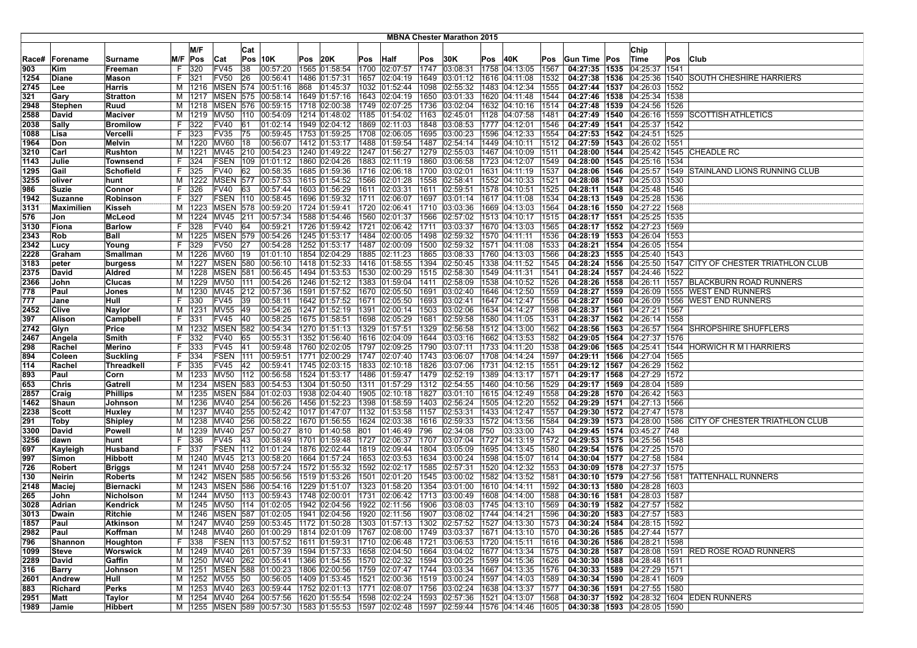# MBNA Chester Marathon 2015

| Race# | Forename | Surname | M/F | M/F Pos | Cat | Cat Pos | 10K | Pos | 20K | Pos | Half | Pos | 30K | Pos | 40K | Pos | Gun Time | Pos | Chip Time | Pos | Club |
|---|---|---|---|---|---|---|---|---|---|---|---|---|---|---|---|---|---|---|---|---|---|
| 903 | Kim | Freeman | F | 320 | FV45 | 38 | 00:57:20 | 1565 | 01:58:54 | 1700 | 02:07:57 | 1747 | 03:08:31 | 1758 | 04:13:05 | 1567 | **04:27:35** | **1535** | 04:25:37 | 1541 | |
| 1254 | Diane | Mason | F | 321 | FV50 | 26 | 00:56:41 | 1486 | 01:57:31 | 1657 | 02:04:19 | 1649 | 03:01:12 | 1616 | 04:11:08 | 1532 | **04:27:38** | **1536** | 04:25:36 | 1540 | SOUTH CHESHIRE HARRIERS |
| 2745 | Lee | Harris | M | 1216 | MSEN | 574 | 00:51:16 | 868 | 01:45:37 | 1032 | 01:52:44 | 1098 | 02:55:32 | 1483 | 04:12:34 | 1555 | **04:27:44** | **1537** | 04:26:03 | 1552 | |
| 321 | Gary | Stratton | M | 1217 | MSEN | 575 | 00:58:14 | 1649 | 01:57:16 | 1643 | 02:04:19 | 1650 | 03:01:33 | 1620 | 04:11:48 | 1544 | **04:27:46** | **1538** | 04:25:34 | 1538 | |
| 2948 | Stephen | Ruud | M | 1218 | MSEN | 576 | 00:59:15 | 1718 | 02:00:38 | 1749 | 02:07:25 | 1736 | 03:02:04 | 1632 | 04:10:16 | 1514 | **04:27:48** | **1539** | 04:24:56 | 1526 | |
| 2588 | David | Maciver | M | 1219 | MV50 | 110 | 00:54:09 | 1214 | 01:48:02 | 1185 | 01:54:02 | 1163 | 02:45:01 | 1128 | 04:07:58 | 1481 | **04:27:49** | **1540** | 04:26:16 | 1559 | SCOTTISH ATHLETICS |
| 2038 | Sally | Bromilow | F | 322 | FV40 | 61 | 01:02:14 | 1949 | 02:04:12 | 1869 | 02:11:03 | 1848 | 03:08:53 | 1777 | 04:12:01 | 1546 | **04:27:49** | **1541** | 04:25:37 | 1542 | |
| 1088 | Lisa | Vercelli | F | 323 | FV35 | 75 | 00:59:45 | 1753 | 01:59:25 | 1708 | 02:06:05 | 1695 | 03:00:23 | 1596 | 04:12:33 | 1554 | **04:27:53** | **1542** | 04:24:51 | 1525 | |
| 1964 | Don | Melvin | M | 1220 | MV60 | 18 | 00:56:07 | 1412 | 01:53:17 | 1488 | 01:59:54 | 1487 | 02:54:14 | 1449 | 04:10:11 | 1512 | **04:27:59** | **1543** | 04:26:02 | 1551 | |
| 3210 | Carl | Rushton | M | 1221 | MV45 | 210 | 00:54:23 | 1240 | 01:49:22 | 1247 | 01:56:27 | 1279 | 02:55:03 | 1467 | 04:10:09 | 1511 | **04:28:00** | **1544** | 04:25:42 | 1545 | CHEADLE RC |
| 1143 | Julie | Townsend | F | 324 | FSEN | 109 | 01:01:12 | 1860 | 02:04:26 | 1883 | 02:11:19 | 1860 | 03:06:58 | 1723 | 04:12:07 | 1549 | **04:28:00** | **1545** | 04:25:16 | 1534 | |
| 1295 | Gail | Schofield | F | 325 | FV40 | 62 | 00:58:35 | 1685 | 01:59:36 | 1716 | 02:06:18 | 1700 | 03:02:01 | 1631 | 04:11:19 | 1537 | **04:28:06** | **1546** | 04:25:57 | 1549 | STAINLAND LIONS RUNNING CLUB |
| 3255 | oliver | hunt | M | 1222 | MSEN | 577 | 00:57:53 | 1615 | 01:54:52 | 1566 | 02:01:28 | 1558 | 02:58:41 | 1552 | 04:10:33 | 1521 | **04:28:08** | **1547** | 04:25:03 | 1530 | |
| 986 | Suzie | Connor | F | 326 | FV40 | 63 | 00:57:44 | 1603 | 01:56:29 | 1611 | 02:03:31 | 1611 | 02:59:51 | 1578 | 04:10:51 | 1525 | **04:28:11** | **1548** | 04:25:48 | 1546 | |
| 1942 | Suzanne | Robinson | F | 327 | FSEN | 110 | 00:58:45 | 1696 | 01:59:32 | 1711 | 02:06:07 | 1697 | 03:01:14 | 1617 | 04:11:08 | 1534 | **04:28:13** | **1549** | 04:25:28 | 1536 | |
| 3131 | Maximilien | Kisseh | M | 1223 | MSEN | 578 | 00:59:20 | 1724 | 01:59:41 | 1720 | 02:06:41 | 1710 | 03:03:36 | 1669 | 04:13:03 | 1564 | **04:28:16** | **1550** | 04:27:22 | 1568 | |
| 576 | Jon | McLeod | M | 1224 | MV45 | 211 | 00:57:34 | 1588 | 01:54:46 | 1560 | 02:01:37 | 1566 | 02:57:02 | 1513 | 04:10:17 | 1515 | **04:28:17** | **1551** | 04:25:25 | 1535 | |
| 3130 | Fiona | Barlow | F | 328 | FV40 | 64 | 00:59:21 | 1726 | 01:59:42 | 1721 | 02:06:42 | 1711 | 03:03:37 | 1670 | 04:13:03 | 1565 | **04:28:17** | **1552** | 04:27:23 | 1569 | |
| 2343 | Rob | Ball | M | 1225 | MSEN | 579 | 00:54:26 | 1245 | 01:53:17 | 1484 | 02:00:05 | 1498 | 02:59:32 | 1570 | 04:11:11 | 1536 | **04:28:19** | **1553** | 04:26:04 | 1553 | |
| 2342 | Lucy | Young | F | 329 | FV50 | 27 | 00:54:28 | 1252 | 01:53:17 | 1487 | 02:00:09 | 1500 | 02:59:32 | 1571 | 04:11:08 | 1533 | **04:28:21** | **1554** | 04:26:05 | 1554 | |
| 2228 | Graham | Smallman | M | 1226 | MV60 | 19 | 01:01:10 | 1854 | 02:04:29 | 1885 | 02:11:23 | 1865 | 03:08:33 | 1760 | 04:13:03 | 1566 | **04:28:23** | **1555** | 04:25:40 | 1543 | |
| 3183 | peter | burgess | M | 1227 | MSEN | 580 | 00:56:10 | 1418 | 01:52:33 | 1416 | 01:58:55 | 1394 | 02:50:45 | 1338 | 04:11:52 | 1545 | **04:28:24** | **1556** | 04:25:50 | 1547 | CITY OF CHESTER TRIATHLON CLUB |
| 2375 | David | Aldred | M | 1228 | MSEN | 581 | 00:56:45 | 1494 | 01:53:53 | 1530 | 02:00:29 | 1515 | 02:58:30 | 1549 | 04:11:31 | 1541 | **04:28:24** | **1557** | 04:24:46 | 1522 | |
| 2366 | John | Clucas | M | 1229 | MV50 | 111 | 00:54:26 | 1246 | 01:52:12 | 1383 | 01:59:04 | 1411 | 02:58:09 | 1538 | 04:10:52 | 1526 | **04:28:26** | **1558** | 04:26:11 | 1557 | BLACKBURN ROAD RUNNERS |
| 778 | Paul | Jones | M | 1230 | MV45 | 212 | 00:57:36 | 1591 | 01:57:52 | 1670 | 02:05:50 | 1691 | 03:02:40 | 1646 | 04:12:50 | 1559 | **04:28:27** | **1559** | 04:26:09 | 1555 | WEST END RUNNERS |
| 777 | Jane | Hull | F | 330 | FV45 | 39 | 00:58:11 | 1642 | 01:57:52 | 1671 | 02:05:50 | 1693 | 03:02:41 | 1647 | 04:12:47 | 1556 | **04:28:27** | **1560** | 04:26:09 | 1556 | WEST END RUNNERS |
| 2452 | Clive | Naylor | M | 1231 | MV55 | 49 | 00:54:26 | 1247 | 01:52:19 | 1391 | 02:00:14 | 1503 | 03:02:06 | 1634 | 04:14:27 | 1598 | **04:28:37** | **1561** | 04:27:21 | 1567 | |
| 397 | Alison | Campbell | F | 331 | FV45 | 40 | 00:58:25 | 1675 | 01:58:51 | 1698 | 02:05:29 | 1681 | 02:59:58 | 1580 | 04:11:05 | 1531 | **04:28:37** | **1562** | 04:26:14 | 1558 | |
| 2742 | Glyn | Price | M | 1232 | MSEN | 582 | 00:54:34 | 1270 | 01:51:13 | 1329 | 01:57:51 | 1329 | 02:56:58 | 1512 | 04:13:00 | 1562 | **04:28:56** | **1563** | 04:26:57 | 1564 | SHROPSHIRE SHUFFLERS |
| 2467 | Angela | Smith | F | 332 | FV40 | 65 | 00:55:31 | 1352 | 01:56:40 | 1616 | 02:04:09 | 1644 | 03:03:16 | 1662 | 04:13:53 | 1582 | **04:29:05** | **1564** | 04:27:37 | 1576 | |
| 298 | Rachel | Merino | F | 333 | FV45 | 41 | 00:59:48 | 1760 | 02:02:05 | 1797 | 02:09:25 | 1790 | 03:07:11 | 1733 | 04:11:20 | 1538 | **04:29:06** | **1565** | 04:25:41 | 1544 | HORWICH R M I HARRIERS |
| 894 | Coleen | Suckling | F | 334 | FSEN | 111 | 00:59:51 | 1771 | 02:00:29 | 1747 | 02:07:40 | 1743 | 03:06:07 | 1708 | 04:14:24 | 1597 | **04:29:11** | **1566** | 04:27:04 | 1565 | |
| 114 | Rachel | Threadkell | F | 335 | FV45 | 42 | 00:59:41 | 1745 | 02:03:15 | 1833 | 02:10:18 | 1826 | 03:07:06 | 1731 | 04:12:15 | 1551 | **04:29:12** | **1567** | 04:26:29 | 1562 | |
| 893 | Paul | Corn | M | 1233 | MV50 | 112 | 00:56:58 | 1524 | 01:53:17 | 1486 | 01:59:47 | 1479 | 02:52:19 | 1389 | 04:13:17 | 1571 | **04:29:17** | **1568** | 04:27:29 | 1572 | |
| 653 | Chris | Gatrell | M | 1234 | MSEN | 583 | 00:54:53 | 1304 | 01:50:50 | 1311 | 01:57:29 | 1312 | 02:54:55 | 1460 | 04:10:56 | 1529 | **04:29:17** | **1569** | 04:28:04 | 1589 | |
| 2857 | Craig | Phillips | M | 1235 | MSEN | 584 | 01:02:03 | 1938 | 02:04:40 | 1905 | 02:10:18 | 1827 | 03:01:10 | 1615 | 04:12:49 | 1558 | **04:29:28** | **1570** | 04:26:42 | 1563 | |
| 1462 | Shaun | Johnson | M | 1236 | MV40 | 254 | 00:56:26 | 1456 | 01:52:23 | 1398 | 01:58:59 | 1403 | 02:56:24 | 1505 | 04:12:20 | 1552 | **04:29:29** | **1571** | 04:27:13 | 1566 | |
| 2238 | Scott | Huxley | M | 1237 | MV40 | 255 | 00:52:42 | 1017 | 01:47:07 | 1132 | 01:53:58 | 1157 | 02:53:31 | 1433 | 04:12:47 | 1557 | **04:29:30** | **1572** | 04:27:47 | 1578 | |
| 291 | Toby | Shipley | M | 1238 | MV40 | 256 | 00:58:22 | 1670 | 01:56:55 | 1624 | 02:03:38 | 1616 | 02:59:33 | 1572 | 04:13:56 | 1584 | **04:29:39** | **1573** | 04:28:00 | 1586 | CITY OF CHESTER TRIATHLON CLUB |
| 3300 | David | Powell | M | 1239 | MV40 | 257 | 00:50:27 | 810 | 01:40:58 | 801 | 01:46:49 | 796 | 02:34:08 | 750 | 03:33:00 | 743 | **04:29:45** | **1574** | 03:45:27 | 748 | |
| 3256 | dawn | hunt | F | 336 | FV45 | 43 | 00:58:49 | 1701 | 01:59:48 | 1727 | 02:06:37 | 1707 | 03:07:04 | 1727 | 04:13:19 | 1572 | **04:29:53** | **1575** | 04:25:56 | 1548 | |
| 697 | Kayleigh | Husband | F | 337 | FSEN | 112 | 01:01:24 | 1876 | 02:02:44 | 1819 | 02:09:44 | 1804 | 03:05:09 | 1695 | 04:13:45 | 1580 | **04:29:54** | **1576** | 04:27:25 | 1570 | |
| 997 | Simon | Hibbott | M | 1240 | MV45 | 213 | 00:58:20 | 1664 | 01:57:24 | 1653 | 02:03:53 | 1634 | 03:00:24 | 1598 | 04:15:07 | 1614 | **04:30:04** | **1577** | 04:27:58 | 1584 | |
| 726 | Robert | Briggs | M | 1241 | MV40 | 258 | 00:57:24 | 1572 | 01:55:32 | 1592 | 02:02:17 | 1585 | 02:57:31 | 1520 | 04:12:32 | 1553 | **04:30:09** | **1578** | 04:27:37 | 1575 | |
| 130 | Neirin | Roberts | M | 1242 | MSEN | 585 | 00:56:56 | 1519 | 01:53:26 | 1501 | 02:01:20 | 1545 | 03:00:02 | 1582 | 04:13:52 | 1581 | **04:30:10** | **1579** | 04:27:56 | 1581 | TATTENHALL RUNNERS |
| 2148 | Maciej | Biernacki | M | 1243 | MSEN | 586 | 00:54:16 | 1229 | 01:51:07 | 1323 | 01:58:20 | 1354 | 03:01:00 | 1610 | 04:14:11 | 1592 | **04:30:13** | **1580** | 04:28:28 | 1603 | |
| 265 | John | Nicholson | M | 1244 | MV50 | 113 | 00:59:43 | 1748 | 02:00:01 | 1731 | 02:06:42 | 1713 | 03:00:49 | 1608 | 04:14:00 | 1588 | **04:30:16** | **1581** | 04:28:03 | 1587 | |
| 3028 | Adrian | Kendrick | M | 1245 | MV50 | 114 | 01:02:05 | 1942 | 02:04:56 | 1922 | 02:11:56 | 1906 | 03:08:03 | 1745 | 04:13:10 | 1569 | **04:30:19** | **1582** | 04:27:57 | 1582 | |
| 3013 | Dwain | Ritchie | M | 1246 | MSEN | 587 | 01:02:05 | 1941 | 02:04:56 | 1920 | 02:11:56 | 1907 | 03:08:02 | 1744 | 04:14:21 | 1596 | **04:30:20** | **1583** | 04:27:57 | 1583 | |
| 1857 | Paul | Atkinson | M | 1247 | MV40 | 259 | 00:53:45 | 1172 | 01:50:28 | 1303 | 01:57:13 | 1302 | 02:57:52 | 1527 | 04:13:30 | 1573 | **04:30:24** | **1584** | 04:28:15 | 1592 | |
| 2982 | Paul | Koffman | M | 1248 | MV40 | 260 | 01:00:29 | 1814 | 02:01:09 | 1767 | 02:08:00 | 1749 | 03:03:37 | 1671 | 04:13:10 | 1570 | **04:30:26** | **1585** | 04:27:44 | 1577 | |
| 796 | Shannon | Houghton | F | 338 | FSEN | 113 | 00:57:52 | 1611 | 01:59:31 | 1710 | 02:06:48 | 1721 | 03:06:53 | 1720 | 04:15:11 | 1616 | **04:30:26** | **1586** | 04:28:21 | 1598 | |
| 1099 | Steve | Worswick | M | 1249 | MV40 | 261 | 00:57:39 | 1594 | 01:57:33 | 1658 | 02:04:50 | 1664 | 03:04:02 | 1677 | 04:13:34 | 1575 | **04:30:28** | **1587** | 04:28:08 | 1591 | RED ROSE ROAD RUNNERS |
| 2289 | David | Gaffin | M | 1250 | MV40 | 262 | 00:55:41 | 1366 | 01:54:55 | 1570 | 02:02:32 | 1594 | 03:00:25 | 1599 | 04:15:36 | 1626 | **04:30:30** | **1588** | 04:28:48 | 1611 | |
| 316 | Barry | Johnson | M | 1251 | MSEN | 588 | 01:00:23 | 1806 | 02:00:56 | 1759 | 02:07:47 | 1744 | 03:03:34 | 1667 | 04:13:35 | 1576 | **04:30:33** | **1589** | 04:27:29 | 1571 | |
| 2601 | Andrew | Hull | M | 1252 | MV55 | 50 | 00:56:05 | 1409 | 01:53:45 | 1521 | 02:00:36 | 1519 | 03:00:24 | 1597 | 04:14:03 | 1589 | **04:30:34** | **1590** | 04:28:41 | 1609 | |
| 883 | Richard | Perks | M | 1253 | MV40 | 263 | 00:59:44 | 1752 | 02:01:13 | 1771 | 02:08:07 | 1756 | 03:02:24 | 1638 | 04:13:37 | 1577 | **04:30:36** | **1591** | 04:27:55 | 1580 | |
| 2951 | Matt | Taylor | M | 1254 | MV40 | 264 | 00:57:56 | 1620 | 01:55:54 | 1598 | 02:02:24 | 1593 | 02:57:36 | 1521 | 04:13:07 | 1568 | **04:30:37** | **1592** | 04:28:32 | 1604 | EDEN RUNNERS |
| 1989 | Jamie | Hibbert | M | 1255 | MSEN | 589 | 00:57:30 | 1583 | 01:55:53 | 1597 | 02:02:48 | 1597 | 02:59:44 | 1576 | 04:14:46 | 1605 | **04:30:38** | **1593** | 04:28:05 | 1590 | |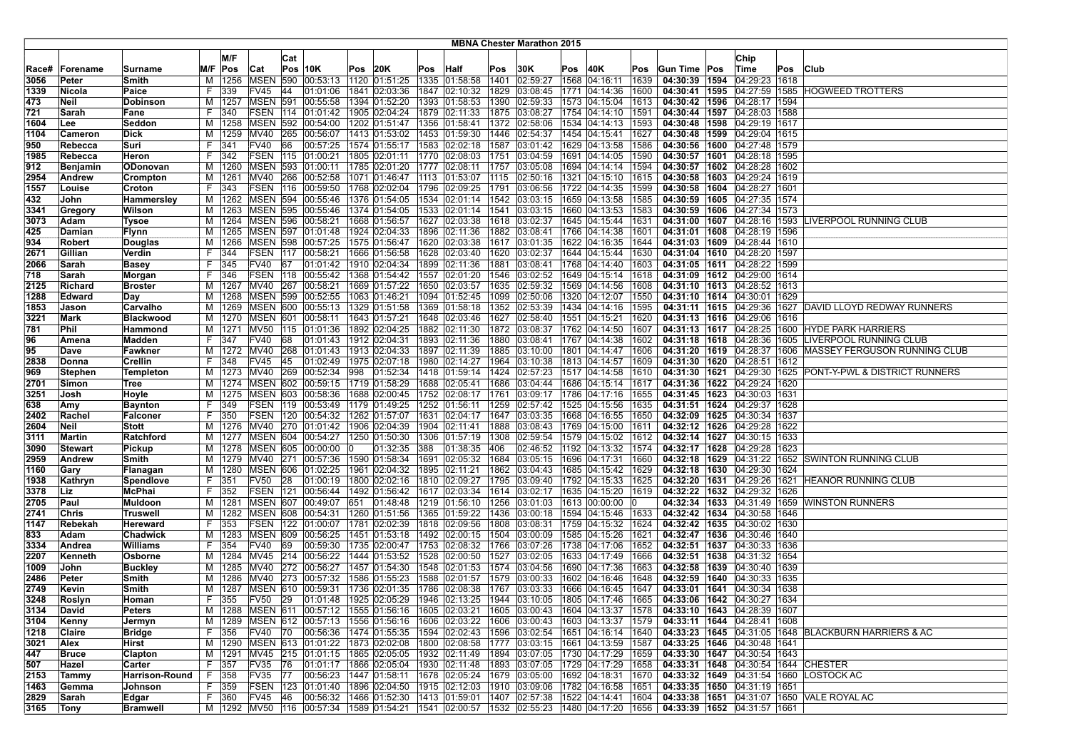# MBNA Chester Marathon 2015

| Race# | Forename | Surname | M/F | M/F Pos | Cat | Cat Pos | 10K | Pos | 20K | Pos | Half | Pos | 30K | Pos | 40K | Pos | Gun Time | Pos | Chip Time | Pos | Club |
|---|---|---|---|---|---|---|---|---|---|---|---|---|---|---|---|---|---|---|---|---|---|
| 3056 | Peter | Smith | M | 1256 | MSEN | 590 | 00:53:13 | 1120 | 01:51:25 | 1335 | 01:58:58 | 1401 | 02:59:27 | 1568 | 04:16:11 | 1639 | 04:30:39 | 1594 | 04:29:23 | 1618 | |
| 1339 | Nicola | Paice | F | 339 | FV45 | 44 | 01:01:06 | 1841 | 02:03:36 | 1847 | 02:10:32 | 1829 | 03:08:45 | 1771 | 04:14:36 | 1600 | 04:30:41 | 1595 | 04:27:59 | 1585 | HOGWEED TROTTERS |
| 473 | Neil | Dobinson | M | 1257 | MSEN | 591 | 00:55:58 | 1394 | 01:52:20 | 1393 | 01:58:53 | 1390 | 02:59:33 | 1573 | 04:15:04 | 1613 | 04:30:42 | 1596 | 04:28:17 | 1594 | |
| 721 | Sarah | Fane | F | 340 | FSEN | 114 | 01:01:42 | 1905 | 02:04:24 | 1879 | 02:11:33 | 1875 | 03:08:27 | 1754 | 04:14:10 | 1591 | 04:30:44 | 1597 | 04:28:03 | 1588 | |
| 1604 | Lee | Seddon | M | 1258 | MSEN | 592 | 00:54:00 | 1202 | 01:51:47 | 1356 | 01:58:41 | 1372 | 02:58:06 | 1534 | 04:14:13 | 1593 | 04:30:48 | 1598 | 04:29:19 | 1617 | |
| 1104 | Cameron | Dick | M | 1259 | MV40 | 265 | 00:56:07 | 1413 | 01:53:02 | 1453 | 01:59:30 | 1446 | 02:54:37 | 1454 | 04:15:41 | 1627 | 04:30:48 | 1599 | 04:29:04 | 1615 | |
| 950 | Rebecca | Suri | F | 341 | FV40 | 66 | 00:57:25 | 1574 | 01:55:17 | 1583 | 02:02:18 | 1587 | 03:01:42 | 1629 | 04:13:58 | 1586 | 04:30:56 | 1600 | 04:27:48 | 1579 | |
| 1985 | Rebecca | Heron | F | 342 | FSEN | 115 | 01:00:21 | 1805 | 02:01:11 | 1770 | 02:08:03 | 1751 | 03:04:59 | 1691 | 04:14:05 | 1590 | 04:30:57 | 1601 | 04:28:18 | 1595 | |
| 912 | Benjamin | ODonovan | M | 1260 | MSEN | 593 | 01:00:11 | 1785 | 02:01:20 | 1777 | 02:08:11 | 1757 | 03:05:08 | 1694 | 04:14:14 | 1594 | 04:30:57 | 1602 | 04:28:28 | 1602 | |
| 2954 | Andrew | Crompton | M | 1261 | MV40 | 266 | 00:52:58 | 1071 | 01:46:47 | 1113 | 01:53:07 | 1115 | 02:50:16 | 1321 | 04:15:10 | 1615 | 04:30:58 | 1603 | 04:29:24 | 1619 | |
| 1557 | Louise | Croton | F | 343 | FSEN | 116 | 00:59:50 | 1768 | 02:02:04 | 1796 | 02:09:25 | 1791 | 03:06:56 | 1722 | 04:14:35 | 1599 | 04:30:58 | 1604 | 04:28:27 | 1601 | |
| 432 | John | Hammersley | M | 1262 | MSEN | 594 | 00:55:46 | 1376 | 01:54:05 | 1534 | 02:01:14 | 1542 | 03:03:15 | 1659 | 04:13:58 | 1585 | 04:30:59 | 1605 | 04:27:35 | 1574 | |
| 3341 | Gregory | Wilson | M | 1263 | MSEN | 595 | 00:55:46 | 1374 | 01:54:05 | 1533 | 02:01:14 | 1541 | 03:03:15 | 1660 | 04:13:53 | 1583 | 04:30:59 | 1606 | 04:27:34 | 1573 | |
| 3073 | Adam | Tysoe | M | 1264 | MSEN | 596 | 00:58:21 | 1668 | 01:56:57 | 1627 | 02:03:38 | 1618 | 03:02:37 | 1645 | 04:15:44 | 1631 | 04:31:00 | 1607 | 04:28:16 | 1593 | LIVERPOOL RUNNING CLUB |
| 425 | Damian | Flynn | M | 1265 | MSEN | 597 | 01:01:48 | 1924 | 02:04:33 | 1896 | 02:11:36 | 1882 | 03:08:41 | 1766 | 04:14:38 | 1601 | 04:31:01 | 1608 | 04:28:19 | 1596 | |
| 934 | Robert | Douglas | M | 1266 | MSEN | 598 | 00:57:25 | 1575 | 01:56:47 | 1620 | 02:03:38 | 1617 | 03:01:35 | 1622 | 04:16:35 | 1644 | 04:31:03 | 1609 | 04:28:44 | 1610 | |
| 2671 | Gillian | Verdin | F | 344 | FSEN | 117 | 00:58:21 | 1666 | 01:56:58 | 1628 | 02:03:40 | 1620 | 03:02:37 | 1644 | 04:15:44 | 1630 | 04:31:04 | 1610 | 04:28:20 | 1597 | |
| 2066 | Sarah | Basey | F | 345 | FV40 | 67 | 01:01:42 | 1910 | 02:04:34 | 1899 | 02:11:36 | 1881 | 03:08:41 | 1768 | 04:14:40 | 1603 | 04:31:05 | 1611 | 04:28:22 | 1599 | |
| 718 | Sarah | Morgan | F | 346 | FSEN | 118 | 00:55:42 | 1368 | 01:54:02 | 1557 | 02:01:20 | 1546 | 03:02:52 | 1649 | 04:15:14 | 1618 | 04:31:09 | 1612 | 04:29:00 | 1614 | |
| 2125 | Richard | Broster | M | 1267 | MV40 | 267 | 00:58:21 | 1669 | 01:57:22 | 1650 | 02:03:57 | 1635 | 02:59:32 | 1569 | 04:14:56 | 1608 | 04:31:10 | 1613 | 04:28:52 | 1613 | |
| 1288 | Edward | Day | M | 1268 | MSEN | 599 | 00:52:55 | 1063 | 01:46:21 | 1094 | 01:52:45 | 1099 | 02:50:06 | 1320 | 04:12:07 | 1550 | 04:31:10 | 1614 | 04:30:01 | 1629 | |
| 1853 | Jason | Carvalho | M | 1269 | MSEN | 600 | 00:55:13 | 1329 | 01:51:58 | 1369 | 01:58:18 | 1352 | 02:53:39 | 1434 | 04:14:16 | 1595 | 04:31:11 | 1615 | 04:29:36 | 1627 | DAVID LLOYD REDWAY RUNNERS |
| 3221 | Mark | Blackwood | M | 1270 | MSEN | 601 | 00:58:11 | 1643 | 01:57:21 | 1648 | 02:03:46 | 1627 | 02:58:40 | 1551 | 04:15:21 | 1620 | 04:31:13 | 1616 | 04:29:06 | 1616 | |
| 781 | Phil | Hammond | M | 1271 | MV50 | 115 | 01:01:36 | 1892 | 02:04:25 | 1882 | 02:11:30 | 1872 | 03:08:37 | 1762 | 04:14:50 | 1607 | 04:31:13 | 1617 | 04:28:25 | 1600 | HYDE PARK HARRIERS |
| 96 | Amena | Madden | F | 347 | FV40 | 68 | 01:01:43 | 1912 | 02:04:34 | 1893 | 02:11:36 | 1880 | 03:08:41 | 1767 | 04:14:38 | 1602 | 04:31:18 | 1618 | 04:28:36 | 1605 | LIVERPOOL RUNNING CLUB |
| 95 | Dave | Fawkner | M | 1272 | MV40 | 268 | 01:01:43 | 1913 | 02:04:33 | 1897 | 02:11:39 | 1885 | 03:10:00 | 1801 | 04:14:47 | 1606 | 04:31:20 | 1619 | 04:28:37 | 1606 | MASSEY FERGUSON RUNNING CLUB |
| 2838 | Donna | Crellin | F | 348 | FV45 | 45 | 01:02:49 | 1975 | 02:07:18 | 1980 | 02:14:27 | 1964 | 03:10:38 | 1813 | 04:14:57 | 1609 | 04:31:30 | 1620 | 04:28:51 | 1612 | |
| 969 | Stephen | Templeton | M | 1273 | MV40 | 269 | 00:52:34 | 998 | 01:52:34 | 1418 | 01:59:14 | 1424 | 02:57:23 | 1517 | 04:14:58 | 1610 | 04:31:30 | 1621 | 04:29:30 | 1625 | PONT-Y-PWL & DISTRICT RUNNERS |
| 2701 | Simon | Tree | M | 1274 | MSEN | 602 | 00:59:15 | 1719 | 01:58:29 | 1688 | 02:05:41 | 1686 | 03:04:44 | 1686 | 04:15:14 | 1617 | 04:31:36 | 1622 | 04:29:24 | 1620 | |
| 3251 | Josh | Hoyle | M | 1275 | MSEN | 603 | 00:58:36 | 1688 | 02:00:45 | 1752 | 02:08:17 | 1761 | 03:09:17 | 1786 | 04:17:16 | 1655 | 04:31:45 | 1623 | 04:30:03 | 1631 | |
| 638 | Amy | Baynton | F | 349 | FSEN | 119 | 00:53:49 | 1179 | 01:49:25 | 1252 | 01:56:11 | 1259 | 02:57:42 | 1525 | 04:15:56 | 1635 | 04:31:51 | 1624 | 04:29:37 | 1628 | |
| 2402 | Rachel | Falconer | F | 350 | FSEN | 120 | 00:54:32 | 1262 | 01:57:07 | 1631 | 02:04:17 | 1647 | 03:03:35 | 1668 | 04:16:55 | 1650 | 04:32:09 | 1625 | 04:30:34 | 1637 | |
| 2604 | Neil | Stott | M | 1276 | MV40 | 270 | 01:01:42 | 1906 | 02:04:39 | 1904 | 02:11:41 | 1888 | 03:08:43 | 1769 | 04:15:00 | 1611 | 04:32:12 | 1626 | 04:29:28 | 1622 | |
| 3111 | Martin | Ratchford | M | 1277 | MSEN | 604 | 00:54:27 | 1250 | 01:50:30 | 1306 | 01:57:19 | 1308 | 02:59:54 | 1579 | 04:15:02 | 1612 | 04:32:14 | 1627 | 04:30:15 | 1633 | |
| 3090 | Stewart | Pickup | M | 1278 | MSEN | 605 | 00:00:00 | 0 | 01:32:35 | 388 | 01:38:35 | 406 | 02:46:52 | 1192 | 04:13:32 | 1574 | 04:32:17 | 1628 | 04:29:28 | 1623 | |
| 2959 | Andrew | Smith | M | 1279 | MV40 | 271 | 00:57:36 | 1590 | 01:58:34 | 1691 | 02:05:32 | 1684 | 03:05:15 | 1696 | 04:17:31 | 1660 | 04:32:18 | 1629 | 04:31:22 | 1652 | SWINTON RUNNING CLUB |
| 1160 | Gary | Flanagan | M | 1280 | MSEN | 606 | 01:02:25 | 1961 | 02:04:32 | 1895 | 02:11:21 | 1862 | 03:04:43 | 1685 | 04:15:42 | 1629 | 04:32:18 | 1630 | 04:29:30 | 1624 | |
| 1938 | Kathryn | Spendlove | F | 351 | FV50 | 28 | 01:00:19 | 1800 | 02:02:16 | 1810 | 02:09:27 | 1795 | 03:09:40 | 1792 | 04:15:33 | 1625 | 04:32:20 | 1631 | 04:29:26 | 1621 | HEANOR RUNNING CLUB |
| 3378 | Liz | McPhai | F | 352 | FSEN | 121 | 00:56:44 | 1492 | 01:56:42 | 1617 | 02:03:34 | 1614 | 03:02:17 | 1635 | 04:15:20 | 1619 | 04:32:22 | 1632 | 04:29:32 | 1626 | |
| 2705 | Paul | Muldoon | M | 1281 | MSEN | 607 | 00:49:07 | 651 | 01:48:48 | 1219 | 01:56:10 | 1256 | 03:01:03 | 1613 | 00:00:00 | 0 | 04:32:34 | 1633 | 04:31:49 | 1659 | WINSTON RUNNERS |
| 2741 | Chris | Truswell | M | 1282 | MSEN | 608 | 00:54:31 | 1260 | 01:51:56 | 1365 | 01:59:22 | 1436 | 03:00:18 | 1594 | 04:15:46 | 1633 | 04:32:42 | 1634 | 04:30:58 | 1646 | |
| 1147 | Rebekah | Hereward | F | 353 | FSEN | 122 | 01:00:07 | 1781 | 02:02:39 | 1818 | 02:09:56 | 1808 | 03:08:31 | 1759 | 04:15:32 | 1624 | 04:32:42 | 1635 | 04:30:02 | 1630 | |
| 833 | Adam | Chadwick | M | 1283 | MSEN | 609 | 00:56:25 | 1451 | 01:53:18 | 1492 | 02:00:15 | 1504 | 03:00:09 | 1585 | 04:15:26 | 1621 | 04:32:47 | 1636 | 04:30:46 | 1640 | |
| 3334 | Andrea | Williams | F | 354 | FV40 | 69 | 00:59:30 | 1735 | 02:00:47 | 1753 | 02:08:32 | 1766 | 03:07:26 | 1738 | 04:17:06 | 1652 | 04:32:51 | 1637 | 04:30:33 | 1636 | |
| 2207 | Kenneth | Osborne | M | 1284 | MV45 | 214 | 00:56:22 | 1444 | 01:53:52 | 1528 | 02:00:50 | 1527 | 03:02:05 | 1633 | 04:17:49 | 1666 | 04:32:51 | 1638 | 04:31:32 | 1654 | |
| 1009 | John | Buckley | M | 1285 | MV40 | 272 | 00:56:27 | 1457 | 01:54:30 | 1548 | 02:01:53 | 1574 | 03:04:56 | 1690 | 04:17:36 | 1663 | 04:32:58 | 1639 | 04:30:40 | 1639 | |
| 2486 | Peter | Smith | M | 1286 | MV40 | 273 | 00:57:32 | 1586 | 01:55:23 | 1588 | 02:01:57 | 1579 | 03:00:33 | 1602 | 04:16:46 | 1648 | 04:32:59 | 1640 | 04:30:33 | 1635 | |
| 2749 | Kevin | Smith | M | 1287 | MSEN | 610 | 00:59:31 | 1736 | 02:01:35 | 1786 | 02:08:38 | 1767 | 03:03:33 | 1666 | 04:16:45 | 1647 | 04:33:01 | 1641 | 04:30:34 | 1638 | |
| 3248 | Roslyn | Homan | F | 355 | FV50 | 29 | 01:01:48 | 1925 | 02:05:29 | 1946 | 02:13:25 | 1944 | 03:10:05 | 1805 | 04:17:46 | 1665 | 04:33:06 | 1642 | 04:30:27 | 1634 | |
| 3134 | David | Peters | M | 1288 | MSEN | 611 | 00:57:12 | 1555 | 01:56:16 | 1605 | 02:03:21 | 1605 | 03:00:43 | 1604 | 04:13:37 | 1578 | 04:33:10 | 1643 | 04:28:39 | 1607 | |
| 3104 | Kenny | Jermyn | M | 1289 | MSEN | 612 | 00:57:13 | 1556 | 01:56:16 | 1606 | 02:03:22 | 1606 | 03:00:43 | 1603 | 04:13:37 | 1579 | 04:33:11 | 1644 | 04:28:41 | 1608 | |
| 1218 | Claire | Bridge | F | 356 | FV40 | 70 | 00:56:36 | 1474 | 01:55:35 | 1594 | 02:02:43 | 1596 | 03:02:54 | 1651 | 04:16:14 | 1640 | 04:33:23 | 1645 | 04:31:05 | 1648 | BLACKBURN HARRIERS & AC |
| 3021 | Alex | Hirst | M | 1290 | MSEN | 613 | 01:01:22 | 1873 | 02:02:08 | 1800 | 02:08:58 | 1777 | 03:03:15 | 1661 | 04:13:59 | 1587 | 04:33:25 | 1646 | 04:30:48 | 1641 | |
| 447 | Bruce | Clapton | M | 1291 | MV45 | 215 | 01:01:15 | 1865 | 02:05:05 | 1932 | 02:11:49 | 1894 | 03:07:05 | 1730 | 04:17:29 | 1659 | 04:33:30 | 1647 | 04:30:54 | 1643 | |
| 507 | Hazel | Carter | F | 357 | FV35 | 76 | 01:01:17 | 1866 | 02:05:04 | 1930 | 02:11:48 | 1893 | 03:07:05 | 1729 | 04:17:29 | 1658 | 04:33:31 | 1648 | 04:30:54 | 1644 | CHESTER |
| 2153 | Tammy | Harrison-Round | F | 358 | FV35 | 77 | 00:56:23 | 1447 | 01:58:11 | 1678 | 02:05:24 | 1679 | 03:05:00 | 1692 | 04:18:31 | 1670 | 04:33:32 | 1649 | 04:31:54 | 1660 | LOSTOCK AC |
| 1463 | Gemma | Johnson | F | 359 | FSEN | 123 | 01:01:40 | 1896 | 02:04:50 | 1915 | 02:12:03 | 1910 | 03:09:06 | 1782 | 04:16:58 | 1651 | 04:33:35 | 1650 | 04:31:19 | 1651 | |
| 2829 | Sarah | Edgar | F | 360 | FV45 | 46 | 00:56:32 | 1466 | 01:52:30 | 1413 | 01:59:01 | 1407 | 02:57:38 | 1522 | 04:14:41 | 1604 | 04:33:38 | 1651 | 04:31:07 | 1650 | VALE ROYAL AC |
| 3165 | Tony | Bramwell | M | 1292 | MV50 | 116 | 00:57:34 | 1589 | 01:54:21 | 1541 | 02:00:57 | 1532 | 02:55:23 | 1480 | 04:17:20 | 1656 | 04:33:39 | 1652 | 04:31:57 | 1661 | |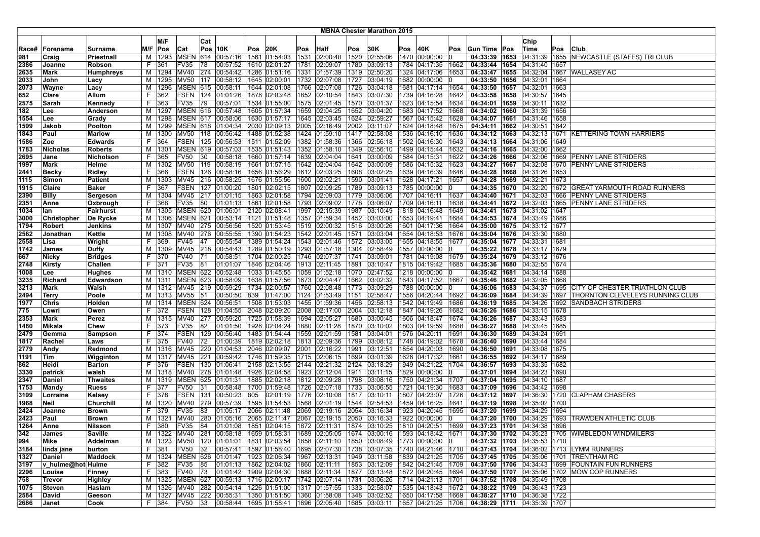# MBNA Chester Marathon 2015

| Race# | Forename | Surname | M/F | M/F Pos | Cat | Cat Pos | 10K | Pos | 20K | Pos | Half | Pos | 30K | Pos | 40K | Pos | Gun Time | Pos | Chip Time | Pos | Club |
|---|---|---|---|---|---|---|---|---|---|---|---|---|---|---|---|---|---|---|---|---|---|
| 981 | Craig | Priestnall | M | 1293 | MSEN | 614 | 00:57:16 | 1561 | 01:54:03 | 1531 | 02:00:40 | 1520 | 02:55:06 | 1470 | 00:00:00 | 0 | **04:33:39** | **1653** | 04:31:39 | 1655 | NEWCASTLE (STAFFS) TRI CLUB |
| 2386 | Joanne | Robson | F | 361 | FV35 | 78 | 00:57:52 | 1610 | 02:01:27 | 1781 | 02:09:07 | 1780 | 03:09:13 | 1784 | 04:17:35 | 1662 | **04:33:44** | **1654** | 04:31:40 | 1657 | |
| 2635 | Mark | Humphreys | M | 1294 | MV40 | 274 | 00:54:42 | 1286 | 01:51:16 | 1331 | 01:57:39 | 1319 | 02:50:20 | 1324 | 04:17:06 | 1653 | **04:33:47** | **1655** | 04:32:04 | 1667 | WALLASEY AC |
| 2033 | John | Lacy | M | 1295 | MV50 | 117 | 00:58:12 | 1645 | 02:00:01 | 1732 | 02:07:08 | 1727 | 03:04:19 | 1682 | 00:00:00 | 0 | **04:33:50** | **1656** | 04:32:01 | 1664 | |
| 2073 | Wayne | Lacy | M | 1296 | MSEN | 615 | 00:58:11 | 1644 | 02:01:08 | 1766 | 02:07:08 | 1726 | 03:04:18 | 1681 | 04:17:14 | 1654 | **04:33:50** | **1657** | 04:32:01 | 1663 | |
| 652 | Clare | Allum | F | 362 | FSEN | 124 | 01:01:26 | 1878 | 02:03:48 | 1852 | 02:10:54 | 1843 | 03:07:30 | 1739 | 04:16:28 | 1642 | **04:33:58** | **1658** | 04:30:57 | 1645 | |
| 2575 | Sarah | Kennedy | F | 363 | FV35 | 79 | 00:57:01 | 1534 | 01:55:00 | 1575 | 02:01:45 | 1570 | 03:01:37 | 1623 | 04:15:54 | 1634 | **04:34:01** | **1659** | 04:30:11 | 1632 | |
| 182 | Lee | Anderson | M | 1297 | MSEN | 616 | 00:57:48 | 1605 | 01:57:34 | 1659 | 02:04:25 | 1652 | 03:04:20 | 1683 | 04:17:52 | 1668 | **04:34:02** | **1660** | 04:31:39 | 1656 | |
| 1554 | Lee | Grady | M | 1298 | MSEN | 617 | 00:58:06 | 1630 | 01:57:17 | 1645 | 02:03:45 | 1624 | 02:59:27 | 1567 | 04:15:42 | 1628 | **04:34:07** | **1661** | 04:31:46 | 1658 | |
| 1599 | Jakob | Poolton | M | 1299 | MSEN | 618 | 01:04:34 | 2030 | 02:09:13 | 2005 | 02:16:49 | 2002 | 03:11:07 | 1824 | 04:18:48 | 1675 | **04:34:11** | **1662** | 04:30:51 | 1642 | |
| 1843 | Paul | Marlow | M | 1300 | MV50 | 118 | 00:56:42 | 1488 | 01:52:38 | 1424 | 01:59:10 | 1417 | 02:58:08 | 1536 | 04:16:10 | 1636 | **04:34:12** | **1663** | 04:32:13 | 1671 | KETTERING TOWN HARRIERS |
| 1586 | Zoe | Edwards | F | 364 | FSEN | 125 | 00:56:53 | 1511 | 01:52:09 | 1382 | 01:58:36 | 1366 | 02:56:18 | 1502 | 04:16:30 | 1643 | **04:34:13** | **1664** | 04:31:06 | 1649 | |
| 1783 | Nicholas | Roberts | M | 1301 | MSEN | 619 | 00:57:03 | 1535 | 01:51:43 | 1352 | 01:58:10 | 1349 | 02:56:10 | 1499 | 04:15:44 | 1632 | **04:34:16** | **1665** | 04:32:00 | 1662 | |
| 2695 | Jane | Nicholson | F | 365 | FV50 | 30 | 00:58:18 | 1660 | 01:57:14 | 1639 | 02:04:04 | 1641 | 03:00:09 | 1584 | 04:15:31 | 1622 | **04:34:26** | **1666** | 04:32:06 | 1669 | PENNY LANE STRIDERS |
| 1997 | Mark | Helme | M | 1302 | MV50 | 119 | 00:58:19 | 1661 | 01:57:15 | 1642 | 02:04:04 | 1642 | 03:00:09 | 1586 | 04:15:32 | 1623 | **04:34:27** | **1667** | 04:32:08 | 1670 | PENNY LANE STRIDERS |
| 2441 | Becky | Ridley | F | 366 | FSEN | 126 | 00:58:16 | 1656 | 01:56:29 | 1612 | 02:03:25 | 1608 | 03:02:25 | 1639 | 04:16:39 | 1646 | **04:34:28** | **1668** | 04:31:26 | 1653 | |
| 1115 | Simon | Patient | M | 1303 | MV45 | 216 | 00:58:25 | 1676 | 01:55:56 | 1600 | 02:02:21 | 1590 | 03:01:41 | 1628 | 04:17:21 | 1657 | **04:34:28** | **1669** | 04:32:21 | 1673 | |
| 1915 | Claire | Baker | F | 367 | FSEN | 127 | 01:00:20 | 1801 | 02:02:15 | 1807 | 02:09:25 | 1789 | 03:09:13 | 1785 | 00:00:00 | 0 | **04:34:35** | **1670** | 04:32:20 | 1672 | GREAT YARMOUTH ROAD RUNNERS |
| 2390 | Billy | Sergeson | M | 1304 | MV45 | 217 | 01:01:15 | 1863 | 02:01:58 | 1794 | 02:09:03 | 1779 | 03:06:06 | 1707 | 04:16:11 | 1637 | **04:34:40** | **1671** | 04:32:03 | 1666 | PENNY LANE STRIDERS |
| 2351 | Anne | Oxbrough | F | 368 | FV35 | 80 | 01:01:13 | 1861 | 02:01:58 | 1793 | 02:09:02 | 1778 | 03:06:07 | 1709 | 04:16:11 | 1638 | **04:34:41** | **1672** | 04:32:03 | 1665 | PENNY LANE STRIDERS |
| 1034 | Ian | Fairhurst | M | 1305 | MSEN | 620 | 01:06:01 | 2120 | 02:08:41 | 1997 | 02:15:39 | 1987 | 03:10:49 | 1818 | 04:16:48 | 1649 | **04:34:41** | **1673** | 04:31:02 | 1647 | |
| 3000 | Christopher | De Rycke | M | 1306 | MSEN | 621 | 00:53:14 | 1121 | 01:51:48 | 1357 | 01:59:34 | 1452 | 03:03:00 | 1653 | 04:19:41 | 1684 | **04:34:53** | **1674** | 04:33:49 | 1686 | |
| 1794 | Robert | Jenkins | M | 1307 | MV40 | 275 | 00:56:56 | 1520 | 01:53:45 | 1519 | 02:00:32 | 1516 | 03:00:26 | 1601 | 04:17:36 | 1664 | **04:35:00** | **1675** | 04:33:12 | 1677 | |
| 2562 | Jonathan | Kettle | M | 1308 | MV40 | 276 | 00:55:55 | 1390 | 01:54:23 | 1542 | 02:01:45 | 1571 | 03:03:04 | 1654 | 04:18:53 | 1676 | **04:35:04** | **1676** | 04:33:30 | 1680 | |
| 2558 | Lisa | Wright | F | 369 | FV45 | 47 | 00:55:54 | 1389 | 01:54:24 | 1543 | 02:01:46 | 1572 | 03:03:05 | 1655 | 04:18:55 | 1677 | **04:35:04** | **1677** | 04:33:31 | 1681 | |
| 1742 | James | Duffy | M | 1309 | MV45 | 218 | 00:54:43 | 1289 | 01:50:19 | 1293 | 01:57:18 | 1304 | 02:58:49 | 1557 | 00:00:00 | 0 | **04:35:22** | **1678** | 04:33:17 | 1679 | |
| 667 | Nicky | Bridges | F | 370 | FV40 | 71 | 00:58:51 | 1704 | 02:00:25 | 1746 | 02:07:37 | 1741 | 03:09:01 | 1781 | 04:19:08 | 1679 | **04:35:24** | **1679** | 04:33:12 | 1676 | |
| 2748 | Kirsty | Challen | F | 371 | FV35 | 81 | 01:01:07 | 1846 | 02:04:46 | 1913 | 02:11:45 | 1891 | 03:10:47 | 1815 | 04:19:42 | 1685 | **04:35:36** | **1680** | 04:32:55 | 1674 | |
| 1008 | Lee | Hughes | M | 1310 | MSEN | 622 | 00:52:48 | 1033 | 01:45:55 | 1059 | 01:52:18 | 1070 | 02:47:52 | 1218 | 00:00:00 | 0 | **04:35:42** | **1681** | 04:34:14 | 1688 | |
| 3235 | Richard | Edwardson | M | 1311 | MSEN | 623 | 00:58:09 | 1638 | 01:57:56 | 1673 | 02:04:47 | 1662 | 03:02:32 | 1643 | 04:17:52 | 1667 | **04:35:46** | **1682** | 04:32:05 | 1668 | |
| 3213 | Mark | Walsh | M | 1312 | MV45 | 219 | 00:59:29 | 1734 | 02:00:57 | 1760 | 02:08:48 | 1773 | 03:09:29 | 1788 | 00:00:00 | 0 | **04:36:06** | **1683** | 04:34:37 | 1695 | CITY OF CHESTER TRIATHLON CLUB |
| 2494 | Terry | Poole | M | 1313 | MV55 | 51 | 00:50:50 | 839 | 01:47:00 | 1124 | 01:53:49 | 1151 | 02:58:47 | 1556 | 04:20:44 | 1692 | **04:36:09** | **1684** | 04:34:39 | 1697 | THORNTON CLEVELEYS RUNNING CLUB |
| 1977 | Chris | Holden | M | 1314 | MSEN | 624 | 00:56:51 | 1508 | 01:53:03 | 1455 | 01:59:36 | 1456 | 02:58:13 | 1542 | 04:19:49 | 1686 | **04:36:19** | **1685** | 04:34:26 | 1692 | SANDBACH STRIDERS |
| 775 | Lowri | Owen | F | 372 | FSEN | 128 | 01:04:55 | 2048 | 02:09:20 | 2008 | 02:17:00 | 2004 | 03:12:18 | 1847 | 04:19:26 | 1682 | **04:36:26** | **1686** | 04:33:15 | 1678 | |
| 2353 | Mark | Perez | M | 1315 | MV40 | 277 | 00:59:20 | 1725 | 01:58:39 | 1694 | 02:05:27 | 1680 | 03:00:45 | 1606 | 04:18:47 | 1674 | **04:36:26** | **1687** | 04:33:43 | 1683 | |
| 1480 | Mikala | Chew | F | 373 | FV35 | 82 | 01:01:50 | 1928 | 02:04:24 | 1880 | 02:11:28 | 1870 | 03:10:02 | 1803 | 04:19:59 | 1688 | **04:36:27** | **1688** | 04:33:45 | 1685 | |
| 2479 | Gemma | Sampson | F | 374 | FSEN | 129 | 00:56:40 | 1483 | 01:54:44 | 1559 | 02:01:59 | 1581 | 03:04:01 | 1676 | 04:20:11 | 1691 | **04:36:30** | **1689** | 04:34:24 | 1691 | |
| 1817 | Rachel | Laws | F | 375 | FV40 | 72 | 01:00:39 | 1819 | 02:02:18 | 1813 | 02:09:36 | 1799 | 03:08:12 | 1748 | 04:19:02 | 1678 | **04:36:40** | **1690** | 04:33:44 | 1684 | |
| 2779 | Andy | Redmond | M | 1316 | MV45 | 220 | 01:04:53 | 2046 | 02:09:07 | 2001 | 02:16:22 | 1991 | 03:12:51 | 1854 | 04:20:03 | 1690 | **04:36:50** | **1691** | 04:33:08 | 1675 | |
| 1191 | Tim | Wigginton | M | 1317 | MV45 | 221 | 00:59:42 | 1746 | 01:59:35 | 1715 | 02:06:15 | 1699 | 03:01:39 | 1626 | 04:17:32 | 1661 | **04:36:55** | **1692** | 04:34:17 | 1689 | |
| 862 | Heidi | Barton | F | 376 | FSEN | 130 | 01:06:41 | 2158 | 02:13:55 | 2144 | 02:21:32 | 2124 | 03:18:29 | 1949 | 04:21:22 | 1704 | **04:36:57** | **1693** | 04:33:35 | 1682 | |
| 3330 | patrick | walsh | M | 1318 | MV40 | 278 | 01:01:48 | 1926 | 02:04:58 | 1923 | 02:12:04 | 1911 | 03:11:15 | 1829 | 00:00:00 | 0 | **04:37:01** | **1694** | 04:34:23 | 1690 | |
| 2347 | Daniel | Thwaites | M | 1319 | MSEN | 625 | 01:01:31 | 1885 | 02:02:18 | 1812 | 02:09:28 | 1798 | 03:08:16 | 1750 | 04:21:34 | 1707 | **04:37:04** | **1695** | 04:34:10 | 1687 | |
| 1753 | Mandy | Ruess | F | 377 | FV50 | 31 | 00:58:48 | 1700 | 01:59:48 | 1726 | 02:07:18 | 1733 | 03:06:55 | 1721 | 04:19:30 | 1683 | **04:37:09** | **1696** | 04:34:42 | 1698 | |
| 3199 | Lorraine | Kelsey | F | 378 | FSEN | 131 | 00:50:23 | 805 | 02:01:19 | 1776 | 02:10:08 | 1817 | 03:10:11 | 1807 | 04:23:07 | 1726 | **04:37:12** | **1697** | 04:36:30 | 1720 | CLAPHAM CHASERS |
| 1968 | Neil | Churchill | M | 1320 | MV40 | 279 | 00:57:39 | 1595 | 01:54:53 | 1568 | 02:01:19 | 1544 | 02:54:53 | 1459 | 04:16:25 | 1641 | **04:37:19** | **1698** | 04:35:02 | 1700 | |
| 2424 | Joanne | Brown | F | 379 | FV35 | 83 | 01:05:17 | 2066 | 02:11:48 | 2069 | 02:19:16 | 2054 | 03:16:34 | 1923 | 04:20:45 | 1695 | **04:37:20** | **1699** | 04:34:29 | 1694 | |
| 2423 | Paul | Brown | M | 1321 | MV40 | 280 | 01:05:16 | 2065 | 02:11:47 | 2067 | 02:19:15 | 2050 | 03:16:33 | 1922 | 00:00:00 | 0 | **04:37:20** | **1700** | 04:34:29 | 1693 | TRAWDEN ATHLETIC CLUB |
| 1264 | Anne | Nilsson | F | 380 | FV35 | 84 | 01:01:08 | 1851 | 02:04:15 | 1872 | 02:11:31 | 1874 | 03:10:25 | 1810 | 04:20:51 | 1699 | **04:37:23** | **1701** | 04:34:38 | 1696 | |
| 342 | James | Saville | M | 1322 | MV40 | 281 | 00:58:18 | 1659 | 01:58:31 | 1689 | 02:05:05 | 1674 | 03:00:16 | 1593 | 04:18:42 | 1671 | **04:37:30** | **1702** | 04:35:23 | 1705 | WIMBLEDON WINDMILERS |
| 994 | Mike | Addelman | M | 1323 | MV50 | 120 | 01:01:01 | 1831 | 02:03:54 | 1858 | 02:11:10 | 1850 | 03:08:49 | 1773 | 00:00:00 | 0 | **04:37:32** | **1703** | 04:35:53 | 1710 | |
| 3184 | linda jane | burton | F | 381 | FV50 | 32 | 00:57:41 | 1597 | 01:58:40 | 1695 | 02:07:30 | 1738 | 03:07:35 | 1740 | 04:21:46 | 1710 | **04:37:43** | **1704** | 04:36:02 | 1713 | LYMM RUNNERS |
| 1327 | Daniel | Maddock | M | 1324 | MSEN | 626 | 01:01:47 | 1923 | 02:06:34 | 1967 | 02:13:31 | 1949 | 03:11:58 | 1839 | 04:21:25 | 1705 | **04:37:45** | **1705** | 04:35:06 | 1701 | TRENTHAM RC |
| 3197 | v_hulme@hoti | Hulme | F | 382 | FV35 | 85 | 01:01:13 | 1862 | 02:04:02 | 1860 | 02:11:11 | 1853 | 03:12:09 | 1842 | 04:21:45 | 1709 | **04:37:50** | **1706** | 04:34:43 | 1699 | FOUNTAIN FUN RUNNERS |
| 2296 | Louise | Finney | F | 383 | FV40 | 73 | 01:01:42 | 1909 | 02:04:30 | 1888 | 02:11:34 | 1877 | 03:13:48 | 1872 | 04:20:45 | 1694 | **04:37:50** | **1707** | 04:35:06 | 1702 | MOW COP RUNNERS |
| 758 | Trevor | Highley | M | 1325 | MSEN | 627 | 00:59:13 | 1716 | 02:00:17 | 1742 | 02:07:14 | 1731 | 03:06:26 | 1714 | 04:21:13 | 1701 | **04:37:52** | **1708** | 04:35:49 | 1708 | |
| 1075 | Steven | Haslam | M | 1326 | MV40 | 282 | 00:54:14 | 1226 | 01:51:00 | 1317 | 01:57:55 | 1333 | 02:58:07 | 1535 | 04:18:43 | 1672 | **04:38:22** | **1709** | 04:36:43 | 1723 | |
| 2584 | David | Geeson | M | 1327 | MV45 | 222 | 00:55:31 | 1350 | 01:51:50 | 1360 | 01:58:08 | 1348 | 03:02:52 | 1650 | 04:17:58 | 1669 | **04:38:27** | **1710** | 04:36:38 | 1722 | |
| 2686 | Janet | Cook | F | 384 | FV50 | 33 | 00:58:44 | 1695 | 01:58:41 | 1696 | 02:05:40 | 1685 | 03:03:11 | 1657 | 04:21:25 | 1706 | **04:38:29** | **1711** | 04:35:39 | 1707 | |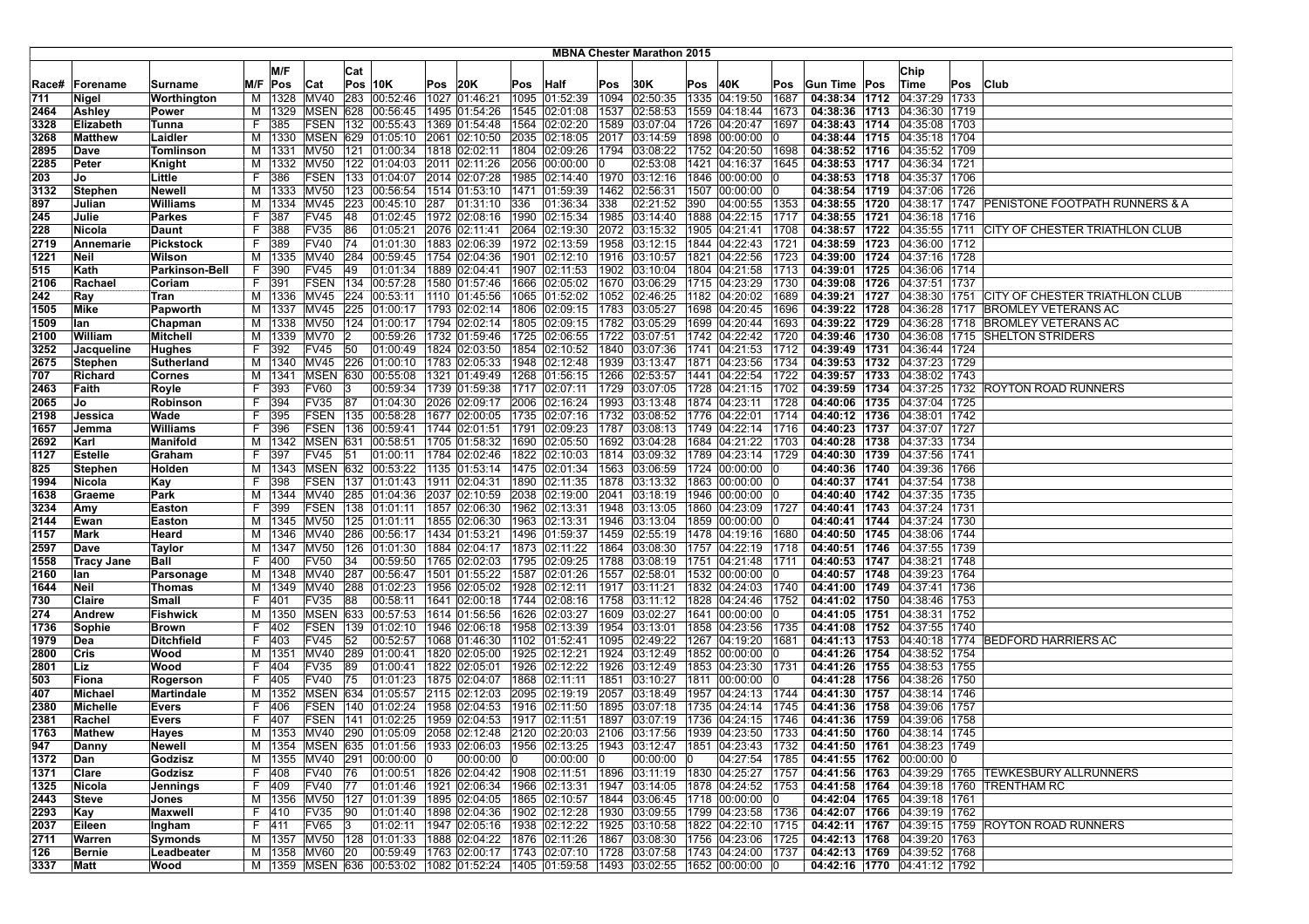# MBNA Chester Marathon 2015

| Race# | Forename | Surname | M/F | M/F Pos | Cat | Cat Pos | 10K | Pos | 20K | Pos | Half | Pos | 30K | Pos | 40K | Pos | Gun Time | Pos | Chip Time | Pos | Club |
|---|---|---|---|---|---|---|---|---|---|---|---|---|---|---|---|---|---|---|---|---|---|
| 711 | Nigel | Worthington | M | 1328 | MV40 | 283 | 00:52:46 | 1027 | 01:46:21 | 1095 | 01:52:39 | 1094 | 02:50:35 | 1335 | 04:19:50 | 1687 | 04:38:34 | 1712 | 04:37:29 | 1733 | |
| 2464 | Ashley | Power | M | 1329 | MSEN | 628 | 00:56:45 | 1495 | 01:54:26 | 1545 | 02:01:08 | 1537 | 02:58:53 | 1559 | 04:18:44 | 1673 | 04:38:36 | 1713 | 04:36:30 | 1719 | |
| 3328 | Elizabeth | Tunna | F | 385 | FSEN | 132 | 00:55:43 | 1369 | 01:54:48 | 1564 | 02:02:20 | 1589 | 03:07:04 | 1726 | 04:20:47 | 1697 | 04:38:43 | 1714 | 04:35:08 | 1703 | |
| 3268 | Matthew | Laidler | M | 1330 | MSEN | 629 | 01:05:10 | 2061 | 02:10:50 | 2035 | 02:18:05 | 2017 | 03:14:59 | 1898 | 00:00:00 | 0 | 04:38:44 | 1715 | 04:35:18 | 1704 | |
| 2895 | Dave | Tomlinson | M | 1331 | MV50 | 121 | 01:00:34 | 1818 | 02:02:11 | 1804 | 02:09:26 | 1794 | 03:08:22 | 1752 | 04:20:50 | 1698 | 04:38:52 | 1716 | 04:35:52 | 1709 | |
| 2285 | Peter | Knight | M | 1332 | MV50 | 122 | 01:04:03 | 2011 | 02:11:26 | 2056 | 00:00:00 | 0 | 02:53:08 | 1421 | 04:16:37 | 1645 | 04:38:53 | 1717 | 04:36:34 | 1721 | |
| 203 | Jo | Little | F | 386 | FSEN | 133 | 01:04:07 | 2014 | 02:07:28 | 1985 | 02:14:40 | 1970 | 03:12:16 | 1846 | 00:00:00 | 0 | 04:38:53 | 1718 | 04:35:37 | 1706 | |
| 3132 | Stephen | Newell | M | 1333 | MV50 | 123 | 00:56:54 | 1514 | 01:53:10 | 1471 | 01:59:39 | 1462 | 02:56:31 | 1507 | 00:00:00 | 0 | 04:38:54 | 1719 | 04:37:06 | 1726 | |
| 897 | Julian | Williams | M | 1334 | MV45 | 223 | 00:45:10 | 287 | 01:31:10 | 336 | 01:36:34 | 338 | 02:21:52 | 390 | 04:00:55 | 1353 | 04:38:55 | 1720 | 04:38:17 | 1747 | PENISTONE FOOTPATH RUNNERS & A |
| 245 | Julie | Parkes | F | 387 | FV45 | 48 | 01:02:45 | 1972 | 02:08:16 | 1990 | 02:15:34 | 1985 | 03:14:40 | 1888 | 04:22:15 | 1717 | 04:38:55 | 1721 | 04:36:18 | 1716 | |
| 228 | Nicola | Daunt | F | 388 | FV35 | 86 | 01:05:21 | 2076 | 02:11:41 | 2064 | 02:19:30 | 2072 | 03:15:32 | 1905 | 04:21:41 | 1708 | 04:38:57 | 1722 | 04:35:55 | 1711 | CITY OF CHESTER TRIATHLON CLUB |
| 2719 | Annemarie | Pickstock | F | 389 | FV40 | 74 | 01:01:30 | 1883 | 02:06:39 | 1972 | 02:13:59 | 1958 | 03:12:15 | 1844 | 04:22:43 | 1721 | 04:38:59 | 1723 | 04:36:00 | 1712 | |
| 1221 | Neil | Wilson | M | 1335 | MV40 | 284 | 00:59:45 | 1754 | 02:04:36 | 1901 | 02:12:10 | 1916 | 03:10:57 | 1821 | 04:22:56 | 1723 | 04:39:00 | 1724 | 04:37:16 | 1728 | |
| 515 | Kath | Parkinson-Bell | F | 390 | FV45 | 49 | 01:01:34 | 1889 | 02:04:41 | 1907 | 02:11:53 | 1902 | 03:10:04 | 1804 | 04:21:58 | 1713 | 04:39:01 | 1725 | 04:36:06 | 1714 | |
| 2106 | Rachael | Coriam | F | 391 | FSEN | 134 | 00:57:28 | 1580 | 01:57:46 | 1666 | 02:05:02 | 1670 | 03:06:29 | 1715 | 04:23:29 | 1730 | 04:39:08 | 1726 | 04:37:51 | 1737 | |
| 242 | Ray | Tran | M | 1336 | MV45 | 224 | 00:53:11 | 1110 | 01:45:56 | 1065 | 01:52:02 | 1052 | 02:46:25 | 1182 | 04:20:02 | 1689 | 04:39:21 | 1727 | 04:38:30 | 1751 | CITY OF CHESTER TRIATHLON CLUB |
| 1505 | Mike | Papworth | M | 1337 | MV45 | 225 | 01:00:17 | 1793 | 02:02:14 | 1806 | 02:09:15 | 1783 | 03:05:27 | 1698 | 04:20:45 | 1696 | 04:39:22 | 1728 | 04:36:28 | 1717 | BROMLEY VETERANS AC |
| 1509 | Ian | Chapman | M | 1338 | MV50 | 124 | 01:00:17 | 1794 | 02:02:14 | 1805 | 02:09:15 | 1782 | 03:05:29 | 1699 | 04:20:44 | 1693 | 04:39:22 | 1729 | 04:36:28 | 1718 | BROMLEY VETERANS AC |
| 2100 | William | Mitchell | M | 1339 | MV70 | 2 | 00:59:26 | 1732 | 01:59:46 | 1725 | 02:06:55 | 1722 | 03:07:51 | 1742 | 04:22:42 | 1720 | 04:39:46 | 1730 | 04:36:08 | 1715 | SHELTON STRIDERS |
| 3252 | Jacqueline | Hughes | F | 392 | FV45 | 50 | 01:00:49 | 1824 | 02:03:50 | 1854 | 02:10:52 | 1840 | 03:07:36 | 1741 | 04:21:53 | 1712 | 04:39:49 | 1731 | 04:36:44 | 1724 | |
| 2675 | Stephen | Sutherland | M | 1340 | MV45 | 226 | 01:00:10 | 1783 | 02:05:33 | 1948 | 02:12:48 | 1939 | 03:13:47 | 1871 | 04:23:56 | 1734 | 04:39:53 | 1732 | 04:37:23 | 1729 | |
| 707 | Richard | Cornes | M | 1341 | MSEN | 630 | 00:55:08 | 1321 | 01:49:49 | 1268 | 01:56:15 | 1266 | 02:53:57 | 1441 | 04:22:54 | 1722 | 04:39:57 | 1733 | 04:38:02 | 1743 | |
| 2463 | Faith | Royle | F | 393 | FV60 | 3 | 00:59:34 | 1739 | 01:59:38 | 1717 | 02:07:11 | 1729 | 03:07:05 | 1728 | 04:21:15 | 1702 | 04:39:59 | 1734 | 04:37:25 | 1732 | ROYTON ROAD RUNNERS |
| 2065 | Jo | Robinson | F | 394 | FV35 | 87 | 01:04:30 | 2026 | 02:09:17 | 2006 | 02:16:24 | 1993 | 03:13:48 | 1874 | 04:23:11 | 1728 | 04:40:06 | 1735 | 04:37:04 | 1725 | |
| 2198 | Jessica | Wade | F | 395 | FSEN | 135 | 00:58:28 | 1677 | 02:00:05 | 1735 | 02:07:16 | 1732 | 03:08:52 | 1776 | 04:22:01 | 1714 | 04:40:12 | 1736 | 04:38:01 | 1742 | |
| 1657 | Jemma | Williams | F | 396 | FSEN | 136 | 00:59:41 | 1744 | 02:01:51 | 1791 | 02:09:23 | 1787 | 03:08:13 | 1749 | 04:22:14 | 1716 | 04:40:23 | 1737 | 04:37:07 | 1727 | |
| 2692 | Karl | Manifold | M | 1342 | MSEN | 631 | 00:58:51 | 1705 | 01:58:32 | 1690 | 02:05:50 | 1692 | 03:04:28 | 1684 | 04:21:22 | 1703 | 04:40:28 | 1738 | 04:37:33 | 1734 | |
| 1127 | Estelle | Graham | F | 397 | FV45 | 51 | 01:00:11 | 1784 | 02:02:46 | 1822 | 02:10:03 | 1814 | 03:09:32 | 1789 | 04:23:14 | 1729 | 04:40:30 | 1739 | 04:37:56 | 1741 | |
| 825 | Stephen | Holden | M | 1343 | MSEN | 632 | 00:53:22 | 1135 | 01:53:14 | 1475 | 02:01:34 | 1563 | 03:06:59 | 1724 | 00:00:00 | 0 | 04:40:36 | 1740 | 04:39:36 | 1766 | |
| 1994 | Nicola | Kay | F | 398 | FSEN | 137 | 01:01:43 | 1911 | 02:04:31 | 1890 | 02:11:35 | 1878 | 03:13:32 | 1863 | 00:00:00 | 0 | 04:40:37 | 1741 | 04:37:54 | 1738 | |
| 1638 | Graeme | Park | M | 1344 | MV40 | 285 | 01:04:36 | 2037 | 02:10:59 | 2038 | 02:19:00 | 2041 | 03:18:19 | 1946 | 00:00:00 | 0 | 04:40:40 | 1742 | 04:37:35 | 1735 | |
| 3234 | Amy | Easton | F | 399 | FSEN | 138 | 01:01:11 | 1857 | 02:06:30 | 1962 | 02:13:31 | 1948 | 03:13:05 | 1860 | 04:23:09 | 1727 | 04:40:41 | 1743 | 04:37:24 | 1731 | |
| 2144 | Ewan | Easton | M | 1345 | MV50 | 125 | 01:01:11 | 1855 | 02:06:30 | 1963 | 02:13:31 | 1946 | 03:13:04 | 1859 | 00:00:00 | 0 | 04:40:41 | 1744 | 04:37:24 | 1730 | |
| 1157 | Mark | Heard | M | 1346 | MV40 | 286 | 00:56:17 | 1434 | 01:53:21 | 1496 | 01:59:37 | 1459 | 02:55:19 | 1478 | 04:19:16 | 1680 | 04:40:50 | 1745 | 04:38:06 | 1744 | |
| 2597 | Dave | Taylor | M | 1347 | MV50 | 126 | 01:01:30 | 1884 | 02:04:17 | 1873 | 02:11:22 | 1864 | 03:08:30 | 1757 | 04:22:19 | 1718 | 04:40:51 | 1746 | 04:37:55 | 1739 | |
| 1558 | Tracy Jane | Ball | F | 400 | FV50 | 34 | 00:59:50 | 1765 | 02:02:03 | 1795 | 02:09:25 | 1788 | 03:08:19 | 1751 | 04:21:48 | 1711 | 04:40:53 | 1747 | 04:38:21 | 1748 | |
| 2160 | Ian | Parsonage | M | 1348 | MV40 | 287 | 00:56:47 | 1501 | 01:55:22 | 1587 | 02:01:26 | 1557 | 02:58:01 | 1532 | 00:00:00 | 0 | 04:40:57 | 1748 | 04:39:23 | 1764 | |
| 1644 | Neil | Thomas | M | 1349 | MV40 | 288 | 01:02:23 | 1956 | 02:05:02 | 1928 | 02:12:11 | 1917 | 03:11:21 | 1832 | 04:24:03 | 1740 | 04:41:00 | 1749 | 04:37:41 | 1736 | |
| 730 | Claire | Small | F | 401 | FV35 | 88 | 00:58:11 | 1641 | 02:00:18 | 1744 | 02:08:16 | 1758 | 03:11:12 | 1828 | 04:24:46 | 1752 | 04:41:02 | 1750 | 04:38:46 | 1753 | |
| 274 | Andrew | Fishwick | M | 1350 | MSEN | 633 | 00:57:53 | 1614 | 01:56:56 | 1626 | 02:03:27 | 1609 | 03:02:27 | 1641 | 00:00:00 | 0 | 04:41:05 | 1751 | 04:38:31 | 1752 | |
| 1736 | Sophie | Brown | F | 402 | FSEN | 139 | 01:02:10 | 1946 | 02:06:18 | 1958 | 02:13:39 | 1954 | 03:13:01 | 1858 | 04:23:56 | 1735 | 04:41:08 | 1752 | 04:37:55 | 1740 | |
| 1979 | Dea | Ditchfield | F | 403 | FV45 | 52 | 00:52:57 | 1068 | 01:46:30 | 1102 | 01:52:41 | 1095 | 02:49:22 | 1267 | 04:19:20 | 1681 | 04:41:13 | 1753 | 04:40:18 | 1774 | BEDFORD HARRIERS AC |
| 2800 | Cris | Wood | M | 1351 | MV40 | 289 | 01:00:41 | 1820 | 02:05:00 | 1925 | 02:12:21 | 1924 | 03:12:49 | 1852 | 00:00:00 | 0 | 04:41:26 | 1754 | 04:38:52 | 1754 | |
| 2801 | Liz | Wood | F | 404 | FV35 | 89 | 01:00:41 | 1822 | 02:05:01 | 1926 | 02:12:22 | 1926 | 03:12:49 | 1853 | 04:23:30 | 1731 | 04:41:26 | 1755 | 04:38:53 | 1755 | |
| 503 | Fiona | Rogerson | F | 405 | FV40 | 75 | 01:01:23 | 1875 | 02:04:07 | 1868 | 02:11:11 | 1851 | 03:10:27 | 1811 | 00:00:00 | 0 | 04:41:28 | 1756 | 04:38:26 | 1750 | |
| 407 | Michael | Martindale | M | 1352 | MSEN | 634 | 01:05:57 | 2115 | 02:12:03 | 2095 | 02:19:19 | 2057 | 03:18:49 | 1957 | 04:24:13 | 1744 | 04:41:30 | 1757 | 04:38:14 | 1746 | |
| 2380 | Michelle | Evers | F | 406 | FSEN | 140 | 01:02:24 | 1958 | 02:04:53 | 1916 | 02:11:50 | 1895 | 03:07:18 | 1735 | 04:24:14 | 1745 | 04:41:36 | 1758 | 04:39:06 | 1757 | |
| 2381 | Rachel | Evers | F | 407 | FSEN | 141 | 01:02:25 | 1959 | 02:04:53 | 1917 | 02:11:51 | 1897 | 03:07:19 | 1736 | 04:24:15 | 1746 | 04:41:36 | 1759 | 04:39:06 | 1758 | |
| 1763 | Mathew | Hayes | M | 1353 | MV40 | 290 | 01:05:09 | 2058 | 02:12:48 | 2120 | 02:20:03 | 2106 | 03:17:56 | 1939 | 04:23:50 | 1733 | 04:41:50 | 1760 | 04:38:14 | 1745 | |
| 947 | Danny | Newell | M | 1354 | MSEN | 635 | 01:01:56 | 1933 | 02:06:03 | 1956 | 02:13:25 | 1943 | 03:12:47 | 1851 | 04:23:43 | 1732 | 04:41:50 | 1761 | 04:38:23 | 1749 | |
| 1372 | Dan | Godzisz | M | 1355 | MV40 | 291 | 00:00:00 | 0 | 00:00:00 | 0 | 00:00:00 | 0 | 00:00:00 | 0 | 04:27:54 | 1785 | 04:41:55 | 1762 | 00:00:00 | 0 | |
| 1371 | Clare | Godzisz | F | 408 | FV40 | 76 | 01:00:51 | 1826 | 02:04:42 | 1908 | 02:11:51 | 1896 | 03:11:19 | 1830 | 04:25:27 | 1757 | 04:41:56 | 1763 | 04:39:29 | 1765 | TEWKESBURY ALLRUNNERS |
| 1325 | Nicola | Jennings | F | 409 | FV40 | 77 | 01:01:46 | 1921 | 02:06:34 | 1966 | 02:13:31 | 1947 | 03:14:05 | 1878 | 04:24:52 | 1753 | 04:41:58 | 1764 | 04:39:18 | 1760 | TRENTHAM RC |
| 2443 | Steve | Jones | M | 1356 | MV50 | 127 | 01:01:39 | 1895 | 02:04:05 | 1865 | 02:10:57 | 1844 | 03:06:45 | 1718 | 00:00:00 | 0 | 04:42:04 | 1765 | 04:39:18 | 1761 | |
| 2293 | Kay | Maxwell | F | 410 | FV35 | 90 | 01:01:40 | 1898 | 02:04:36 | 1902 | 02:12:28 | 1930 | 03:09:55 | 1799 | 04:23:58 | 1736 | 04:42:07 | 1766 | 04:39:19 | 1762 | |
| 2037 | Eileen | Ingham | F | 411 | FV65 | 3 | 01:02:11 | 1947 | 02:05:16 | 1938 | 02:12:22 | 1925 | 03:10:58 | 1822 | 04:22:10 | 1715 | 04:42:11 | 1767 | 04:39:15 | 1759 | ROYTON ROAD RUNNERS |
| 2711 | Warren | Symonds | M | 1357 | MV50 | 128 | 01:01:33 | 1888 | 02:04:22 | 1876 | 02:11:26 | 1867 | 03:08:30 | 1756 | 04:23:06 | 1725 | 04:42:13 | 1768 | 04:39:20 | 1763 | |
| 126 | Bernie | Leadbeater | M | 1358 | MV60 | 20 | 00:59:49 | 1763 | 02:00:17 | 1743 | 02:07:10 | 1728 | 03:07:58 | 1743 | 04:24:00 | 1737 | 04:42:13 | 1769 | 04:39:52 | 1768 | |
| 3337 | Matt | Wood | M | 1359 | MSEN | 636 | 00:53:02 | 1082 | 01:52:24 | 1405 | 01:59:58 | 1493 | 03:02:55 | 1652 | 00:00:00 | 0 | 04:42:16 | 1770 | 04:41:12 | 1792 | |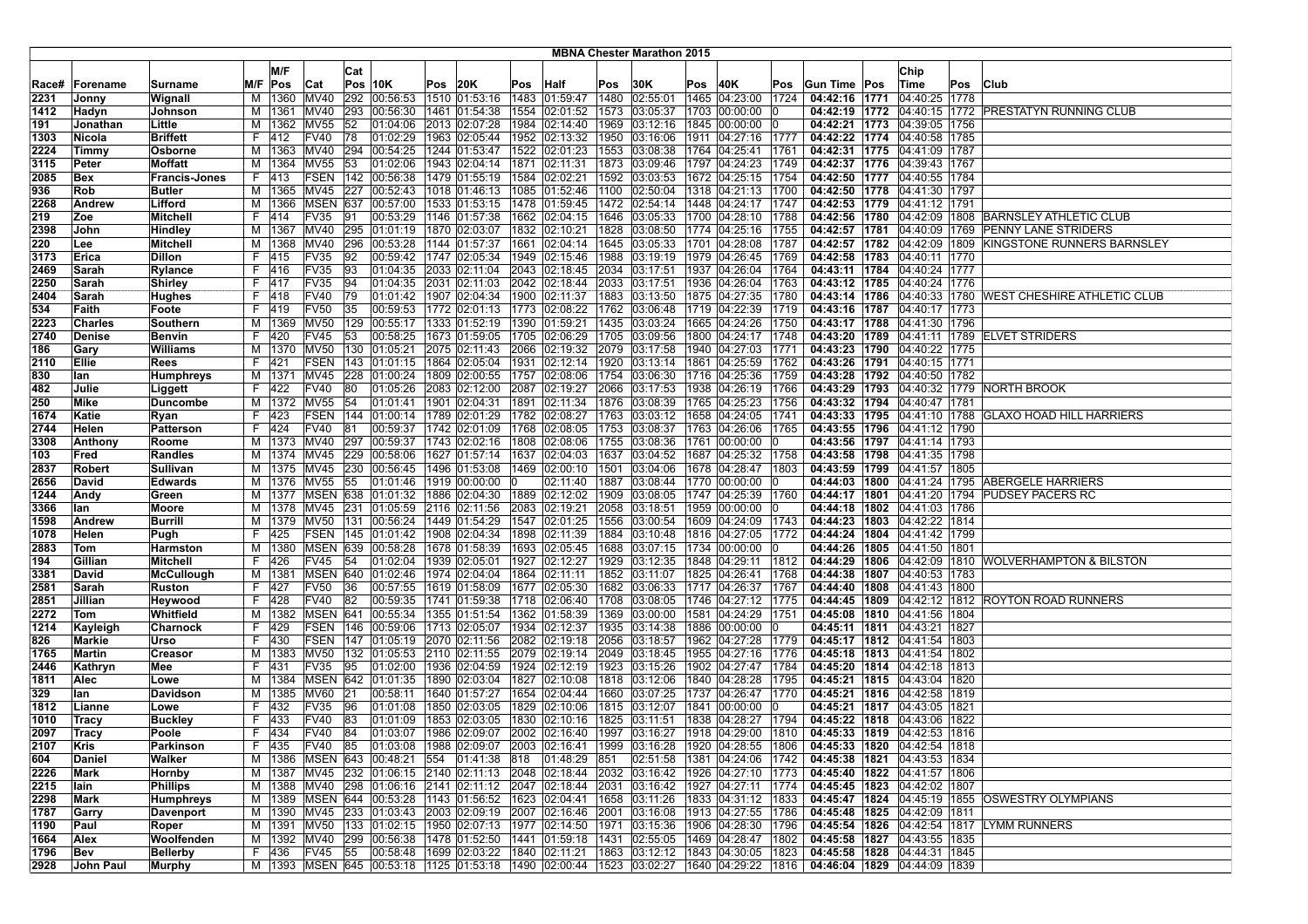# MBNA Chester Marathon 2015

| Race# | Forename | Surname | M/F | M/F Pos | Cat | Cat Pos | 10K | Pos | 20K | Pos | Half | Pos | 30K | Pos | 40K | Pos | Gun Time | Pos | Chip Time | Pos | Club |
|---|---|---|---|---|---|---|---|---|---|---|---|---|---|---|---|---|---|---|---|---|---|
| 2231 | Jonny | Wignall | M | 1360 | MV40 | 292 | 00:56:53 | 1510 | 01:53:16 | 1483 | 01:59:47 | 1480 | 02:55:01 | 1465 | 04:23:00 | 1724 | **04:42:16** | **1771** | 04:40:25 | 1778 | |
| 1412 | Hadyn | Johnson | M | 1361 | MV40 | 293 | 00:56:30 | 1461 | 01:54:38 | 1554 | 02:01:52 | 1573 | 03:05:37 | 1703 | 00:00:00 | 0 | **04:42:19** | **1772** | 04:40:15 | 1772 | PRESTATYN RUNNING CLUB |
| 191 | Jonathan | Little | M | 1362 | MV55 | 52 | 01:04:06 | 2013 | 02:07:28 | 1984 | 02:14:40 | 1969 | 03:12:16 | 1845 | 00:00:00 | 0 | **04:42:21** | **1773** | 04:39:05 | 1756 | |
| 1303 | Nicola | Briffett | F | 412 | FV40 | 78 | 01:02:29 | 1963 | 02:05:44 | 1952 | 02:13:32 | 1950 | 03:16:06 | 1911 | 04:27:16 | 1777 | **04:42:22** | **1774** | 04:40:58 | 1785 | |
| 2224 | Timmy | Osborne | M | 1363 | MV40 | 294 | 00:54:25 | 1244 | 01:53:47 | 1522 | 02:01:23 | 1553 | 03:03:53 | 1764 | 04:25:41 | 1761 | **04:42:31** | **1775** | 04:41:09 | 1787 | |
| 3115 | Peter | Moffatt | M | 1364 | MV55 | 53 | 01:02:06 | 1943 | 02:04:14 | 1871 | 02:11:31 | 1873 | 03:09:46 | 1797 | 04:24:23 | 1749 | **04:42:37** | **1776** | 04:39:43 | 1767 | |
| 2085 | Bex | Francis-Jones | F | 413 | FSEN | 142 | 00:56:38 | 1479 | 01:55:19 | 1584 | 02:02:21 | 1592 | 03:03:53 | 1672 | 04:25:15 | 1754 | **04:42:50** | **1777** | 04:40:55 | 1784 | |
| 936 | Rob | Butler | M | 1365 | MV45 | 227 | 00:52:43 | 1018 | 01:46:13 | 1085 | 01:52:46 | 1100 | 02:50:04 | 1318 | 04:21:13 | 1700 | **04:42:50** | **1778** | 04:41:30 | 1797 | |
| 2268 | Andrew | Lifford | M | 1366 | MSEN | 637 | 00:57:00 | 1533 | 01:53:15 | 1478 | 01:59:45 | 1472 | 02:54:14 | 1448 | 04:24:17 | 1747 | **04:42:53** | **1779** | 04:41:12 | 1791 | |
| 219 | Zoe | Mitchell | F | 414 | FV35 | 91 | 00:53:29 | 1146 | 01:57:38 | 1662 | 02:04:15 | 1646 | 03:05:33 | 1700 | 04:28:10 | 1788 | **04:42:56** | **1780** | 04:42:09 | 1808 | BARNSLEY ATHLETIC CLUB |
| 2398 | John | Hindley | M | 1367 | MV40 | 295 | 01:01:19 | 1870 | 02:03:07 | 1832 | 02:10:21 | 1828 | 03:08:50 | 1774 | 04:25:16 | 1755 | **04:42:57** | **1781** | 04:40:09 | 1769 | PENNY LANE STRIDERS |
| 220 | Lee | Mitchell | M | 1368 | MV40 | 296 | 00:53:28 | 1144 | 01:57:37 | 1661 | 02:04:14 | 1645 | 03:05:33 | 1701 | 04:28:08 | 1787 | **04:42:57** | **1782** | 04:42:09 | 1809 | KINGSTONE RUNNERS BARNSLEY |
| 3173 | Erica | Dillon | F | 415 | FV35 | 92 | 00:59:42 | 1747 | 02:05:34 | 1949 | 02:15:46 | 1988 | 03:19:19 | 1979 | 04:26:45 | 1769 | **04:42:58** | **1783** | 04:40:11 | 1770 | |
| 2469 | Sarah | Rylance | F | 416 | FV35 | 93 | 01:04:35 | 2033 | 02:11:04 | 2043 | 02:18:45 | 2034 | 03:17:51 | 1937 | 04:26:04 | 1764 | **04:43:11** | **1784** | 04:40:24 | 1777 | |
| 2250 | Sarah | Shirley | F | 417 | FV35 | 94 | 01:04:35 | 2031 | 02:11:03 | 2042 | 02:18:44 | 2033 | 03:17:51 | 1936 | 04:26:04 | 1763 | **04:43:12** | **1785** | 04:40:24 | 1776 | |
| 2404 | Sarah | Hughes | F | 418 | FV40 | 79 | 01:01:42 | 1907 | 02:04:34 | 1900 | 02:11:37 | 1883 | 03:13:50 | 1875 | 04:27:35 | 1780 | **04:43:14** | **1786** | 04:40:33 | 1780 | WEST CHESHIRE ATHLETIC CLUB |
| 534 | Faith | Foote | F | 419 | FV50 | 35 | 00:59:53 | 1772 | 02:01:13 | 1773 | 02:08:22 | 1762 | 03:06:48 | 1719 | 04:22:39 | 1719 | **04:43:16** | **1787** | 04:40:17 | 1773 | |
| 2223 | Charles | Southern | M | 1369 | MV50 | 129 | 00:55:17 | 1333 | 01:52:19 | 1390 | 01:59:21 | 1435 | 03:03:24 | 1665 | 04:24:26 | 1750 | **04:43:17** | **1788** | 04:41:30 | 1796 | |
| 2740 | Denise | Benvin | F | 420 | FV45 | 53 | 00:58:25 | 1673 | 01:59:05 | 1705 | 02:06:29 | 1705 | 03:09:56 | 1800 | 04:24:17 | 1748 | **04:43:20** | **1789** | 04:41:11 | 1789 | ELVET STRIDERS |
| 186 | Gary | Williams | M | 1370 | MV50 | 130 | 01:05:21 | 2075 | 02:11:43 | 2066 | 02:19:32 | 2079 | 03:17:58 | 1940 | 04:27:03 | 1771 | **04:43:23** | **1790** | 04:40:22 | 1775 | |
| 2110 | Ellie | Rees | F | 421 | FSEN | 143 | 01:01:15 | 1864 | 02:05:04 | 1931 | 02:12:14 | 1920 | 03:13:14 | 1861 | 04:25:59 | 1762 | **04:43:26** | **1791** | 04:40:15 | 1771 | |
| 830 | Ian | Humphreys | M | 1371 | MV45 | 228 | 01:00:24 | 1809 | 02:00:55 | 1757 | 02:08:06 | 1754 | 03:06:30 | 1716 | 04:25:36 | 1759 | **04:43:28** | **1792** | 04:40:50 | 1782 | |
| 482 | Julie | Liggett | F | 422 | FV40 | 80 | 01:05:26 | 2083 | 02:12:00 | 2087 | 02:19:27 | 2066 | 03:17:53 | 1938 | 04:26:19 | 1766 | **04:43:29** | **1793** | 04:40:32 | 1779 | NORTH BROOK |
| 250 | Mike | Duncombe | M | 1372 | MV55 | 54 | 01:01:41 | 1901 | 02:04:31 | 1891 | 02:11:34 | 1876 | 03:08:39 | 1765 | 04:25:23 | 1756 | **04:43:32** | **1794** | 04:40:47 | 1781 | |
| 1674 | Katie | Ryan | F | 423 | FSEN | 144 | 01:00:14 | 1789 | 02:01:29 | 1782 | 02:08:27 | 1763 | 03:03:12 | 1658 | 04:24:05 | 1741 | **04:43:33** | **1795** | 04:41:10 | 1788 | GLAXO HOAD HILL HARRIERS |
| 2744 | Helen | Patterson | F | 424 | FV40 | 81 | 00:59:37 | 1742 | 02:01:09 | 1768 | 02:08:05 | 1753 | 03:08:37 | 1763 | 04:26:06 | 1765 | **04:43:55** | **1796** | 04:41:12 | 1790 | |
| 3308 | Anthony | Roome | M | 1373 | MV40 | 297 | 00:59:37 | 1743 | 02:02:16 | 1808 | 02:08:06 | 1755 | 03:08:36 | 1761 | 00:00:00 | 0 | **04:43:56** | **1797** | 04:41:14 | 1793 | |
| 103 | Fred | Randles | M | 1374 | MV45 | 229 | 00:58:06 | 1627 | 01:57:14 | 1637 | 02:04:03 | 1637 | 03:04:52 | 1687 | 04:25:32 | 1758 | **04:43:58** | **1798** | 04:41:35 | 1798 | |
| 2837 | Robert | Sullivan | M | 1375 | MV45 | 230 | 00:56:45 | 1496 | 01:53:08 | 1469 | 02:00:10 | 1501 | 03:04:06 | 1678 | 04:28:47 | 1803 | **04:43:59** | **1799** | 04:41:57 | 1805 | |
| 2656 | David | Edwards | M | 1376 | MV55 | 55 | 01:01:46 | 1919 | 00:00:00 | 0 | 02:11:40 | 1887 | 03:08:44 | 1770 | 00:00:00 | 0 | **04:44:03** | **1800** | 04:41:24 | 1795 | ABERGELE HARRIERS |
| 1244 | Andy | Green | M | 1377 | MSEN | 638 | 01:01:32 | 1886 | 02:04:30 | 1889 | 02:12:02 | 1909 | 03:08:05 | 1747 | 04:25:39 | 1760 | **04:44:17** | **1801** | 04:41:20 | 1794 | PUDSEY PACERS RC |
| 3366 | Ian | Moore | M | 1378 | MV45 | 231 | 01:05:59 | 2116 | 02:11:56 | 2083 | 02:19:21 | 2058 | 03:18:51 | 1959 | 00:00:00 | 0 | **04:44:18** | **1802** | 04:41:03 | 1786 | |
| 1598 | Andrew | Burrill | M | 1379 | MV50 | 131 | 00:56:24 | 1449 | 01:54:29 | 1547 | 02:01:25 | 1556 | 03:00:54 | 1609 | 04:24:09 | 1743 | **04:44:23** | **1803** | 04:42:22 | 1814 | |
| 1078 | Helen | Pugh | F | 425 | FSEN | 145 | 01:01:42 | 1908 | 02:04:34 | 1898 | 02:11:39 | 1884 | 03:10:48 | 1816 | 04:27:05 | 1772 | **04:44:24** | **1804** | 04:41:42 | 1799 | |
| 2883 | Tom | Harmston | M | 1380 | MSEN | 639 | 00:58:28 | 1678 | 01:58:39 | 1693 | 02:05:45 | 1688 | 03:07:15 | 1734 | 00:00:00 | 0 | **04:44:26** | **1805** | 04:41:50 | 1801 | |
| 194 | Gillian | Mitchell | F | 426 | FV45 | 54 | 01:02:04 | 1939 | 02:05:01 | 1927 | 02:12:27 | 1929 | 03:12:35 | 1848 | 04:29:11 | 1812 | **04:44:29** | **1806** | 04:42:09 | 1810 | WOLVERHAMPTON & BILSTON |
| 3381 | David | McCullough | M | 1381 | MSEN | 640 | 01:02:46 | 1974 | 02:04:04 | 1864 | 02:11:11 | 1852 | 03:11:07 | 1825 | 04:26:41 | 1768 | **04:44:38** | **1807** | 04:40:53 | 1783 | |
| 2581 | Sarah | Ruston | F | 427 | FV50 | 36 | 00:57:55 | 1619 | 01:58:09 | 1677 | 02:05:30 | 1682 | 03:06:33 | 1717 | 04:26:37 | 1767 | **04:44:40** | **1808** | 04:41:43 | 1800 | |
| 2851 | Jillian | Heywood | F | 428 | FV40 | 82 | 00:59:35 | 1741 | 01:59:58 | 1718 | 02:06:40 | 1708 | 03:08:05 | 1746 | 04:27:12 | 1775 | **04:44:45** | **1809** | 04:42:12 | 1812 | ROYTON ROAD RUNNERS |
| 2272 | Tom | Whitfield | M | 1382 | MSEN | 641 | 00:55:34 | 1355 | 01:51:54 | 1362 | 01:58:39 | 1369 | 03:00:00 | 1581 | 04:24:29 | 1751 | **04:45:08** | **1810** | 04:41:56 | 1804 | |
| 1214 | Kayleigh | Charnock | F | 429 | FSEN | 146 | 00:59:06 | 1713 | 02:05:07 | 1934 | 02:12:37 | 1935 | 03:14:38 | 1886 | 00:00:00 | 0 | **04:45:11** | **1811** | 04:43:21 | 1827 | |
| 826 | Markie | Urso | F | 430 | FSEN | 147 | 01:05:19 | 2070 | 02:11:56 | 2082 | 02:19:18 | 2056 | 03:18:57 | 1962 | 04:27:28 | 1779 | **04:45:17** | **1812** | 04:41:54 | 1803 | |
| 1765 | Martin | Creasor | M | 1383 | MV50 | 132 | 01:05:53 | 2110 | 02:11:55 | 2079 | 02:19:14 | 2049 | 03:18:45 | 1955 | 04:27:16 | 1776 | **04:45:18** | **1813** | 04:41:54 | 1802 | |
| 2446 | Kathryn | Mee | F | 431 | FV35 | 95 | 01:02:00 | 1936 | 02:04:59 | 1924 | 02:12:19 | 1923 | 03:15:26 | 1902 | 04:27:47 | 1784 | **04:45:20** | **1814** | 04:42:18 | 1813 | |
| 1811 | Alec | Lowe | M | 1384 | MSEN | 642 | 01:01:35 | 1890 | 02:03:04 | 1827 | 02:10:08 | 1818 | 03:12:06 | 1840 | 04:28:28 | 1795 | **04:45:21** | **1815** | 04:43:04 | 1820 | |
| 329 | Ian | Davidson | M | 1385 | MV60 | 21 | 00:58:11 | 1640 | 01:57:27 | 1654 | 02:04:44 | 1660 | 03:07:25 | 1737 | 04:26:47 | 1770 | **04:45:21** | **1816** | 04:42:58 | 1819 | |
| 1812 | Lianne | Lowe | F | 432 | FV35 | 96 | 01:01:08 | 1850 | 02:03:05 | 1829 | 02:10:06 | 1815 | 03:12:07 | 1841 | 00:00:00 | 0 | **04:45:21** | **1817** | 04:43:05 | 1821 | |
| 1010 | Tracy | Buckley | F | 433 | FV40 | 83 | 01:01:09 | 1853 | 02:03:05 | 1830 | 02:10:16 | 1825 | 03:11:51 | 1838 | 04:28:27 | 1794 | **04:45:22** | **1818** | 04:43:06 | 1822 | |
| 2097 | Tracy | Poole | F | 434 | FV40 | 84 | 01:03:07 | 1986 | 02:09:07 | 2002 | 02:16:40 | 1997 | 03:16:27 | 1918 | 04:29:00 | 1810 | **04:45:33** | **1819** | 04:42:53 | 1816 | |
| 2107 | Kris | Parkinson | F | 435 | FV40 | 85 | 01:03:08 | 1988 | 02:09:07 | 2003 | 02:16:41 | 1999 | 03:16:28 | 1920 | 04:28:55 | 1806 | **04:45:33** | **1820** | 04:42:54 | 1818 | |
| 604 | Daniel | Walker | M | 1386 | MSEN | 643 | 00:48:21 | 554 | 01:41:38 | 818 | 01:48:29 | 851 | 02:51:58 | 1381 | 04:24:06 | 1742 | **04:45:38** | **1821** | 04:43:53 | 1834 | |
| 2226 | Mark | Hornby | M | 1387 | MV45 | 232 | 01:06:15 | 2140 | 02:11:13 | 2048 | 02:18:44 | 2032 | 03:16:42 | 1926 | 04:27:10 | 1773 | **04:45:40** | **1822** | 04:41:57 | 1806 | |
| 2215 | Iain | Phillips | M | 1388 | MV40 | 298 | 01:06:16 | 2141 | 02:11:12 | 2047 | 02:18:44 | 2031 | 03:16:42 | 1927 | 04:27:11 | 1774 | **04:45:45** | **1823** | 04:42:02 | 1807 | |
| 2298 | Mark | Humphreys | M | 1389 | MSEN | 644 | 00:53:28 | 1143 | 01:56:52 | 1623 | 02:04:41 | 1658 | 03:11:26 | 1833 | 04:31:12 | 1833 | **04:45:47** | **1824** | 04:45:19 | 1855 | OSWESTRY OLYMPIANS |
| 1787 | Garry | Davenport | M | 1390 | MV45 | 233 | 01:03:43 | 2003 | 02:09:19 | 2007 | 02:16:46 | 2001 | 03:16:08 | 1913 | 04:27:55 | 1786 | **04:45:48** | **1825** | 04:42:09 | 1811 | |
| 1190 | Paul | Roper | M | 1391 | MV50 | 133 | 01:02:15 | 1950 | 02:07:13 | 1977 | 02:14:50 | 1971 | 03:15:36 | 1906 | 04:28:30 | 1796 | **04:45:54** | **1826** | 04:42:54 | 1817 | LYMM RUNNERS |
| 1664 | Alex | Woolfenden | M | 1392 | MV40 | 299 | 00:56:38 | 1478 | 01:52:50 | 1441 | 01:59:18 | 1431 | 02:55:05 | 1469 | 04:28:47 | 1802 | **04:45:58** | **1827** | 04:43:55 | 1835 | |
| 1796 | Bev | Bellerby | F | 436 | FV45 | 55 | 00:58:48 | 1699 | 02:03:22 | 1840 | 02:11:21 | 1863 | 03:12:12 | 1843 | 04:30:05 | 1823 | **04:45:58** | **1828** | 04:44:31 | 1845 | |
| 2928 | John Paul | Murphy | M | 1393 | MSEN | 645 | 00:53:18 | 1125 | 01:53:18 | 1490 | 02:00:44 | 1523 | 03:02:27 | 1640 | 04:29:22 | 1816 | **04:46:04** | **1829** | 04:44:09 | 1839 | |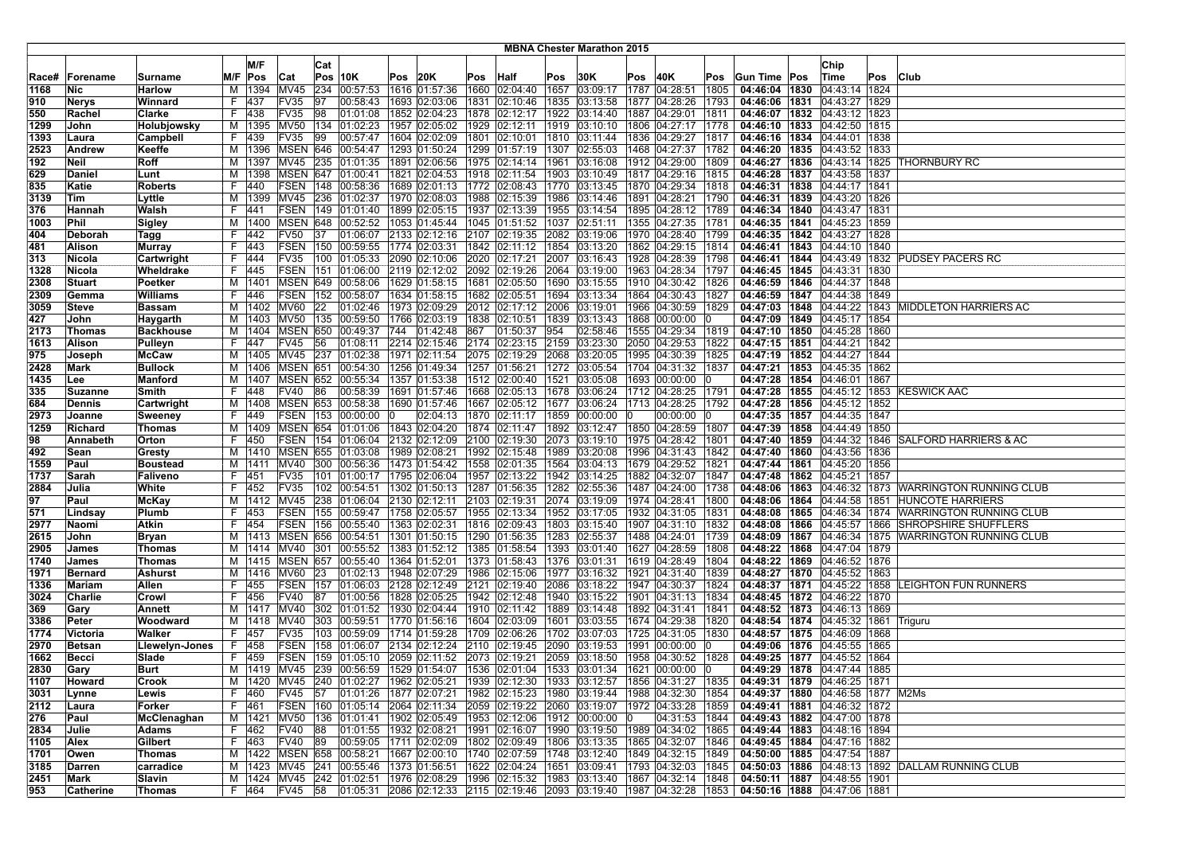# MBNA Chester Marathon 2015

| Race# | Forename | Surname | M/F | M/F Pos | Cat | Cat Pos | 10K | Pos | 20K | Pos | Half | Pos | 30K | Pos | 40K | Pos | Gun Time | Pos | Chip Time | Pos | Club |
|---|---|---|---|---|---|---|---|---|---|---|---|---|---|---|---|---|---|---|---|---|---|
| 1168 | Nic | Harlow | M | 1394 | MV45 | 234 | 00:57:53 | 1616 | 01:57:36 | 1660 | 02:04:40 | 1657 | 03:09:17 | 1787 | 04:28:51 | 1805 | 04:46:04 | 1830 | 04:43:14 | 1824 | |
| 910 | Nerys | Winnard | F | 437 | FV35 | 97 | 00:58:43 | 1693 | 02:03:06 | 1831 | 02:10:46 | 1835 | 03:13:58 | 1877 | 04:28:26 | 1793 | 04:46:06 | 1831 | 04:43:27 | 1829 | |
| 550 | Rachel | Clarke | F | 438 | FV35 | 98 | 01:01:08 | 1852 | 02:04:23 | 1878 | 02:12:17 | 1922 | 03:14:40 | 1887 | 04:29:01 | 1811 | 04:46:07 | 1832 | 04:43:12 | 1823 | |
| 1299 | John | Holubjowsky | M | 1395 | MV50 | 134 | 01:02:23 | 1957 | 02:05:02 | 1929 | 02:12:11 | 1919 | 03:10:10 | 1806 | 04:27:17 | 1778 | 04:46:10 | 1833 | 04:42:50 | 1815 | |
| 1393 | Laura | Campbell | F | 439 | FV35 | 99 | 00:57:47 | 1604 | 02:02:09 | 1801 | 02:10:01 | 1810 | 03:11:44 | 1836 | 04:29:27 | 1817 | 04:46:16 | 1834 | 04:44:01 | 1838 | |
| 2523 | Andrew | Keeffe | M | 1396 | MSEN | 646 | 00:54:47 | 1293 | 01:50:24 | 1299 | 01:57:19 | 1307 | 02:55:03 | 1468 | 04:27:37 | 1782 | 04:46:20 | 1835 | 04:43:52 | 1833 | |
| 192 | Neil | Roff | M | 1397 | MV45 | 235 | 01:01:35 | 1891 | 02:06:56 | 1975 | 02:14:14 | 1961 | 03:16:08 | 1912 | 04:29:00 | 1809 | 04:46:27 | 1836 | 04:43:14 | 1825 | THORNBURY RC |
| 629 | Daniel | Lunt | M | 1398 | MSEN | 647 | 01:00:41 | 1821 | 02:04:53 | 1918 | 02:11:54 | 1903 | 03:10:49 | 1817 | 04:29:16 | 1815 | 04:46:28 | 1837 | 04:43:58 | 1837 | |
| 835 | Katie | Roberts | F | 440 | FSEN | 148 | 00:58:36 | 1689 | 02:01:13 | 1772 | 02:08:43 | 1770 | 03:13:45 | 1870 | 04:29:34 | 1818 | 04:46:31 | 1838 | 04:44:17 | 1841 | |
| 3139 | Tim | Lyttle | M | 1399 | MV45 | 236 | 01:02:37 | 1970 | 02:08:03 | 1988 | 02:15:39 | 1986 | 03:14:46 | 1891 | 04:28:21 | 1790 | 04:46:31 | 1839 | 04:43:20 | 1826 | |
| 376 | Hannah | Walsh | F | 441 | FSEN | 149 | 01:01:40 | 1899 | 02:05:15 | 1937 | 02:13:39 | 1955 | 03:14:54 | 1895 | 04:28:12 | 1789 | 04:46:34 | 1840 | 04:43:47 | 1831 | |
| 1003 | Phil | Sigley | M | 1400 | MSEN | 648 | 00:52:52 | 1053 | 01:45:44 | 1045 | 01:51:52 | 1037 | 02:51:11 | 1355 | 04:27:35 | 1781 | 04:46:35 | 1841 | 04:45:23 | 1859 | |
| 404 | Deborah | Tagg | F | 442 | FV50 | 37 | 01:06:07 | 2133 | 02:12:16 | 2107 | 02:19:35 | 2082 | 03:19:06 | 1970 | 04:28:40 | 1799 | 04:46:35 | 1842 | 04:43:27 | 1828 | |
| 481 | Alison | Murray | F | 443 | FSEN | 150 | 00:59:55 | 1774 | 02:03:31 | 1842 | 02:11:12 | 1854 | 03:13:20 | 1862 | 04:29:15 | 1814 | 04:46:41 | 1843 | 04:44:10 | 1840 | |
| 313 | Nicola | Cartwright | F | 444 | FV35 | 100 | 01:05:33 | 2090 | 02:10:06 | 2020 | 02:17:21 | 2007 | 03:16:43 | 1928 | 04:28:39 | 1798 | 04:46:41 | 1844 | 04:43:49 | 1832 | PUDSEY PACERS RC |
| 1328 | Nicola | Wheldrake | F | 445 | FSEN | 151 | 01:06:00 | 2119 | 02:12:02 | 2092 | 02:19:26 | 2064 | 03:19:00 | 1963 | 04:28:34 | 1797 | 04:46:45 | 1845 | 04:43:31 | 1830 | |
| 2308 | Stuart | Poetker | M | 1401 | MSEN | 649 | 00:58:06 | 1629 | 01:58:15 | 1681 | 02:05:50 | 1690 | 03:15:55 | 1910 | 04:30:42 | 1826 | 04:46:59 | 1846 | 04:44:37 | 1848 | |
| 2309 | Gemma | Williams | F | 446 | FSEN | 152 | 00:58:07 | 1634 | 01:58:15 | 1682 | 02:05:51 | 1694 | 03:13:34 | 1864 | 04:30:43 | 1827 | 04:46:59 | 1847 | 04:44:38 | 1849 | |
| 3059 | Steve | Bassam | M | 1402 | MV60 | 22 | 01:02:46 | 1973 | 02:09:29 | 2012 | 02:17:12 | 2006 | 03:19:01 | 1966 | 04:30:59 | 1829 | 04:47:03 | 1848 | 04:44:22 | 1843 | MIDDLETON HARRIERS AC |
| 427 | John | Haygarth | M | 1403 | MV50 | 135 | 00:59:50 | 1766 | 02:03:19 | 1838 | 02:10:51 | 1839 | 03:13:43 | 1868 | 00:00:00 | 0 | 04:47:09 | 1849 | 04:45:17 | 1854 | |
| 2173 | Thomas | Backhouse | M | 1404 | MSEN | 650 | 00:49:37 | 744 | 01:42:48 | 867 | 01:50:37 | 954 | 02:58:46 | 1555 | 04:29:34 | 1819 | 04:47:10 | 1850 | 04:45:28 | 1860 | |
| 1613 | Alison | Pulleyn | F | 447 | FV45 | 56 | 01:08:11 | 2214 | 02:15:46 | 2174 | 02:23:15 | 2159 | 03:23:30 | 2050 | 04:29:53 | 1822 | 04:47:15 | 1851 | 04:44:21 | 1842 | |
| 975 | Joseph | McCaw | M | 1405 | MV45 | 237 | 01:02:38 | 1971 | 02:11:54 | 2075 | 02:19:29 | 2068 | 03:20:05 | 1995 | 04:30:39 | 1825 | 04:47:19 | 1852 | 04:44:27 | 1844 | |
| 2428 | Mark | Bullock | M | 1406 | MSEN | 651 | 00:54:30 | 1256 | 01:49:34 | 1257 | 01:56:21 | 1272 | 03:05:54 | 1704 | 04:31:32 | 1837 | 04:47:21 | 1853 | 04:45:35 | 1862 | |
| 1435 | Lee | Manford | M | 1407 | MSEN | 652 | 00:55:34 | 1357 | 01:53:38 | 1512 | 02:00:40 | 1521 | 03:05:08 | 1693 | 00:00:00 | 0 | 04:47:28 | 1854 | 04:46:01 | 1867 | |
| 335 | Suzanne | Smith | F | 448 | FV40 | 86 | 00:58:39 | 1691 | 01:57:46 | 1668 | 02:05:13 | 1678 | 03:06:24 | 1712 | 04:28:25 | 1791 | 04:47:28 | 1855 | 04:45:12 | 1853 | KESWICK AAC |
| 684 | Dennis | Cartwright | M | 1408 | MSEN | 653 | 00:58:38 | 1690 | 01:57:46 | 1667 | 02:05:12 | 1677 | 03:06:24 | 1713 | 04:28:25 | 1792 | 04:47:28 | 1856 | 04:45:12 | 1852 | |
| 2973 | Joanne | Sweeney | F | 449 | FSEN | 153 | 00:00:00 | 0 | 02:04:13 | 1870 | 02:11:17 | 1859 | 00:00:00 | 0 | 00:00:00 | 0 | 04:47:35 | 1857 | 04:44:35 | 1847 | |
| 1259 | Richard | Thomas | M | 1409 | MSEN | 654 | 01:01:06 | 1843 | 02:04:20 | 1874 | 02:11:47 | 1892 | 03:12:47 | 1850 | 04:28:59 | 1807 | 04:47:39 | 1858 | 04:44:49 | 1850 | |
| 98 | Annabeth | Orton | F | 450 | FSEN | 154 | 01:06:04 | 2132 | 02:12:09 | 2100 | 02:19:30 | 2073 | 03:19:10 | 1975 | 04:28:42 | 1801 | 04:47:40 | 1859 | 04:44:32 | 1846 | SALFORD HARRIERS & AC |
| 492 | Sean | Gresty | M | 1410 | MSEN | 655 | 01:03:08 | 1989 | 02:08:21 | 1992 | 02:15:48 | 1989 | 03:20:08 | 1996 | 04:31:43 | 1842 | 04:47:40 | 1860 | 04:43:56 | 1836 | |
| 1559 | Paul | Boustead | M | 1411 | MV40 | 300 | 00:56:36 | 1473 | 01:54:42 | 1558 | 02:01:35 | 1564 | 03:04:13 | 1679 | 04:29:52 | 1821 | 04:47:44 | 1861 | 04:45:20 | 1856 | |
| 1737 | Sarah | Faliveno | F | 451 | FV35 | 101 | 01:00:17 | 1795 | 02:06:04 | 1957 | 02:13:22 | 1942 | 03:14:25 | 1882 | 04:32:07 | 1847 | 04:47:48 | 1862 | 04:45:21 | 1857 | |
| 2884 | Julia | White | F | 452 | FV35 | 102 | 00:54:51 | 1302 | 01:50:13 | 1287 | 01:56:35 | 1282 | 02:55:36 | 1487 | 04:24:00 | 1738 | 04:48:06 | 1863 | 04:46:32 | 1873 | WARRINGTON RUNNING CLUB |
| 97 | Paul | McKay | M | 1412 | MV45 | 238 | 01:06:04 | 2130 | 02:12:11 | 2103 | 02:19:31 | 2074 | 03:19:09 | 1974 | 04:28:41 | 1800 | 04:48:06 | 1864 | 04:44:58 | 1851 | HUNCOTE HARRIERS |
| 571 | Lindsay | Plumb | F | 453 | FSEN | 155 | 00:59:47 | 1758 | 02:05:57 | 1955 | 02:13:34 | 1952 | 03:17:05 | 1932 | 04:31:05 | 1831 | 04:48:08 | 1865 | 04:46:34 | 1874 | WARRINGTON RUNNING CLUB |
| 2977 | Naomi | Atkin | F | 454 | FSEN | 156 | 00:55:40 | 1363 | 02:02:31 | 1816 | 02:09:43 | 1803 | 03:15:40 | 1907 | 04:31:10 | 1832 | 04:48:08 | 1866 | 04:45:57 | 1866 | SHROPSHIRE SHUFFLERS |
| 2615 | John | Bryan | M | 1413 | MSEN | 656 | 00:54:51 | 1301 | 01:50:15 | 1290 | 01:56:35 | 1283 | 02:55:37 | 1488 | 04:24:01 | 1739 | 04:48:09 | 1867 | 04:46:34 | 1875 | WARRINGTON RUNNING CLUB |
| 2905 | James | Thomas | M | 1414 | MV40 | 301 | 00:55:52 | 1383 | 01:52:12 | 1385 | 01:58:54 | 1393 | 03:01:40 | 1627 | 04:28:59 | 1808 | 04:48:22 | 1868 | 04:47:04 | 1879 | |
| 1740 | James | Thomas | M | 1415 | MSEN | 657 | 00:55:40 | 1364 | 01:52:01 | 1373 | 01:58:43 | 1376 | 03:01:31 | 1619 | 04:28:49 | 1804 | 04:48:22 | 1869 | 04:46:52 | 1876 | |
| 1971 | Bernard | Ashurst | M | 1416 | MV60 | 23 | 01:02:13 | 1948 | 02:07:29 | 1986 | 02:15:06 | 1977 | 03:16:32 | 1921 | 04:31:40 | 1839 | 04:48:27 | 1870 | 04:45:52 | 1863 | |
| 1336 | Mariam | Allen | F | 455 | FSEN | 157 | 01:06:03 | 2128 | 02:12:49 | 2121 | 02:19:40 | 2086 | 03:18:22 | 1947 | 04:30:37 | 1824 | 04:48:37 | 1871 | 04:45:22 | 1858 | LEIGHTON FUN RUNNERS |
| 3024 | Charlie | Crowl | F | 456 | FV40 | 87 | 01:00:56 | 1828 | 02:05:25 | 1942 | 02:12:48 | 1940 | 03:15:22 | 1901 | 04:31:13 | 1834 | 04:48:45 | 1872 | 04:46:22 | 1870 | |
| 369 | Gary | Annett | M | 1417 | MV40 | 302 | 01:01:52 | 1930 | 02:04:44 | 1910 | 02:11:42 | 1889 | 03:14:48 | 1892 | 04:31:41 | 1841 | 04:48:52 | 1873 | 04:46:13 | 1869 | |
| 3386 | Peter | Woodward | M | 1418 | MV40 | 303 | 00:59:51 | 1770 | 01:56:16 | 1604 | 02:03:09 | 1601 | 03:03:55 | 1674 | 04:29:38 | 1820 | 04:48:54 | 1874 | 04:45:32 | 1861 | Triguru |
| 1774 | Victoria | Walker | F | 457 | FV35 | 103 | 00:59:09 | 1714 | 01:59:28 | 1709 | 02:06:26 | 1702 | 03:07:03 | 1725 | 04:31:05 | 1830 | 04:48:57 | 1875 | 04:46:09 | 1868 | |
| 2970 | Betsan | Llewelyn-Jones | F | 458 | FSEN | 158 | 01:06:07 | 2134 | 02:12:24 | 2110 | 02:19:45 | 2090 | 03:19:53 | 1991 | 00:00:00 | 0 | 04:49:06 | 1876 | 04:45:55 | 1865 | |
| 1662 | Becci | Slade | F | 459 | FSEN | 159 | 01:05:10 | 2059 | 02:11:52 | 2073 | 02:19:21 | 2059 | 03:18:50 | 1958 | 04:30:52 | 1828 | 04:49:25 | 1877 | 04:45:52 | 1864 | |
| 2830 | Gary | Burt | M | 1419 | MV45 | 239 | 00:56:59 | 1529 | 01:54:07 | 1536 | 02:01:04 | 1533 | 03:01:34 | 1621 | 00:00:00 | 0 | 04:49:29 | 1878 | 04:47:44 | 1885 | |
| 1107 | Howard | Crook | M | 1420 | MV45 | 240 | 01:02:27 | 1962 | 02:05:21 | 1939 | 02:12:30 | 1933 | 03:12:57 | 1856 | 04:31:27 | 1835 | 04:49:31 | 1879 | 04:46:25 | 1871 | |
| 3031 | Lynne | Lewis | F | 460 | FV45 | 57 | 01:01:26 | 1877 | 02:07:21 | 1982 | 02:15:23 | 1980 | 03:19:44 | 1988 | 04:32:30 | 1854 | 04:49:37 | 1880 | 04:46:58 | 1877 | M2Ms |
| 2112 | Laura | Forker | F | 461 | FSEN | 160 | 01:05:14 | 2064 | 02:11:34 | 2059 | 02:19:22 | 2060 | 03:19:07 | 1972 | 04:33:28 | 1859 | 04:49:41 | 1881 | 04:46:32 | 1872 | |
| 276 | Paul | McClenaghan | M | 1421 | MV50 | 136 | 01:01:41 | 1902 | 02:05:49 | 1953 | 02:12:06 | 1912 | 00:00:00 | 0 | 04:31:53 | 1844 | 04:49:43 | 1882 | 04:47:00 | 1878 | |
| 2834 | Julie | Adams | F | 462 | FV40 | 88 | 01:01:55 | 1932 | 02:08:21 | 1991 | 02:16:07 | 1990 | 03:19:50 | 1989 | 04:34:02 | 1865 | 04:49:44 | 1883 | 04:48:16 | 1894 | |
| 1105 | Alex | Gilbert | F | 463 | FV40 | 89 | 00:59:05 | 1711 | 02:02:09 | 1802 | 02:09:49 | 1806 | 03:13:35 | 1865 | 04:32:07 | 1846 | 04:49:45 | 1884 | 04:47:16 | 1882 | |
| 1701 | Owen | Thomas | M | 1422 | MSEN | 658 | 00:58:21 | 1667 | 02:00:10 | 1740 | 02:07:59 | 1748 | 03:12:40 | 1849 | 04:32:15 | 1849 | 04:50:00 | 1885 | 04:47:54 | 1887 | |
| 3185 | Darren | carradice | M | 1423 | MV45 | 241 | 00:55:46 | 1373 | 01:56:51 | 1622 | 02:04:24 | 1651 | 03:09:41 | 1793 | 04:32:03 | 1845 | 04:50:03 | 1886 | 04:48:13 | 1892 | DALLAM RUNNING CLUB |
| 2451 | Mark | Slavin | M | 1424 | MV45 | 242 | 01:02:51 | 1976 | 02:08:29 | 1996 | 02:15:32 | 1983 | 03:13:40 | 1867 | 04:32:14 | 1848 | 04:50:11 | 1887 | 04:48:55 | 1901 | |
| 953 | Catherine | Thomas | F | 464 | FV45 | 58 | 01:05:31 | 2086 | 02:12:33 | 2115 | 02:19:46 | 2093 | 03:19:40 | 1987 | 04:32:28 | 1853 | 04:50:16 | 1888 | 04:47:06 | 1881 | |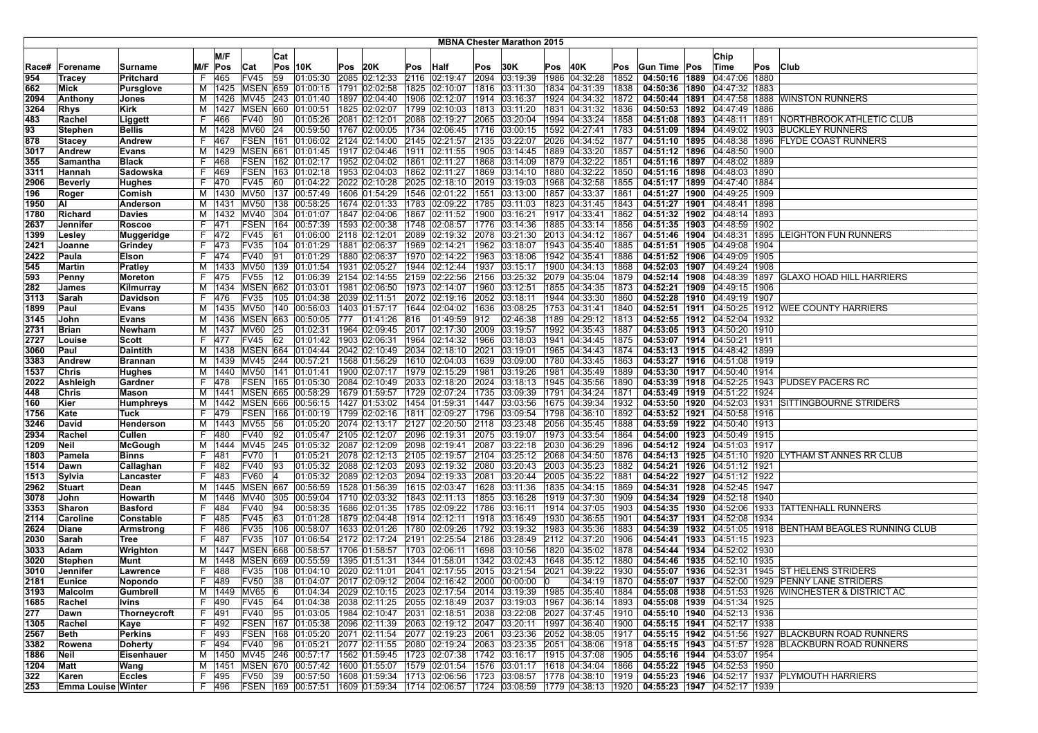# MBNA Chester Marathon 2015

| Race# | Forename | Surname | M/F | M/F Pos | Cat | Cat Pos | 10K | Pos | 20K | Pos | Half | Pos | 30K | Pos | 40K | Pos | Gun Time | Pos | Chip Time | Pos | Club |
|---|---|---|---|---|---|---|---|---|---|---|---|---|---|---|---|---|---|---|---|---|---|
| 954 | Tracey | Pritchard | F | 465 | FV45 | 59 | 01:05:30 | 2085 | 02:12:33 | 2116 | 02:19:47 | 2094 | 03:19:39 | 1986 | 04:32:28 | 1852 | **04:50:16** | **1889** | 04:47:06 | 1880 | |
| 662 | Mick | Pursglove | M | 1425 | MSEN | 659 | 01:00:15 | 1791 | 02:02:58 | 1825 | 02:10:07 | 1816 | 03:11:30 | 1834 | 04:31:39 | 1838 | **04:50:36** | **1890** | 04:47:32 | 1883 | |
| 2094 | Anthony | Jones | M | 1426 | MV45 | 243 | 01:01:40 | 1897 | 02:04:40 | 1906 | 02:12:07 | 1914 | 03:16:37 | 1924 | 04:34:32 | 1872 | **04:50:44** | **1891** | 04:47:58 | 1888 | WINSTON RUNNERS |
| 3264 | Rhys | Kirk | M | 1427 | MSEN | 660 | 01:00:51 | 1825 | 02:02:07 | 1799 | 02:10:03 | 1813 | 03:11:20 | 1831 | 04:31:32 | 1836 | **04:50:53** | **1892** | 04:47:49 | 1886 | |
| 483 | Rachel | Liggett | F | 466 | FV40 | 90 | 01:05:26 | 2081 | 02:12:01 | 2088 | 02:19:27 | 2065 | 03:20:04 | 1994 | 04:33:24 | 1858 | **04:51:08** | **1893** | 04:48:11 | 1891 | NORTHBROOK ATHLETIC CLUB |
| 93 | Stephen | Bellis | M | 1428 | MV60 | 24 | 00:59:50 | 1767 | 02:00:05 | 1734 | 02:06:45 | 1716 | 03:00:15 | 1592 | 04:27:41 | 1783 | **04:51:09** | **1894** | 04:49:02 | 1903 | BUCKLEY RUNNERS |
| 878 | Stacey | Andrew | F | 467 | FSEN | 161 | 01:06:02 | 2124 | 02:14:00 | 2145 | 02:21:57 | 2135 | 03:22:07 | 2026 | 04:34:52 | 1877 | **04:51:10** | **1895** | 04:48:38 | 1896 | FLYDE COAST RUNNERS |
| 3017 | Andrew | Evans | M | 1429 | MSEN | 661 | 01:01:45 | 1917 | 02:04:46 | 1911 | 02:11:55 | 1905 | 03:14:45 | 1889 | 04:33:20 | 1857 | **04:51:12** | **1896** | 04:48:50 | 1900 | |
| 355 | Samantha | Black | F | 468 | FSEN | 162 | 01:02:17 | 1952 | 02:04:02 | 1861 | 02:11:27 | 1868 | 03:14:09 | 1879 | 04:32:22 | 1851 | **04:51:16** | **1897** | 04:48:02 | 1889 | |
| 3311 | Hannah | Sadowska | F | 469 | FSEN | 163 | 01:02:18 | 1953 | 02:04:03 | 1862 | 02:11:27 | 1869 | 03:14:10 | 1880 | 04:32:22 | 1850 | **04:51:16** | **1898** | 04:48:03 | 1890 | |
| 2906 | Beverly | Hughes | F | 470 | FV45 | 60 | 01:04:22 | 2022 | 02:10:28 | 2025 | 02:18:10 | 2019 | 03:19:03 | 1968 | 04:32:58 | 1855 | **04:51:17** | **1899** | 04:47:40 | 1884 | |
| 196 | Roger | Comish | M | 1430 | MV50 | 137 | 00:57:49 | 1606 | 01:54:29 | 1546 | 02:01:22 | 1551 | 03:13:00 | 1857 | 04:33:37 | 1861 | **04:51:27** | **1900** | 04:49:25 | 1909 | |
| 1950 | Al | Anderson | M | 1431 | MV50 | 138 | 00:58:25 | 1674 | 02:01:33 | 1783 | 02:09:22 | 1785 | 03:11:03 | 1823 | 04:31:45 | 1843 | **04:51:27** | **1901** | 04:48:41 | 1898 | |
| 1780 | Richard | Davies | M | 1432 | MV40 | 304 | 01:01:07 | 1847 | 02:04:06 | 1867 | 02:11:52 | 1900 | 03:16:21 | 1917 | 04:33:41 | 1862 | **04:51:32** | **1902** | 04:48:14 | 1893 | |
| 2637 | Jennifer | Roscoe | F | 471 | FSEN | 164 | 00:57:39 | 1593 | 02:00:38 | 1748 | 02:08:57 | 1776 | 03:14:36 | 1885 | 04:33:14 | 1856 | **04:51:35** | **1903** | 04:48:59 | 1902 | |
| 1399 | Lesley | Muggeridge | F | 472 | FV45 | 61 | 01:06:00 | 2118 | 02:12:01 | 2089 | 02:19:32 | 2078 | 03:21:30 | 2013 | 04:34:12 | 1867 | **04:51:46** | **1904** | 04:48:31 | 1895 | LEIGHTON FUN RUNNERS |
| 2421 | Joanne | Grindey | F | 473 | FV35 | 104 | 01:01:29 | 1881 | 02:06:37 | 1969 | 02:14:21 | 1962 | 03:18:07 | 1943 | 04:35:40 | 1885 | **04:51:51** | **1905** | 04:49:08 | 1904 | |
| 2422 | Paula | Elson | F | 474 | FV40 | 91 | 01:01:29 | 1880 | 02:06:37 | 1970 | 02:14:22 | 1963 | 03:18:06 | 1942 | 04:35:41 | 1886 | **04:51:52** | **1906** | 04:49:09 | 1905 | |
| 545 | Martin | Pratley | M | 1433 | MV50 | 139 | 01:01:54 | 1931 | 02:05:27 | 1944 | 02:12:44 | 1937 | 03:15:17 | 1900 | 04:34:13 | 1868 | **04:52:03** | **1907** | 04:49:24 | 1908 | |
| 593 | Penny | Moreton | F | 475 | FV55 | 12 | 01:06:39 | 2154 | 02:14:55 | 2159 | 02:22:56 | 2156 | 03:25:32 | 2079 | 04:35:04 | 1879 | **04:52:14** | **1908** | 04:48:39 | 1897 | GLAXO HOAD HILL HARRIERS |
| 282 | James | Kilmurray | M | 1434 | MSEN | 662 | 01:03:01 | 1981 | 02:06:50 | 1973 | 02:14:07 | 1960 | 03:12:51 | 1855 | 04:34:35 | 1873 | **04:52:21** | **1909** | 04:49:15 | 1906 | |
| 3113 | Sarah | Davidson | F | 476 | FV35 | 105 | 01:04:38 | 2039 | 02:11:51 | 2072 | 02:19:16 | 2052 | 03:18:11 | 1944 | 04:33:30 | 1860 | **04:52:28** | **1910** | 04:49:19 | 1907 | |
| 1899 | Paul | Evans | M | 1435 | MV50 | 140 | 00:56:03 | 1403 | 01:57:17 | 1644 | 02:04:02 | 1636 | 03:08:25 | 1753 | 04:31:41 | 1840 | **04:52:51** | **1911** | 04:50:25 | 1912 | WEE COUNTY HARRIERS |
| 3145 | John | Evans | M | 1436 | MSEN | 663 | 00:50:05 | 777 | 01:41:26 | 816 | 01:49:59 | 912 | 02:46:38 | 1189 | 04:29:12 | 1813 | **04:52:55** | **1912** | 04:52:04 | 1932 | |
| 2731 | Brian | Newham | M | 1437 | MV60 | 25 | 01:02:31 | 1964 | 02:09:45 | 2017 | 02:17:30 | 2009 | 03:19:57 | 1992 | 04:35:43 | 1887 | **04:53:05** | **1913** | 04:50:20 | 1910 | |
| 2727 | Louise | Scott | F | 477 | FV45 | 62 | 01:01:42 | 1903 | 02:06:31 | 1964 | 02:14:32 | 1966 | 03:18:03 | 1941 | 04:34:45 | 1875 | **04:53:07** | **1914** | 04:50:21 | 1911 | |
| 3060 | Paul | Daintith | M | 1438 | MSEN | 664 | 01:04:44 | 2042 | 02:10:49 | 2034 | 02:18:10 | 2021 | 03:19:01 | 1965 | 04:34:43 | 1874 | **04:53:13** | **1915** | 04:48:42 | 1899 | |
| 3383 | Andrew | Brannan | M | 1439 | MV45 | 244 | 00:57:21 | 1568 | 01:56:29 | 1610 | 02:04:03 | 1639 | 03:09:00 | 1780 | 04:33:45 | 1863 | **04:53:27** | **1916** | 04:51:08 | 1919 | |
| 1537 | Chris | Hughes | M | 1440 | MV50 | 141 | 01:01:41 | 1900 | 02:07:37 | 1979 | 02:15:29 | 1981 | 03:19:26 | 1981 | 04:35:49 | 1889 | **04:53:30** | **1917** | 04:50:40 | 1914 | |
| 2022 | Ashleigh | Gardner | F | 478 | FSEN | 165 | 01:05:30 | 2084 | 02:10:49 | 2033 | 02:18:20 | 2024 | 03:18:13 | 1945 | 04:35:56 | 1890 | **04:53:39** | **1918** | 04:52:25 | 1943 | PUDSEY PACERS RC |
| 448 | Chris | Mason | M | 1441 | MSEN | 665 | 00:58:29 | 1679 | 01:59:57 | 1729 | 02:07:24 | 1735 | 03:09:39 | 1791 | 04:34:24 | 1871 | **04:53:49** | **1919** | 04:51:22 | 1924 | |
| 160 | Kier | Humphreys | M | 1442 | MSEN | 666 | 00:56:15 | 1427 | 01:53:02 | 1454 | 01:59:31 | 1447 | 03:03:56 | 1675 | 04:39:34 | 1932 | **04:53:50** | **1920** | 04:52:03 | 1931 | SITTINGBOURNE STRIDERS |
| 1756 | Kate | Tuck | F | 479 | FSEN | 166 | 01:00:19 | 1799 | 02:02:16 | 1811 | 02:09:27 | 1796 | 03:09:54 | 1798 | 04:36:10 | 1892 | **04:53:52** | **1921** | 04:50:58 | 1916 | |
| 3246 | David | Henderson | M | 1443 | MV55 | 56 | 01:05:20 | 2074 | 02:13:17 | 2127 | 02:20:50 | 2118 | 03:23:48 | 2056 | 04:35:45 | 1888 | **04:53:59** | **1922** | 04:50:40 | 1913 | |
| 2934 | Rachel | Cullen | F | 480 | FV40 | 92 | 01:05:47 | 2105 | 02:12:07 | 2096 | 02:19:31 | 2075 | 03:19:07 | 1973 | 04:33:54 | 1864 | **04:54:00** | **1923** | 04:50:49 | 1915 | |
| 1209 | Neil | McGough | M | 1444 | MV45 | 245 | 01:05:32 | 2087 | 02:12:09 | 2098 | 02:19:41 | 2087 | 03:22:18 | 2030 | 04:36:29 | 1896 | **04:54:12** | **1924** | 04:51:03 | 1917 | |
| 1803 | Pamela | Binns | F | 481 | FV70 | 1 | 01:05:21 | 2078 | 02:12:13 | 2105 | 02:19:57 | 2104 | 03:25:12 | 2068 | 04:34:50 | 1876 | **04:54:13** | **1925** | 04:51:10 | 1920 | LYTHAM ST ANNES RR CLUB |
| 1514 | Dawn | Callaghan | F | 482 | FV40 | 93 | 01:05:32 | 2088 | 02:12:03 | 2093 | 02:19:32 | 2080 | 03:20:43 | 2003 | 04:35:23 | 1882 | **04:54:21** | **1926** | 04:51:12 | 1921 | |
| 1513 | Sylvia | Lancaster | F | 483 | FV60 | 4 | 01:05:32 | 2089 | 02:12:03 | 2094 | 02:19:33 | 2081 | 03:20:44 | 2005 | 04:35:22 | 1881 | **04:54:22** | **1927** | 04:51:12 | 1922 | |
| 2962 | Stuart | Dean | M | 1445 | MSEN | 667 | 00:56:59 | 1528 | 01:56:39 | 1615 | 02:03:47 | 1628 | 03:11:36 | 1835 | 04:34:15 | 1869 | **04:54:31** | **1928** | 04:52:45 | 1947 | |
| 3078 | John | Howarth | M | 1446 | MV40 | 305 | 00:59:04 | 1710 | 02:03:32 | 1843 | 02:11:13 | 1855 | 03:16:28 | 1919 | 04:37:30 | 1909 | **04:54:34** | **1929** | 04:52:18 | 1940 | |
| 3353 | Sharon | Basford | F | 484 | FV40 | 94 | 00:58:35 | 1686 | 02:01:35 | 1785 | 02:09:22 | 1786 | 03:16:11 | 1914 | 04:37:05 | 1903 | **04:54:35** | **1930** | 04:52:06 | 1933 | TATTENHALL RUNNERS |
| 2114 | Caroline | Constable | F | 485 | FV45 | 63 | 01:01:28 | 1879 | 02:04:48 | 1914 | 02:12:11 | 1918 | 03:16:49 | 1930 | 04:36:55 | 1901 | **04:54:37** | **1931** | 04:52:08 | 1934 | |
| 2624 | Diane | Armstrong | F | 486 | FV35 | 106 | 00:58:07 | 1633 | 02:01:26 | 1780 | 02:09:26 | 1792 | 03:19:32 | 1983 | 04:35:36 | 1883 | **04:54:39** | **1932** | 04:51:05 | 1918 | BENTHAM BEAGLES RUNNING CLUB |
| 2030 | Sarah | Tree | F | 487 | FV35 | 107 | 01:06:54 | 2172 | 02:17:24 | 2191 | 02:25:54 | 2186 | 03:28:49 | 2112 | 04:37:20 | 1906 | **04:54:41** | **1933** | 04:51:15 | 1923 | |
| 3033 | Adam | Wrighton | M | 1447 | MSEN | 668 | 00:58:57 | 1706 | 01:58:57 | 1703 | 02:06:11 | 1698 | 03:10:56 | 1820 | 04:35:02 | 1878 | **04:54:44** | **1934** | 04:52:02 | 1930 | |
| 3020 | Stephen | Munt | M | 1448 | MSEN | 669 | 00:55:59 | 1395 | 01:51:31 | 1344 | 01:58:01 | 1342 | 03:02:43 | 1648 | 04:35:12 | 1880 | **04:54:46** | **1935** | 04:52:10 | 1935 | |
| 3010 | Jennifer | Lawrence | F | 488 | FV35 | 108 | 01:04:10 | 2020 | 02:11:01 | 2041 | 02:17:55 | 2015 | 03:21:54 | 2021 | 04:39:22 | 1930 | **04:55:07** | **1936** | 04:52:31 | 1945 | ST HELENS STRIDERS |
| 2181 | Eunice | Nopondo | F | 489 | FV50 | 38 | 01:04:07 | 2017 | 02:09:12 | 2004 | 02:16:42 | 2000 | 00:00:00 | 0 | 04:34:19 | 1870 | **04:55:07** | **1937** | 04:52:00 | 1929 | PENNY LANE STRIDERS |
| 3193 | Malcolm | Gumbrell | M | 1449 | MV65 | 6 | 01:04:34 | 2029 | 02:10:15 | 2023 | 02:17:54 | 2014 | 03:19:39 | 1985 | 04:35:40 | 1884 | **04:55:08** | **1938** | 04:51:53 | 1926 | WINCHESTER & DISTRICT AC |
| 1685 | Rachel | Ivins | F | 490 | FV45 | 64 | 01:04:38 | 2038 | 02:11:25 | 2055 | 02:18:49 | 2037 | 03:19:03 | 1967 | 04:36:14 | 1893 | **04:55:08** | **1939** | 04:51:34 | 1925 | |
| 277 | Dawn | Thorneycroft | F | 491 | FV40 | 95 | 01:03:05 | 1984 | 02:10:47 | 2031 | 02:18:51 | 2038 | 03:22:08 | 2027 | 04:37:45 | 1910 | **04:55:10** | **1940** | 04:52:13 | 1936 | |
| 1305 | Rachel | Kaye | F | 492 | FSEN | 167 | 01:05:38 | 2096 | 02:11:39 | 2063 | 02:19:12 | 2047 | 03:20:11 | 1997 | 04:36:40 | 1900 | **04:55:15** | **1941** | 04:52:17 | 1938 | |
| 2567 | Beth | Perkins | F | 493 | FSEN | 168 | 01:05:20 | 2071 | 02:11:54 | 2077 | 02:19:23 | 2061 | 03:23:36 | 2052 | 04:38:05 | 1917 | **04:55:15** | **1942** | 04:51:56 | 1927 | BLACKBURN ROAD RUNNERS |
| 3382 | Rowena | Doherty | F | 494 | FV40 | 96 | 01:05:21 | 2077 | 02:11:55 | 2080 | 02:19:24 | 2063 | 03:23:35 | 2051 | 04:38:06 | 1918 | **04:55:15** | **1943** | 04:51:57 | 1928 | BLACKBURN ROAD RUNNERS |
| 1886 | Neil | Eisenhauer | M | 1450 | MV45 | 246 | 00:57:17 | 1562 | 01:59:45 | 1723 | 02:07:38 | 1742 | 03:16:17 | 1915 | 04:37:08 | 1905 | **04:55:16** | **1944** | 04:53:07 | 1954 | |
| 1204 | Matt | Wang | M | 1451 | MSEN | 670 | 00:57:42 | 1600 | 01:55:07 | 1579 | 02:01:54 | 1576 | 03:01:17 | 1618 | 04:34:04 | 1866 | **04:55:22** | **1945** | 04:52:53 | 1950 | |
| 322 | Karen | Eccles | F | 495 | FV50 | 39 | 00:57:50 | 1608 | 01:59:34 | 1713 | 02:06:56 | 1723 | 03:08:57 | 1778 | 04:38:10 | 1919 | **04:55:23** | **1946** | 04:52:17 | 1937 | PLYMOUTH HARRIERS |
| 253 | Emma Louise | Winter | F | 496 | FSEN | 169 | 00:57:51 | 1609 | 01:59:34 | 1714 | 02:06:57 | 1724 | 03:08:59 | 1779 | 04:38:13 | 1920 | **04:55:23** | **1947** | 04:52:17 | 1939 | |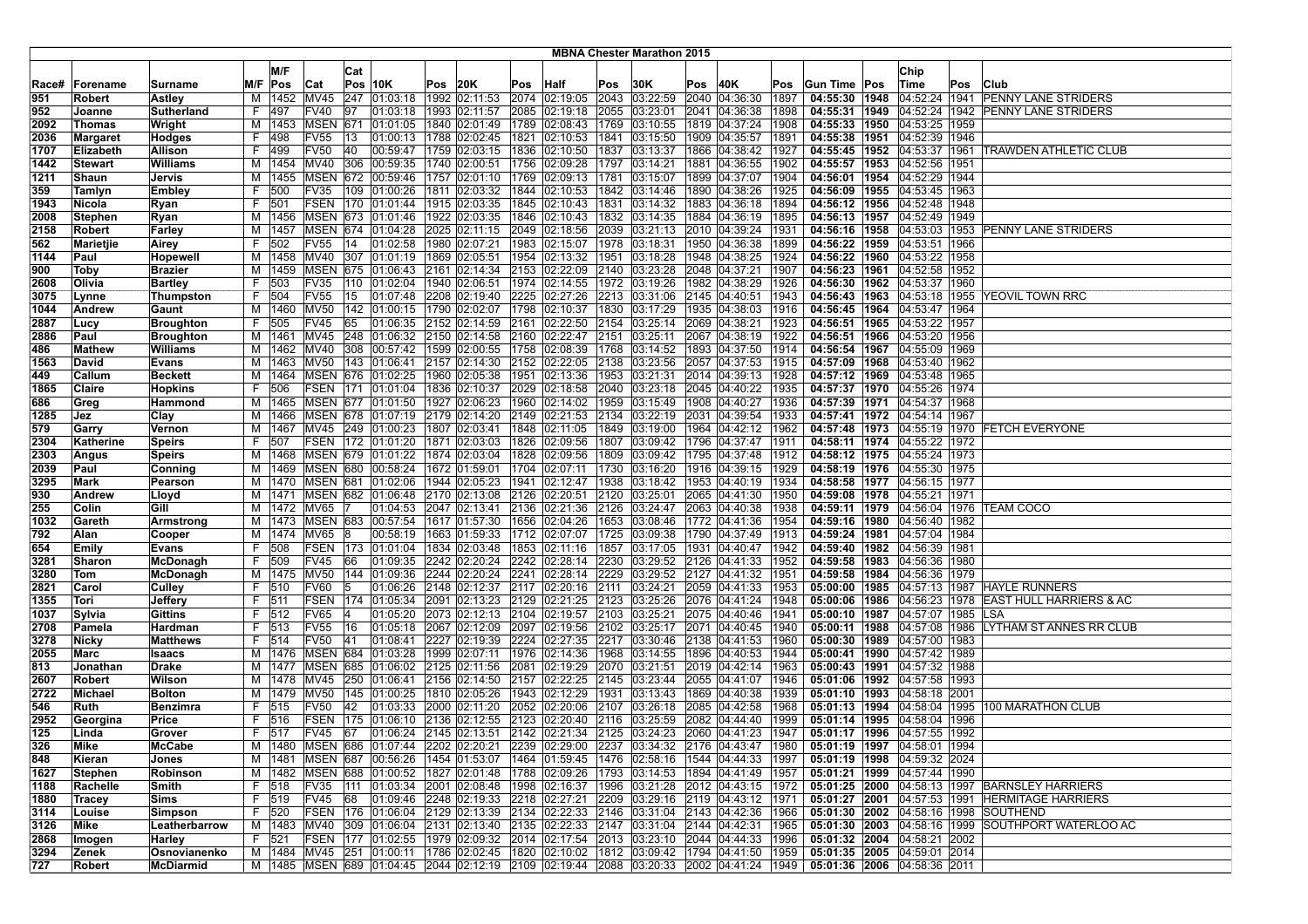# MBNA Chester Marathon 2015

| Race# | Forename | Surname | M/F | M/F Pos | Cat | Cat Pos | 10K | Pos | 20K | Pos | Half | Pos | 30K | Pos | 40K | Pos | Gun Time | Pos | Chip Time | Pos | Club |
|---|---|---|---|---|---|---|---|---|---|---|---|---|---|---|---|---|---|---|---|---|---|
| 951 | Robert | Astley | M | 1452 | MV45 | 247 | 01:03:18 | 1992 | 02:11:53 | 2074 | 02:19:05 | 2043 | 03:22:59 | 2040 | 04:36:30 | 1897 | 04:55:30 | 1948 | 04:52:24 | 1941 | PENNY LANE STRIDERS |
| 952 | Joanne | Sutherland | F | 497 | FV40 | 97 | 01:03:18 | 1993 | 02:11:57 | 2085 | 02:19:18 | 2055 | 03:23:01 | 2041 | 04:36:38 | 1898 | 04:55:31 | 1949 | 04:52:24 | 1942 | PENNY LANE STRIDERS |
| 2092 | Thomas | Wright | M | 1453 | MSEN | 671 | 01:01:05 | 1840 | 02:01:49 | 1789 | 02:08:43 | 1769 | 03:10:55 | 1819 | 04:37:24 | 1908 | 04:55:33 | 1950 | 04:53:25 | 1959 | |
| 2036 | Margaret | Hodges | F | 498 | FV55 | 13 | 01:00:13 | 1788 | 02:02:45 | 1821 | 02:10:53 | 1841 | 03:15:50 | 1909 | 04:35:57 | 1891 | 04:55:38 | 1951 | 04:52:39 | 1946 | |
| 1707 | Elizabeth | Allison | F | 499 | FV50 | 40 | 00:59:47 | 1759 | 02:03:15 | 1836 | 02:10:50 | 1837 | 03:13:37 | 1866 | 04:38:42 | 1927 | 04:55:45 | 1952 | 04:53:37 | 1961 | TRAWDEN ATHLETIC CLUB |
| 1442 | Stewart | Williams | M | 1454 | MV40 | 306 | 00:59:35 | 1740 | 02:00:51 | 1756 | 02:09:28 | 1797 | 03:14:21 | 1881 | 04:36:55 | 1902 | 04:55:57 | 1953 | 04:52:56 | 1951 | |
| 1211 | Shaun | Jervis | M | 1455 | MSEN | 672 | 00:59:46 | 1757 | 02:01:10 | 1769 | 02:09:13 | 1781 | 03:15:07 | 1899 | 04:37:07 | 1904 | 04:56:01 | 1954 | 04:52:29 | 1944 | |
| 359 | Tamlyn | Embley | F | 500 | FV35 | 109 | 01:00:26 | 1811 | 02:03:32 | 1844 | 02:10:53 | 1842 | 03:14:46 | 1890 | 04:38:26 | 1925 | 04:56:09 | 1955 | 04:53:45 | 1963 | |
| 1943 | Nicola | Ryan | F | 501 | FSEN | 170 | 01:01:44 | 1915 | 02:03:35 | 1845 | 02:10:43 | 1831 | 03:14:32 | 1883 | 04:36:18 | 1894 | 04:56:12 | 1956 | 04:52:48 | 1948 | |
| 2008 | Stephen | Ryan | M | 1456 | MSEN | 673 | 01:01:46 | 1922 | 02:03:35 | 1846 | 02:10:43 | 1832 | 03:14:35 | 1884 | 04:36:19 | 1895 | 04:56:13 | 1957 | 04:52:49 | 1949 | |
| 2158 | Robert | Farley | M | 1457 | MSEN | 674 | 01:04:28 | 2025 | 02:11:15 | 2049 | 02:18:56 | 2039 | 03:21:13 | 2010 | 04:39:24 | 1931 | 04:56:16 | 1958 | 04:53:03 | 1953 | PENNY LANE STRIDERS |
| 562 | Marietjie | Airey | F | 502 | FV55 | 14 | 01:02:58 | 1980 | 02:07:21 | 1983 | 02:15:07 | 1978 | 03:18:31 | 1950 | 04:36:38 | 1899 | 04:56:22 | 1959 | 04:53:51 | 1966 | |
| 1144 | Paul | Hopewell | M | 1458 | MV40 | 307 | 01:01:19 | 1869 | 02:05:51 | 1954 | 02:13:32 | 1951 | 03:18:28 | 1948 | 04:38:25 | 1924 | 04:56:22 | 1960 | 04:53:22 | 1958 | |
| 900 | Toby | Brazier | M | 1459 | MSEN | 675 | 01:06:43 | 2161 | 02:14:34 | 2153 | 02:22:09 | 2140 | 03:23:28 | 2048 | 04:37:21 | 1907 | 04:56:23 | 1961 | 04:52:58 | 1952 | |
| 2608 | Olivia | Bartley | F | 503 | FV35 | 110 | 01:02:04 | 1940 | 02:06:51 | 1974 | 02:14:55 | 1972 | 03:19:26 | 1982 | 04:38:29 | 1926 | 04:56:30 | 1962 | 04:53:37 | 1960 | |
| 3075 | Lynne | Thumpston | F | 504 | FV55 | 15 | 01:07:48 | 2208 | 02:19:40 | 2225 | 02:27:26 | 2213 | 03:31:06 | 2145 | 04:40:51 | 1943 | 04:56:43 | 1963 | 04:53:18 | 1955 | YEOVIL TOWN RRC |
| 1044 | Andrew | Gaunt | M | 1460 | MV50 | 142 | 01:00:15 | 1790 | 02:02:07 | 1798 | 02:10:37 | 1830 | 03:17:29 | 1935 | 04:38:03 | 1916 | 04:56:45 | 1964 | 04:53:47 | 1964 | |
| 2887 | Lucy | Broughton | F | 505 | FV45 | 65 | 01:06:35 | 2152 | 02:14:59 | 2161 | 02:22:50 | 2154 | 03:25:14 | 2069 | 04:38:21 | 1923 | 04:56:51 | 1965 | 04:53:22 | 1957 | |
| 2886 | Paul | Broughton | M | 1461 | MV45 | 248 | 01:06:32 | 2150 | 02:14:58 | 2160 | 02:22:47 | 2151 | 03:25:11 | 2067 | 04:38:19 | 1922 | 04:56:51 | 1966 | 04:53:20 | 1956 | |
| 486 | Mathew | Williams | M | 1462 | MV40 | 308 | 00:57:42 | 1599 | 02:00:55 | 1758 | 02:08:39 | 1768 | 03:14:52 | 1893 | 04:37:50 | 1914 | 04:56:54 | 1967 | 04:55:09 | 1969 | |
| 1563 | David | Evans | M | 1463 | MV50 | 143 | 01:06:41 | 2157 | 02:14:30 | 2152 | 02:22:05 | 2138 | 03:23:56 | 2057 | 04:37:53 | 1915 | 04:57:09 | 1968 | 04:53:40 | 1962 | |
| 449 | Callum | Beckett | M | 1464 | MSEN | 676 | 01:02:25 | 1960 | 02:05:38 | 1951 | 02:13:36 | 1953 | 03:21:31 | 2014 | 04:39:13 | 1928 | 04:57:12 | 1969 | 04:53:48 | 1965 | |
| 1865 | Claire | Hopkins | F | 506 | FSEN | 171 | 01:01:04 | 1836 | 02:10:37 | 2029 | 02:18:58 | 2040 | 03:23:18 | 2045 | 04:40:22 | 1935 | 04:57:37 | 1970 | 04:55:26 | 1974 | |
| 686 | Greg | Hammond | M | 1465 | MSEN | 677 | 01:01:50 | 1927 | 02:06:23 | 1960 | 02:14:02 | 1959 | 03:15:49 | 1908 | 04:40:27 | 1936 | 04:57:39 | 1971 | 04:54:37 | 1968 | |
| 1285 | Jez | Clay | M | 1466 | MSEN | 678 | 01:07:19 | 2179 | 02:14:20 | 2149 | 02:21:53 | 2134 | 03:22:19 | 2031 | 04:39:54 | 1933 | 04:57:41 | 1972 | 04:54:14 | 1967 | |
| 579 | Garry | Vernon | M | 1467 | MV45 | 249 | 01:00:23 | 1807 | 02:03:41 | 1848 | 02:11:05 | 1849 | 03:19:00 | 1964 | 04:42:12 | 1962 | 04:57:48 | 1973 | 04:55:19 | 1970 | FETCH EVERYONE |
| 2304 | Katherine | Speirs | F | 507 | FSEN | 172 | 01:01:20 | 1871 | 02:03:03 | 1826 | 02:09:56 | 1807 | 03:09:42 | 1796 | 04:37:47 | 1911 | 04:58:11 | 1974 | 04:55:22 | 1972 | |
| 2303 | Angus | Speirs | M | 1468 | MSEN | 679 | 01:01:22 | 1874 | 02:03:04 | 1828 | 02:09:56 | 1809 | 03:09:42 | 1795 | 04:37:48 | 1912 | 04:58:12 | 1975 | 04:55:24 | 1973 | |
| 2039 | Paul | Conning | M | 1469 | MSEN | 680 | 00:58:24 | 1672 | 01:59:01 | 1704 | 02:07:11 | 1730 | 03:16:20 | 1916 | 04:39:15 | 1929 | 04:58:19 | 1976 | 04:55:30 | 1975 | |
| 3295 | Mark | Pearson | M | 1470 | MSEN | 681 | 01:02:06 | 1944 | 02:05:23 | 1941 | 02:12:47 | 1938 | 03:18:42 | 1953 | 04:40:19 | 1934 | 04:58:58 | 1977 | 04:56:15 | 1977 | |
| 930 | Andrew | Lloyd | M | 1471 | MSEN | 682 | 01:06:48 | 2170 | 02:13:08 | 2126 | 02:20:51 | 2120 | 03:25:01 | 2065 | 04:41:30 | 1950 | 04:59:08 | 1978 | 04:55:21 | 1971 | |
| 255 | Colin | Gill | M | 1472 | MV65 | 7 | 01:04:53 | 2047 | 02:13:41 | 2136 | 02:21:36 | 2126 | 03:24:47 | 2063 | 04:40:38 | 1938 | 04:59:11 | 1979 | 04:56:04 | 1976 | TEAM COCO |
| 1032 | Gareth | Armstrong | M | 1473 | MSEN | 683 | 00:57:54 | 1617 | 01:57:30 | 1656 | 02:04:26 | 1653 | 03:08:46 | 1772 | 04:41:36 | 1954 | 04:59:16 | 1980 | 04:56:40 | 1982 | |
| 792 | Alan | Cooper | M | 1474 | MV65 | 8 | 00:58:19 | 1663 | 01:59:33 | 1712 | 02:07:07 | 1725 | 03:09:38 | 1790 | 04:37:49 | 1913 | 04:59:24 | 1981 | 04:57:04 | 1984 | |
| 654 | Emily | Evans | F | 508 | FSEN | 173 | 01:01:04 | 1834 | 02:03:48 | 1853 | 02:11:16 | 1857 | 03:17:05 | 1931 | 04:40:47 | 1942 | 04:59:40 | 1982 | 04:56:39 | 1981 | |
| 3281 | Sharon | McDonagh | F | 509 | FV45 | 66 | 01:09:35 | 2242 | 02:20:24 | 2242 | 02:28:14 | 2230 | 03:29:52 | 2126 | 04:41:33 | 1952 | 04:59:58 | 1983 | 04:56:36 | 1980 | |
| 3280 | Tom | McDonagh | M | 1475 | MV50 | 144 | 01:09:36 | 2244 | 02:20:24 | 2241 | 02:28:14 | 2229 | 03:29:52 | 2127 | 04:41:32 | 1951 | 04:59:58 | 1984 | 04:56:36 | 1979 | |
| 2821 | Carol | Culley | F | 510 | FV60 | 5 | 01:06:26 | 2148 | 02:12:52 | 2117 | 02:20:16 | 2111 | 03:24:21 | 2059 | 04:41:33 | 1953 | 05:00:00 | 1985 | 04:57:13 | 1987 | HAYLE RUNNERS |
| 1355 | Tori | Jeffery | F | 511 | FSEN | 174 | 01:05:34 | 2091 | 02:13:23 | 2129 | 02:21:25 | 2123 | 03:25:26 | 2076 | 04:41:24 | 1948 | 05:00:06 | 1986 | 04:56:23 | 1978 | EAST HULL HARRIERS & AC |
| 1037 | Sylvia | Gittins | F | 512 | FV65 | 4 | 01:05:20 | 2073 | 02:12:13 | 2104 | 02:19:57 | 2103 | 03:25:21 | 2075 | 04:40:46 | 1941 | 05:00:10 | 1987 | 04:57:07 | 1985 | LSA |
| 2708 | Pamela | Hardman | F | 513 | FV55 | 16 | 01:05:18 | 2067 | 02:12:09 | 2097 | 02:19:56 | 2102 | 03:25:17 | 2071 | 04:40:45 | 1940 | 05:00:11 | 1988 | 04:57:08 | 1986 | LYTHAM ST ANNES RR CLUB |
| 3278 | Nicky | Matthews | F | 514 | FV50 | 41 | 01:08:41 | 2227 | 02:19:39 | 2224 | 02:27:35 | 2217 | 03:30:46 | 2138 | 04:41:53 | 1960 | 05:00:30 | 1989 | 04:57:00 | 1983 | |
| 2055 | Marc | Isaacs | M | 1476 | MSEN | 684 | 01:03:28 | 1999 | 02:07:11 | 1976 | 02:14:36 | 1968 | 03:14:55 | 1896 | 04:40:53 | 1944 | 05:00:41 | 1990 | 04:57:42 | 1989 | |
| 813 | Jonathan | Drake | M | 1477 | MSEN | 685 | 01:06:02 | 2125 | 02:11:56 | 2081 | 02:19:29 | 2070 | 03:21:51 | 2019 | 04:42:14 | 1963 | 05:00:43 | 1991 | 04:57:32 | 1988 | |
| 2607 | Robert | Wilson | M | 1478 | MV45 | 250 | 01:06:41 | 2156 | 02:14:50 | 2157 | 02:22:25 | 2145 | 03:23:44 | 2055 | 04:41:07 | 1946 | 05:01:06 | 1992 | 04:57:58 | 1993 | |
| 2722 | Michael | Bolton | M | 1479 | MV50 | 145 | 01:00:25 | 1810 | 02:05:26 | 1943 | 02:12:29 | 1931 | 03:13:43 | 1869 | 04:40:38 | 1939 | 05:01:10 | 1993 | 04:58:18 | 2001 | |
| 546 | Ruth | Benzimra | F | 515 | FV50 | 42 | 01:03:33 | 2000 | 02:11:20 | 2052 | 02:20:06 | 2107 | 03:26:18 | 2085 | 04:42:58 | 1968 | 05:01:13 | 1994 | 04:58:04 | 1995 | 100 MARATHON CLUB |
| 2952 | Georgina | Price | F | 516 | FSEN | 175 | 01:06:10 | 2136 | 02:12:55 | 2123 | 02:20:40 | 2116 | 03:25:59 | 2082 | 04:44:40 | 1999 | 05:01:14 | 1995 | 04:58:04 | 1996 | |
| 125 | Linda | Grover | F | 517 | FV45 | 67 | 01:06:24 | 2145 | 02:13:51 | 2142 | 02:21:34 | 2125 | 03:24:23 | 2060 | 04:41:23 | 1947 | 05:01:17 | 1996 | 04:57:55 | 1992 | |
| 326 | Mike | McCabe | M | 1480 | MSEN | 686 | 01:07:44 | 2202 | 02:20:21 | 2239 | 02:29:00 | 2237 | 03:34:32 | 2176 | 04:43:47 | 1980 | 05:01:19 | 1997 | 04:58:01 | 1994 | |
| 848 | Kieran | Jones | M | 1481 | MSEN | 687 | 00:56:26 | 1454 | 01:53:07 | 1464 | 01:59:45 | 1476 | 02:58:16 | 1544 | 04:44:33 | 1997 | 05:01:19 | 1998 | 04:59:32 | 2024 | |
| 1627 | Stephen | Robinson | M | 1482 | MSEN | 688 | 01:00:52 | 1827 | 02:01:48 | 1788 | 02:09:26 | 1793 | 03:14:53 | 1894 | 04:41:49 | 1957 | 05:01:21 | 1999 | 04:57:44 | 1990 | |
| 1188 | Rachelle | Smith | F | 518 | FV35 | 111 | 01:03:34 | 2001 | 02:08:48 | 1998 | 02:16:37 | 1996 | 03:21:28 | 2012 | 04:43:15 | 1972 | 05:01:25 | 2000 | 04:58:13 | 1997 | BARNSLEY HARRIERS |
| 1880 | Tracey | Sims | F | 519 | FV45 | 68 | 01:09:46 | 2248 | 02:19:33 | 2218 | 02:27:21 | 2209 | 03:29:16 | 2119 | 04:43:12 | 1971 | 05:01:27 | 2001 | 04:57:53 | 1991 | HERMITAGE HARRIERS |
| 3114 | Louise | Simpson | F | 520 | FSEN | 176 | 01:06:04 | 2129 | 02:13:39 | 2134 | 02:22:33 | 2146 | 03:31:04 | 2143 | 04:42:36 | 1966 | 05:01:30 | 2002 | 04:58:16 | 1998 | SOUTHEND |
| 3126 | Mike | Leatherbarrow | M | 1483 | MV40 | 309 | 01:06:04 | 2131 | 02:13:40 | 2135 | 02:22:33 | 2147 | 03:31:04 | 2144 | 04:42:31 | 1965 | 05:01:30 | 2003 | 04:58:16 | 1999 | SOUTHPORT WATERLOO AC |
| 2868 | Imogen | Harley | F | 521 | FSEN | 177 | 01:02:55 | 1979 | 02:09:32 | 2014 | 02:17:54 | 2013 | 03:23:10 | 2044 | 04:44:33 | 1996 | 05:01:32 | 2004 | 04:58:21 | 2002 | |
| 3294 | Zenek | Osnovianenko | M | 1484 | MV45 | 251 | 01:00:11 | 1786 | 02:02:45 | 1820 | 02:10:02 | 1812 | 03:09:42 | 1794 | 04:41:50 | 1959 | 05:01:35 | 2005 | 04:59:01 | 2014 | |
| 727 | Robert | McDiarmid | M | 1485 | MSEN | 689 | 01:04:45 | 2044 | 02:12:19 | 2109 | 02:19:44 | 2088 | 03:20:33 | 2002 | 04:41:24 | 1949 | 05:01:36 | 2006 | 04:58:36 | 2011 | |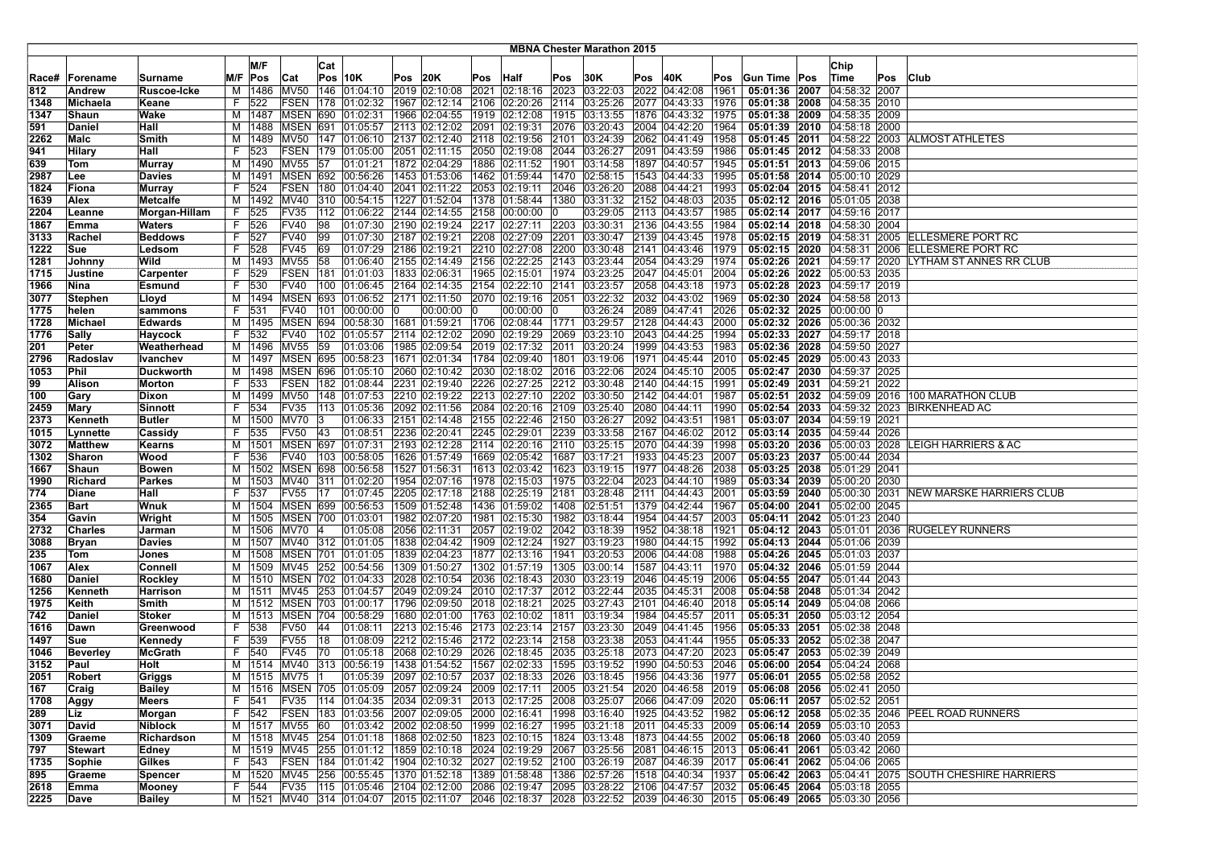# MBNA Chester Marathon 2015

| Race# | Forename | Surname | M/F | M/F Pos | Cat | Cat Pos | 10K | Pos | 20K | Pos | Half | Pos | 30K | Pos | 40K | Pos | Gun Time | Pos | Chip Time | Pos | Club |
|---|---|---|---|---|---|---|---|---|---|---|---|---|---|---|---|---|---|---|---|---|---|
| 812 | Andrew | Ruscoe-Icke | M | 1486 | MV50 | 146 | 01:04:10 | 2019 | 02:10:08 | 2021 | 02:18:16 | 2023 | 03:22:03 | 2022 | 04:42:08 | 1961 | 05:01:36 | 2007 | 04:58:32 | 2007 | |
| 1348 | Michaela | Keane | F | 522 | FSEN | 178 | 01:02:32 | 1967 | 02:12:14 | 2106 | 02:20:26 | 2114 | 03:25:26 | 2077 | 04:43:33 | 1976 | 05:01:38 | 2008 | 04:58:35 | 2010 | |
| 1347 | Shaun | Wake | M | 1487 | MSEN | 690 | 01:02:31 | 1966 | 02:04:55 | 1919 | 02:12:08 | 1915 | 03:13:55 | 1876 | 04:43:32 | 1975 | 05:01:38 | 2009 | 04:58:35 | 2009 | |
| 591 | Daniel | Hall | M | 1488 | MSEN | 691 | 01:05:57 | 2113 | 02:12:02 | 2091 | 02:19:31 | 2076 | 03:20:43 | 2004 | 04:42:20 | 1964 | 05:01:39 | 2010 | 04:58:18 | 2000 | |
| 2262 | Malc | Smith | M | 1489 | MV50 | 147 | 01:06:10 | 2137 | 02:12:40 | 2118 | 02:19:56 | 2101 | 03:24:39 | 2062 | 04:41:49 | 1958 | 05:01:45 | 2011 | 04:58:22 | 2003 | ALMOST ATHLETES |
| 941 | Hilary | Hall | F | 523 | FSEN | 179 | 01:05:00 | 2051 | 02:11:15 | 2050 | 02:19:08 | 2044 | 03:26:27 | 2091 | 04:43:59 | 1986 | 05:01:45 | 2012 | 04:58:33 | 2008 | |
| 639 | Tom | Murray | M | 1490 | MV55 | 57 | 01:01:21 | 1872 | 02:04:29 | 1886 | 02:11:52 | 1901 | 03:14:58 | 1897 | 04:40:57 | 1945 | 05:01:51 | 2013 | 04:59:06 | 2015 | |
| 2987 | Lee | Davies | M | 1491 | MSEN | 692 | 00:56:26 | 1453 | 01:53:06 | 1462 | 01:59:44 | 1470 | 02:58:15 | 1543 | 04:44:33 | 1995 | 05:01:58 | 2014 | 05:00:10 | 2029 | |
| 1824 | Fiona | Murray | F | 524 | FSEN | 180 | 01:04:40 | 2041 | 02:11:22 | 2053 | 02:19:11 | 2046 | 03:26:20 | 2088 | 04:44:21 | 1993 | 05:02:04 | 2015 | 04:58:41 | 2012 | |
| 1639 | Alex | Metcalfe | M | 1492 | MV40 | 310 | 00:54:15 | 1227 | 01:52:04 | 1378 | 01:58:44 | 1380 | 03:31:32 | 2152 | 04:48:03 | 2035 | 05:02:12 | 2016 | 05:01:05 | 2038 | |
| 2204 | Leanne | Morgan-Hillam | F | 525 | FV35 | 112 | 01:06:22 | 2144 | 02:14:55 | 2158 | 00:00:00 | 0 | 03:29:05 | 2113 | 04:43:57 | 1985 | 05:02:14 | 2017 | 04:59:16 | 2017 | |
| 1867 | Emma | Waters | F | 526 | FV40 | 98 | 01:07:30 | 2190 | 02:19:24 | 2217 | 02:27:11 | 2203 | 03:30:31 | 2136 | 04:43:55 | 1984 | 05:02:14 | 2018 | 04:58:30 | 2004 | |
| 3133 | Rachel | Beddows | F | 527 | FV40 | 99 | 01:07:30 | 2187 | 02:19:21 | 2208 | 02:27:09 | 2201 | 03:30:47 | 2139 | 04:43:45 | 1978 | 05:02:15 | 2019 | 04:58:31 | 2005 | ELLESMERE PORT RC |
| 1222 | Sue | Ledsom | F | 528 | FV45 | 69 | 01:07:29 | 2186 | 02:19:21 | 2210 | 02:27:08 | 2200 | 03:30:48 | 2141 | 04:43:46 | 1979 | 05:02:15 | 2020 | 04:58:31 | 2006 | ELLESMERE PORT RC |
| 1281 | Johnny | Wild | M | 1493 | MV55 | 58 | 01:06:40 | 2155 | 02:14:49 | 2156 | 02:22:25 | 2143 | 03:23:44 | 2054 | 04:43:29 | 1974 | 05:02:26 | 2021 | 04:59:17 | 2020 | LYTHAM ST ANNES RR CLUB |
| 1715 | Justine | Carpenter | F | 529 | FSEN | 181 | 01:01:03 | 1833 | 02:06:31 | 1965 | 02:15:01 | 1974 | 03:23:25 | 2047 | 04:45:01 | 2004 | 05:02:26 | 2022 | 05:00:53 | 2035 | |
| 1966 | Nina | Esmund | F | 530 | FV40 | 100 | 01:06:45 | 2164 | 02:14:35 | 2154 | 02:22:10 | 2141 | 03:23:57 | 2058 | 04:43:18 | 1973 | 05:02:28 | 2023 | 04:59:17 | 2019 | |
| 3077 | Stephen | Lloyd | M | 1494 | MSEN | 693 | 01:06:52 | 2171 | 02:11:50 | 2070 | 02:19:16 | 2051 | 03:22:32 | 2032 | 04:43:02 | 1969 | 05:02:30 | 2024 | 04:58:58 | 2013 | |
| 1775 | helen | sammons | F | 531 | FV40 | 101 | 00:00:00 | 0 | 00:00:00 | 0 | 00:00:00 | 0 | 03:26:24 | 2089 | 04:47:41 | 2026 | 05:02:32 | 2025 | 00:00:00 | 0 | |
| 1728 | Michael | Edwards | M | 1495 | MSEN | 694 | 00:58:30 | 1681 | 01:59:21 | 1706 | 02:08:44 | 1771 | 03:29:57 | 2128 | 04:44:43 | 2000 | 05:02:32 | 2026 | 05:00:36 | 2032 | |
| 1776 | Sally | Haycock | F | 532 | FV40 | 102 | 01:05:57 | 2114 | 02:12:02 | 2090 | 02:19:29 | 2069 | 03:23:10 | 2043 | 04:44:25 | 1994 | 05:02:33 | 2027 | 04:59:17 | 2018 | |
| 201 | Peter | Weatherhead | M | 1496 | MV55 | 59 | 01:03:06 | 1985 | 02:09:54 | 2019 | 02:17:32 | 2011 | 03:20:24 | 1999 | 04:43:53 | 1983 | 05:02:36 | 2028 | 04:59:50 | 2027 | |
| 2796 | Radoslav | Ivanchev | M | 1497 | MSEN | 695 | 00:58:23 | 1671 | 02:01:34 | 1784 | 02:09:40 | 1801 | 03:19:06 | 1971 | 04:45:44 | 2010 | 05:02:45 | 2029 | 05:00:43 | 2033 | |
| 1053 | Phil | Duckworth | M | 1498 | MSEN | 696 | 01:05:10 | 2060 | 02:10:42 | 2030 | 02:18:02 | 2016 | 03:22:06 | 2024 | 04:45:10 | 2005 | 05:02:47 | 2030 | 04:59:37 | 2025 | |
| 99 | Alison | Morton | F | 533 | FSEN | 182 | 01:08:44 | 2231 | 02:19:40 | 2226 | 02:27:25 | 2212 | 03:30:48 | 2140 | 04:44:15 | 1991 | 05:02:49 | 2031 | 04:59:21 | 2022 | |
| 100 | Gary | Dixon | M | 1499 | MV50 | 148 | 01:07:53 | 2210 | 02:19:22 | 2213 | 02:27:10 | 2202 | 03:30:50 | 2142 | 04:44:01 | 1987 | 05:02:51 | 2032 | 04:59:09 | 2016 | 100 MARATHON CLUB |
| 2459 | Mary | Sinnott | F | 534 | FV35 | 113 | 01:05:36 | 2092 | 02:11:56 | 2084 | 02:20:16 | 2109 | 03:25:40 | 2080 | 04:44:11 | 1990 | 05:02:54 | 2033 | 04:59:32 | 2023 | BIRKENHEAD AC |
| 2373 | Kenneth | Butler | M | 1500 | MV70 | 3 | 01:06:33 | 2151 | 02:14:48 | 2155 | 02:22:46 | 2150 | 03:26:27 | 2092 | 04:43:51 | 1981 | 05:03:07 | 2034 | 04:59:19 | 2021 | |
| 1015 | Lynnette | Cassidy | F | 535 | FV50 | 43 | 01:08:51 | 2236 | 02:20:41 | 2245 | 02:29:01 | 2239 | 03:33:58 | 2167 | 04:46:02 | 2012 | 05:03:14 | 2035 | 04:59:44 | 2026 | |
| 3072 | Matthew | Kearns | M | 1501 | MSEN | 697 | 01:07:31 | 2193 | 02:12:28 | 2114 | 02:20:16 | 2110 | 03:25:15 | 2070 | 04:44:39 | 1998 | 05:03:20 | 2036 | 05:00:03 | 2028 | LEIGH HARRIERS & AC |
| 1302 | Sharon | Wood | F | 536 | FV40 | 103 | 00:58:05 | 1626 | 01:57:49 | 1669 | 02:05:42 | 1687 | 03:17:21 | 1933 | 04:45:23 | 2007 | 05:03:23 | 2037 | 05:00:44 | 2034 | |
| 1667 | Shaun | Bowen | M | 1502 | MSEN | 698 | 00:56:58 | 1527 | 01:56:31 | 1613 | 02:03:42 | 1623 | 03:19:15 | 1977 | 04:48:26 | 2038 | 05:03:25 | 2038 | 05:01:29 | 2041 | |
| 1990 | Richard | Parkes | M | 1503 | MV40 | 311 | 01:02:20 | 1954 | 02:07:16 | 1978 | 02:15:03 | 1975 | 03:22:04 | 2023 | 04:44:10 | 1989 | 05:03:34 | 2039 | 05:00:20 | 2030 | |
| 774 | Diane | Hall | F | 537 | FV55 | 17 | 01:07:45 | 2205 | 02:17:18 | 2188 | 02:25:19 | 2181 | 03:28:48 | 2111 | 04:44:43 | 2001 | 05:03:59 | 2040 | 05:00:30 | 2031 | NEW MARSKE HARRIERS CLUB |
| 2365 | Bart | Wnuk | M | 1504 | MSEN | 699 | 00:56:53 | 1509 | 01:52:48 | 1436 | 01:59:02 | 1408 | 02:51:51 | 1379 | 04:42:44 | 1967 | 05:04:00 | 2041 | 05:02:00 | 2045 | |
| 354 | Gavin | Wright | M | 1505 | MSEN | 700 | 01:03:01 | 1982 | 02:07:20 | 1981 | 02:15:30 | 1982 | 03:18:44 | 1954 | 04:44:57 | 2003 | 05:04:11 | 2042 | 05:01:23 | 2040 | |
| 2732 | Charles | Jarman | M | 1506 | MV70 | 4 | 01:05:08 | 2056 | 02:11:31 | 2057 | 02:19:02 | 2042 | 03:18:39 | 1952 | 04:38:18 | 1921 | 05:04:12 | 2043 | 05:01:01 | 2036 | RUGELEY RUNNERS |
| 3088 | Bryan | Davies | M | 1507 | MV40 | 312 | 01:01:05 | 1838 | 02:04:42 | 1909 | 02:12:24 | 1927 | 03:19:23 | 1980 | 04:44:15 | 1992 | 05:04:13 | 2044 | 05:01:06 | 2039 | |
| 235 | Tom | Jones | M | 1508 | MSEN | 701 | 01:01:05 | 1839 | 02:04:23 | 1877 | 02:13:16 | 1941 | 03:20:53 | 2006 | 04:44:08 | 1988 | 05:04:26 | 2045 | 05:01:03 | 2037 | |
| 1067 | Alex | Connell | M | 1509 | MV45 | 252 | 00:54:56 | 1309 | 01:50:27 | 1302 | 01:57:19 | 1305 | 03:00:14 | 1587 | 04:43:11 | 1970 | 05:04:32 | 2046 | 05:01:59 | 2044 | |
| 1680 | Daniel | Rockley | M | 1510 | MSEN | 702 | 01:04:33 | 2028 | 02:10:54 | 2036 | 02:18:43 | 2030 | 03:23:19 | 2046 | 04:45:19 | 2006 | 05:04:55 | 2047 | 05:01:44 | 2043 | |
| 1256 | Kenneth | Harrison | M | 1511 | MV45 | 253 | 01:04:57 | 2049 | 02:09:24 | 2010 | 02:17:37 | 2012 | 03:22:44 | 2035 | 04:45:31 | 2008 | 05:04:58 | 2048 | 05:01:34 | 2042 | |
| 1975 | Keith | Smith | M | 1512 | MSEN | 703 | 01:00:17 | 1796 | 02:09:50 | 2018 | 02:18:21 | 2025 | 03:27:43 | 2101 | 04:46:40 | 2018 | 05:05:14 | 2049 | 05:04:08 | 2066 | |
| 742 | Daniel | Stoker | M | 1513 | MSEN | 704 | 00:58:29 | 1680 | 02:01:00 | 1763 | 02:10:02 | 1811 | 03:19:34 | 1984 | 04:45:57 | 2011 | 05:05:31 | 2050 | 05:03:12 | 2054 | |
| 1616 | Dawn | Greenwood | F | 538 | FV50 | 44 | 01:08:11 | 2213 | 02:15:46 | 2173 | 02:23:14 | 2157 | 03:23:30 | 2049 | 04:41:45 | 1956 | 05:05:33 | 2051 | 05:02:38 | 2048 | |
| 1497 | Sue | Kennedy | F | 539 | FV55 | 18 | 01:08:09 | 2212 | 02:15:46 | 2172 | 02:23:14 | 2158 | 03:23:38 | 2053 | 04:41:44 | 1955 | 05:05:33 | 2052 | 05:02:38 | 2047 | |
| 1046 | Beverley | McGrath | F | 540 | FV45 | 70 | 01:05:18 | 2068 | 02:10:29 | 2026 | 02:18:45 | 2035 | 03:25:18 | 2073 | 04:47:20 | 2023 | 05:05:47 | 2053 | 05:02:39 | 2049 | |
| 3152 | Paul | Holt | M | 1514 | MV40 | 313 | 00:56:19 | 1438 | 01:54:52 | 1567 | 02:02:33 | 1595 | 03:19:52 | 1990 | 04:50:53 | 2046 | 05:06:00 | 2054 | 05:04:24 | 2068 | |
| 2051 | Robert | Griggs | M | 1515 | MV75 | 1 | 01:05:39 | 2097 | 02:10:57 | 2037 | 02:18:33 | 2026 | 03:18:45 | 1956 | 04:43:36 | 1977 | 05:06:01 | 2055 | 05:02:58 | 2052 | |
| 167 | Craig | Bailey | M | 1516 | MSEN | 705 | 01:05:09 | 2057 | 02:09:24 | 2009 | 02:17:11 | 2005 | 03:21:54 | 2020 | 04:46:58 | 2019 | 05:06:08 | 2056 | 05:02:41 | 2050 | |
| 1708 | Aggy | Meers | F | 541 | FV35 | 114 | 01:04:35 | 2034 | 02:09:31 | 2013 | 02:17:25 | 2008 | 03:25:07 | 2066 | 04:47:09 | 2020 | 05:06:11 | 2057 | 05:02:52 | 2051 | |
| 289 | Liz | Morgan | F | 542 | FSEN | 183 | 01:03:56 | 2007 | 02:09:05 | 2000 | 02:16:41 | 1998 | 03:16:40 | 1925 | 04:43:52 | 1982 | 05:06:12 | 2058 | 05:02:35 | 2046 | PEEL ROAD RUNNERS |
| 3071 | David | Niblock | M | 1517 | MV55 | 60 | 01:03:42 | 2002 | 02:08:50 | 1999 | 02:16:27 | 1995 | 03:21:18 | 2011 | 04:45:33 | 2009 | 05:06:14 | 2059 | 05:03:10 | 2053 | |
| 1309 | Graeme | Richardson | M | 1518 | MV45 | 254 | 01:01:18 | 1868 | 02:02:50 | 1823 | 02:10:15 | 1824 | 03:13:48 | 1873 | 04:44:55 | 2002 | 05:06:18 | 2060 | 05:03:40 | 2059 | |
| 797 | Stewart | Edney | M | 1519 | MV45 | 255 | 01:01:12 | 1859 | 02:10:18 | 2024 | 02:19:29 | 2067 | 03:25:56 | 2081 | 04:46:15 | 2013 | 05:06:41 | 2061 | 05:03:42 | 2060 | |
| 1735 | Sophie | Gilkes | F | 543 | FSEN | 184 | 01:01:42 | 1904 | 02:10:32 | 2027 | 02:19:52 | 2100 | 03:26:19 | 2087 | 04:46:39 | 2017 | 05:06:41 | 2062 | 05:04:06 | 2065 | |
| 895 | Graeme | Spencer | M | 1520 | MV45 | 256 | 00:55:45 | 1370 | 01:52:18 | 1389 | 01:58:48 | 1386 | 02:57:26 | 1518 | 04:40:34 | 1937 | 05:06:42 | 2063 | 05:04:41 | 2075 | SOUTH CHESHIRE HARRIERS |
| 2618 | Emma | Mooney | F | 544 | FV35 | 115 | 01:05:46 | 2104 | 02:12:00 | 2086 | 02:19:47 | 2095 | 03:28:22 | 2106 | 04:47:57 | 2032 | 05:06:45 | 2064 | 05:03:18 | 2055 | |
| 2225 | Dave | Bailey | M | 1521 | MV40 | 314 | 01:04:07 | 2015 | 02:11:07 | 2046 | 02:18:37 | 2028 | 03:22:52 | 2039 | 04:46:30 | 2015 | 05:06:49 | 2065 | 05:03:30 | 2056 | |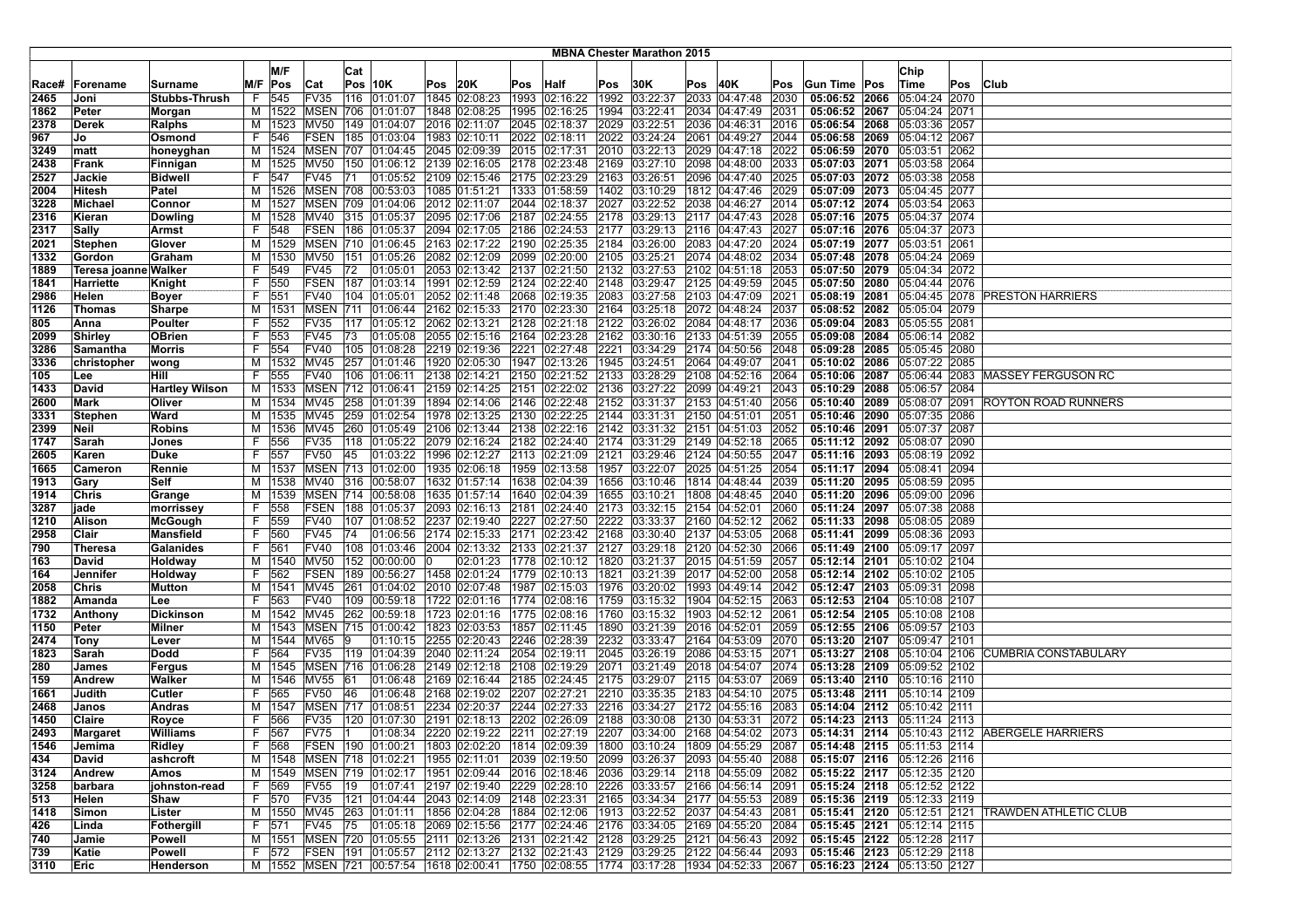# MBNA Chester Marathon 2015

| Race# | Forename | Surname | M/F | M/F Pos | Cat | Cat Pos | 10K | Pos | 20K | Pos | Half | Pos | 30K | Pos | 40K | Pos | Gun Time | Pos | Chip Time | Pos | Club |
|---|---|---|---|---|---|---|---|---|---|---|---|---|---|---|---|---|---|---|---|---|---|
| 2465 | Joni | Stubbs-Thrush | F | 545 | FV35 | 116 | 01:01:07 | 1845 | 02:08:23 | 1993 | 02:16:22 | 1992 | 03:22:37 | 2033 | 04:47:48 | 2030 | 05:06:52 | 2066 | 05:04:24 | 2070 | |
| 1862 | Peter | Morgan | M | 1522 | MSEN | 706 | 01:01:07 | 1848 | 02:08:25 | 1995 | 02:16:25 | 1994 | 03:22:41 | 2034 | 04:47:49 | 2031 | 05:06:52 | 2067 | 05:04:24 | 2071 | |
| 2378 | Derek | Ralphs | M | 1523 | MV50 | 149 | 01:04:07 | 2016 | 02:11:07 | 2045 | 02:18:37 | 2029 | 03:22:51 | 2036 | 04:46:31 | 2016 | 05:06:54 | 2068 | 05:03:36 | 2057 | |
| 967 | Jo | Osmond | F | 546 | FSEN | 185 | 01:03:04 | 1983 | 02:10:11 | 2022 | 02:18:11 | 2022 | 03:24:24 | 2061 | 04:49:27 | 2044 | 05:06:58 | 2069 | 05:04:12 | 2067 | |
| 3249 | matt | honeyghan | M | 1524 | MSEN | 707 | 01:04:45 | 2045 | 02:09:39 | 2015 | 02:17:31 | 2010 | 03:22:13 | 2029 | 04:47:18 | 2022 | 05:06:59 | 2070 | 05:03:51 | 2062 | |
| 2438 | Frank | Finnigan | M | 1525 | MV50 | 150 | 01:06:12 | 2139 | 02:16:05 | 2178 | 02:23:48 | 2169 | 03:27:10 | 2098 | 04:48:00 | 2033 | 05:07:03 | 2071 | 05:03:58 | 2064 | |
| 2527 | Jackie | Bidwell | F | 547 | FV45 | 71 | 01:05:52 | 2109 | 02:15:46 | 2175 | 02:23:29 | 2163 | 03:26:51 | 2096 | 04:47:40 | 2025 | 05:07:03 | 2072 | 05:03:38 | 2058 | |
| 2004 | Hitesh | Patel | M | 1526 | MSEN | 708 | 00:53:03 | 1085 | 01:51:21 | 1333 | 01:58:59 | 1402 | 03:10:29 | 1812 | 04:47:46 | 2029 | 05:07:09 | 2073 | 05:04:45 | 2077 | |
| 3228 | Michael | Connor | M | 1527 | MSEN | 709 | 01:04:06 | 2012 | 02:11:07 | 2044 | 02:18:37 | 2027 | 03:22:52 | 2038 | 04:46:27 | 2014 | 05:07:12 | 2074 | 05:03:54 | 2063 | |
| 2316 | Kieran | Dowling | M | 1528 | MV40 | 315 | 01:05:37 | 2095 | 02:17:06 | 2187 | 02:24:55 | 2178 | 03:29:13 | 2117 | 04:47:43 | 2028 | 05:07:16 | 2075 | 05:04:37 | 2074 | |
| 2317 | Sally | Armst | F | 548 | FSEN | 186 | 01:05:37 | 2094 | 02:17:05 | 2186 | 02:24:53 | 2177 | 03:29:13 | 2116 | 04:47:43 | 2027 | 05:07:16 | 2076 | 05:04:37 | 2073 | |
| 2021 | Stephen | Glover | M | 1529 | MSEN | 710 | 01:06:45 | 2163 | 02:17:22 | 2190 | 02:25:35 | 2184 | 03:26:00 | 2083 | 04:47:20 | 2024 | 05:07:19 | 2077 | 05:03:51 | 2061 | |
| 1332 | Gordon | Graham | M | 1530 | MV50 | 151 | 01:05:26 | 2082 | 02:12:09 | 2099 | 02:20:00 | 2105 | 03:25:21 | 2074 | 04:48:02 | 2034 | 05:07:48 | 2078 | 05:04:24 | 2069 | |
| 1889 | Teresa joanne | Walker | F | 549 | FV45 | 72 | 01:05:01 | 2053 | 02:13:42 | 2137 | 02:21:50 | 2132 | 03:27:53 | 2102 | 04:51:18 | 2053 | 05:07:50 | 2079 | 05:04:34 | 2072 | |
| 1841 | Harriette | Knight | F | 550 | FSEN | 187 | 01:03:14 | 1991 | 02:12:59 | 2124 | 02:22:40 | 2148 | 03:29:47 | 2125 | 04:49:59 | 2045 | 05:07:50 | 2080 | 05:04:44 | 2076 | |
| 2986 | Helen | Boyer | F | 551 | FV40 | 104 | 01:05:01 | 2052 | 02:11:48 | 2068 | 02:19:35 | 2083 | 03:27:58 | 2103 | 04:47:09 | 2021 | 05:08:19 | 2081 | 05:04:45 | 2078 | PRESTON HARRIERS |
| 1126 | Thomas | Sharpe | M | 1531 | MSEN | 711 | 01:06:44 | 2162 | 02:15:33 | 2170 | 02:23:30 | 2164 | 03:25:18 | 2072 | 04:48:24 | 2037 | 05:08:52 | 2082 | 05:05:04 | 2079 | |
| 805 | Anna | Poulter | F | 552 | FV35 | 117 | 01:05:12 | 2062 | 02:13:21 | 2128 | 02:21:18 | 2122 | 03:26:02 | 2084 | 04:48:17 | 2036 | 05:09:04 | 2083 | 05:05:55 | 2081 | |
| 2099 | Shirley | OBrien | F | 553 | FV45 | 73 | 01:05:08 | 2055 | 02:15:16 | 2164 | 02:23:28 | 2162 | 03:30:16 | 2133 | 04:51:39 | 2055 | 05:09:08 | 2084 | 05:06:14 | 2082 | |
| 3286 | Samantha | Morris | F | 554 | FV40 | 105 | 01:08:28 | 2219 | 02:19:36 | 2221 | 02:27:48 | 2221 | 03:34:29 | 2174 | 04:50:56 | 2048 | 05:09:28 | 2085 | 05:05:45 | 2080 | |
| 3336 | christopher | wong | M | 1532 | MV45 | 257 | 01:01:46 | 1920 | 02:05:30 | 1947 | 02:13:26 | 1945 | 03:24:51 | 2064 | 04:49:07 | 2041 | 05:10:02 | 2086 | 05:07:22 | 2085 | |
| 105 | Lee | Hill | F | 555 | FV40 | 106 | 01:06:11 | 2138 | 02:14:21 | 2150 | 02:21:52 | 2133 | 03:28:29 | 2108 | 04:52:16 | 2064 | 05:10:06 | 2087 | 05:06:44 | 2083 | MASSEY FERGUSON RC |
| 1433 | David | Hartley Wilson | M | 1533 | MSEN | 712 | 01:06:41 | 2159 | 02:14:25 | 2151 | 02:22:02 | 2136 | 03:27:22 | 2099 | 04:49:21 | 2043 | 05:10:29 | 2088 | 05:06:57 | 2084 | |
| 2600 | Mark | Oliver | M | 1534 | MV45 | 258 | 01:01:39 | 1894 | 02:14:06 | 2146 | 02:22:48 | 2152 | 03:31:37 | 2153 | 04:51:40 | 2056 | 05:10:40 | 2089 | 05:08:07 | 2091 | ROYTON ROAD RUNNERS |
| 3331 | Stephen | Ward | M | 1535 | MV45 | 259 | 01:02:54 | 1978 | 02:13:25 | 2130 | 02:22:25 | 2144 | 03:31:31 | 2150 | 04:51:01 | 2051 | 05:10:46 | 2090 | 05:07:35 | 2086 | |
| 2399 | Neil | Robins | M | 1536 | MV45 | 260 | 01:05:49 | 2106 | 02:13:44 | 2138 | 02:22:16 | 2142 | 03:31:32 | 2151 | 04:51:03 | 2052 | 05:10:46 | 2091 | 05:07:37 | 2087 | |
| 1747 | Sarah | Jones | F | 556 | FV35 | 118 | 01:05:22 | 2079 | 02:16:24 | 2182 | 02:24:40 | 2174 | 03:31:29 | 2149 | 04:52:18 | 2065 | 05:11:12 | 2092 | 05:08:07 | 2090 | |
| 2605 | Karen | Duke | F | 557 | FV50 | 45 | 01:03:22 | 1996 | 02:12:27 | 2113 | 02:21:09 | 2121 | 03:29:46 | 2124 | 04:50:55 | 2047 | 05:11:16 | 2093 | 05:08:19 | 2092 | |
| 1665 | Cameron | Rennie | M | 1537 | MSEN | 713 | 01:02:00 | 1935 | 02:06:18 | 1959 | 02:13:58 | 1957 | 03:22:07 | 2025 | 04:51:25 | 2054 | 05:11:17 | 2094 | 05:08:41 | 2094 | |
| 1913 | Gary | Self | M | 1538 | MV40 | 316 | 00:58:07 | 1632 | 01:57:14 | 1638 | 02:04:39 | 1656 | 03:10:46 | 1814 | 04:48:44 | 2039 | 05:11:20 | 2095 | 05:08:59 | 2095 | |
| 1914 | Chris | Grange | M | 1539 | MSEN | 714 | 00:58:08 | 1635 | 01:57:14 | 1640 | 02:04:39 | 1655 | 03:10:21 | 1808 | 04:48:45 | 2040 | 05:11:20 | 2096 | 05:09:00 | 2096 | |
| 3287 | jade | morrissey | F | 558 | FSEN | 188 | 01:05:37 | 2093 | 02:16:13 | 2181 | 02:24:40 | 2173 | 03:32:15 | 2154 | 04:52:01 | 2060 | 05:11:24 | 2097 | 05:07:38 | 2088 | |
| 1210 | Alison | McGough | F | 559 | FV40 | 107 | 01:08:52 | 2237 | 02:19:40 | 2227 | 02:27:50 | 2222 | 03:33:37 | 2160 | 04:52:12 | 2062 | 05:11:33 | 2098 | 05:08:05 | 2089 | |
| 2958 | Clair | Mansfield | F | 560 | FV45 | 74 | 01:06:56 | 2174 | 02:15:33 | 2171 | 02:23:42 | 2168 | 03:30:40 | 2137 | 04:53:05 | 2068 | 05:11:41 | 2099 | 05:08:36 | 2093 | |
| 790 | Theresa | Galanides | F | 561 | FV40 | 108 | 01:03:46 | 2004 | 02:13:32 | 2133 | 02:21:37 | 2127 | 03:29:18 | 2120 | 04:52:30 | 2066 | 05:11:49 | 2100 | 05:09:17 | 2097 | |
| 163 | David | Holdway | M | 1540 | MV50 | 152 | 00:00:00 | 0 | 02:01:23 | 1778 | 02:10:12 | 1820 | 03:21:37 | 2015 | 04:51:59 | 2057 | 05:12:14 | 2101 | 05:10:02 | 2104 | |
| 164 | Jennifer | Holdway | F | 562 | FSEN | 189 | 00:56:27 | 1458 | 02:01:24 | 1779 | 02:10:13 | 1821 | 03:21:39 | 2017 | 04:52:00 | 2058 | 05:12:14 | 2102 | 05:10:02 | 2105 | |
| 2058 | Chris | Mutton | M | 1541 | MV45 | 261 | 01:04:02 | 2010 | 02:07:48 | 1987 | 02:15:03 | 1976 | 03:20:02 | 1993 | 04:49:14 | 2042 | 05:12:47 | 2103 | 05:09:31 | 2098 | |
| 1882 | Amanda | Lee | F | 563 | FV40 | 109 | 00:59:18 | 1722 | 02:01:16 | 1774 | 02:08:16 | 1759 | 03:15:32 | 1904 | 04:52:15 | 2063 | 05:12:53 | 2104 | 05:10:08 | 2107 | |
| 1732 | Anthony | Dickinson | M | 1542 | MV45 | 262 | 00:59:18 | 1723 | 02:01:16 | 1775 | 02:08:16 | 1760 | 03:15:32 | 1903 | 04:52:12 | 2061 | 05:12:54 | 2105 | 05:10:08 | 2108 | |
| 1150 | Peter | Milner | M | 1543 | MSEN | 715 | 01:00:42 | 1823 | 02:03:53 | 1857 | 02:11:45 | 1890 | 03:21:39 | 2016 | 04:52:01 | 2059 | 05:12:55 | 2106 | 05:09:57 | 2103 | |
| 2474 | Tony | Lever | M | 1544 | MV65 | 9 | 01:10:15 | 2255 | 02:20:43 | 2246 | 02:28:39 | 2232 | 03:33:47 | 2164 | 04:53:09 | 2070 | 05:13:20 | 2107 | 05:09:47 | 2101 | |
| 1823 | Sarah | Dodd | F | 564 | FV35 | 119 | 01:04:39 | 2040 | 02:11:24 | 2054 | 02:19:11 | 2045 | 03:26:19 | 2086 | 04:53:15 | 2071 | 05:13:27 | 2108 | 05:10:04 | 2106 | CUMBRIA CONSTABULARY |
| 280 | James | Fergus | M | 1545 | MSEN | 716 | 01:06:28 | 2149 | 02:12:18 | 2108 | 02:19:29 | 2071 | 03:21:49 | 2018 | 04:54:07 | 2074 | 05:13:28 | 2109 | 05:09:52 | 2102 | |
| 159 | Andrew | Walker | M | 1546 | MV55 | 61 | 01:06:48 | 2169 | 02:16:44 | 2185 | 02:24:45 | 2175 | 03:29:07 | 2115 | 04:53:07 | 2069 | 05:13:40 | 2110 | 05:10:16 | 2110 | |
| 1661 | Judith | Cutler | F | 565 | FV50 | 46 | 01:06:48 | 2168 | 02:19:02 | 2207 | 02:27:21 | 2210 | 03:35:35 | 2183 | 04:54:10 | 2075 | 05:13:48 | 2111 | 05:10:14 | 2109 | |
| 2468 | Janos | Andras | M | 1547 | MSEN | 717 | 01:08:51 | 2234 | 02:20:37 | 2244 | 02:27:33 | 2216 | 03:34:27 | 2172 | 04:55:16 | 2083 | 05:14:04 | 2112 | 05:10:42 | 2111 | |
| 1450 | Claire | Royce | F | 566 | FV35 | 120 | 01:07:30 | 2191 | 02:18:13 | 2202 | 02:26:09 | 2188 | 03:30:08 | 2130 | 04:53:31 | 2072 | 05:14:23 | 2113 | 05:11:24 | 2113 | |
| 2493 | Margaret | Williams | F | 567 | FV75 | 1 | 01:08:34 | 2220 | 02:19:22 | 2211 | 02:27:19 | 2207 | 03:34:00 | 2168 | 04:54:02 | 2073 | 05:14:31 | 2114 | 05:10:43 | 2112 | ABERGELE HARRIERS |
| 1546 | Jemima | Ridley | F | 568 | FSEN | 190 | 01:00:21 | 1803 | 02:02:20 | 1814 | 02:09:39 | 1800 | 03:10:24 | 1809 | 04:55:29 | 2087 | 05:14:48 | 2115 | 05:11:53 | 2114 | |
| 434 | David | ashcroft | M | 1548 | MSEN | 718 | 01:02:21 | 1955 | 02:11:01 | 2039 | 02:19:50 | 2099 | 03:26:37 | 2093 | 04:55:40 | 2088 | 05:15:07 | 2116 | 05:12:26 | 2116 | |
| 3124 | Andrew | Amos | M | 1549 | MSEN | 719 | 01:02:17 | 1951 | 02:09:44 | 2016 | 02:18:46 | 2036 | 03:29:14 | 2118 | 04:55:09 | 2082 | 05:15:22 | 2117 | 05:12:35 | 2120 | |
| 3258 | barbara | johnston-read | F | 569 | FV55 | 19 | 01:07:41 | 2197 | 02:19:40 | 2229 | 02:28:10 | 2226 | 03:33:57 | 2166 | 04:56:14 | 2091 | 05:15:24 | 2118 | 05:12:52 | 2122 | |
| 513 | Helen | Shaw | F | 570 | FV35 | 121 | 01:04:44 | 2043 | 02:14:09 | 2148 | 02:23:31 | 2165 | 03:34:34 | 2177 | 04:55:53 | 2089 | 05:15:36 | 2119 | 05:12:33 | 2119 | |
| 1418 | Simon | Lister | M | 1550 | MV45 | 263 | 01:01:11 | 1856 | 02:04:28 | 1884 | 02:12:06 | 1913 | 03:22:52 | 2037 | 04:54:43 | 2081 | 05:15:41 | 2120 | 05:12:51 | 2121 | TRAWDEN ATHLETIC CLUB |
| 426 | Linda | Fothergill | F | 571 | FV45 | 75 | 01:05:18 | 2069 | 02:15:56 | 2177 | 02:24:46 | 2176 | 03:34:05 | 2169 | 04:55:20 | 2084 | 05:15:45 | 2121 | 05:12:14 | 2115 | |
| 740 | Jamie | Powell | M | 1551 | MSEN | 720 | 01:05:55 | 2111 | 02:13:26 | 2131 | 02:21:42 | 2128 | 03:29:25 | 2121 | 04:56:43 | 2092 | 05:15:45 | 2122 | 05:12:28 | 2117 | |
| 739 | Katie | Powell | F | 572 | FSEN | 191 | 01:05:57 | 2112 | 02:13:27 | 2132 | 02:21:43 | 2129 | 03:29:25 | 2122 | 04:56:44 | 2093 | 05:15:46 | 2123 | 05:12:29 | 2118 | |
| 3110 | Eric | Henderson | M | 1552 | MSEN | 721 | 00:57:54 | 1618 | 02:00:41 | 1750 | 02:08:55 | 1774 | 03:17:28 | 1934 | 04:52:33 | 2067 | 05:16:23 | 2124 | 05:13:50 | 2127 | |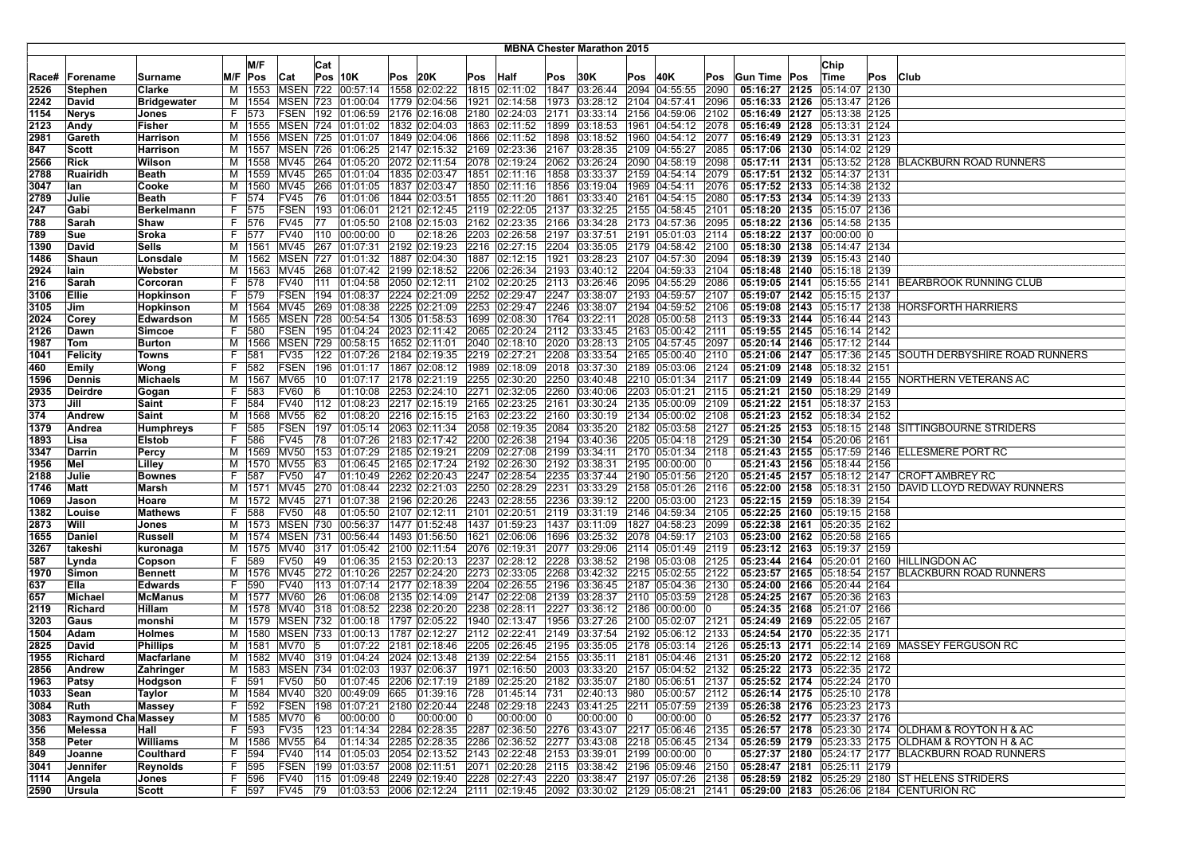# MBNA Chester Marathon 2015

| Race# | Forename | Surname | M/F | M/F Pos | Cat | Cat Pos | 10K | Pos | 20K | Pos | Half | Pos | 30K | Pos | 40K | Pos | Gun Time | Pos | Chip Time | Pos | Club |
|---|---|---|---|---|---|---|---|---|---|---|---|---|---|---|---|---|---|---|---|---|---|
| 2526 | Stephen | Clarke | M | 1553 | MSEN | 722 | 00:57:14 | 1558 | 02:02:22 | 1815 | 02:11:02 | 1847 | 03:26:44 | 2094 | 04:55:55 | 2090 | 05:16:27 | 2125 | 05:14:07 | 2130 | |
| 2242 | David | Bridgewater | M | 1554 | MSEN | 723 | 01:00:04 | 1779 | 02:04:56 | 1921 | 02:14:58 | 1973 | 03:28:12 | 2104 | 04:57:41 | 2096 | 05:16:33 | 2126 | 05:13:47 | 2126 | |
| 1154 | Nerys | Jones | F | 573 | FSEN | 192 | 01:06:59 | 2176 | 02:16:08 | 2180 | 02:24:03 | 2171 | 03:33:14 | 2156 | 04:59:06 | 2102 | 05:16:49 | 2127 | 05:13:38 | 2125 | |
| 2123 | Andy | Fisher | M | 1555 | MSEN | 724 | 01:01:02 | 1832 | 02:04:03 | 1863 | 02:11:52 | 1899 | 03:18:53 | 1961 | 04:54:12 | 2078 | 05:16:49 | 2128 | 05:13:31 | 2124 | |
| 2981 | Gareth | Harrison | M | 1556 | MSEN | 725 | 01:01:07 | 1849 | 02:04:06 | 1866 | 02:11:52 | 1898 | 03:18:52 | 1960 | 04:54:12 | 2077 | 05:16:49 | 2129 | 05:13:31 | 2123 | |
| 847 | Scott | Harrison | M | 1557 | MSEN | 726 | 01:06:25 | 2147 | 02:15:32 | 2169 | 02:23:36 | 2167 | 03:28:35 | 2109 | 04:55:27 | 2085 | 05:17:06 | 2130 | 05:14:02 | 2129 | |
| 2566 | Rick | Wilson | M | 1558 | MV45 | 264 | 01:05:20 | 2072 | 02:11:54 | 2078 | 02:19:24 | 2062 | 03:26:24 | 2090 | 04:58:19 | 2098 | 05:17:11 | 2131 | 05:13:52 | 2128 | BLACKBURN ROAD RUNNERS |
| 2788 | Ruairidh | Beath | M | 1559 | MV45 | 265 | 01:01:04 | 1835 | 02:03:47 | 1851 | 02:11:16 | 1858 | 03:33:37 | 2159 | 04:54:14 | 2079 | 05:17:51 | 2132 | 05:14:37 | 2131 | |
| 3047 | Ian | Cooke | M | 1560 | MV40 | 266 | 01:01:05 | 1837 | 02:03:47 | 1850 | 02:11:16 | 1856 | 03:19:04 | 1969 | 04:54:11 | 2076 | 05:17:52 | 2133 | 05:14:38 | 2132 | |
| 2789 | Julie | Beath | F | 574 | FV45 | 76 | 01:01:06 | 1844 | 02:03:51 | 1855 | 02:11:20 | 1861 | 03:33:40 | 2161 | 04:54:15 | 2080 | 05:17:53 | 2134 | 05:14:39 | 2133 | |
| 247 | Gabi | Berkelmann | F | 575 | FSEN | 193 | 01:06:01 | 2121 | 02:12:45 | 2119 | 02:22:05 | 2137 | 03:32:25 | 2155 | 04:58:45 | 2101 | 05:18:20 | 2135 | 05:15:07 | 2136 | |
| 788 | Sarah | Shaw | F | 576 | FV45 | 77 | 01:05:50 | 2108 | 02:15:03 | 2162 | 02:23:35 | 2166 | 03:34:28 | 2173 | 04:57:36 | 2095 | 05:18:22 | 2136 | 05:14:58 | 2135 | |
| 789 | Sue | Sroka | F | 577 | FV40 | 110 | 00:00:00 | 0 | 02:18:26 | 2203 | 02:26:58 | 2197 | 03:37:51 | 2191 | 05:01:03 | 2114 | 05:18:22 | 2137 | 00:00:00 | 0 | |
| 1390 | David | Sells | M | 1561 | MV45 | 267 | 01:07:31 | 2192 | 02:19:23 | 2216 | 02:27:15 | 2204 | 03:35:05 | 2179 | 04:58:42 | 2100 | 05:18:30 | 2138 | 05:14:47 | 2134 | |
| 1486 | Shaun | Lonsdale | M | 1562 | MSEN | 727 | 01:01:32 | 1887 | 02:04:30 | 1887 | 02:12:15 | 1921 | 03:28:23 | 2107 | 04:57:30 | 2094 | 05:18:39 | 2139 | 05:15:43 | 2140 | |
| 2924 | Iain | Webster | M | 1563 | MV45 | 268 | 01:07:42 | 2199 | 02:18:52 | 2206 | 02:26:34 | 2193 | 03:40:12 | 2204 | 04:59:33 | 2104 | 05:18:48 | 2140 | 05:15:18 | 2139 | |
| 216 | Sarah | Corcoran | F | 578 | FV40 | 111 | 01:04:58 | 2050 | 02:12:11 | 2102 | 02:20:25 | 2113 | 03:26:46 | 2095 | 04:55:29 | 2086 | 05:19:05 | 2141 | 05:15:55 | 2141 | BEARBROOK RUNNING CLUB |
| 3106 | Ellie | Hopkinson | F | 579 | FSEN | 194 | 01:08:37 | 2224 | 02:21:09 | 2252 | 02:29:47 | 2247 | 03:38:07 | 2193 | 04:59:57 | 2107 | 05:19:07 | 2142 | 05:15:15 | 2137 | |
| 3105 | Jim | Hopkinson | M | 1564 | MV45 | 269 | 01:08:38 | 2225 | 02:21:09 | 2253 | 02:29:47 | 2246 | 03:38:07 | 2194 | 04:59:52 | 2106 | 05:19:08 | 2143 | 05:15:17 | 2138 | HORSFORTH HARRIERS |
| 2024 | Corey | Edwardson | M | 1565 | MSEN | 728 | 00:54:54 | 1305 | 01:58:53 | 1699 | 02:08:30 | 1764 | 03:22:11 | 2028 | 05:00:58 | 2113 | 05:19:33 | 2144 | 05:16:44 | 2143 | |
| 2126 | Dawn | Simcoe | F | 580 | FSEN | 195 | 01:04:24 | 2023 | 02:11:42 | 2065 | 02:20:24 | 2112 | 03:33:45 | 2163 | 05:00:42 | 2111 | 05:19:55 | 2145 | 05:16:14 | 2142 | |
| 1987 | Tom | Burton | M | 1566 | MSEN | 729 | 00:58:15 | 1652 | 02:11:01 | 2040 | 02:18:10 | 2020 | 03:28:13 | 2105 | 04:57:45 | 2097 | 05:20:14 | 2146 | 05:17:12 | 2144 | |
| 1041 | Felicity | Towns | F | 581 | FV35 | 122 | 01:07:26 | 2184 | 02:19:35 | 2219 | 02:27:21 | 2208 | 03:33:54 | 2165 | 05:00:40 | 2110 | 05:21:06 | 2147 | 05:17:36 | 2145 | SOUTH DERBYSHIRE ROAD RUNNERS |
| 460 | Emily | Wong | F | 582 | FSEN | 196 | 01:01:17 | 1867 | 02:08:12 | 1989 | 02:18:09 | 2018 | 03:37:30 | 2189 | 05:03:06 | 2124 | 05:21:09 | 2148 | 05:18:32 | 2151 | |
| 1596 | Dennis | Michaels | M | 1567 | MV65 | 10 | 01:07:17 | 2178 | 02:21:19 | 2255 | 02:30:20 | 2250 | 03:40:48 | 2210 | 05:01:34 | 2117 | 05:21:09 | 2149 | 05:18:44 | 2155 | NORTHERN VETERANS AC |
| 2935 | Deirdre | Gogan | F | 583 | FV60 | 6 | 01:10:08 | 2253 | 02:24:10 | 2271 | 02:32:05 | 2260 | 03:40:06 | 2203 | 05:01:21 | 2115 | 05:21:21 | 2150 | 05:18:29 | 2149 | |
| 373 | Jill | Saint | F | 584 | FV40 | 112 | 01:08:23 | 2217 | 02:15:19 | 2165 | 02:23:25 | 2161 | 03:30:24 | 2135 | 05:00:09 | 2109 | 05:21:22 | 2151 | 05:18:37 | 2153 | |
| 374 | Andrew | Saint | M | 1568 | MV55 | 62 | 01:08:20 | 2216 | 02:15:15 | 2163 | 02:23:22 | 2160 | 03:30:19 | 2134 | 05:00:02 | 2108 | 05:21:23 | 2152 | 05:18:34 | 2152 | |
| 1379 | Andrea | Humphreys | F | 585 | FSEN | 197 | 01:05:14 | 2063 | 02:11:34 | 2058 | 02:19:35 | 2084 | 03:35:20 | 2182 | 05:03:58 | 2127 | 05:21:25 | 2153 | 05:18:15 | 2148 | SITTINGBOURNE STRIDERS |
| 1893 | Lisa | Elstob | F | 586 | FV45 | 78 | 01:07:26 | 2183 | 02:17:42 | 2200 | 02:26:38 | 2194 | 03:40:36 | 2205 | 05:04:18 | 2129 | 05:21:30 | 2154 | 05:20:06 | 2161 | |
| 3347 | Darrin | Percy | M | 1569 | MV50 | 153 | 01:07:29 | 2185 | 02:19:21 | 2209 | 02:27:08 | 2199 | 03:34:11 | 2170 | 05:01:34 | 2118 | 05:21:43 | 2155 | 05:17:59 | 2146 | ELLESMERE PORT RC |
| 1956 | Mel | Lilley | M | 1570 | MV55 | 63 | 01:06:45 | 2165 | 02:17:24 | 2192 | 02:26:30 | 2192 | 03:38:31 | 2195 | 00:00:00 | 0 | 05:21:43 | 2156 | 05:18:44 | 2156 | |
| 2188 | Julie | Bownes | F | 587 | FV50 | 47 | 01:10:49 | 2262 | 02:20:43 | 2247 | 02:28:54 | 2235 | 03:37:44 | 2190 | 05:01:56 | 2120 | 05:21:45 | 2157 | 05:18:12 | 2147 | CROFT AMBREY RC |
| 1746 | Matt | Marsh | M | 1571 | MV45 | 270 | 01:08:44 | 2232 | 02:21:03 | 2250 | 02:28:29 | 2231 | 03:33:29 | 2158 | 05:01:26 | 2116 | 05:22:00 | 2158 | 05:18:31 | 2150 | DAVID LLOYD REDWAY RUNNERS |
| 1069 | Jason | Hoare | M | 1572 | MV45 | 271 | 01:07:38 | 2196 | 02:20:26 | 2243 | 02:28:55 | 2236 | 03:39:12 | 2200 | 05:03:00 | 2123 | 05:22:15 | 2159 | 05:18:39 | 2154 | |
| 1382 | Louise | Mathews | F | 588 | FV50 | 48 | 01:05:50 | 2107 | 02:12:11 | 2101 | 02:20:51 | 2119 | 03:31:19 | 2146 | 04:59:34 | 2105 | 05:22:25 | 2160 | 05:19:15 | 2158 | |
| 2873 | Will | Jones | M | 1573 | MSEN | 730 | 00:56:37 | 1477 | 01:52:48 | 1437 | 01:59:23 | 1437 | 03:11:09 | 1827 | 04:58:23 | 2099 | 05:22:38 | 2161 | 05:20:35 | 2162 | |
| 1655 | Daniel | Russell | M | 1574 | MSEN | 731 | 00:56:44 | 1493 | 01:56:50 | 1621 | 02:06:06 | 1696 | 03:25:32 | 2078 | 04:59:17 | 2103 | 05:23:00 | 2162 | 05:20:58 | 2165 | |
| 3267 | takeshi | kuronaga | M | 1575 | MV40 | 317 | 01:05:42 | 2100 | 02:11:54 | 2076 | 02:19:31 | 2077 | 03:29:06 | 2114 | 05:01:49 | 2119 | 05:23:12 | 2163 | 05:19:37 | 2159 | |
| 587 | Lynda | Copson | F | 589 | FV50 | 49 | 01:06:35 | 2153 | 02:20:13 | 2237 | 02:28:12 | 2228 | 03:38:52 | 2198 | 05:03:08 | 2125 | 05:23:44 | 2164 | 05:20:01 | 2160 | HILLINGDON AC |
| 1970 | Simon | Bennett | M | 1576 | MV45 | 272 | 01:10:26 | 2257 | 02:24:20 | 2273 | 02:33:05 | 2268 | 03:42:32 | 2215 | 05:02:55 | 2122 | 05:23:57 | 2165 | 05:18:54 | 2157 | BLACKBURN ROAD RUNNERS |
| 637 | Ella | Edwards | F | 590 | FV40 | 113 | 01:07:14 | 2177 | 02:18:39 | 2204 | 02:26:55 | 2196 | 03:36:45 | 2187 | 05:04:36 | 2130 | 05:24:00 | 2166 | 05:20:44 | 2164 | |
| 657 | Michael | McManus | M | 1577 | MV60 | 26 | 01:06:08 | 2135 | 02:14:09 | 2147 | 02:22:08 | 2139 | 03:28:37 | 2110 | 05:03:59 | 2128 | 05:24:25 | 2167 | 05:20:36 | 2163 | |
| 2119 | Richard | Hillam | M | 1578 | MV40 | 318 | 01:08:52 | 2238 | 02:20:20 | 2238 | 02:28:11 | 2227 | 03:36:12 | 2186 | 00:00:00 | 0 | 05:24:35 | 2168 | 05:21:07 | 2166 | |
| 3203 | Gaus | monshi | M | 1579 | MSEN | 732 | 01:00:18 | 1797 | 02:05:22 | 1940 | 02:13:47 | 1956 | 03:27:26 | 2100 | 05:02:07 | 2121 | 05:24:49 | 2169 | 05:22:05 | 2167 | |
| 1504 | Adam | Holmes | M | 1580 | MSEN | 733 | 01:00:13 | 1787 | 02:12:27 | 2112 | 02:22:41 | 2149 | 03:37:54 | 2192 | 05:06:12 | 2133 | 05:24:54 | 2170 | 05:22:35 | 2171 | |
| 2825 | David | Phillips | M | 1581 | MV70 | 5 | 01:07:22 | 2181 | 02:18:46 | 2205 | 02:26:45 | 2195 | 03:35:05 | 2178 | 05:03:14 | 2126 | 05:25:13 | 2171 | 05:22:14 | 2169 | MASSEY FERGUSON RC |
| 1955 | Richard | Macfarlane | M | 1582 | MV40 | 319 | 01:04:24 | 2024 | 02:13:48 | 2139 | 02:22:54 | 2155 | 03:35:11 | 2181 | 05:04:46 | 2131 | 05:25:20 | 2172 | 05:22:12 | 2168 | |
| 2856 | Andrew | Zahringer | M | 1583 | MSEN | 734 | 01:02:03 | 1937 | 02:06:37 | 1971 | 02:16:50 | 2003 | 03:33:20 | 2157 | 05:04:52 | 2132 | 05:25:22 | 2173 | 05:22:35 | 2172 | |
| 1963 | Patsy | Hodgson | F | 591 | FV50 | 50 | 01:07:45 | 2206 | 02:17:19 | 2189 | 02:25:20 | 2182 | 03:35:07 | 2180 | 05:06:51 | 2137 | 05:25:52 | 2174 | 05:22:24 | 2170 | |
| 1033 | Sean | Taylor | M | 1584 | MV40 | 320 | 00:49:09 | 665 | 01:39:16 | 728 | 01:45:14 | 731 | 02:40:13 | 980 | 05:00:57 | 2112 | 05:26:14 | 2175 | 05:25:10 | 2178 | |
| 3084 | Ruth | Massey | F | 592 | FSEN | 198 | 01:07:21 | 2180 | 02:20:44 | 2248 | 02:29:18 | 2243 | 03:41:25 | 2211 | 05:07:59 | 2139 | 05:26:38 | 2176 | 05:23:23 | 2173 | |
| 3083 | Raymond Cha | Massey | M | 1585 | MV70 | 6 | 00:00:00 | 0 | 00:00:00 | 0 | 00:00:00 | 0 | 00:00:00 | 0 | 00:00:00 | 0 | 05:26:52 | 2177 | 05:23:37 | 2176 | |
| 356 | Melessa | Hall | F | 593 | FV35 | 123 | 01:14:34 | 2284 | 02:28:35 | 2287 | 02:36:50 | 2276 | 03:43:07 | 2217 | 05:06:46 | 2135 | 05:26:57 | 2178 | 05:23:30 | 2174 | OLDHAM & ROYTON H & AC |
| 358 | Peter | Williams | M | 1586 | MV55 | 64 | 01:14:34 | 2285 | 02:28:35 | 2286 | 02:36:52 | 2277 | 03:43:08 | 2218 | 05:06:45 | 2134 | 05:26:59 | 2179 | 05:23:33 | 2175 | OLDHAM & ROYTON H & AC |
| 849 | Joanne | Coulthard | F | 594 | FV40 | 114 | 01:05:03 | 2054 | 02:13:52 | 2143 | 02:22:48 | 2153 | 03:39:01 | 2199 | 00:00:00 | 0 | 05:27:37 | 2180 | 05:24:17 | 2177 | BLACKBURN ROAD RUNNERS |
| 3041 | Jennifer | Reynolds | F | 595 | FSEN | 199 | 01:03:57 | 2008 | 02:11:51 | 2071 | 02:20:28 | 2115 | 03:38:42 | 2196 | 05:09:46 | 2150 | 05:28:47 | 2181 | 05:25:11 | 2179 | |
| 1114 | Angela | Jones | F | 596 | FV40 | 115 | 01:09:48 | 2249 | 02:19:40 | 2228 | 02:27:43 | 2220 | 03:38:47 | 2197 | 05:07:26 | 2138 | 05:28:59 | 2182 | 05:25:29 | 2180 | ST HELENS STRIDERS |
| 2590 | Ursula | Scott | F | 597 | FV45 | 79 | 01:03:53 | 2006 | 02:12:24 | 2111 | 02:19:45 | 2092 | 03:30:02 | 2129 | 05:08:21 | 2141 | 05:29:00 | 2183 | 05:26:06 | 2184 | CENTURION RC |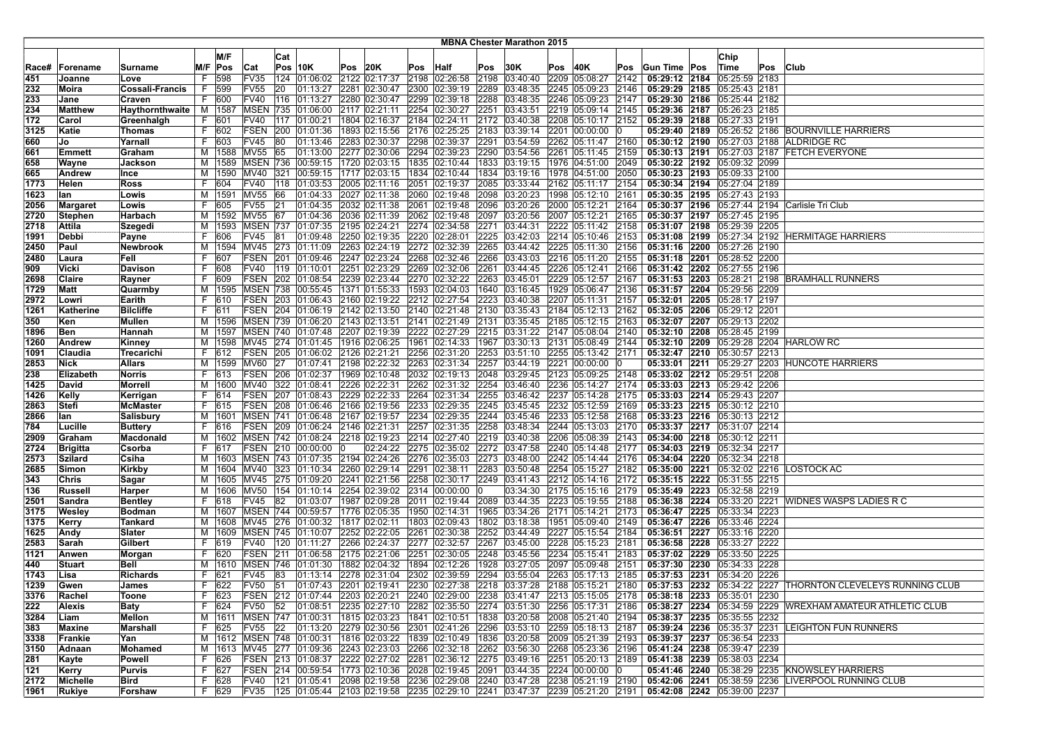# MBNA Chester Marathon 2015

| Race# | Forename | Surname | M/F | M/F Pos | Cat | Cat Pos | 10K | Pos | 20K | Pos | Half | Pos | 30K | Pos | 40K | Pos | Gun Time | Pos | Chip Time | Pos | Club |
|---|---|---|---|---|---|---|---|---|---|---|---|---|---|---|---|---|---|---|---|---|---|
| 451 | Joanne | Love | F | 598 | FV35 | 124 | 01:06:02 | 2122 | 02:17:37 | 2198 | 02:26:58 | 2198 | 03:40:40 | 2209 | 05:08:27 | 2142 | 05:29:12 | 2184 | 05:25:59 | 2183 | |
| 232 | Moira | Cossali-Francis | F | 599 | FV55 | 20 | 01:13:27 | 2281 | 02:30:47 | 2300 | 02:39:19 | 2289 | 03:48:35 | 2245 | 05:09:23 | 2146 | 05:29:29 | 2185 | 05:25:43 | 2181 | |
| 233 | Jane | Craven | F | 600 | FV40 | 116 | 01:13:27 | 2280 | 02:30:47 | 2299 | 02:39:18 | 2288 | 03:48:35 | 2246 | 05:09:23 | 2147 | 05:29:30 | 2186 | 05:25:44 | 2182 | |
| 234 | Matthew | Haythornthwaite | M | 1587 | MSEN | 735 | 01:06:00 | 2117 | 02:21:11 | 2254 | 02:30:27 | 2251 | 03:43:51 | 2219 | 05:09:14 | 2145 | 05:29:36 | 2187 | 05:26:23 | 2185 | |
| 172 | Carol | Greenhalgh | F | 601 | FV40 | 117 | 01:00:21 | 1804 | 02:16:37 | 2184 | 02:24:11 | 2172 | 03:40:08 | 2208 | 05:10:17 | 2152 | 05:29:39 | 2188 | 05:27:33 | 2191 | |
| 3125 | Katie | Thomas | F | 602 | FSEN | 200 | 01:01:36 | 1893 | 02:15:56 | 2176 | 02:25:25 | 2183 | 03:39:14 | 2201 | 00:00:00 | 0 | 05:29:40 | 2189 | 05:26:52 | 2186 | BOURNVILLE HARRIERS |
| 660 | Jo | Yarnall | F | 603 | FV45 | 80 | 01:13:46 | 2283 | 02:30:37 | 2298 | 02:39:37 | 2291 | 03:54:59 | 2262 | 05:11:47 | 2160 | 05:30:12 | 2190 | 05:27:03 | 2188 | ALDRIDGE RC |
| 661 | Emmett | Graham | M | 1588 | MV55 | 65 | 01:13:00 | 2277 | 02:30:06 | 2294 | 02:39:23 | 2290 | 03:54:56 | 2261 | 05:11:45 | 2159 | 05:30:13 | 2191 | 05:27:03 | 2187 | FETCH EVERYONE |
| 658 | Wayne | Jackson | M | 1589 | MSEN | 736 | 00:59:15 | 1720 | 02:03:15 | 1835 | 02:10:44 | 1833 | 03:19:15 | 1976 | 04:51:00 | 2049 | 05:30:22 | 2192 | 05:09:32 | 2099 | |
| 665 | Andrew | Ince | M | 1590 | MV40 | 321 | 00:59:15 | 1717 | 02:03:15 | 1834 | 02:10:44 | 1834 | 03:19:16 | 1978 | 04:51:00 | 2050 | 05:30:23 | 2193 | 05:09:33 | 2100 | |
| 1773 | Helen | Ross | F | 604 | FV40 | 118 | 01:03:53 | 2005 | 02:11:16 | 2051 | 02:19:37 | 2085 | 03:33:44 | 2162 | 05:11:17 | 2154 | 05:30:34 | 2194 | 05:27:04 | 2189 | |
| 1623 | Ian | Lowis | M | 1591 | MV55 | 66 | 01:04:33 | 2027 | 02:11:38 | 2060 | 02:19:48 | 2098 | 03:20:23 | 1998 | 05:12:10 | 2161 | 05:30:35 | 2195 | 05:27:43 | 2193 | |
| 2056 | Margaret | Lowis | F | 605 | FV55 | 21 | 01:04:35 | 2032 | 02:11:38 | 2061 | 02:19:48 | 2096 | 03:20:26 | 2000 | 05:12:21 | 2164 | 05:30:37 | 2196 | 05:27:44 | 2194 | Carlisle Tri Club |
| 2720 | Stephen | Harbach | M | 1592 | MV55 | 67 | 01:04:36 | 2036 | 02:11:39 | 2062 | 02:19:48 | 2097 | 03:20:56 | 2007 | 05:12:21 | 2165 | 05:30:37 | 2197 | 05:27:45 | 2195 | |
| 2718 | Attila | Szegedi | M | 1593 | MSEN | 737 | 01:07:35 | 2195 | 02:24:21 | 2274 | 02:34:58 | 2271 | 03:44:31 | 2222 | 05:11:42 | 2158 | 05:31:07 | 2198 | 05:29:39 | 2205 | |
| 1991 | Debbi | Payne | F | 606 | FV45 | 81 | 01:09:48 | 2250 | 02:19:35 | 2220 | 02:28:01 | 2225 | 03:42:03 | 2214 | 05:10:46 | 2153 | 05:31:08 | 2199 | 05:27:34 | 2192 | HERMITAGE HARRIERS |
| 2450 | Paul | Newbrook | M | 1594 | MV45 | 273 | 01:11:09 | 2263 | 02:24:19 | 2272 | 02:32:39 | 2265 | 03:44:42 | 2225 | 05:11:30 | 2156 | 05:31:16 | 2200 | 05:27:26 | 2190 | |
| 2480 | Laura | Fell | F | 607 | FSEN | 201 | 01:09:46 | 2247 | 02:23:24 | 2268 | 02:32:46 | 2266 | 03:43:03 | 2216 | 05:11:20 | 2155 | 05:31:18 | 2201 | 05:28:52 | 2200 | |
| 909 | Vicki | Davison | F | 608 | FV40 | 119 | 01:10:01 | 2251 | 02:23:29 | 2269 | 02:32:06 | 2261 | 03:44:45 | 2226 | 05:12:41 | 2166 | 05:31:42 | 2202 | 05:27:55 | 2196 | |
| 2698 | Claire | Rayner | F | 609 | FSEN | 202 | 01:08:54 | 2239 | 02:23:44 | 2270 | 02:32:22 | 2263 | 03:45:01 | 2229 | 05:12:57 | 2167 | 05:31:53 | 2203 | 05:28:21 | 2198 | BRAMHALL RUNNERS |
| 1729 | Matt | Quarmby | M | 1595 | MSEN | 738 | 00:55:45 | 1371 | 01:55:33 | 1593 | 02:04:03 | 1640 | 03:16:45 | 1929 | 05:06:47 | 2136 | 05:31:57 | 2204 | 05:29:56 | 2209 | |
| 2972 | Lowri | Earith | F | 610 | FSEN | 203 | 01:06:43 | 2160 | 02:19:22 | 2212 | 02:27:54 | 2223 | 03:40:38 | 2207 | 05:11:31 | 2157 | 05:32:01 | 2205 | 05:28:17 | 2197 | |
| 1261 | Katherine | Bilcliffe | F | 611 | FSEN | 204 | 01:06:19 | 2142 | 02:13:50 | 2140 | 02:21:48 | 2130 | 03:35:43 | 2184 | 05:12:13 | 2162 | 05:32:05 | 2206 | 05:29:12 | 2201 | |
| 350 | Ken | Mullen | M | 1596 | MSEN | 739 | 01:06:20 | 2143 | 02:13:51 | 2141 | 02:21:49 | 2131 | 03:35:45 | 2185 | 05:12:15 | 2163 | 05:32:07 | 2207 | 05:29:13 | 2202 | |
| 1896 | Ben | Hannah | M | 1597 | MSEN | 740 | 01:07:48 | 2207 | 02:19:39 | 2222 | 02:27:29 | 2215 | 03:31:22 | 2147 | 05:08:04 | 2140 | 05:32:10 | 2208 | 05:28:45 | 2199 | |
| 1260 | Andrew | Kinney | M | 1598 | MV45 | 274 | 01:01:45 | 1916 | 02:06:25 | 1961 | 02:14:33 | 1967 | 03:30:13 | 2131 | 05:08:49 | 2144 | 05:32:10 | 2209 | 05:29:28 | 2204 | HARLOW RC |
| 1091 | Claudia | Trecarichi | F | 612 | FSEN | 205 | 01:06:02 | 2126 | 02:21:20 | 2256 | 02:31:20 | 2253 | 03:51:10 | 2255 | 05:13:42 | 2171 | 05:32:47 | 2210 | 05:30:57 | 2213 | |
| 2853 | Nick | Allars | M | 1599 | MV60 | 27 | 01:07:41 | 2198 | 02:22:32 | 2263 | 02:31:34 | 2257 | 03:44:19 | 2221 | 00:00:00 | 0 | 05:33:01 | 2211 | 05:29:27 | 2203 | HUNCOTE HARRIERS |
| 238 | Elizabeth | Norris | F | 613 | FSEN | 206 | 01:02:37 | 1969 | 02:10:48 | 2032 | 02:19:13 | 2048 | 03:29:45 | 2123 | 05:09:25 | 2148 | 05:33:02 | 2212 | 05:29:51 | 2208 | |
| 1425 | David | Morrell | M | 1600 | MV40 | 322 | 01:08:41 | 2226 | 02:22:31 | 2262 | 02:31:32 | 2254 | 03:46:40 | 2236 | 05:14:27 | 2174 | 05:33:03 | 2213 | 05:29:42 | 2206 | |
| 1426 | Kelly | Kerrigan | F | 614 | FSEN | 207 | 01:08:43 | 2229 | 02:22:33 | 2264 | 02:31:34 | 2255 | 03:46:42 | 2237 | 05:14:28 | 2175 | 05:33:03 | 2214 | 05:29:43 | 2207 | |
| 2863 | Stefi | McMaster | F | 615 | FSEN | 208 | 01:06:46 | 2166 | 02:19:56 | 2233 | 02:29:35 | 2245 | 03:45:45 | 2232 | 05:12:59 | 2169 | 05:33:23 | 2215 | 05:30:12 | 2210 | |
| 2866 | Ian | Salisbury | M | 1601 | MSEN | 741 | 01:06:48 | 2167 | 02:19:57 | 2234 | 02:29:35 | 2244 | 03:45:46 | 2233 | 05:12:58 | 2168 | 05:33:23 | 2216 | 05:30:13 | 2212 | |
| 784 | Lucille | Buttery | F | 616 | FSEN | 209 | 01:06:24 | 2146 | 02:21:31 | 2257 | 02:31:35 | 2258 | 03:48:34 | 2244 | 05:13:03 | 2170 | 05:33:37 | 2217 | 05:31:07 | 2214 | |
| 2909 | Graham | Macdonald | M | 1602 | MSEN | 742 | 01:08:24 | 2218 | 02:19:23 | 2214 | 02:27:40 | 2219 | 03:40:38 | 2206 | 05:08:39 | 2143 | 05:34:00 | 2218 | 05:30:12 | 2211 | |
| 2724 | Brigitta | Csorba | F | 617 | FSEN | 210 | 00:00:00 | 0 | 02:24:22 | 2275 | 02:35:02 | 2272 | 03:47:58 | 2240 | 05:14:48 | 2177 | 05:34:03 | 2219 | 05:32:34 | 2217 | |
| 2573 | Szilard | Csiha | M | 1603 | MSEN | 743 | 01:07:35 | 2194 | 02:24:26 | 2276 | 02:35:03 | 2273 | 03:48:00 | 2242 | 05:14:44 | 2176 | 05:34:04 | 2220 | 05:32:34 | 2218 | |
| 2685 | Simon | Kirkby | M | 1604 | MV40 | 323 | 01:10:34 | 2260 | 02:29:14 | 2291 | 02:38:11 | 2283 | 03:50:48 | 2254 | 05:15:27 | 2182 | 05:35:00 | 2221 | 05:32:02 | 2216 | LOSTOCK AC |
| 343 | Chris | Sagar | M | 1605 | MV45 | 275 | 01:09:20 | 2241 | 02:21:56 | 2258 | 02:30:17 | 2249 | 03:41:43 | 2212 | 05:14:16 | 2172 | 05:35:15 | 2222 | 05:31:55 | 2215 | |
| 136 | Russell | Harper | M | 1606 | MV50 | 154 | 01:10:14 | 2254 | 02:39:02 | 2314 | 00:00:00 | 0 | 03:34:30 | 2175 | 05:15:16 | 2179 | 05:35:49 | 2223 | 05:32:58 | 2219 | |
| 2501 | Sandra | Bentley | F | 618 | FV45 | 82 | 01:03:07 | 1987 | 02:09:28 | 2011 | 02:19:44 | 2089 | 03:44:35 | 2223 | 05:19:55 | 2188 | 05:36:38 | 2224 | 05:33:20 | 2221 | WIDNES WASPS LADIES R C |
| 3175 | Wesley | Bodman | M | 1607 | MSEN | 744 | 00:59:57 | 1776 | 02:05:35 | 1950 | 02:14:31 | 1965 | 03:34:26 | 2171 | 05:14:21 | 2173 | 05:36:47 | 2225 | 05:33:34 | 2223 | |
| 1375 | Kerry | Tankard | M | 1608 | MV45 | 276 | 01:00:32 | 1817 | 02:02:11 | 1803 | 02:09:43 | 1802 | 03:18:38 | 1951 | 05:09:40 | 2149 | 05:36:47 | 2226 | 05:33:46 | 2224 | |
| 1625 | Andy | Slater | M | 1609 | MSEN | 745 | 01:10:07 | 2252 | 02:22:05 | 2261 | 02:30:38 | 2252 | 03:44:49 | 2227 | 05:15:54 | 2184 | 05:36:51 | 2227 | 05:33:16 | 2220 | |
| 2583 | Sarah | Gilbert | F | 619 | FV40 | 120 | 01:11:27 | 2266 | 02:24:37 | 2277 | 02:32:57 | 2267 | 03:45:00 | 2228 | 05:15:23 | 2181 | 05:36:58 | 2228 | 05:33:27 | 2222 | |
| 1121 | Anwen | Morgan | F | 620 | FSEN | 211 | 01:06:58 | 2175 | 02:21:06 | 2251 | 02:30:05 | 2248 | 03:45:56 | 2234 | 05:15:41 | 2183 | 05:37:02 | 2229 | 05:33:50 | 2225 | |
| 440 | Stuart | Bell | M | 1610 | MSEN | 746 | 01:01:30 | 1882 | 02:04:32 | 1894 | 02:12:26 | 1928 | 03:27:05 | 2097 | 05:09:48 | 2151 | 05:37:30 | 2230 | 05:34:33 | 2228 | |
| 1743 | Lisa | Richards | F | 621 | FV45 | 83 | 01:13:14 | 2278 | 02:31:04 | 2302 | 02:39:59 | 2294 | 03:55:04 | 2263 | 05:17:13 | 2185 | 05:37:53 | 2231 | 05:34:20 | 2226 | |
| 1239 | Gwen | James | F | 622 | FV50 | 51 | 01:07:43 | 2201 | 02:19:41 | 2230 | 02:27:38 | 2218 | 03:37:28 | 2188 | 05:15:21 | 2180 | 05:37:53 | 2232 | 05:34:22 | 2227 | THORNTON CLEVELEYS RUNNING CLUB |
| 3376 | Rachel | Toone | F | 623 | FSEN | 212 | 01:07:44 | 2203 | 02:20:21 | 2240 | 02:29:00 | 2238 | 03:41:47 | 2213 | 05:15:05 | 2178 | 05:38:18 | 2233 | 05:35:01 | 2230 | |
| 222 | Alexis | Baty | F | 624 | FV50 | 52 | 01:08:51 | 2235 | 02:27:10 | 2282 | 02:35:50 | 2274 | 03:51:30 | 2256 | 05:17:31 | 2186 | 05:38:27 | 2234 | 05:34:59 | 2229 | WREXHAM AMATEUR ATHLETIC CLUB |
| 3284 | Liam | Mellon | M | 1611 | MSEN | 747 | 01:00:31 | 1815 | 02:03:23 | 1841 | 02:10:51 | 1838 | 03:20:58 | 2008 | 05:21:40 | 2194 | 05:38:37 | 2235 | 05:35:55 | 2232 | |
| 383 | Maxine | Marshall | F | 625 | FV55 | 22 | 01:13:20 | 2279 | 02:30:56 | 2301 | 02:41:26 | 2296 | 03:53:10 | 2259 | 05:18:13 | 2187 | 05:39:24 | 2236 | 05:35:37 | 2231 | LEIGHTON FUN RUNNERS |
| 3338 | Frankie | Yan | M | 1612 | MSEN | 748 | 01:00:31 | 1816 | 02:03:22 | 1839 | 02:10:49 | 1836 | 03:20:58 | 2009 | 05:21:39 | 2193 | 05:39:37 | 2237 | 05:36:54 | 2233 | |
| 3150 | Adnaan | Mohamed | M | 1613 | MV45 | 277 | 01:09:36 | 2243 | 02:23:03 | 2266 | 02:32:18 | 2262 | 03:56:30 | 2268 | 05:23:36 | 2196 | 05:41:24 | 2238 | 05:39:47 | 2239 | |
| 281 | Kayte | Powell | F | 626 | FSEN | 213 | 01:08:37 | 2222 | 02:27:02 | 2281 | 02:36:12 | 2275 | 03:49:16 | 2251 | 05:20:13 | 2189 | 05:41:38 | 2239 | 05:38:03 | 2234 | |
| 121 | Kerry | Purvis | F | 627 | FSEN | 214 | 00:59:54 | 1773 | 02:10:36 | 2028 | 02:19:45 | 2091 | 03:44:35 | 2224 | 00:00:00 | 0 | 05:41:46 | 2240 | 05:38:29 | 2235 | KNOWSLEY HARRIERS |
| 2172 | Michelle | Bird | F | 628 | FV40 | 121 | 01:05:41 | 2098 | 02:19:58 | 2236 | 02:29:08 | 2240 | 03:47:28 | 2238 | 05:21:19 | 2190 | 05:42:06 | 2241 | 05:38:59 | 2236 | LIVERPOOL RUNNING CLUB |
| 1961 | Rukiye | Forshaw | F | 629 | FV35 | 125 | 01:05:44 | 2103 | 02:19:58 | 2235 | 02:29:10 | 2241 | 03:47:37 | 2239 | 05:21:20 | 2191 | 05:42:08 | 2242 | 05:39:00 | 2237 | |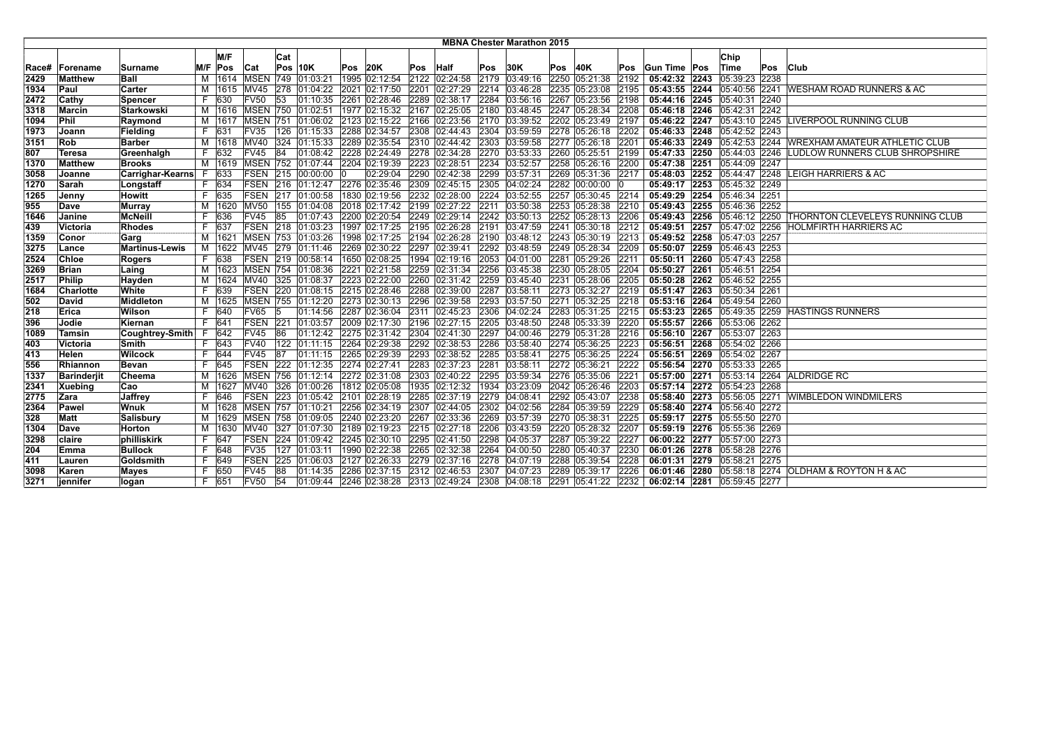# MBNA Chester Marathon 2015

| Race# | Forename | Surname | M/F | M/F Pos | Cat | Cat Pos | 10K | Pos | 20K | Pos | Half | Pos | 30K | Pos | 40K | Pos | Gun Time | Pos | Chip Time | Pos | Club |
|---|---|---|---|---|---|---|---|---|---|---|---|---|---|---|---|---|---|---|---|---|---|
| 2429 | Matthew | Ball | M | 1614 | MSEN | 749 | 01:03:21 | 1995 | 02:12:54 | 2122 | 02:24:58 | 2179 | 03:49:16 | 2250 | 05:21:38 | 2192 | 05:42:32 | 2243 | 05:39:23 | 2238 | |
| 1934 | Paul | Carter | M | 1615 | MV45 | 278 | 01:04:22 | 2021 | 02:17:50 | 2201 | 02:27:29 | 2214 | 03:46:28 | 2235 | 05:23:08 | 2195 | 05:43:55 | 2244 | 05:40:56 | 2241 | WESHAM ROAD RUNNERS & AC |
| 2472 | Cathy | Spencer | F | 630 | FV50 | 53 | 01:10:35 | 2261 | 02:28:46 | 2289 | 02:38:17 | 2284 | 03:56:16 | 2267 | 05:23:56 | 2198 | 05:44:16 | 2245 | 05:40:31 | 2240 | |
| 3318 | Marcin | Starkowski | M | 1616 | MSEN | 750 | 01:02:51 | 1977 | 02:15:32 | 2167 | 02:25:05 | 2180 | 03:48:45 | 2247 | 05:28:34 | 2208 | 05:46:18 | 2246 | 05:42:31 | 2242 | |
| 1094 | Phil | Raymond | M | 1617 | MSEN | 751 | 01:06:02 | 2123 | 02:15:22 | 2166 | 02:23:56 | 2170 | 03:39:52 | 2202 | 05:23:49 | 2197 | 05:46:22 | 2247 | 05:43:10 | 2245 | LIVERPOOL RUNNING CLUB |
| 1973 | Joann | Fielding | F | 631 | FV35 | 126 | 01:15:33 | 2288 | 02:34:57 | 2308 | 02:44:43 | 2304 | 03:59:59 | 2278 | 05:26:18 | 2202 | 05:46:33 | 2248 | 05:42:52 | 2243 | |
| 3151 | Rob | Barber | M | 1618 | MV40 | 324 | 01:15:33 | 2289 | 02:35:54 | 2310 | 02:44:42 | 2303 | 03:59:58 | 2277 | 05:26:18 | 2201 | 05:46:33 | 2249 | 05:42:53 | 2244 | WREXHAM AMATEUR ATHLETIC CLUB |
| 807 | Teresa | Greenhalgh | F | 632 | FV45 | 84 | 01:08:42 | 2228 | 02:24:49 | 2278 | 02:34:28 | 2270 | 03:53:33 | 2260 | 05:25:51 | 2199 | 05:47:33 | 2250 | 05:44:03 | 2246 | LUDLOW RUNNERS CLUB SHROPSHIRE |
| 1370 | Matthew | Brooks | M | 1619 | MSEN | 752 | 01:07:44 | 2204 | 02:19:39 | 2223 | 02:28:51 | 2234 | 03:52:57 | 2258 | 05:26:16 | 2200 | 05:47:38 | 2251 | 05:44:09 | 2247 | |
| 3058 | Joanne | Carrighar-Kearns | F | 633 | FSEN | 215 | 00:00:00 | 0 | 02:29:04 | 2290 | 02:42:38 | 2299 | 03:57:31 | 2269 | 05:31:36 | 2217 | 05:48:03 | 2252 | 05:44:47 | 2248 | LEIGH HARRIERS & AC |
| 1270 | Sarah | Longstaff | F | 634 | FSEN | 216 | 01:12:47 | 2276 | 02:35:46 | 2309 | 02:45:15 | 2305 | 04:02:24 | 2282 | 00:00:00 | 0 | 05:49:17 | 2253 | 05:45:32 | 2249 | |
| 1265 | Jenny | Howitt | F | 635 | FSEN | 217 | 01:00:58 | 1830 | 02:19:56 | 2232 | 02:28:00 | 2224 | 03:52:55 | 2257 | 05:30:45 | 2214 | 05:49:29 | 2254 | 05:46:34 | 2251 | |
| 955 | Dave | Murray | M | 1620 | MV50 | 155 | 01:04:08 | 2018 | 02:17:42 | 2199 | 02:27:22 | 2211 | 03:50:38 | 2253 | 05:28:38 | 2210 | 05:49:43 | 2255 | 05:46:36 | 2252 | |
| 1646 | Janine | McNeill | F | 636 | FV45 | 85 | 01:07:43 | 2200 | 02:20:54 | 2249 | 02:29:14 | 2242 | 03:50:13 | 2252 | 05:28:13 | 2206 | 05:49:43 | 2256 | 05:46:12 | 2250 | THORNTON CLEVELEYS RUNNING CLUB |
| 439 | Victoria | Rhodes | F | 637 | FSEN | 218 | 01:03:23 | 1997 | 02:17:25 | 2195 | 02:26:28 | 2191 | 03:47:59 | 2241 | 05:30:18 | 2212 | 05:49:51 | 2257 | 05:47:02 | 2256 | HOLMFIRTH HARRIERS AC |
| 1359 | Conor | Garg | M | 1621 | MSEN | 753 | 01:03:26 | 1998 | 02:17:25 | 2194 | 02:26:28 | 2190 | 03:48:12 | 2243 | 05:30:19 | 2213 | 05:49:52 | 2258 | 05:47:03 | 2257 | |
| 3275 | Lance | Martinus-Lewis | M | 1622 | MV45 | 279 | 01:11:46 | 2269 | 02:30:22 | 2297 | 02:39:41 | 2292 | 03:48:59 | 2249 | 05:28:34 | 2209 | 05:50:07 | 2259 | 05:46:43 | 2253 | |
| 2524 | Chloe | Rogers | F | 638 | FSEN | 219 | 00:58:14 | 1650 | 02:08:25 | 1994 | 02:19:16 | 2053 | 04:01:00 | 2281 | 05:29:26 | 2211 | 05:50:11 | 2260 | 05:47:43 | 2258 | |
| 3269 | Brian | Laing | M | 1623 | MSEN | 754 | 01:08:36 | 2221 | 02:21:58 | 2259 | 02:31:34 | 2256 | 03:45:38 | 2230 | 05:28:05 | 2204 | 05:50:27 | 2261 | 05:46:51 | 2254 | |
| 2517 | Philip | Hayden | M | 1624 | MV40 | 325 | 01:08:37 | 2223 | 02:22:00 | 2260 | 02:31:42 | 2259 | 03:45:40 | 2231 | 05:28:06 | 2205 | 05:50:28 | 2262 | 05:46:52 | 2255 | |
| 1684 | Charlotte | White | F | 639 | FSEN | 220 | 01:08:15 | 2215 | 02:28:46 | 2288 | 02:39:00 | 2287 | 03:58:11 | 2273 | 05:32:27 | 2219 | 05:51:47 | 2263 | 05:50:34 | 2261 | |
| 502 | David | Middleton | M | 1625 | MSEN | 755 | 01:12:20 | 2273 | 02:30:13 | 2296 | 02:39:58 | 2293 | 03:57:50 | 2271 | 05:32:25 | 2218 | 05:53:16 | 2264 | 05:49:54 | 2260 | |
| 218 | Erica | Wilson | F | 640 | FV65 | 5 | 01:14:56 | 2287 | 02:36:04 | 2311 | 02:45:23 | 2306 | 04:02:24 | 2283 | 05:31:25 | 2215 | 05:53:23 | 2265 | 05:49:35 | 2259 | HASTINGS RUNNERS |
| 396 | Jodie | Kiernan | F | 641 | FSEN | 221 | 01:03:57 | 2009 | 02:17:30 | 2196 | 02:27:15 | 2205 | 03:48:50 | 2248 | 05:33:39 | 2220 | 05:55:57 | 2266 | 05:53:06 | 2262 | |
| 1089 | Tamsin | Coughtrey-Smith | F | 642 | FV45 | 86 | 01:12:42 | 2275 | 02:31:42 | 2304 | 02:41:30 | 2297 | 04:00:46 | 2279 | 05:31:28 | 2216 | 05:56:10 | 2267 | 05:53:07 | 2263 | |
| 403 | Victoria | Smith | F | 643 | FV40 | 122 | 01:11:15 | 2264 | 02:29:38 | 2292 | 02:38:53 | 2286 | 03:58:40 | 2274 | 05:36:25 | 2223 | 05:56:51 | 2268 | 05:54:02 | 2266 | |
| 413 | Helen | Wilcock | F | 644 | FV45 | 87 | 01:11:15 | 2265 | 02:29:39 | 2293 | 02:38:52 | 2285 | 03:58:41 | 2275 | 05:36:25 | 2224 | 05:56:51 | 2269 | 05:54:02 | 2267 | |
| 556 | Rhiannon | Bevan | F | 645 | FSEN | 222 | 01:12:35 | 2274 | 02:27:41 | 2283 | 02:37:23 | 2281 | 03:58:11 | 2272 | 05:36:21 | 2222 | 05:56:54 | 2270 | 05:53:33 | 2265 | |
| 1337 | Barinderjit | Cheema | M | 1626 | MSEN | 756 | 01:12:14 | 2272 | 02:31:08 | 2303 | 02:40:22 | 2295 | 03:59:34 | 2276 | 05:35:06 | 2221 | 05:57:00 | 2271 | 05:53:14 | 2264 | ALDRIDGE RC |
| 2341 | Xuebing | Cao | M | 1627 | MV40 | 326 | 01:00:26 | 1812 | 02:05:08 | 1935 | 02:12:32 | 1934 | 03:23:09 | 2042 | 05:26:46 | 2203 | 05:57:14 | 2272 | 05:54:23 | 2268 | |
| 2775 | Zara | Jaffrey | F | 646 | FSEN | 223 | 01:05:42 | 2101 | 02:28:19 | 2285 | 02:37:19 | 2279 | 04:08:41 | 2292 | 05:43:07 | 2238 | 05:58:40 | 2273 | 05:56:05 | 2271 | WIMBLEDON WINDMILERS |
| 2364 | Pawel | Wnuk | M | 1628 | MSEN | 757 | 01:10:21 | 2256 | 02:34:19 | 2307 | 02:44:05 | 2302 | 04:02:56 | 2284 | 05:39:59 | 2229 | 05:58:40 | 2274 | 05:56:40 | 2272 | |
| 328 | Matt | Salisbury | M | 1629 | MSEN | 758 | 01:09:05 | 2240 | 02:23:20 | 2267 | 02:33:36 | 2269 | 03:57:39 | 2270 | 05:38:31 | 2225 | 05:59:17 | 2275 | 05:55:50 | 2270 | |
| 1304 | Dave | Horton | M | 1630 | MV40 | 327 | 01:07:30 | 2189 | 02:19:23 | 2215 | 02:27:18 | 2206 | 03:43:59 | 2220 | 05:28:32 | 2207 | 05:59:19 | 2276 | 05:55:36 | 2269 | |
| 3298 | claire | philliskirk | F | 647 | FSEN | 224 | 01:09:42 | 2245 | 02:30:10 | 2295 | 02:41:50 | 2298 | 04:05:37 | 2287 | 05:39:22 | 2227 | 06:00:22 | 2277 | 05:57:00 | 2273 | |
| 204 | Emma | Bullock | F | 648 | FV35 | 127 | 01:03:11 | 1990 | 02:22:38 | 2265 | 02:32:38 | 2264 | 04:00:50 | 2280 | 05:40:37 | 2230 | 06:01:26 | 2278 | 05:58:28 | 2276 | |
| 411 | Lauren | Goldsmith | F | 649 | FSEN | 225 | 01:06:03 | 2127 | 02:26:33 | 2279 | 02:37:16 | 2278 | 04:07:19 | 2288 | 05:39:54 | 2228 | 06:01:31 | 2279 | 05:58:21 | 2275 | |
| 3098 | Karen | Mayes | F | 650 | FV45 | 88 | 01:14:35 | 2286 | 02:37:15 | 2312 | 02:46:53 | 2307 | 04:07:23 | 2289 | 05:39:17 | 2226 | 06:01:46 | 2280 | 05:58:18 | 2274 | OLDHAM & ROYTON H & AC |
| 3271 | jennifer | logan | F | 651 | FV50 | 54 | 01:09:44 | 2246 | 02:38:28 | 2313 | 02:49:24 | 2308 | 04:08:18 | 2291 | 05:41:22 | 2232 | 06:02:14 | 2281 | 05:59:45 | 2277 | |